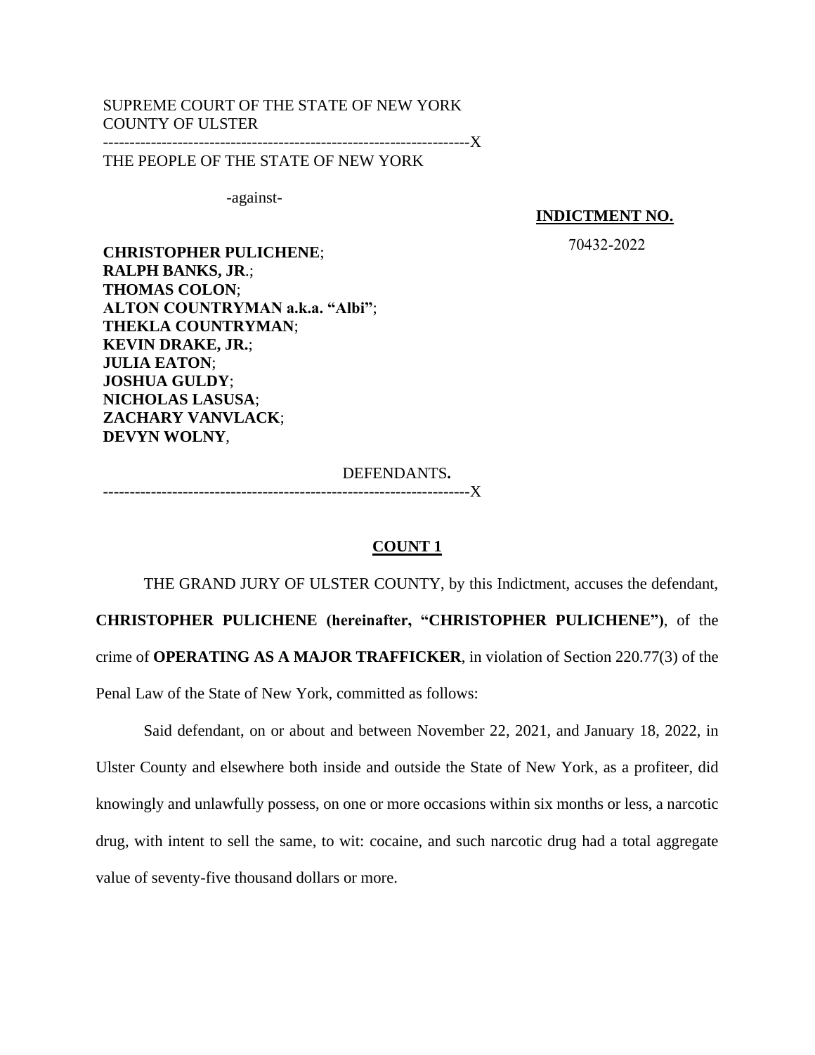SUPREME COURT OF THE STATE OF NEW YORK
COUNTY OF ULSTER

---------------------------------------------------------------------X

THE PEOPLE OF THE STATE OF NEW YORK

-against-

**INDICTMENT NO.**

70432-2022

**CHRISTOPHER PULICHENE**;
**RALPH BANKS, JR**.;
**THOMAS COLON**;
**ALTON COUNTRYMAN a.k.a. "Albi"**;
**THEKLA COUNTRYMAN**;
**KEVIN DRAKE, JR.**;
**JULIA EATON**;
**JOSHUA GULDY**;
**NICHOLAS LASUSA**;
**ZACHARY VANVLACK**;
**DEVYN WOLNY**,

DEFENDANTS**.**

---------------------------------------------------------------------X

## COUNT 1

THE GRAND JURY OF ULSTER COUNTY, by this Indictment, accuses the defendant, **CHRISTOPHER PULICHENE (hereinafter, "CHRISTOPHER PULICHENE")**, of the crime of **OPERATING AS A MAJOR TRAFFICKER**, in violation of Section 220.77(3) of the Penal Law of the State of New York, committed as follows:

Said defendant, on or about and between November 22, 2021, and January 18, 2022, in Ulster County and elsewhere both inside and outside the State of New York, as a profiteer, did knowingly and unlawfully possess, on one or more occasions within six months or less, a narcotic drug, with intent to sell the same, to wit: cocaine, and such narcotic drug had a total aggregate value of seventy-five thousand dollars or more.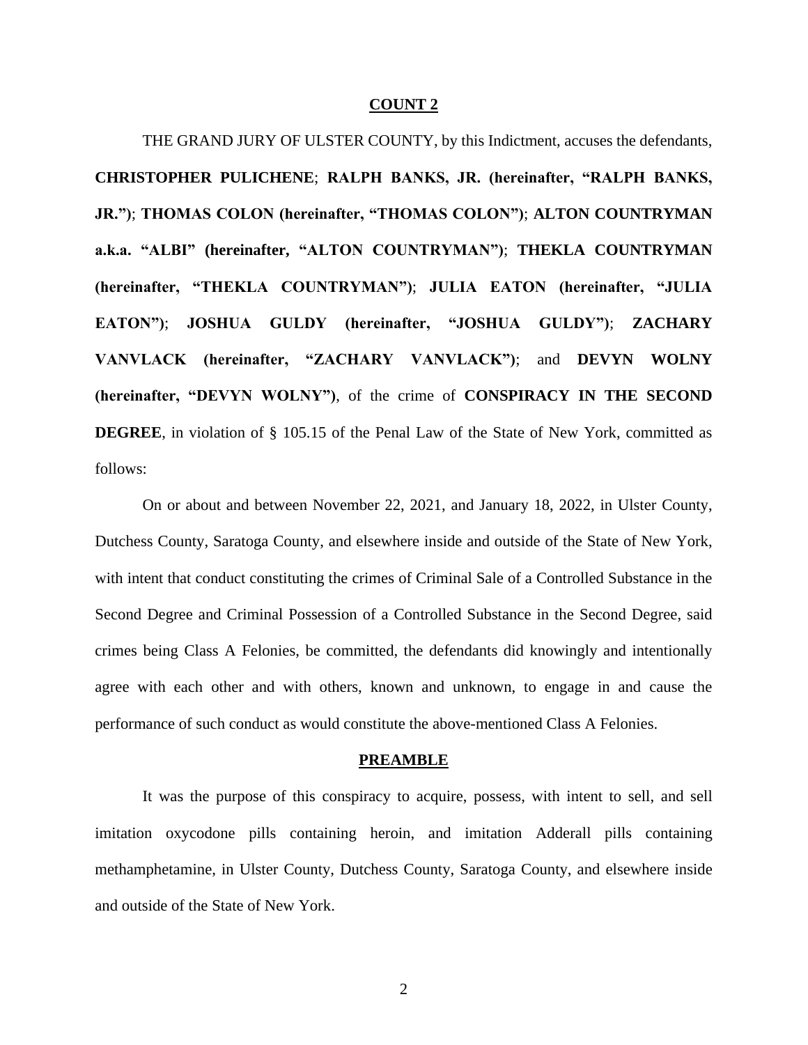## COUNT 2

THE GRAND JURY OF ULSTER COUNTY, by this Indictment, accuses the defendants, **CHRISTOPHER PULICHENE**; **RALPH BANKS, JR. (hereinafter, "RALPH BANKS, JR.")**; **THOMAS COLON (hereinafter, "THOMAS COLON")**; **ALTON COUNTRYMAN a.k.a. "ALBI" (hereinafter, "ALTON COUNTRYMAN")**; **THEKLA COUNTRYMAN (hereinafter, "THEKLA COUNTRYMAN")**; **JULIA EATON (hereinafter, "JULIA EATON")**; **JOSHUA GULDY (hereinafter, "JOSHUA GULDY")**; **ZACHARY VANVLACK (hereinafter, "ZACHARY VANVLACK")**; and **DEVYN WOLNY (hereinafter, "DEVYN WOLNY")**, of the crime of **CONSPIRACY IN THE SECOND DEGREE**, in violation of § 105.15 of the Penal Law of the State of New York, committed as follows:

On or about and between November 22, 2021, and January 18, 2022, in Ulster County, Dutchess County, Saratoga County, and elsewhere inside and outside of the State of New York, with intent that conduct constituting the crimes of Criminal Sale of a Controlled Substance in the Second Degree and Criminal Possession of a Controlled Substance in the Second Degree, said crimes being Class A Felonies, be committed, the defendants did knowingly and intentionally agree with each other and with others, known and unknown, to engage in and cause the performance of such conduct as would constitute the above-mentioned Class A Felonies.

## PREAMBLE

It was the purpose of this conspiracy to acquire, possess, with intent to sell, and sell imitation oxycodone pills containing heroin, and imitation Adderall pills containing methamphetamine, in Ulster County, Dutchess County, Saratoga County, and elsewhere inside and outside of the State of New York.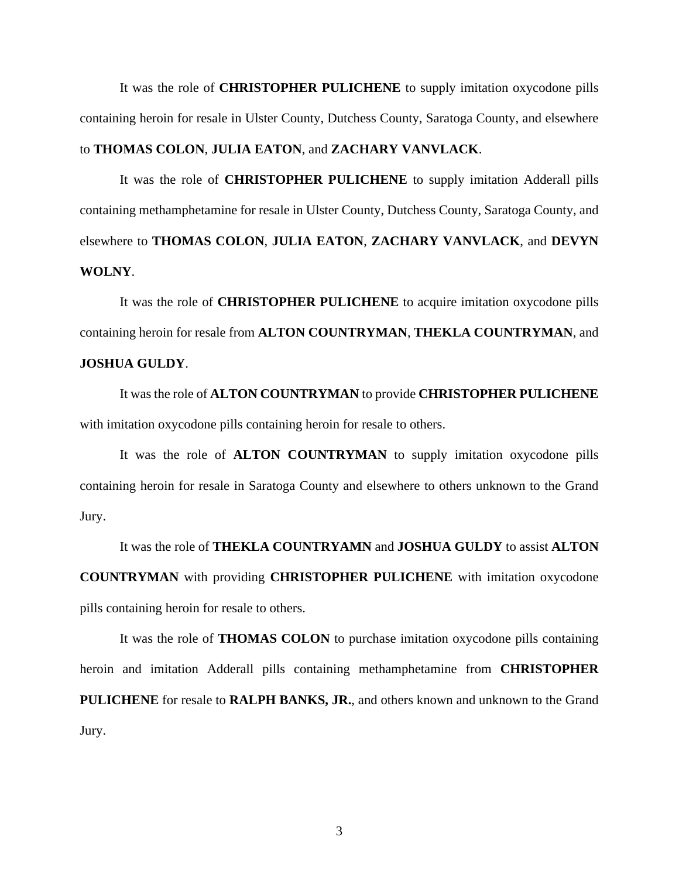It was the role of **CHRISTOPHER PULICHENE** to supply imitation oxycodone pills containing heroin for resale in Ulster County, Dutchess County, Saratoga County, and elsewhere to **THOMAS COLON**, **JULIA EATON**, and **ZACHARY VANVLACK**.

It was the role of **CHRISTOPHER PULICHENE** to supply imitation Adderall pills containing methamphetamine for resale in Ulster County, Dutchess County, Saratoga County, and elsewhere to **THOMAS COLON**, **JULIA EATON**, **ZACHARY VANVLACK**, and **DEVYN WOLNY**.

It was the role of **CHRISTOPHER PULICHENE** to acquire imitation oxycodone pills containing heroin for resale from **ALTON COUNTRYMAN**, **THEKLA COUNTRYMAN**, and **JOSHUA GULDY**.

It was the role of **ALTON COUNTRYMAN** to provide **CHRISTOPHER PULICHENE** with imitation oxycodone pills containing heroin for resale to others.

It was the role of **ALTON COUNTRYMAN** to supply imitation oxycodone pills containing heroin for resale in Saratoga County and elsewhere to others unknown to the Grand Jury.

It was the role of **THEKLA COUNTRYAMN** and **JOSHUA GULDY** to assist **ALTON COUNTRYMAN** with providing **CHRISTOPHER PULICHENE** with imitation oxycodone pills containing heroin for resale to others.

It was the role of **THOMAS COLON** to purchase imitation oxycodone pills containing heroin and imitation Adderall pills containing methamphetamine from **CHRISTOPHER PULICHENE** for resale to **RALPH BANKS, JR.**, and others known and unknown to the Grand Jury.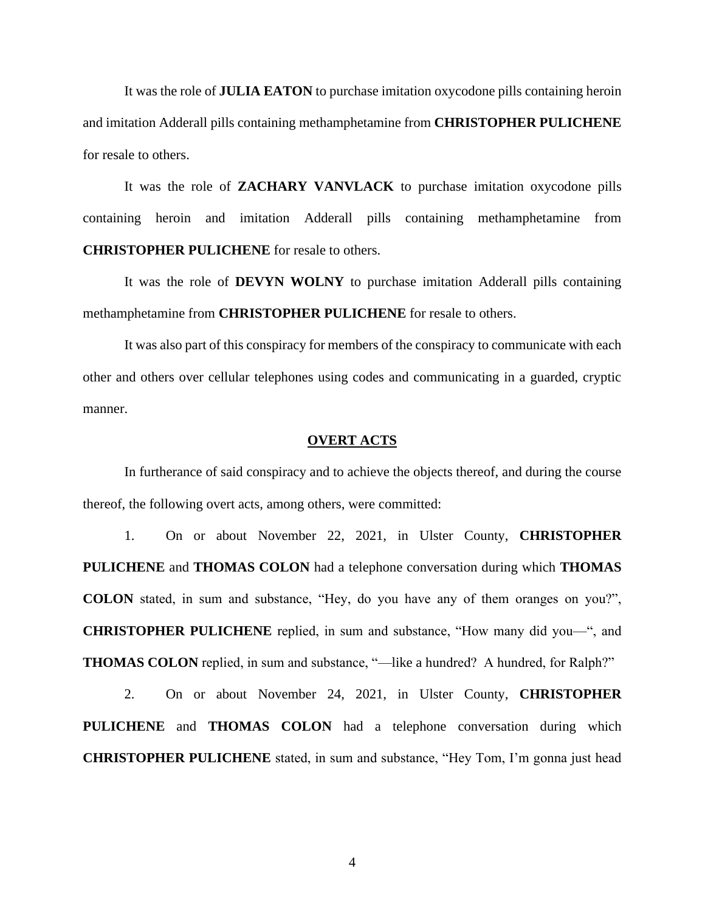It was the role of **JULIA EATON** to purchase imitation oxycodone pills containing heroin and imitation Adderall pills containing methamphetamine from **CHRISTOPHER PULICHENE** for resale to others.

It was the role of **ZACHARY VANVLACK** to purchase imitation oxycodone pills containing heroin and imitation Adderall pills containing methamphetamine from **CHRISTOPHER PULICHENE** for resale to others.

It was the role of **DEVYN WOLNY** to purchase imitation Adderall pills containing methamphetamine from **CHRISTOPHER PULICHENE** for resale to others.

It was also part of this conspiracy for members of the conspiracy to communicate with each other and others over cellular telephones using codes and communicating in a guarded, cryptic manner.

## OVERT ACTS

In furtherance of said conspiracy and to achieve the objects thereof, and during the course thereof, the following overt acts, among others, were committed:

1. On or about November 22, 2021, in Ulster County, **CHRISTOPHER PULICHENE** and **THOMAS COLON** had a telephone conversation during which **THOMAS COLON** stated, in sum and substance, "Hey, do you have any of them oranges on you?", **CHRISTOPHER PULICHENE** replied, in sum and substance, "How many did you—", and **THOMAS COLON** replied, in sum and substance, "—like a hundred? A hundred, for Ralph?"

2. On or about November 24, 2021, in Ulster County, **CHRISTOPHER PULICHENE** and **THOMAS COLON** had a telephone conversation during which **CHRISTOPHER PULICHENE** stated, in sum and substance, "Hey Tom, I'm gonna just head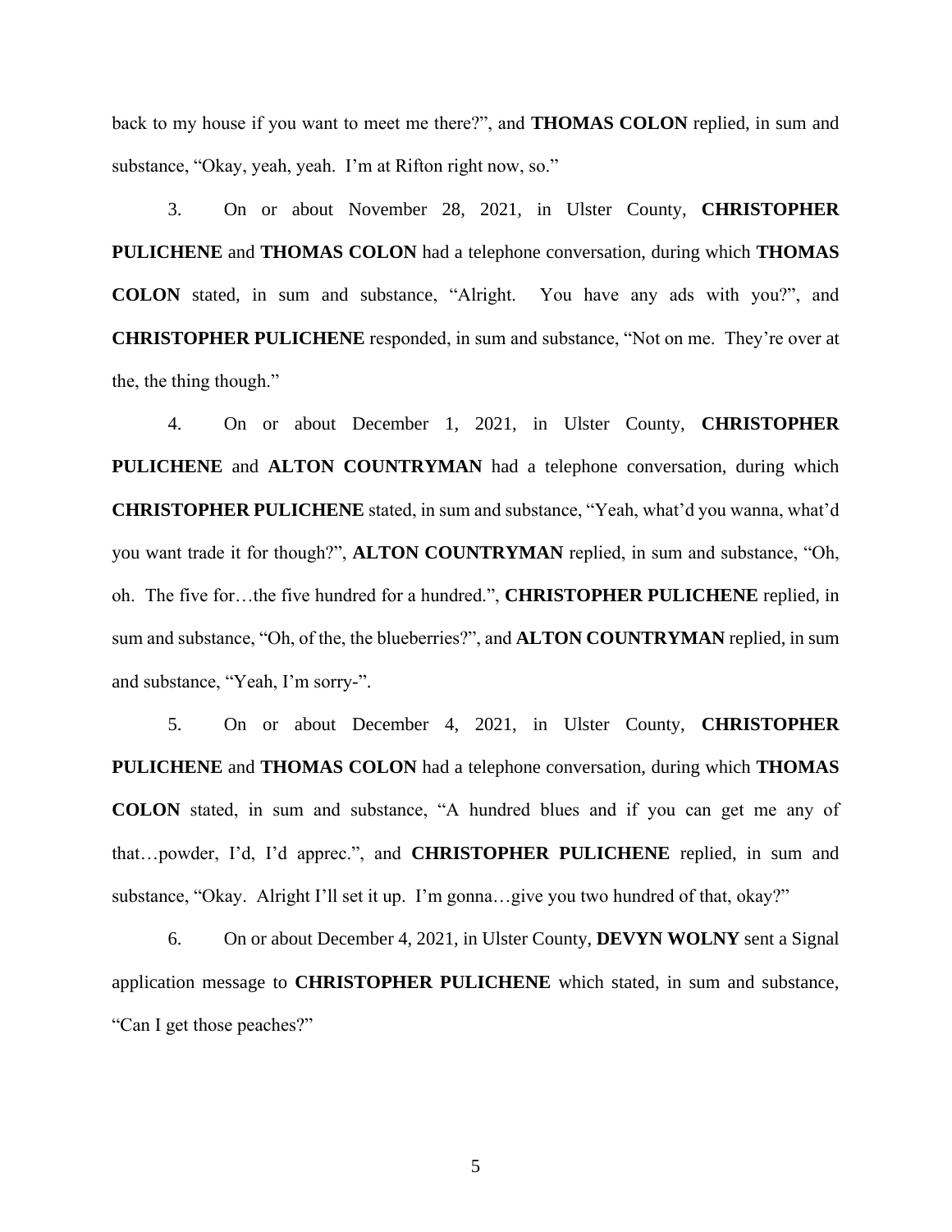back to my house if you want to meet me there?", and **THOMAS COLON** replied, in sum and substance, "Okay, yeah, yeah. I'm at Rifton right now, so."

3. On or about November 28, 2021, in Ulster County, **CHRISTOPHER PULICHENE** and **THOMAS COLON** had a telephone conversation, during which **THOMAS COLON** stated, in sum and substance, "Alright. You have any ads with you?", and **CHRISTOPHER PULICHENE** responded, in sum and substance, "Not on me. They're over at the, the thing though."

4. On or about December 1, 2021, in Ulster County, **CHRISTOPHER PULICHENE** and **ALTON COUNTRYMAN** had a telephone conversation, during which **CHRISTOPHER PULICHENE** stated, in sum and substance, "Yeah, what'd you wanna, what'd you want trade it for though?", **ALTON COUNTRYMAN** replied, in sum and substance, "Oh, oh. The five for…the five hundred for a hundred.", **CHRISTOPHER PULICHENE** replied, in sum and substance, "Oh, of the, the blueberries?", and **ALTON COUNTRYMAN** replied, in sum and substance, "Yeah, I'm sorry-".

5. On or about December 4, 2021, in Ulster County, **CHRISTOPHER PULICHENE** and **THOMAS COLON** had a telephone conversation, during which **THOMAS COLON** stated, in sum and substance, "A hundred blues and if you can get me any of that…powder, I'd, I'd apprec.", and **CHRISTOPHER PULICHENE** replied, in sum and substance, "Okay. Alright I'll set it up. I'm gonna…give you two hundred of that, okay?"

6. On or about December 4, 2021, in Ulster County, **DEVYN WOLNY** sent a Signal application message to **CHRISTOPHER PULICHENE** which stated, in sum and substance, "Can I get those peaches?"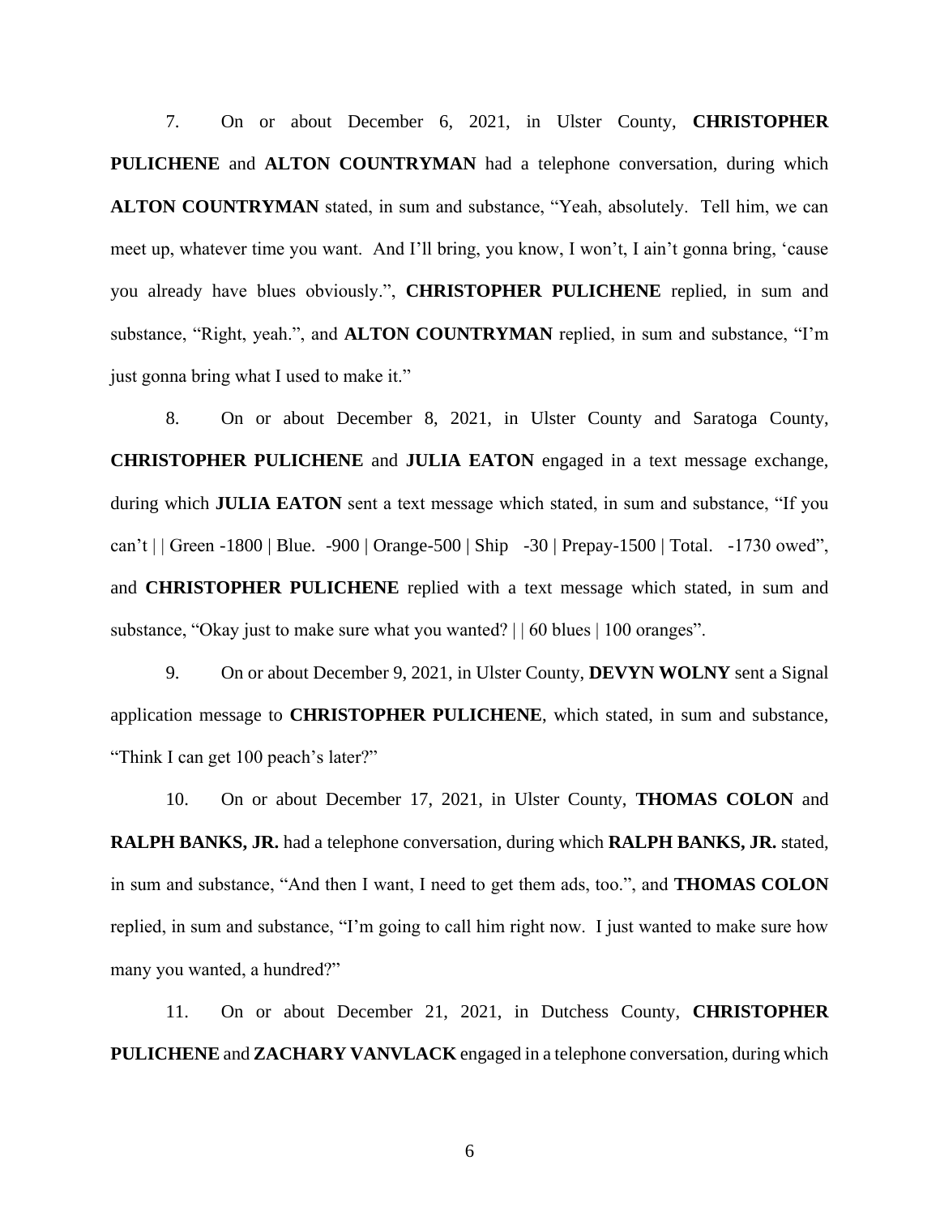7. On or about December 6, 2021, in Ulster County, **CHRISTOPHER PULICHENE** and **ALTON COUNTRYMAN** had a telephone conversation, during which **ALTON COUNTRYMAN** stated, in sum and substance, "Yeah, absolutely. Tell him, we can meet up, whatever time you want. And I'll bring, you know, I won't, I ain't gonna bring, 'cause you already have blues obviously.", **CHRISTOPHER PULICHENE** replied, in sum and substance, "Right, yeah.", and **ALTON COUNTRYMAN** replied, in sum and substance, "I'm just gonna bring what I used to make it."

8. On or about December 8, 2021, in Ulster County and Saratoga County, **CHRISTOPHER PULICHENE** and **JULIA EATON** engaged in a text message exchange, during which **JULIA EATON** sent a text message which stated, in sum and substance, "If you can't | | Green -1800 | Blue. -900 | Orange-500 | Ship -30 | Prepay-1500 | Total. -1730 owed", and **CHRISTOPHER PULICHENE** replied with a text message which stated, in sum and substance, "Okay just to make sure what you wanted? | | 60 blues | 100 oranges".

9. On or about December 9, 2021, in Ulster County, **DEVYN WOLNY** sent a Signal application message to **CHRISTOPHER PULICHENE**, which stated, in sum and substance, "Think I can get 100 peach's later?"

10. On or about December 17, 2021, in Ulster County, **THOMAS COLON** and **RALPH BANKS, JR.** had a telephone conversation, during which **RALPH BANKS, JR.** stated, in sum and substance, "And then I want, I need to get them ads, too.", and **THOMAS COLON** replied, in sum and substance, "I'm going to call him right now. I just wanted to make sure how many you wanted, a hundred?"

11. On or about December 21, 2021, in Dutchess County, **CHRISTOPHER PULICHENE** and **ZACHARY VANVLACK** engaged in a telephone conversation, during which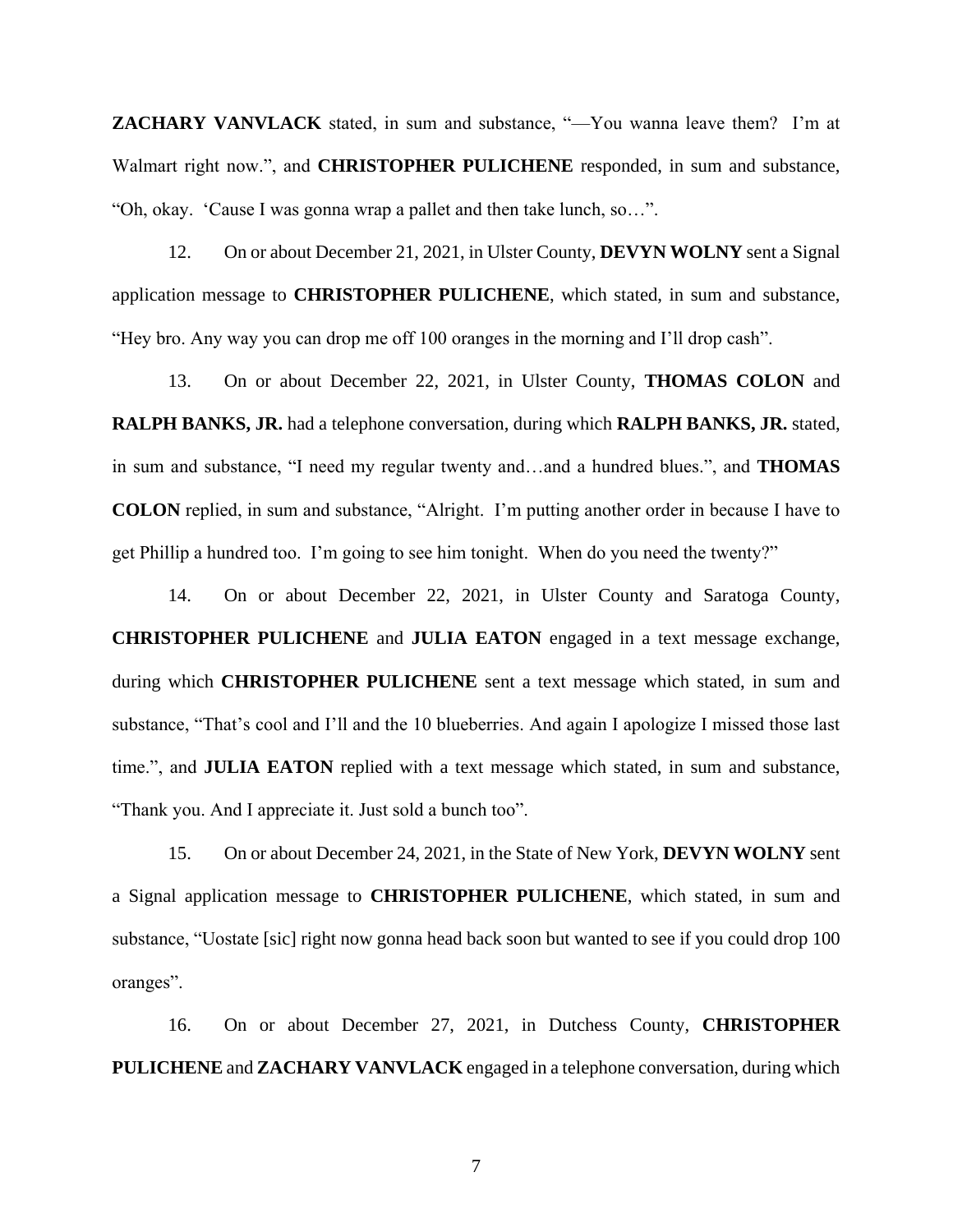**ZACHARY VANVLACK** stated, in sum and substance, "—You wanna leave them? I'm at Walmart right now.", and **CHRISTOPHER PULICHENE** responded, in sum and substance, "Oh, okay. 'Cause I was gonna wrap a pallet and then take lunch, so…".

12. On or about December 21, 2021, in Ulster County, **DEVYN WOLNY** sent a Signal application message to **CHRISTOPHER PULICHENE**, which stated, in sum and substance, "Hey bro. Any way you can drop me off 100 oranges in the morning and I'll drop cash".

13. On or about December 22, 2021, in Ulster County, **THOMAS COLON** and **RALPH BANKS, JR.** had a telephone conversation, during which **RALPH BANKS, JR.** stated, in sum and substance, "I need my regular twenty and…and a hundred blues.", and **THOMAS COLON** replied, in sum and substance, "Alright. I'm putting another order in because I have to get Phillip a hundred too. I'm going to see him tonight. When do you need the twenty?"

14. On or about December 22, 2021, in Ulster County and Saratoga County, **CHRISTOPHER PULICHENE** and **JULIA EATON** engaged in a text message exchange, during which **CHRISTOPHER PULICHENE** sent a text message which stated, in sum and substance, "That's cool and I'll and the 10 blueberries. And again I apologize I missed those last time.", and **JULIA EATON** replied with a text message which stated, in sum and substance, "Thank you. And I appreciate it. Just sold a bunch too".

15. On or about December 24, 2021, in the State of New York, **DEVYN WOLNY** sent a Signal application message to **CHRISTOPHER PULICHENE**, which stated, in sum and substance, "Uostate [sic] right now gonna head back soon but wanted to see if you could drop 100 oranges".

16. On or about December 27, 2021, in Dutchess County, **CHRISTOPHER PULICHENE** and **ZACHARY VANVLACK** engaged in a telephone conversation, during which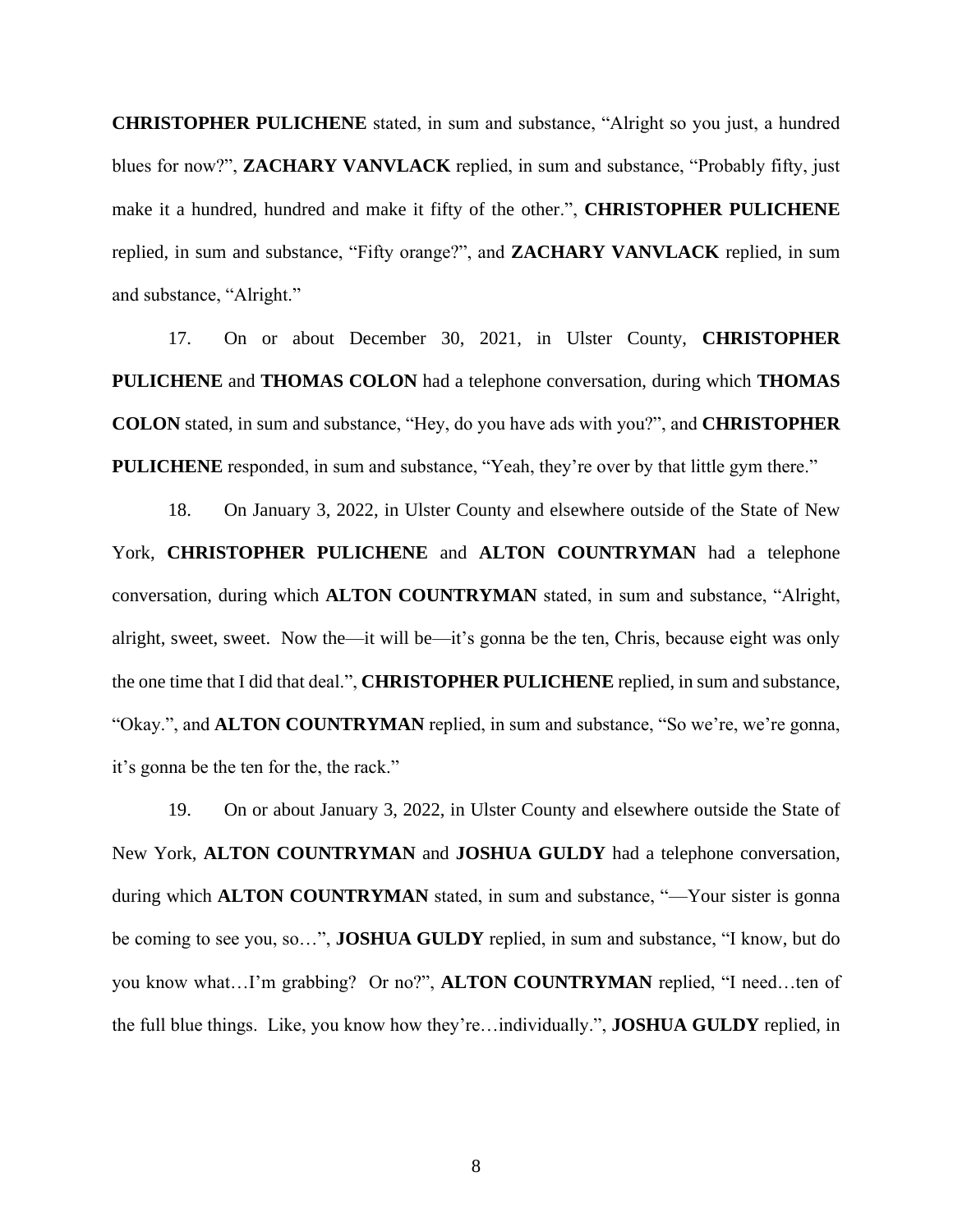**CHRISTOPHER PULICHENE** stated, in sum and substance, "Alright so you just, a hundred blues for now?", **ZACHARY VANVLACK** replied, in sum and substance, "Probably fifty, just make it a hundred, hundred and make it fifty of the other.", **CHRISTOPHER PULICHENE** replied, in sum and substance, "Fifty orange?", and **ZACHARY VANVLACK** replied, in sum and substance, "Alright."

17. On or about December 30, 2021, in Ulster County, **CHRISTOPHER PULICHENE** and **THOMAS COLON** had a telephone conversation, during which **THOMAS COLON** stated, in sum and substance, "Hey, do you have ads with you?", and **CHRISTOPHER PULICHENE** responded, in sum and substance, "Yeah, they're over by that little gym there."

18. On January 3, 2022, in Ulster County and elsewhere outside of the State of New York, **CHRISTOPHER PULICHENE** and **ALTON COUNTRYMAN** had a telephone conversation, during which **ALTON COUNTRYMAN** stated, in sum and substance, "Alright, alright, sweet, sweet. Now the—it will be—it's gonna be the ten, Chris, because eight was only the one time that I did that deal.", **CHRISTOPHER PULICHENE** replied, in sum and substance, "Okay.", and **ALTON COUNTRYMAN** replied, in sum and substance, "So we're, we're gonna, it's gonna be the ten for the, the rack."

19. On or about January 3, 2022, in Ulster County and elsewhere outside the State of New York, **ALTON COUNTRYMAN** and **JOSHUA GULDY** had a telephone conversation, during which **ALTON COUNTRYMAN** stated, in sum and substance, "—Your sister is gonna be coming to see you, so…", **JOSHUA GULDY** replied, in sum and substance, "I know, but do you know what…I'm grabbing? Or no?", **ALTON COUNTRYMAN** replied, "I need…ten of the full blue things. Like, you know how they're…individually.", **JOSHUA GULDY** replied, in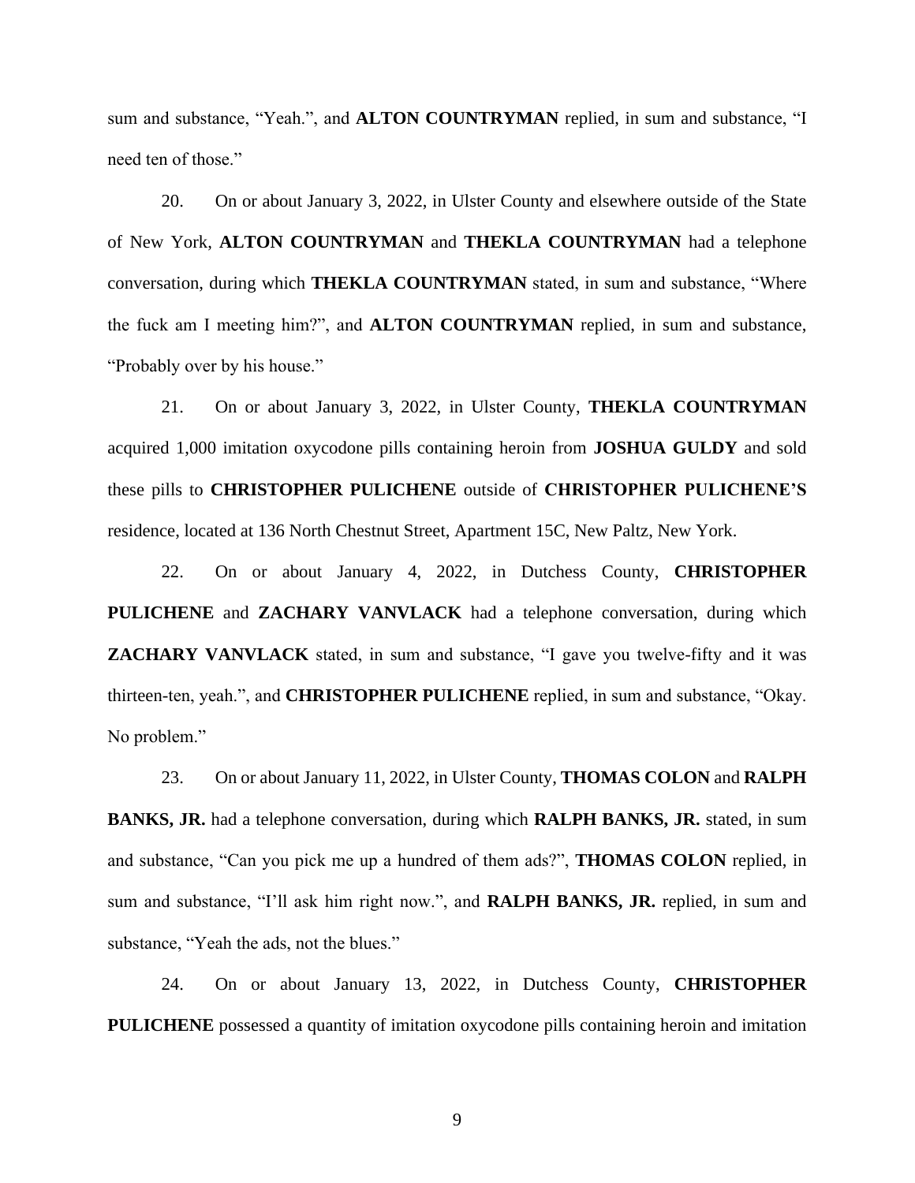sum and substance, "Yeah.", and **ALTON COUNTRYMAN** replied, in sum and substance, "I need ten of those."

20. On or about January 3, 2022, in Ulster County and elsewhere outside of the State of New York, **ALTON COUNTRYMAN** and **THEKLA COUNTRYMAN** had a telephone conversation, during which **THEKLA COUNTRYMAN** stated, in sum and substance, "Where the fuck am I meeting him?", and **ALTON COUNTRYMAN** replied, in sum and substance, "Probably over by his house."

21. On or about January 3, 2022, in Ulster County, **THEKLA COUNTRYMAN** acquired 1,000 imitation oxycodone pills containing heroin from **JOSHUA GULDY** and sold these pills to **CHRISTOPHER PULICHENE** outside of **CHRISTOPHER PULICHENE'S** residence, located at 136 North Chestnut Street, Apartment 15C, New Paltz, New York.

22. On or about January 4, 2022, in Dutchess County, **CHRISTOPHER PULICHENE** and **ZACHARY VANVLACK** had a telephone conversation, during which **ZACHARY VANVLACK** stated, in sum and substance, "I gave you twelve-fifty and it was thirteen-ten, yeah.", and **CHRISTOPHER PULICHENE** replied, in sum and substance, "Okay. No problem."

23. On or about January 11, 2022, in Ulster County, **THOMAS COLON** and **RALPH BANKS, JR.** had a telephone conversation, during which **RALPH BANKS, JR.** stated, in sum and substance, "Can you pick me up a hundred of them ads?", **THOMAS COLON** replied, in sum and substance, "I'll ask him right now.", and **RALPH BANKS, JR.** replied, in sum and substance, "Yeah the ads, not the blues."

24. On or about January 13, 2022, in Dutchess County, **CHRISTOPHER PULICHENE** possessed a quantity of imitation oxycodone pills containing heroin and imitation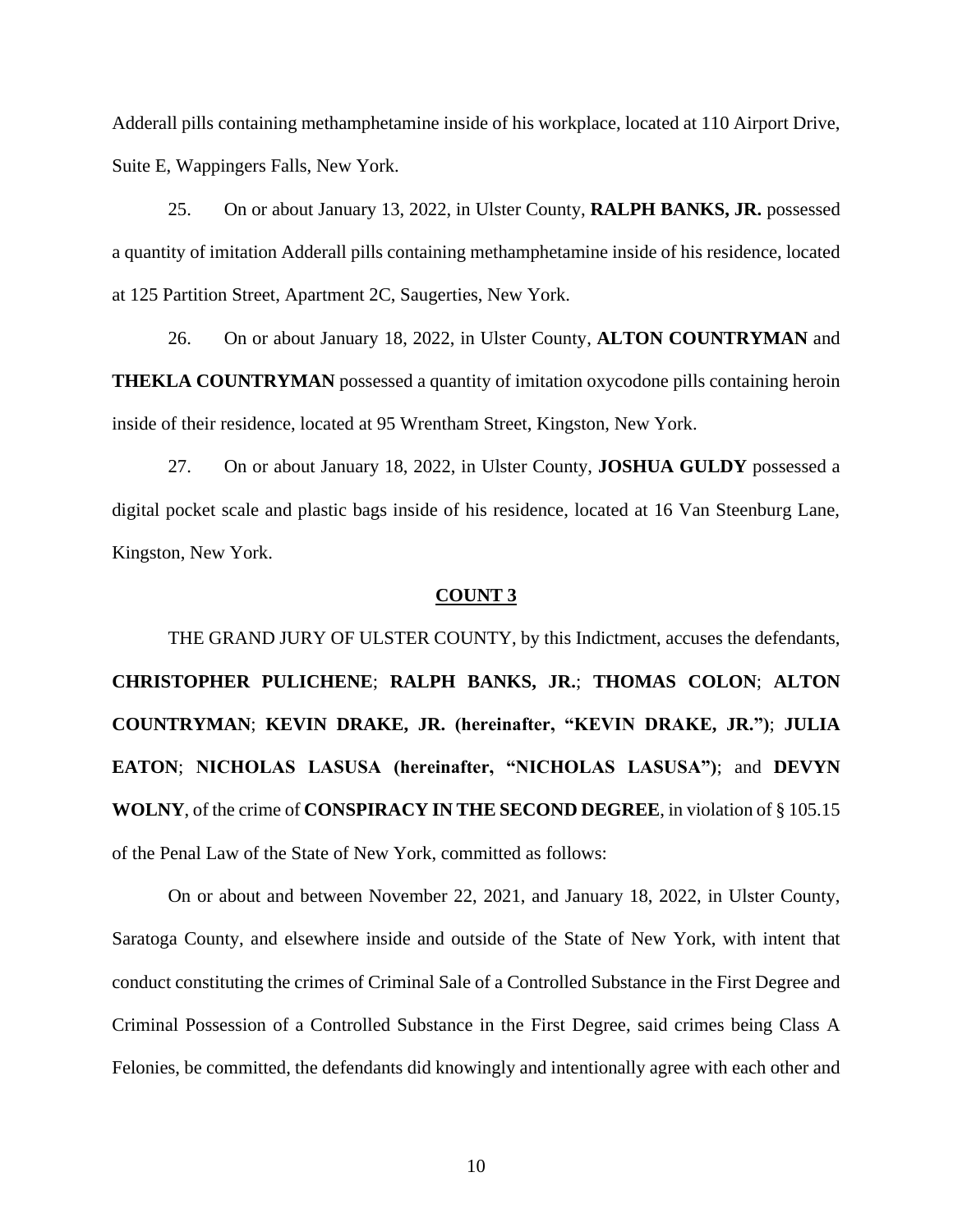Adderall pills containing methamphetamine inside of his workplace, located at 110 Airport Drive, Suite E, Wappingers Falls, New York.

25. On or about January 13, 2022, in Ulster County, **RALPH BANKS, JR.** possessed a quantity of imitation Adderall pills containing methamphetamine inside of his residence, located at 125 Partition Street, Apartment 2C, Saugerties, New York.

26. On or about January 18, 2022, in Ulster County, **ALTON COUNTRYMAN** and **THEKLA COUNTRYMAN** possessed a quantity of imitation oxycodone pills containing heroin inside of their residence, located at 95 Wrentham Street, Kingston, New York.

27. On or about January 18, 2022, in Ulster County, **JOSHUA GULDY** possessed a digital pocket scale and plastic bags inside of his residence, located at 16 Van Steenburg Lane, Kingston, New York.

## COUNT 3

THE GRAND JURY OF ULSTER COUNTY, by this Indictment, accuses the defendants, **CHRISTOPHER PULICHENE**; **RALPH BANKS, JR.**; **THOMAS COLON**; **ALTON COUNTRYMAN**; **KEVIN DRAKE, JR. (hereinafter, "KEVIN DRAKE, JR.")**; **JULIA EATON**; **NICHOLAS LASUSA (hereinafter, "NICHOLAS LASUSA")**; and **DEVYN WOLNY**, of the crime of **CONSPIRACY IN THE SECOND DEGREE**, in violation of § 105.15 of the Penal Law of the State of New York, committed as follows:

On or about and between November 22, 2021, and January 18, 2022, in Ulster County, Saratoga County, and elsewhere inside and outside of the State of New York, with intent that conduct constituting the crimes of Criminal Sale of a Controlled Substance in the First Degree and Criminal Possession of a Controlled Substance in the First Degree, said crimes being Class A Felonies, be committed, the defendants did knowingly and intentionally agree with each other and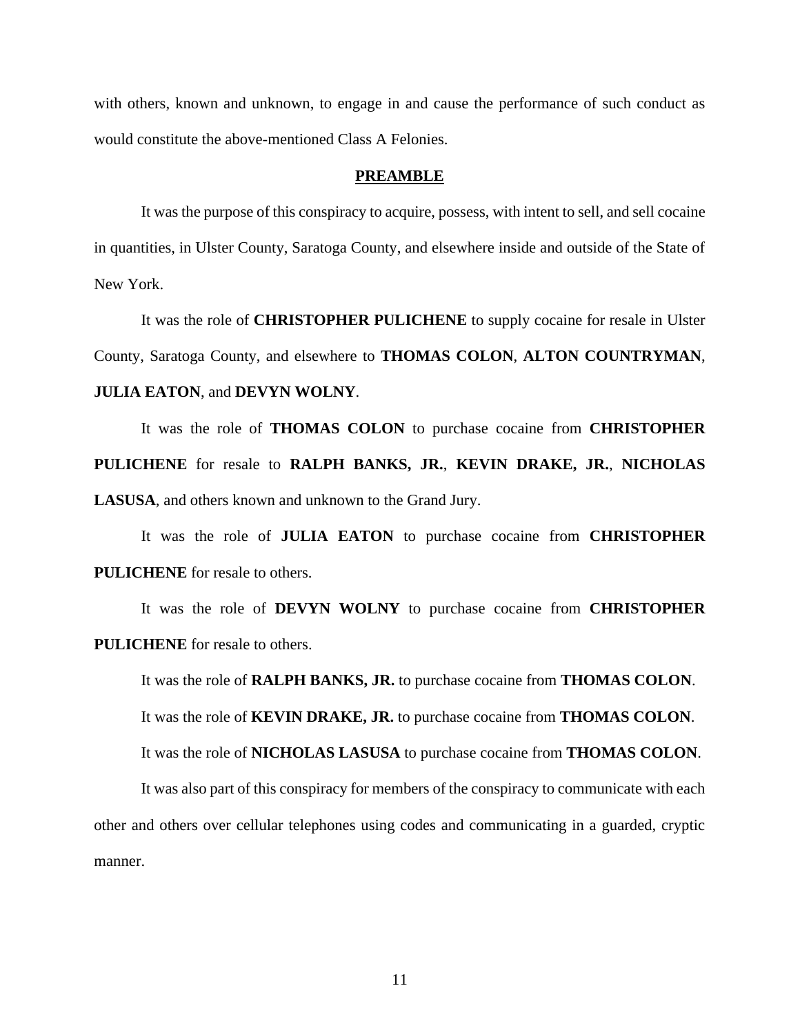with others, known and unknown, to engage in and cause the performance of such conduct as would constitute the above-mentioned Class A Felonies.

## PREAMBLE

It was the purpose of this conspiracy to acquire, possess, with intent to sell, and sell cocaine in quantities, in Ulster County, Saratoga County, and elsewhere inside and outside of the State of New York.

It was the role of **CHRISTOPHER PULICHENE** to supply cocaine for resale in Ulster County, Saratoga County, and elsewhere to **THOMAS COLON**, **ALTON COUNTRYMAN**, **JULIA EATON**, and **DEVYN WOLNY**.

It was the role of **THOMAS COLON** to purchase cocaine from **CHRISTOPHER PULICHENE** for resale to **RALPH BANKS, JR.**, **KEVIN DRAKE, JR.**, **NICHOLAS LASUSA**, and others known and unknown to the Grand Jury.

It was the role of **JULIA EATON** to purchase cocaine from **CHRISTOPHER PULICHENE** for resale to others.

It was the role of **DEVYN WOLNY** to purchase cocaine from **CHRISTOPHER PULICHENE** for resale to others.

It was the role of **RALPH BANKS, JR.** to purchase cocaine from **THOMAS COLON**.

It was the role of **KEVIN DRAKE, JR.** to purchase cocaine from **THOMAS COLON**.

It was the role of **NICHOLAS LASUSA** to purchase cocaine from **THOMAS COLON**.

It was also part of this conspiracy for members of the conspiracy to communicate with each other and others over cellular telephones using codes and communicating in a guarded, cryptic manner.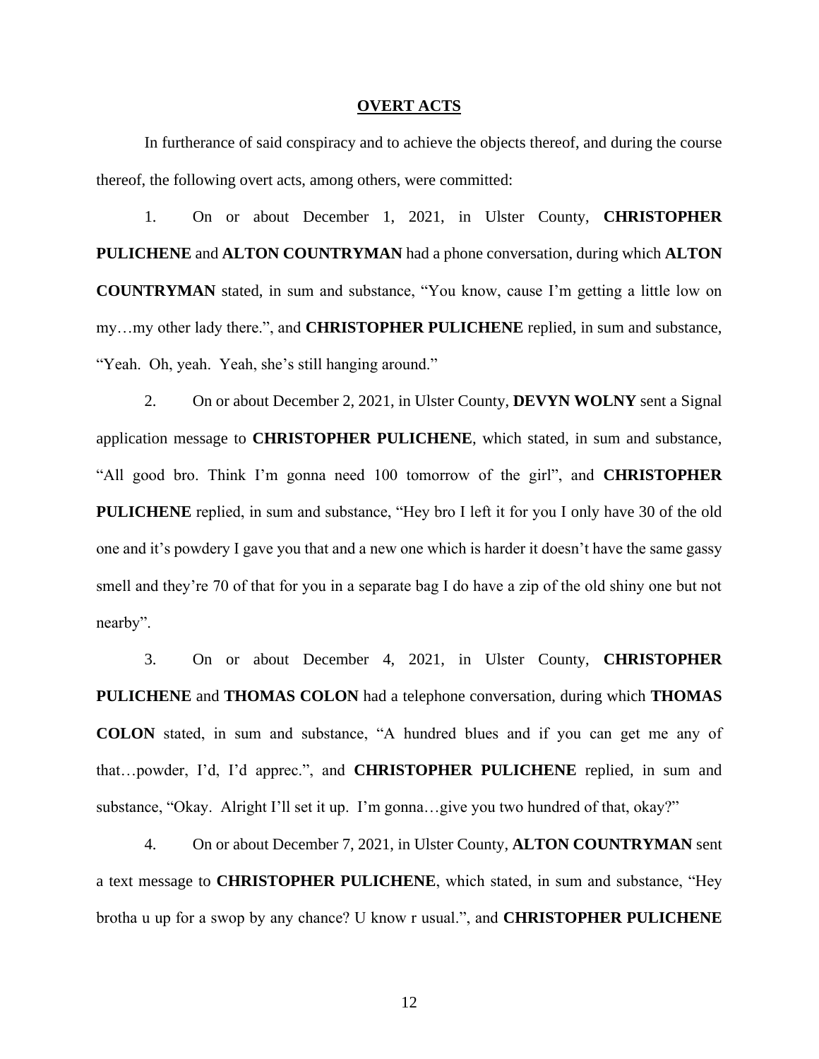## OVERT ACTS

In furtherance of said conspiracy and to achieve the objects thereof, and during the course thereof, the following overt acts, among others, were committed:

1. On or about December 1, 2021, in Ulster County, **CHRISTOPHER PULICHENE** and **ALTON COUNTRYMAN** had a phone conversation, during which **ALTON COUNTRYMAN** stated, in sum and substance, "You know, cause I'm getting a little low on my…my other lady there.", and **CHRISTOPHER PULICHENE** replied, in sum and substance, "Yeah. Oh, yeah. Yeah, she's still hanging around."

2. On or about December 2, 2021, in Ulster County, **DEVYN WOLNY** sent a Signal application message to **CHRISTOPHER PULICHENE**, which stated, in sum and substance, "All good bro. Think I'm gonna need 100 tomorrow of the girl", and **CHRISTOPHER PULICHENE** replied, in sum and substance, "Hey bro I left it for you I only have 30 of the old one and it's powdery I gave you that and a new one which is harder it doesn't have the same gassy smell and they're 70 of that for you in a separate bag I do have a zip of the old shiny one but not nearby".

3. On or about December 4, 2021, in Ulster County, **CHRISTOPHER PULICHENE** and **THOMAS COLON** had a telephone conversation, during which **THOMAS COLON** stated, in sum and substance, "A hundred blues and if you can get me any of that…powder, I'd, I'd apprec.", and **CHRISTOPHER PULICHENE** replied, in sum and substance, "Okay. Alright I'll set it up. I'm gonna…give you two hundred of that, okay?"

4. On or about December 7, 2021, in Ulster County, **ALTON COUNTRYMAN** sent a text message to **CHRISTOPHER PULICHENE**, which stated, in sum and substance, "Hey brotha u up for a swop by any chance? U know r usual.", and **CHRISTOPHER PULICHENE**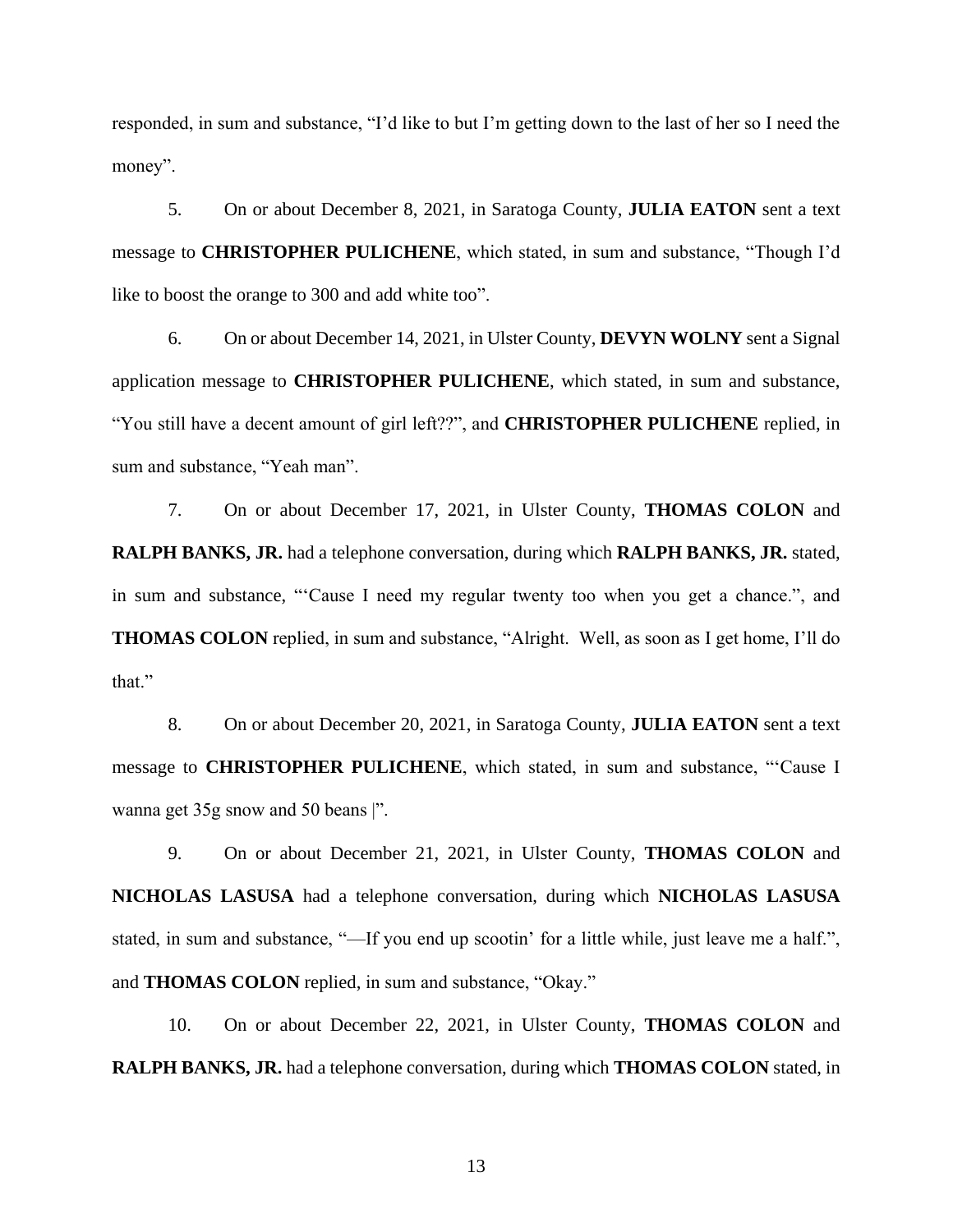responded, in sum and substance, "I'd like to but I'm getting down to the last of her so I need the money".

5. On or about December 8, 2021, in Saratoga County, **JULIA EATON** sent a text message to **CHRISTOPHER PULICHENE**, which stated, in sum and substance, "Though I'd like to boost the orange to 300 and add white too".

6. On or about December 14, 2021, in Ulster County, **DEVYN WOLNY** sent a Signal application message to **CHRISTOPHER PULICHENE**, which stated, in sum and substance, "You still have a decent amount of girl left??", and **CHRISTOPHER PULICHENE** replied, in sum and substance, "Yeah man".

7. On or about December 17, 2021, in Ulster County, **THOMAS COLON** and **RALPH BANKS, JR.** had a telephone conversation, during which **RALPH BANKS, JR.** stated, in sum and substance, "'Cause I need my regular twenty too when you get a chance.", and **THOMAS COLON** replied, in sum and substance, "Alright. Well, as soon as I get home, I'll do that."

8. On or about December 20, 2021, in Saratoga County, **JULIA EATON** sent a text message to **CHRISTOPHER PULICHENE**, which stated, in sum and substance, "'Cause I wanna get 35g snow and 50 beans |".

9. On or about December 21, 2021, in Ulster County, **THOMAS COLON** and **NICHOLAS LASUSA** had a telephone conversation, during which **NICHOLAS LASUSA** stated, in sum and substance, "—If you end up scootin' for a little while, just leave me a half.", and **THOMAS COLON** replied, in sum and substance, "Okay."

10. On or about December 22, 2021, in Ulster County, **THOMAS COLON** and **RALPH BANKS, JR.** had a telephone conversation, during which **THOMAS COLON** stated, in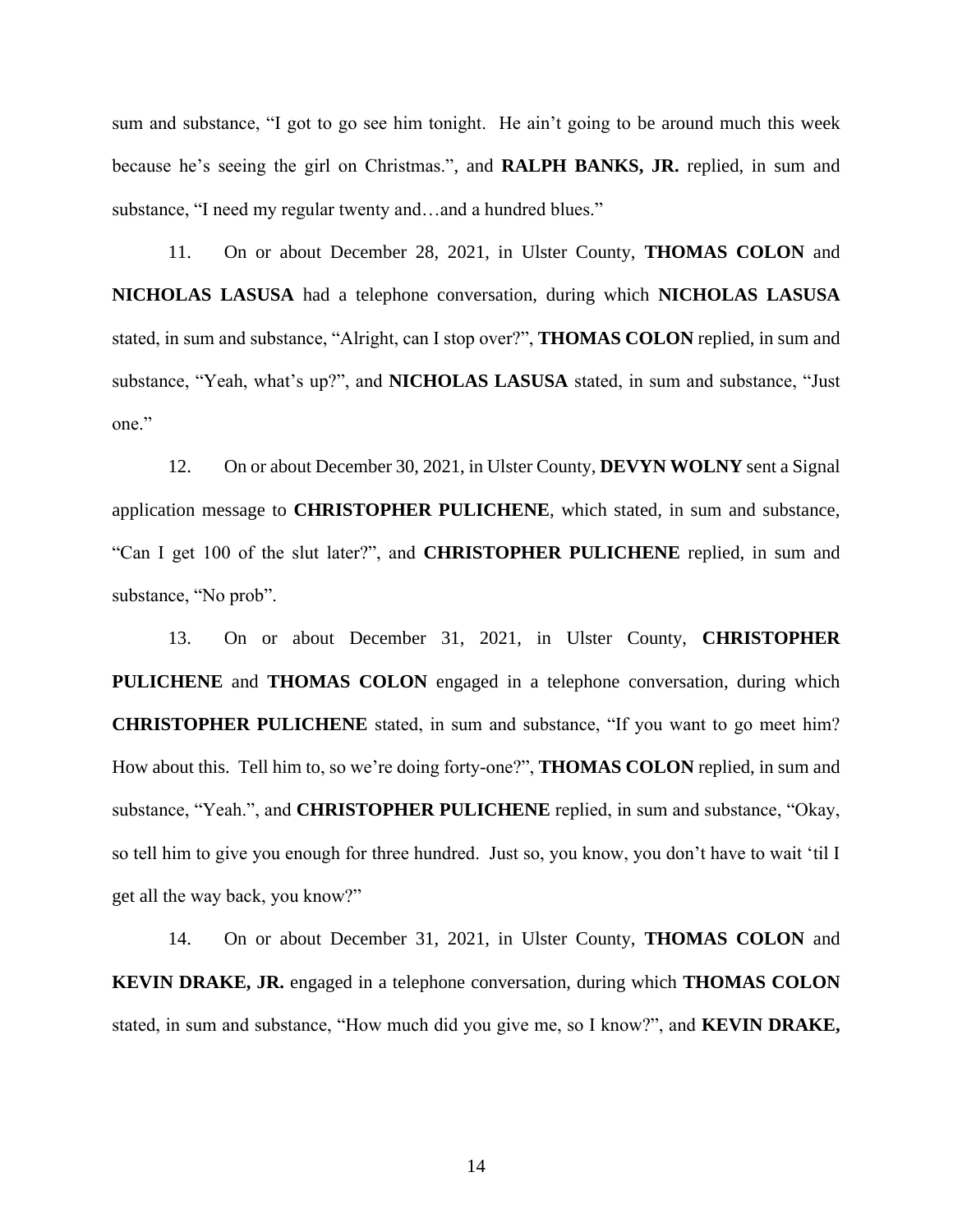sum and substance, "I got to go see him tonight. He ain't going to be around much this week because he's seeing the girl on Christmas.", and **RALPH BANKS, JR.** replied, in sum and substance, "I need my regular twenty and…and a hundred blues."

11. On or about December 28, 2021, in Ulster County, **THOMAS COLON** and **NICHOLAS LASUSA** had a telephone conversation, during which **NICHOLAS LASUSA** stated, in sum and substance, "Alright, can I stop over?", **THOMAS COLON** replied, in sum and substance, "Yeah, what's up?", and **NICHOLAS LASUSA** stated, in sum and substance, "Just one."

12. On or about December 30, 2021, in Ulster County, **DEVYN WOLNY** sent a Signal application message to **CHRISTOPHER PULICHENE**, which stated, in sum and substance, "Can I get 100 of the slut later?", and **CHRISTOPHER PULICHENE** replied, in sum and substance, "No prob".

13. On or about December 31, 2021, in Ulster County, **CHRISTOPHER PULICHENE** and **THOMAS COLON** engaged in a telephone conversation, during which **CHRISTOPHER PULICHENE** stated, in sum and substance, "If you want to go meet him? How about this. Tell him to, so we're doing forty-one?", **THOMAS COLON** replied, in sum and substance, "Yeah.", and **CHRISTOPHER PULICHENE** replied, in sum and substance, "Okay, so tell him to give you enough for three hundred. Just so, you know, you don't have to wait 'til I get all the way back, you know?"

14. On or about December 31, 2021, in Ulster County, **THOMAS COLON** and **KEVIN DRAKE, JR.** engaged in a telephone conversation, during which **THOMAS COLON** stated, in sum and substance, "How much did you give me, so I know?", and **KEVIN DRAKE,**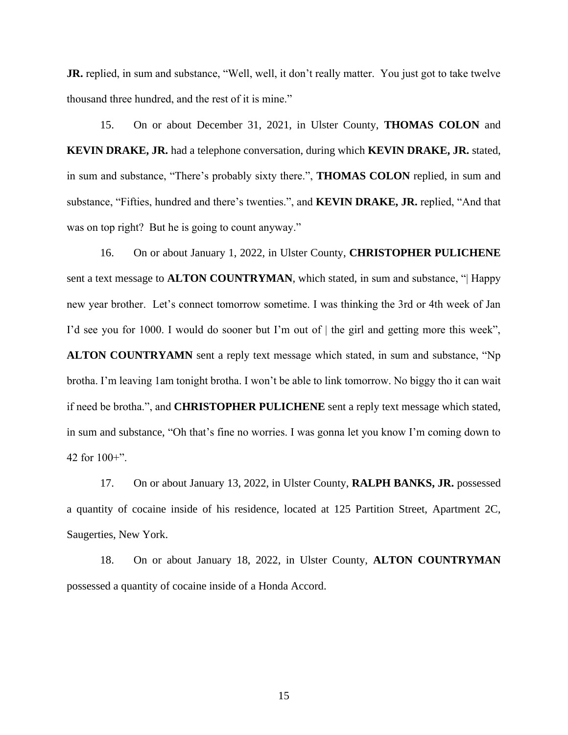**JR.** replied, in sum and substance, "Well, well, it don't really matter. You just got to take twelve thousand three hundred, and the rest of it is mine."

15. On or about December 31, 2021, in Ulster County, **THOMAS COLON** and **KEVIN DRAKE, JR.** had a telephone conversation, during which **KEVIN DRAKE, JR.** stated, in sum and substance, "There's probably sixty there.", **THOMAS COLON** replied, in sum and substance, "Fifties, hundred and there's twenties.", and **KEVIN DRAKE, JR.** replied, "And that was on top right? But he is going to count anyway."

16. On or about January 1, 2022, in Ulster County, **CHRISTOPHER PULICHENE** sent a text message to **ALTON COUNTRYMAN**, which stated, in sum and substance, "| Happy new year brother. Let's connect tomorrow sometime. I was thinking the 3rd or 4th week of Jan I'd see you for 1000. I would do sooner but I'm out of | the girl and getting more this week", **ALTON COUNTRYAMN** sent a reply text message which stated, in sum and substance, "Np brotha. I'm leaving 1am tonight brotha. I won't be able to link tomorrow. No biggy tho it can wait if need be brotha.", and **CHRISTOPHER PULICHENE** sent a reply text message which stated, in sum and substance, "Oh that's fine no worries. I was gonna let you know I'm coming down to 42 for 100+".

17. On or about January 13, 2022, in Ulster County, **RALPH BANKS, JR.** possessed a quantity of cocaine inside of his residence, located at 125 Partition Street, Apartment 2C, Saugerties, New York.

18. On or about January 18, 2022, in Ulster County, **ALTON COUNTRYMAN** possessed a quantity of cocaine inside of a Honda Accord.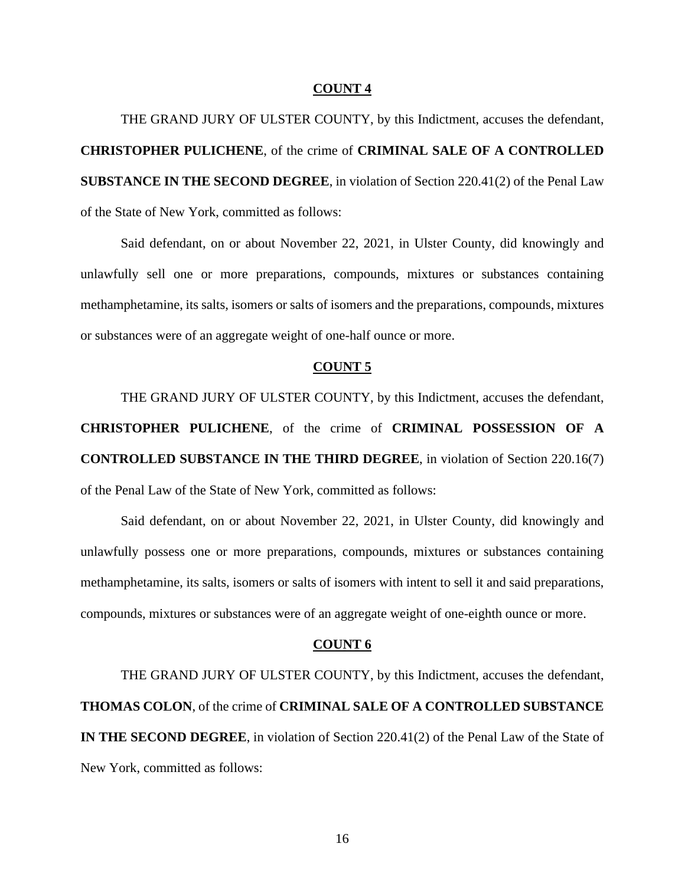**COUNT 4**

THE GRAND JURY OF ULSTER COUNTY, by this Indictment, accuses the defendant, **CHRISTOPHER PULICHENE**, of the crime of **CRIMINAL SALE OF A CONTROLLED SUBSTANCE IN THE SECOND DEGREE**, in violation of Section 220.41(2) of the Penal Law of the State of New York, committed as follows:

Said defendant, on or about November 22, 2021, in Ulster County, did knowingly and unlawfully sell one or more preparations, compounds, mixtures or substances containing methamphetamine, its salts, isomers or salts of isomers and the preparations, compounds, mixtures or substances were of an aggregate weight of one-half ounce or more.

**COUNT 5**

THE GRAND JURY OF ULSTER COUNTY, by this Indictment, accuses the defendant, **CHRISTOPHER PULICHENE**, of the crime of **CRIMINAL POSSESSION OF A CONTROLLED SUBSTANCE IN THE THIRD DEGREE**, in violation of Section 220.16(7) of the Penal Law of the State of New York, committed as follows:

Said defendant, on or about November 22, 2021, in Ulster County, did knowingly and unlawfully possess one or more preparations, compounds, mixtures or substances containing methamphetamine, its salts, isomers or salts of isomers with intent to sell it and said preparations, compounds, mixtures or substances were of an aggregate weight of one-eighth ounce or more.

**COUNT 6**

THE GRAND JURY OF ULSTER COUNTY, by this Indictment, accuses the defendant, **THOMAS COLON**, of the crime of **CRIMINAL SALE OF A CONTROLLED SUBSTANCE IN THE SECOND DEGREE**, in violation of Section 220.41(2) of the Penal Law of the State of New York, committed as follows: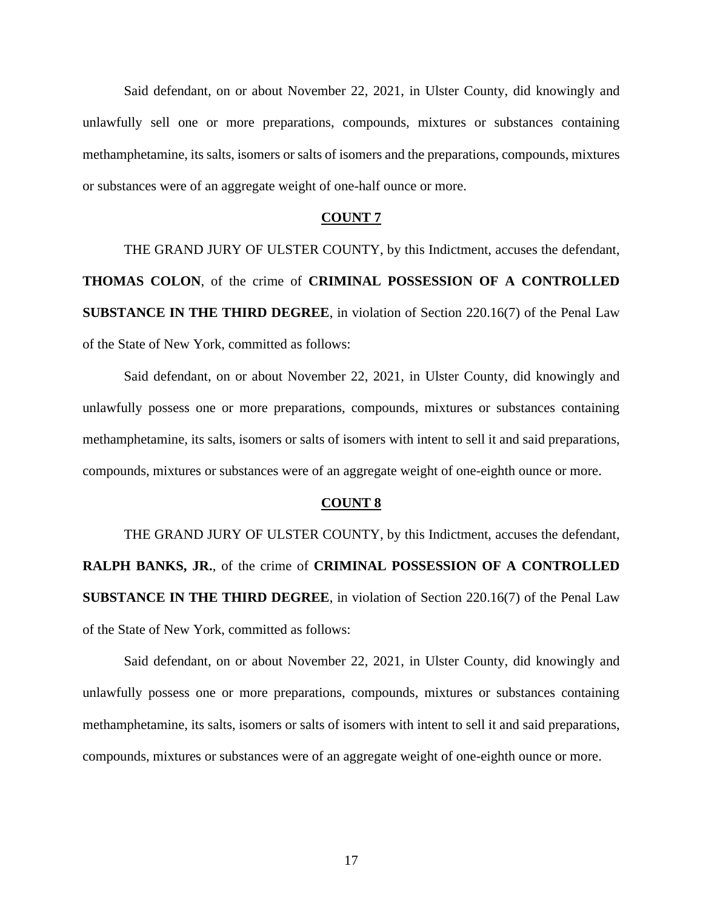Said defendant, on or about November 22, 2021, in Ulster County, did knowingly and unlawfully sell one or more preparations, compounds, mixtures or substances containing methamphetamine, its salts, isomers or salts of isomers and the preparations, compounds, mixtures or substances were of an aggregate weight of one-half ounce or more.

**COUNT 7**

THE GRAND JURY OF ULSTER COUNTY, by this Indictment, accuses the defendant, **THOMAS COLON**, of the crime of **CRIMINAL POSSESSION OF A CONTROLLED SUBSTANCE IN THE THIRD DEGREE**, in violation of Section 220.16(7) of the Penal Law of the State of New York, committed as follows:

Said defendant, on or about November 22, 2021, in Ulster County, did knowingly and unlawfully possess one or more preparations, compounds, mixtures or substances containing methamphetamine, its salts, isomers or salts of isomers with intent to sell it and said preparations, compounds, mixtures or substances were of an aggregate weight of one-eighth ounce or more.

**COUNT 8**

THE GRAND JURY OF ULSTER COUNTY, by this Indictment, accuses the defendant, **RALPH BANKS, JR.**, of the crime of **CRIMINAL POSSESSION OF A CONTROLLED SUBSTANCE IN THE THIRD DEGREE**, in violation of Section 220.16(7) of the Penal Law of the State of New York, committed as follows:

Said defendant, on or about November 22, 2021, in Ulster County, did knowingly and unlawfully possess one or more preparations, compounds, mixtures or substances containing methamphetamine, its salts, isomers or salts of isomers with intent to sell it and said preparations, compounds, mixtures or substances were of an aggregate weight of one-eighth ounce or more.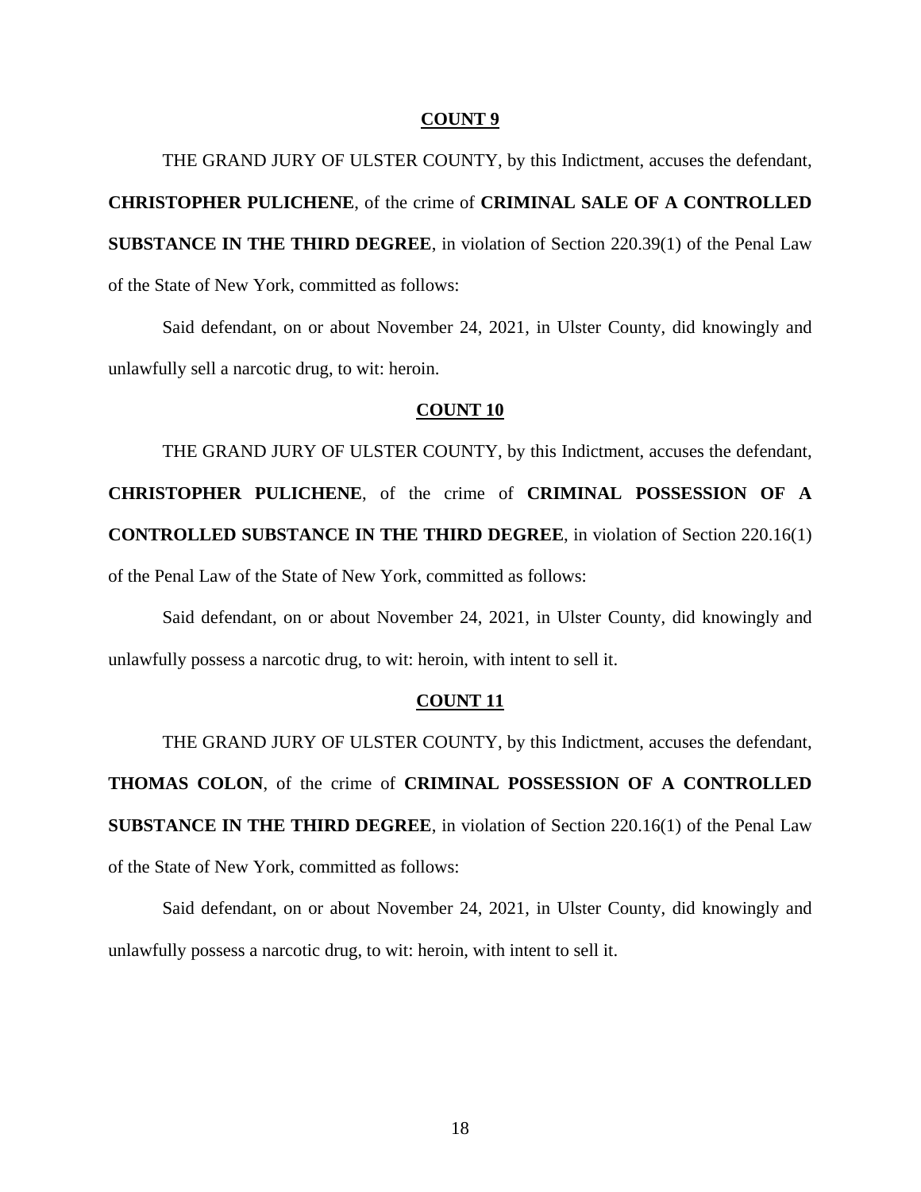**COUNT 9**

THE GRAND JURY OF ULSTER COUNTY, by this Indictment, accuses the defendant, **CHRISTOPHER PULICHENE**, of the crime of **CRIMINAL SALE OF A CONTROLLED SUBSTANCE IN THE THIRD DEGREE**, in violation of Section 220.39(1) of the Penal Law of the State of New York, committed as follows:

Said defendant, on or about November 24, 2021, in Ulster County, did knowingly and unlawfully sell a narcotic drug, to wit: heroin.

**COUNT 10**

THE GRAND JURY OF ULSTER COUNTY, by this Indictment, accuses the defendant, **CHRISTOPHER PULICHENE**, of the crime of **CRIMINAL POSSESSION OF A CONTROLLED SUBSTANCE IN THE THIRD DEGREE**, in violation of Section 220.16(1) of the Penal Law of the State of New York, committed as follows:

Said defendant, on or about November 24, 2021, in Ulster County, did knowingly and unlawfully possess a narcotic drug, to wit: heroin, with intent to sell it.

**COUNT 11**

THE GRAND JURY OF ULSTER COUNTY, by this Indictment, accuses the defendant, **THOMAS COLON**, of the crime of **CRIMINAL POSSESSION OF A CONTROLLED SUBSTANCE IN THE THIRD DEGREE**, in violation of Section 220.16(1) of the Penal Law of the State of New York, committed as follows:

Said defendant, on or about November 24, 2021, in Ulster County, did knowingly and unlawfully possess a narcotic drug, to wit: heroin, with intent to sell it.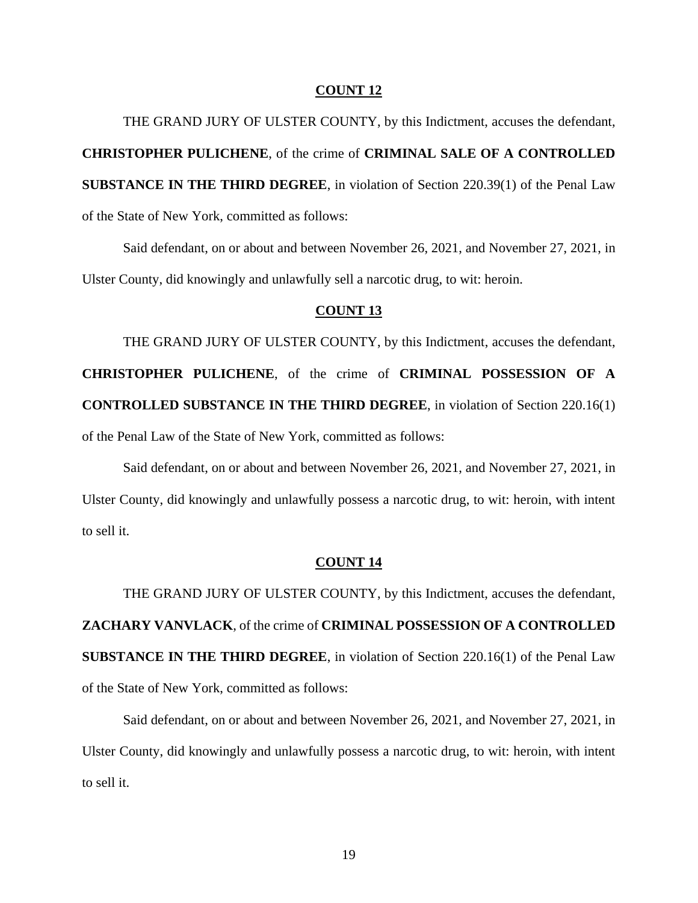**COUNT 12**

THE GRAND JURY OF ULSTER COUNTY, by this Indictment, accuses the defendant, **CHRISTOPHER PULICHENE**, of the crime of **CRIMINAL SALE OF A CONTROLLED SUBSTANCE IN THE THIRD DEGREE**, in violation of Section 220.39(1) of the Penal Law of the State of New York, committed as follows:

Said defendant, on or about and between November 26, 2021, and November 27, 2021, in Ulster County, did knowingly and unlawfully sell a narcotic drug, to wit: heroin.

**COUNT 13**

THE GRAND JURY OF ULSTER COUNTY, by this Indictment, accuses the defendant, **CHRISTOPHER PULICHENE**, of the crime of **CRIMINAL POSSESSION OF A CONTROLLED SUBSTANCE IN THE THIRD DEGREE**, in violation of Section 220.16(1) of the Penal Law of the State of New York, committed as follows:

Said defendant, on or about and between November 26, 2021, and November 27, 2021, in Ulster County, did knowingly and unlawfully possess a narcotic drug, to wit: heroin, with intent to sell it.

**COUNT 14**

THE GRAND JURY OF ULSTER COUNTY, by this Indictment, accuses the defendant, **ZACHARY VANVLACK**, of the crime of **CRIMINAL POSSESSION OF A CONTROLLED SUBSTANCE IN THE THIRD DEGREE**, in violation of Section 220.16(1) of the Penal Law of the State of New York, committed as follows:

Said defendant, on or about and between November 26, 2021, and November 27, 2021, in Ulster County, did knowingly and unlawfully possess a narcotic drug, to wit: heroin, with intent to sell it.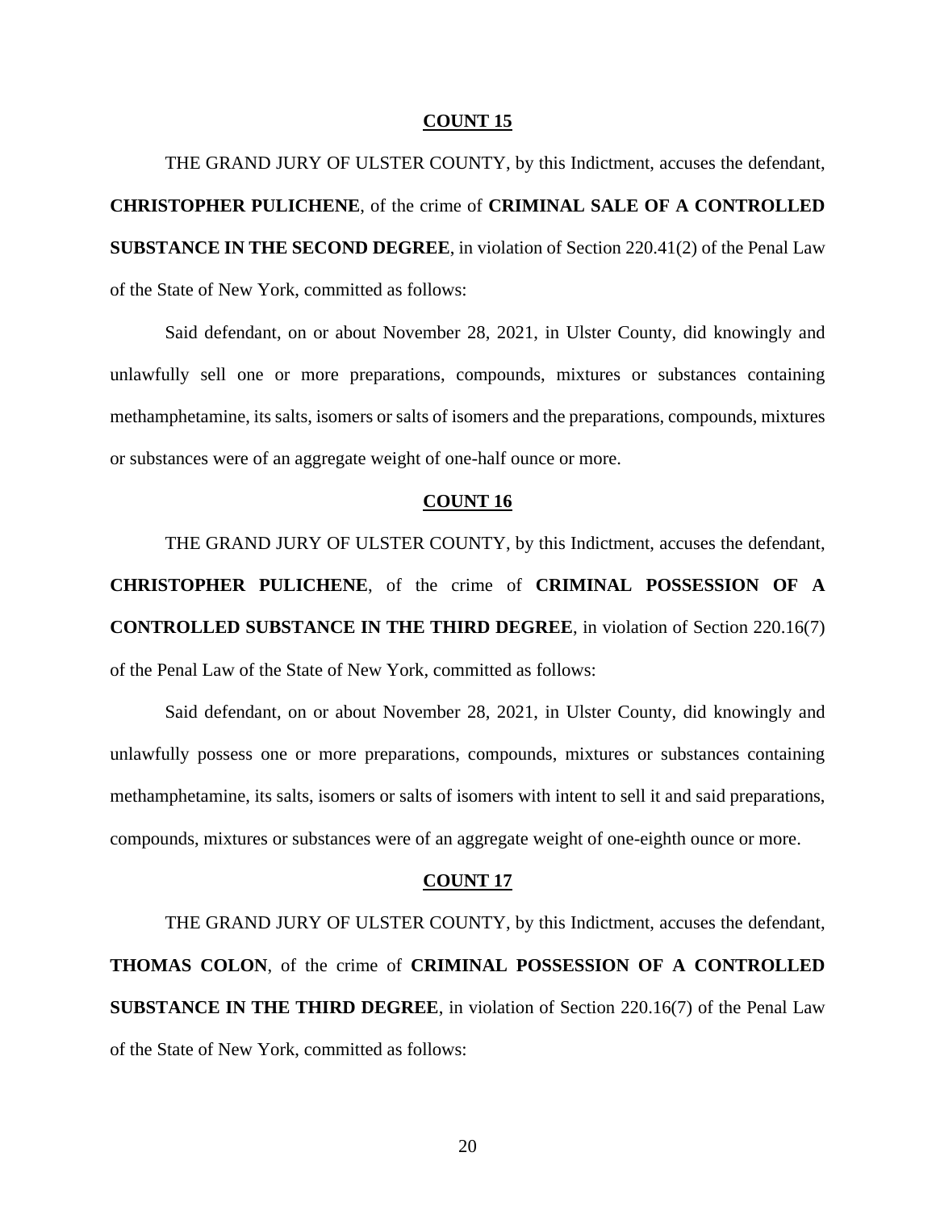**COUNT 15**

THE GRAND JURY OF ULSTER COUNTY, by this Indictment, accuses the defendant, **CHRISTOPHER PULICHENE**, of the crime of **CRIMINAL SALE OF A CONTROLLED SUBSTANCE IN THE SECOND DEGREE**, in violation of Section 220.41(2) of the Penal Law of the State of New York, committed as follows:

Said defendant, on or about November 28, 2021, in Ulster County, did knowingly and unlawfully sell one or more preparations, compounds, mixtures or substances containing methamphetamine, its salts, isomers or salts of isomers and the preparations, compounds, mixtures or substances were of an aggregate weight of one-half ounce or more.

**COUNT 16**

THE GRAND JURY OF ULSTER COUNTY, by this Indictment, accuses the defendant, **CHRISTOPHER PULICHENE**, of the crime of **CRIMINAL POSSESSION OF A CONTROLLED SUBSTANCE IN THE THIRD DEGREE**, in violation of Section 220.16(7) of the Penal Law of the State of New York, committed as follows:

Said defendant, on or about November 28, 2021, in Ulster County, did knowingly and unlawfully possess one or more preparations, compounds, mixtures or substances containing methamphetamine, its salts, isomers or salts of isomers with intent to sell it and said preparations, compounds, mixtures or substances were of an aggregate weight of one-eighth ounce or more.

**COUNT 17**

THE GRAND JURY OF ULSTER COUNTY, by this Indictment, accuses the defendant, **THOMAS COLON**, of the crime of **CRIMINAL POSSESSION OF A CONTROLLED SUBSTANCE IN THE THIRD DEGREE**, in violation of Section 220.16(7) of the Penal Law of the State of New York, committed as follows: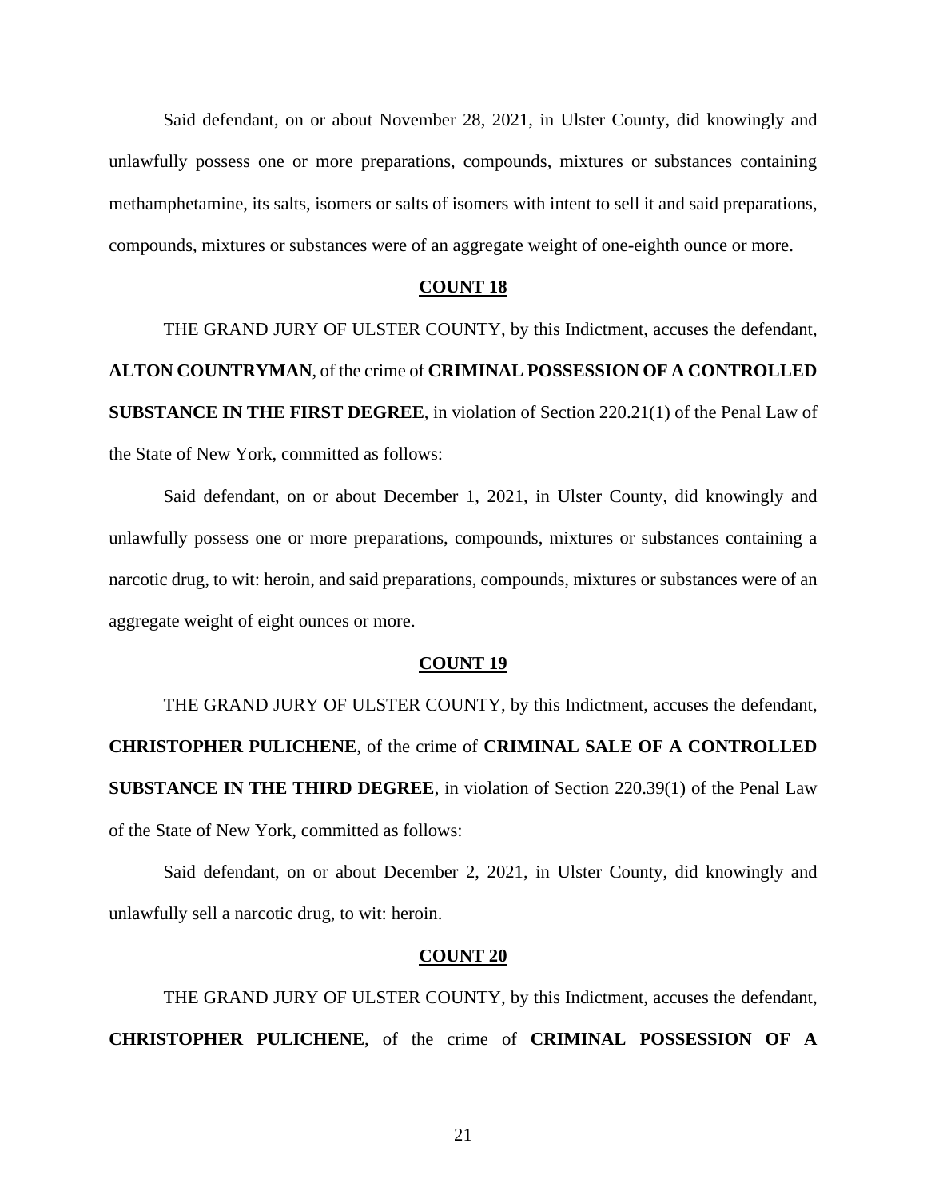Said defendant, on or about November 28, 2021, in Ulster County, did knowingly and unlawfully possess one or more preparations, compounds, mixtures or substances containing methamphetamine, its salts, isomers or salts of isomers with intent to sell it and said preparations, compounds, mixtures or substances were of an aggregate weight of one-eighth ounce or more.

**COUNT 18**

THE GRAND JURY OF ULSTER COUNTY, by this Indictment, accuses the defendant, **ALTON COUNTRYMAN**, of the crime of **CRIMINAL POSSESSION OF A CONTROLLED SUBSTANCE IN THE FIRST DEGREE**, in violation of Section 220.21(1) of the Penal Law of the State of New York, committed as follows:

Said defendant, on or about December 1, 2021, in Ulster County, did knowingly and unlawfully possess one or more preparations, compounds, mixtures or substances containing a narcotic drug, to wit: heroin, and said preparations, compounds, mixtures or substances were of an aggregate weight of eight ounces or more.

**COUNT 19**

THE GRAND JURY OF ULSTER COUNTY, by this Indictment, accuses the defendant, **CHRISTOPHER PULICHENE**, of the crime of **CRIMINAL SALE OF A CONTROLLED SUBSTANCE IN THE THIRD DEGREE**, in violation of Section 220.39(1) of the Penal Law of the State of New York, committed as follows:

Said defendant, on or about December 2, 2021, in Ulster County, did knowingly and unlawfully sell a narcotic drug, to wit: heroin.

**COUNT 20**

THE GRAND JURY OF ULSTER COUNTY, by this Indictment, accuses the defendant, **CHRISTOPHER PULICHENE**, of the crime of **CRIMINAL POSSESSION OF A**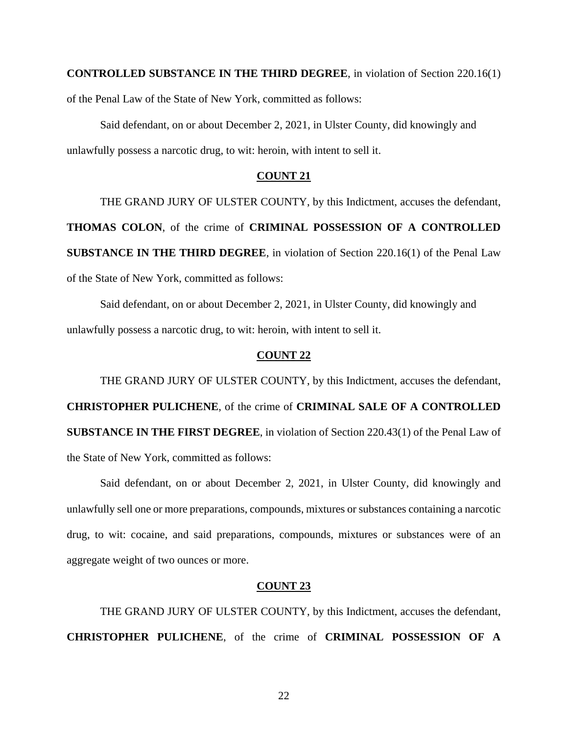**CONTROLLED SUBSTANCE IN THE THIRD DEGREE**, in violation of Section 220.16(1) of the Penal Law of the State of New York, committed as follows:

Said defendant, on or about December 2, 2021, in Ulster County, did knowingly and unlawfully possess a narcotic drug, to wit: heroin, with intent to sell it.

**COUNT 21**

THE GRAND JURY OF ULSTER COUNTY, by this Indictment, accuses the defendant, **THOMAS COLON**, of the crime of **CRIMINAL POSSESSION OF A CONTROLLED SUBSTANCE IN THE THIRD DEGREE**, in violation of Section 220.16(1) of the Penal Law of the State of New York, committed as follows:

Said defendant, on or about December 2, 2021, in Ulster County, did knowingly and unlawfully possess a narcotic drug, to wit: heroin, with intent to sell it.

**COUNT 22**

THE GRAND JURY OF ULSTER COUNTY, by this Indictment, accuses the defendant, **CHRISTOPHER PULICHENE**, of the crime of **CRIMINAL SALE OF A CONTROLLED SUBSTANCE IN THE FIRST DEGREE**, in violation of Section 220.43(1) of the Penal Law of the State of New York, committed as follows:

Said defendant, on or about December 2, 2021, in Ulster County, did knowingly and unlawfully sell one or more preparations, compounds, mixtures or substances containing a narcotic drug, to wit: cocaine, and said preparations, compounds, mixtures or substances were of an aggregate weight of two ounces or more.

**COUNT 23**

THE GRAND JURY OF ULSTER COUNTY, by this Indictment, accuses the defendant, **CHRISTOPHER PULICHENE**, of the crime of **CRIMINAL POSSESSION OF A**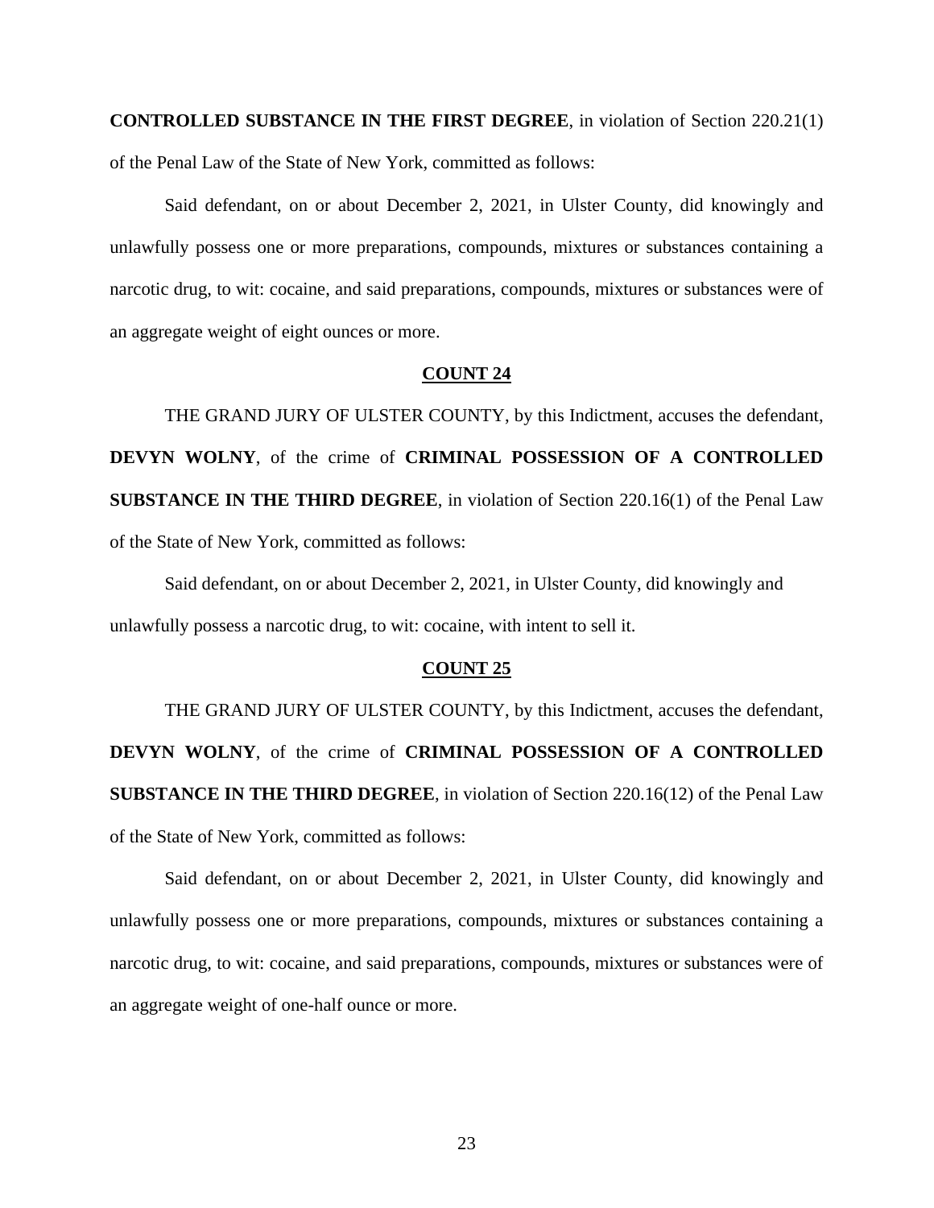**CONTROLLED SUBSTANCE IN THE FIRST DEGREE**, in violation of Section 220.21(1) of the Penal Law of the State of New York, committed as follows:

Said defendant, on or about December 2, 2021, in Ulster County, did knowingly and unlawfully possess one or more preparations, compounds, mixtures or substances containing a narcotic drug, to wit: cocaine, and said preparations, compounds, mixtures or substances were of an aggregate weight of eight ounces or more.

**COUNT 24**

THE GRAND JURY OF ULSTER COUNTY, by this Indictment, accuses the defendant, **DEVYN WOLNY**, of the crime of **CRIMINAL POSSESSION OF A CONTROLLED SUBSTANCE IN THE THIRD DEGREE**, in violation of Section 220.16(1) of the Penal Law of the State of New York, committed as follows:

Said defendant, on or about December 2, 2021, in Ulster County, did knowingly and unlawfully possess a narcotic drug, to wit: cocaine, with intent to sell it.

**COUNT 25**

THE GRAND JURY OF ULSTER COUNTY, by this Indictment, accuses the defendant, **DEVYN WOLNY**, of the crime of **CRIMINAL POSSESSION OF A CONTROLLED SUBSTANCE IN THE THIRD DEGREE**, in violation of Section 220.16(12) of the Penal Law of the State of New York, committed as follows:

Said defendant, on or about December 2, 2021, in Ulster County, did knowingly and unlawfully possess one or more preparations, compounds, mixtures or substances containing a narcotic drug, to wit: cocaine, and said preparations, compounds, mixtures or substances were of an aggregate weight of one-half ounce or more.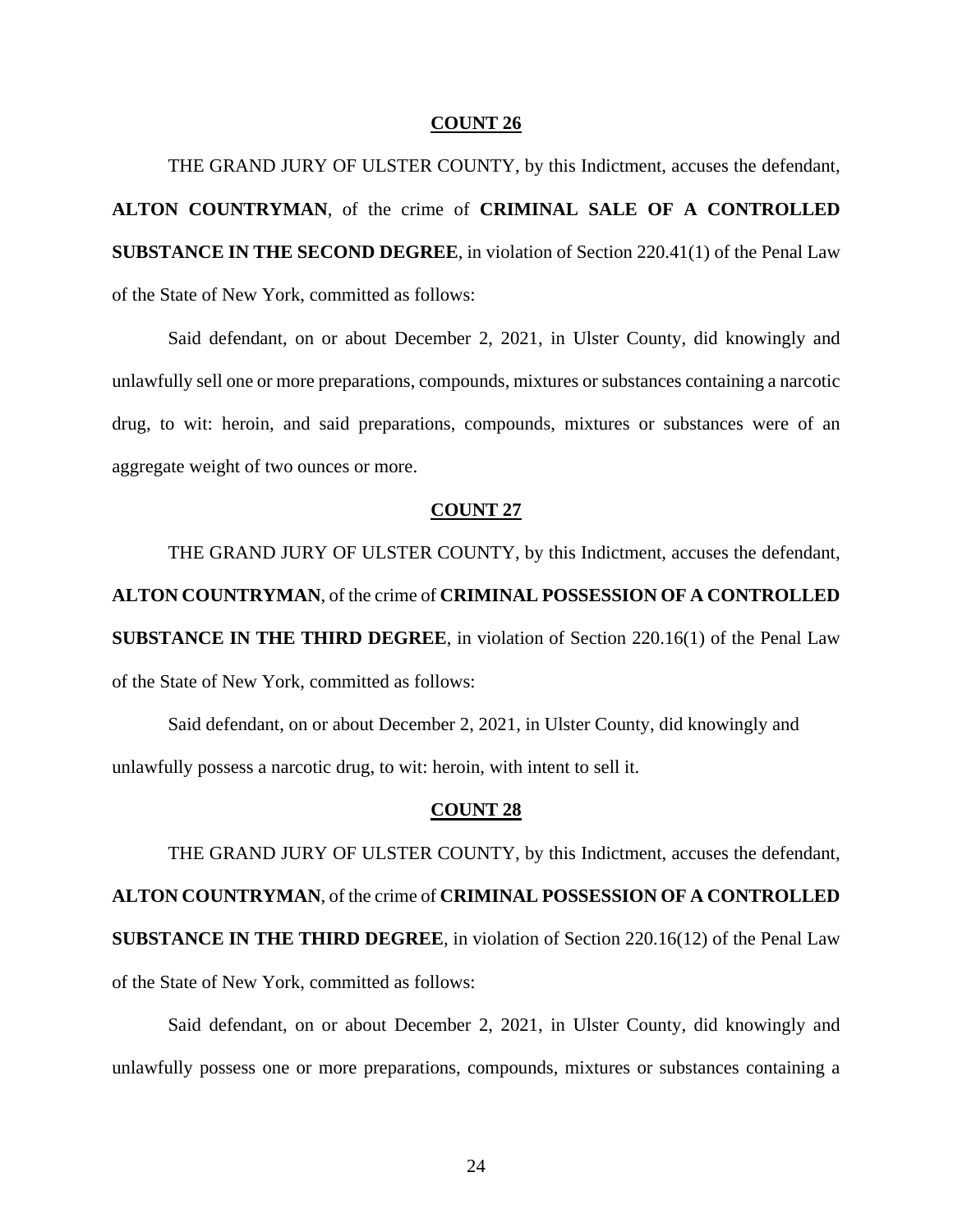**COUNT 26**

THE GRAND JURY OF ULSTER COUNTY, by this Indictment, accuses the defendant, **ALTON COUNTRYMAN**, of the crime of **CRIMINAL SALE OF A CONTROLLED SUBSTANCE IN THE SECOND DEGREE**, in violation of Section 220.41(1) of the Penal Law of the State of New York, committed as follows:

Said defendant, on or about December 2, 2021, in Ulster County, did knowingly and unlawfully sell one or more preparations, compounds, mixtures or substances containing a narcotic drug, to wit: heroin, and said preparations, compounds, mixtures or substances were of an aggregate weight of two ounces or more.

**COUNT 27**

THE GRAND JURY OF ULSTER COUNTY, by this Indictment, accuses the defendant, **ALTON COUNTRYMAN**, of the crime of **CRIMINAL POSSESSION OF A CONTROLLED SUBSTANCE IN THE THIRD DEGREE**, in violation of Section 220.16(1) of the Penal Law of the State of New York, committed as follows:

Said defendant, on or about December 2, 2021, in Ulster County, did knowingly and unlawfully possess a narcotic drug, to wit: heroin, with intent to sell it.

**COUNT 28**

THE GRAND JURY OF ULSTER COUNTY, by this Indictment, accuses the defendant, **ALTON COUNTRYMAN**, of the crime of **CRIMINAL POSSESSION OF A CONTROLLED SUBSTANCE IN THE THIRD DEGREE**, in violation of Section 220.16(12) of the Penal Law of the State of New York, committed as follows:

Said defendant, on or about December 2, 2021, in Ulster County, did knowingly and unlawfully possess one or more preparations, compounds, mixtures or substances containing a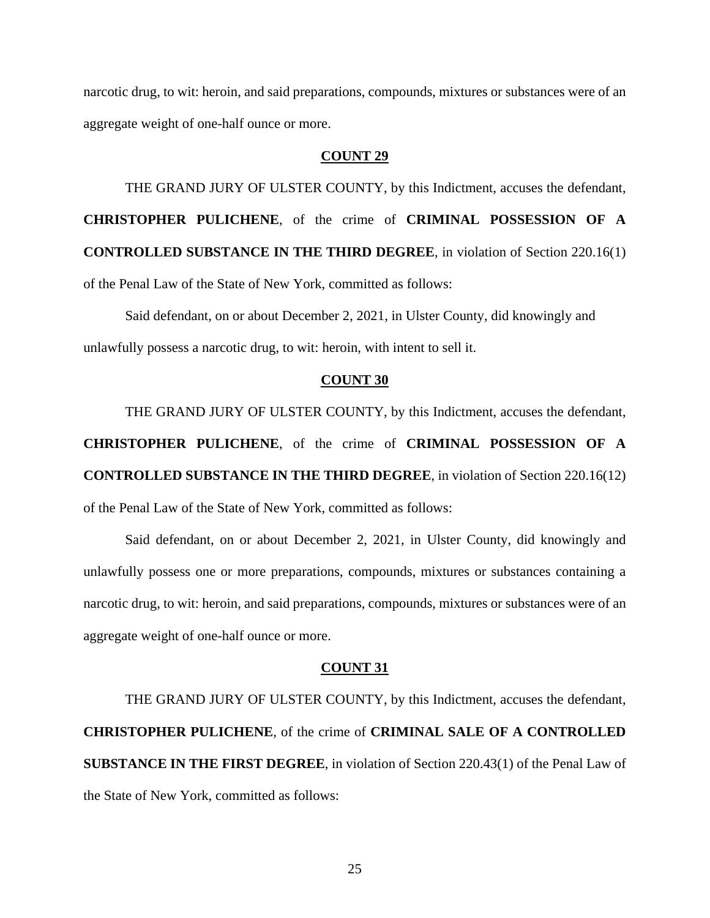narcotic drug, to wit: heroin, and said preparations, compounds, mixtures or substances were of an aggregate weight of one-half ounce or more.

**COUNT 29**

THE GRAND JURY OF ULSTER COUNTY, by this Indictment, accuses the defendant, **CHRISTOPHER PULICHENE**, of the crime of **CRIMINAL POSSESSION OF A CONTROLLED SUBSTANCE IN THE THIRD DEGREE**, in violation of Section 220.16(1) of the Penal Law of the State of New York, committed as follows:

Said defendant, on or about December 2, 2021, in Ulster County, did knowingly and unlawfully possess a narcotic drug, to wit: heroin, with intent to sell it.

**COUNT 30**

THE GRAND JURY OF ULSTER COUNTY, by this Indictment, accuses the defendant, **CHRISTOPHER PULICHENE**, of the crime of **CRIMINAL POSSESSION OF A CONTROLLED SUBSTANCE IN THE THIRD DEGREE**, in violation of Section 220.16(12) of the Penal Law of the State of New York, committed as follows:

Said defendant, on or about December 2, 2021, in Ulster County, did knowingly and unlawfully possess one or more preparations, compounds, mixtures or substances containing a narcotic drug, to wit: heroin, and said preparations, compounds, mixtures or substances were of an aggregate weight of one-half ounce or more.

**COUNT 31**

THE GRAND JURY OF ULSTER COUNTY, by this Indictment, accuses the defendant, **CHRISTOPHER PULICHENE**, of the crime of **CRIMINAL SALE OF A CONTROLLED SUBSTANCE IN THE FIRST DEGREE**, in violation of Section 220.43(1) of the Penal Law of the State of New York, committed as follows: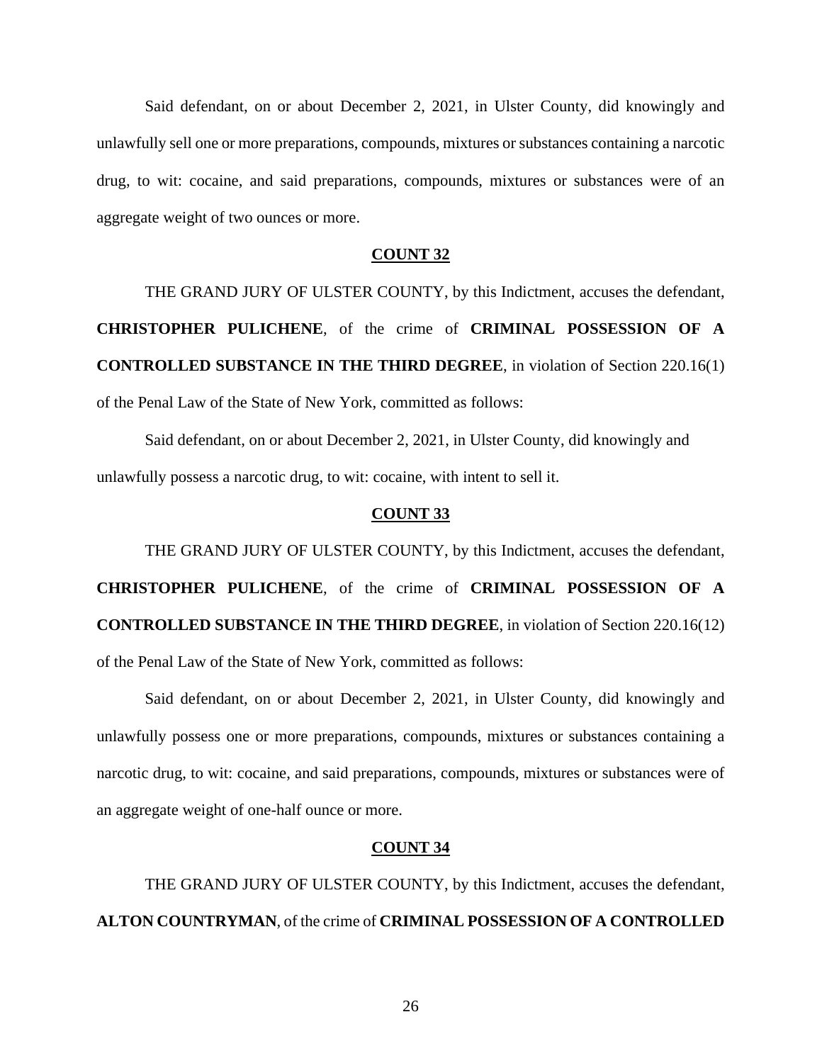Said defendant, on or about December 2, 2021, in Ulster County, did knowingly and unlawfully sell one or more preparations, compounds, mixtures or substances containing a narcotic drug, to wit: cocaine, and said preparations, compounds, mixtures or substances were of an aggregate weight of two ounces or more.

**COUNT 32**

THE GRAND JURY OF ULSTER COUNTY, by this Indictment, accuses the defendant, **CHRISTOPHER PULICHENE**, of the crime of **CRIMINAL POSSESSION OF A CONTROLLED SUBSTANCE IN THE THIRD DEGREE**, in violation of Section 220.16(1) of the Penal Law of the State of New York, committed as follows:

Said defendant, on or about December 2, 2021, in Ulster County, did knowingly and unlawfully possess a narcotic drug, to wit: cocaine, with intent to sell it.

**COUNT 33**

THE GRAND JURY OF ULSTER COUNTY, by this Indictment, accuses the defendant, **CHRISTOPHER PULICHENE**, of the crime of **CRIMINAL POSSESSION OF A CONTROLLED SUBSTANCE IN THE THIRD DEGREE**, in violation of Section 220.16(12) of the Penal Law of the State of New York, committed as follows:

Said defendant, on or about December 2, 2021, in Ulster County, did knowingly and unlawfully possess one or more preparations, compounds, mixtures or substances containing a narcotic drug, to wit: cocaine, and said preparations, compounds, mixtures or substances were of an aggregate weight of one-half ounce or more.

**COUNT 34**

THE GRAND JURY OF ULSTER COUNTY, by this Indictment, accuses the defendant, **ALTON COUNTRYMAN**, of the crime of **CRIMINAL POSSESSION OF A CONTROLLED**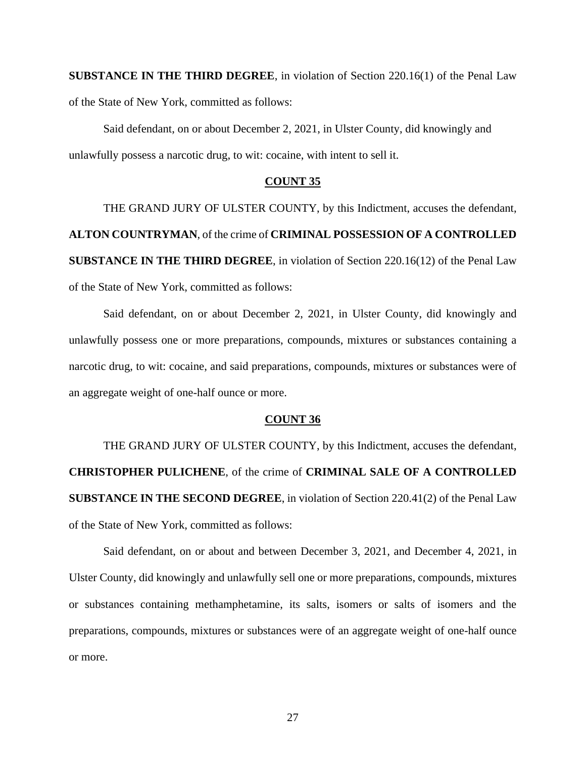**SUBSTANCE IN THE THIRD DEGREE**, in violation of Section 220.16(1) of the Penal Law of the State of New York, committed as follows:

Said defendant, on or about December 2, 2021, in Ulster County, did knowingly and unlawfully possess a narcotic drug, to wit: cocaine, with intent to sell it.

**COUNT 35**

THE GRAND JURY OF ULSTER COUNTY, by this Indictment, accuses the defendant, **ALTON COUNTRYMAN**, of the crime of **CRIMINAL POSSESSION OF A CONTROLLED SUBSTANCE IN THE THIRD DEGREE**, in violation of Section 220.16(12) of the Penal Law of the State of New York, committed as follows:

Said defendant, on or about December 2, 2021, in Ulster County, did knowingly and unlawfully possess one or more preparations, compounds, mixtures or substances containing a narcotic drug, to wit: cocaine, and said preparations, compounds, mixtures or substances were of an aggregate weight of one-half ounce or more.

**COUNT 36**

THE GRAND JURY OF ULSTER COUNTY, by this Indictment, accuses the defendant, **CHRISTOPHER PULICHENE**, of the crime of **CRIMINAL SALE OF A CONTROLLED SUBSTANCE IN THE SECOND DEGREE**, in violation of Section 220.41(2) of the Penal Law of the State of New York, committed as follows:

Said defendant, on or about and between December 3, 2021, and December 4, 2021, in Ulster County, did knowingly and unlawfully sell one or more preparations, compounds, mixtures or substances containing methamphetamine, its salts, isomers or salts of isomers and the preparations, compounds, mixtures or substances were of an aggregate weight of one-half ounce or more.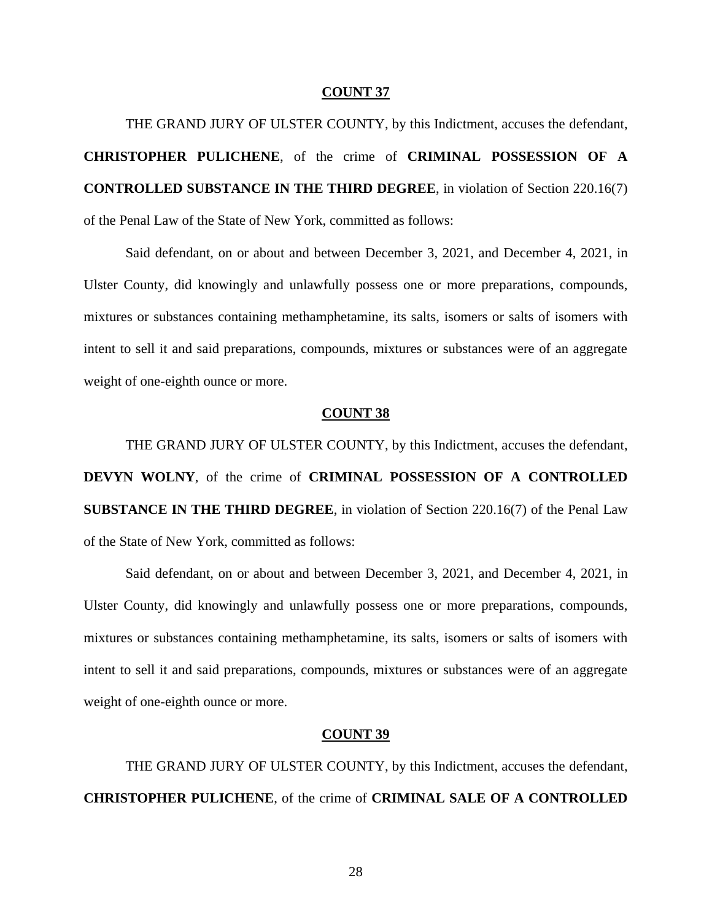**COUNT 37**

THE GRAND JURY OF ULSTER COUNTY, by this Indictment, accuses the defendant, **CHRISTOPHER PULICHENE**, of the crime of **CRIMINAL POSSESSION OF A CONTROLLED SUBSTANCE IN THE THIRD DEGREE**, in violation of Section 220.16(7) of the Penal Law of the State of New York, committed as follows:

Said defendant, on or about and between December 3, 2021, and December 4, 2021, in Ulster County, did knowingly and unlawfully possess one or more preparations, compounds, mixtures or substances containing methamphetamine, its salts, isomers or salts of isomers with intent to sell it and said preparations, compounds, mixtures or substances were of an aggregate weight of one-eighth ounce or more.

**COUNT 38**

THE GRAND JURY OF ULSTER COUNTY, by this Indictment, accuses the defendant, **DEVYN WOLNY**, of the crime of **CRIMINAL POSSESSION OF A CONTROLLED SUBSTANCE IN THE THIRD DEGREE**, in violation of Section 220.16(7) of the Penal Law of the State of New York, committed as follows:

Said defendant, on or about and between December 3, 2021, and December 4, 2021, in Ulster County, did knowingly and unlawfully possess one or more preparations, compounds, mixtures or substances containing methamphetamine, its salts, isomers or salts of isomers with intent to sell it and said preparations, compounds, mixtures or substances were of an aggregate weight of one-eighth ounce or more.

**COUNT 39**

THE GRAND JURY OF ULSTER COUNTY, by this Indictment, accuses the defendant, **CHRISTOPHER PULICHENE**, of the crime of **CRIMINAL SALE OF A CONTROLLED**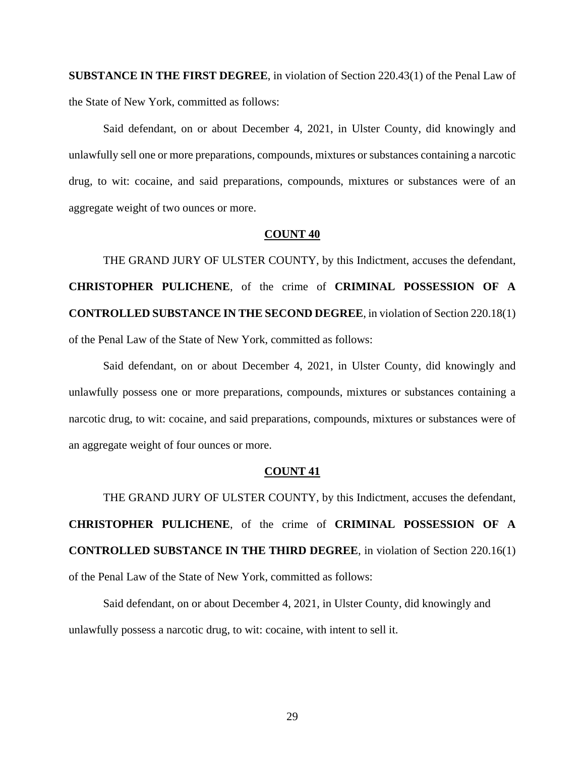**SUBSTANCE IN THE FIRST DEGREE**, in violation of Section 220.43(1) of the Penal Law of the State of New York, committed as follows:

Said defendant, on or about December 4, 2021, in Ulster County, did knowingly and unlawfully sell one or more preparations, compounds, mixtures or substances containing a narcotic drug, to wit: cocaine, and said preparations, compounds, mixtures or substances were of an aggregate weight of two ounces or more.

**COUNT 40**

THE GRAND JURY OF ULSTER COUNTY, by this Indictment, accuses the defendant, **CHRISTOPHER PULICHENE**, of the crime of **CRIMINAL POSSESSION OF A CONTROLLED SUBSTANCE IN THE SECOND DEGREE**, in violation of Section 220.18(1) of the Penal Law of the State of New York, committed as follows:

Said defendant, on or about December 4, 2021, in Ulster County, did knowingly and unlawfully possess one or more preparations, compounds, mixtures or substances containing a narcotic drug, to wit: cocaine, and said preparations, compounds, mixtures or substances were of an aggregate weight of four ounces or more.

**COUNT 41**

THE GRAND JURY OF ULSTER COUNTY, by this Indictment, accuses the defendant, **CHRISTOPHER PULICHENE**, of the crime of **CRIMINAL POSSESSION OF A CONTROLLED SUBSTANCE IN THE THIRD DEGREE**, in violation of Section 220.16(1) of the Penal Law of the State of New York, committed as follows:

Said defendant, on or about December 4, 2021, in Ulster County, did knowingly and unlawfully possess a narcotic drug, to wit: cocaine, with intent to sell it.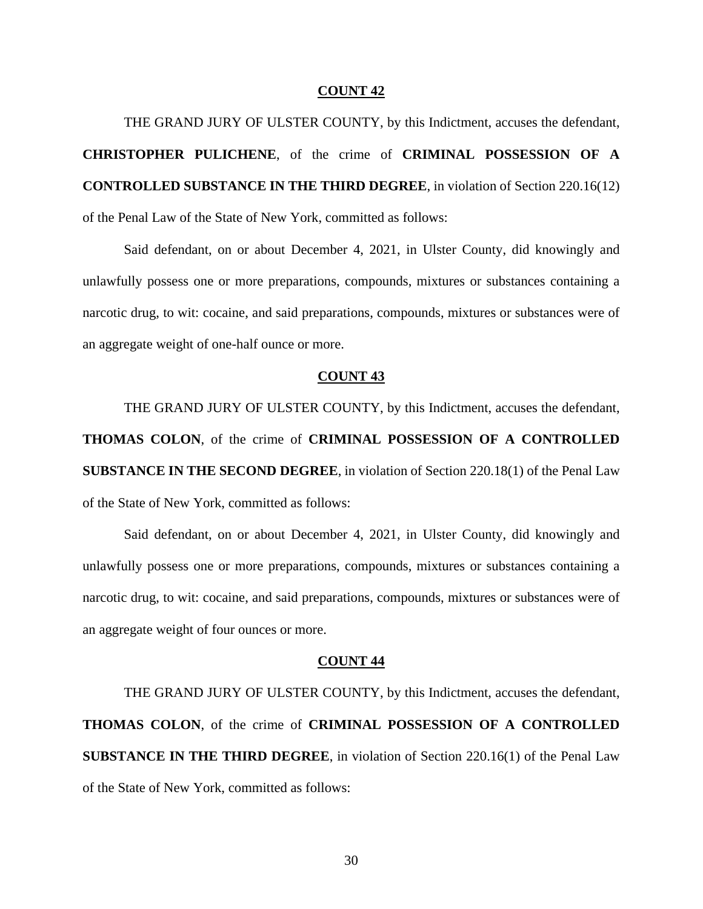## COUNT 42

THE GRAND JURY OF ULSTER COUNTY, by this Indictment, accuses the defendant, **CHRISTOPHER PULICHENE**, of the crime of **CRIMINAL POSSESSION OF A CONTROLLED SUBSTANCE IN THE THIRD DEGREE**, in violation of Section 220.16(12) of the Penal Law of the State of New York, committed as follows:

Said defendant, on or about December 4, 2021, in Ulster County, did knowingly and unlawfully possess one or more preparations, compounds, mixtures or substances containing a narcotic drug, to wit: cocaine, and said preparations, compounds, mixtures or substances were of an aggregate weight of one-half ounce or more.

## COUNT 43

THE GRAND JURY OF ULSTER COUNTY, by this Indictment, accuses the defendant, **THOMAS COLON**, of the crime of **CRIMINAL POSSESSION OF A CONTROLLED SUBSTANCE IN THE SECOND DEGREE**, in violation of Section 220.18(1) of the Penal Law of the State of New York, committed as follows:

Said defendant, on or about December 4, 2021, in Ulster County, did knowingly and unlawfully possess one or more preparations, compounds, mixtures or substances containing a narcotic drug, to wit: cocaine, and said preparations, compounds, mixtures or substances were of an aggregate weight of four ounces or more.

## COUNT 44

THE GRAND JURY OF ULSTER COUNTY, by this Indictment, accuses the defendant, **THOMAS COLON**, of the crime of **CRIMINAL POSSESSION OF A CONTROLLED SUBSTANCE IN THE THIRD DEGREE**, in violation of Section 220.16(1) of the Penal Law of the State of New York, committed as follows: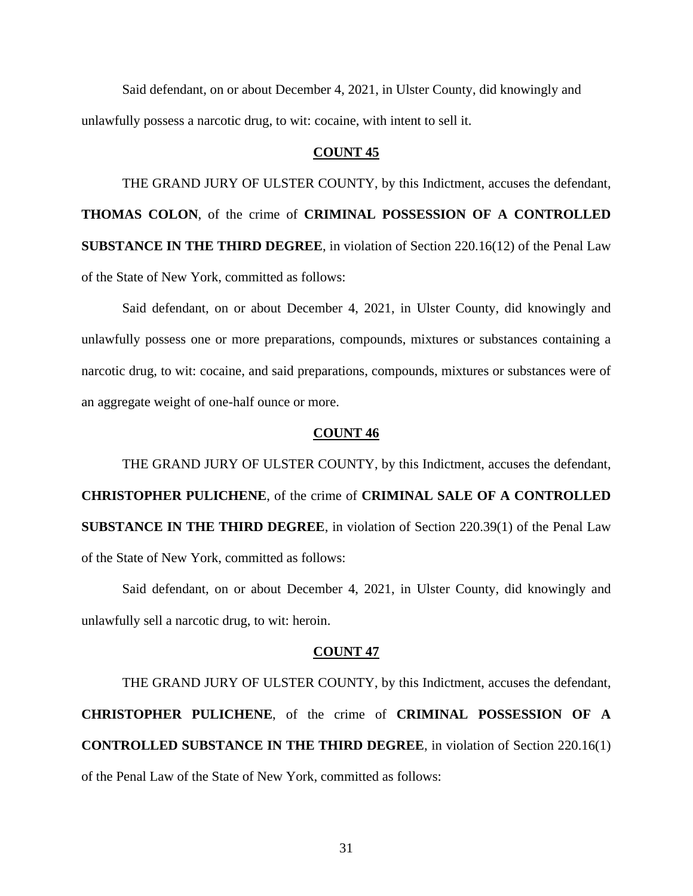Said defendant, on or about December 4, 2021, in Ulster County, did knowingly and unlawfully possess a narcotic drug, to wit: cocaine, with intent to sell it.

**COUNT 45**

THE GRAND JURY OF ULSTER COUNTY, by this Indictment, accuses the defendant, **THOMAS COLON**, of the crime of **CRIMINAL POSSESSION OF A CONTROLLED SUBSTANCE IN THE THIRD DEGREE**, in violation of Section 220.16(12) of the Penal Law of the State of New York, committed as follows:

Said defendant, on or about December 4, 2021, in Ulster County, did knowingly and unlawfully possess one or more preparations, compounds, mixtures or substances containing a narcotic drug, to wit: cocaine, and said preparations, compounds, mixtures or substances were of an aggregate weight of one-half ounce or more.

**COUNT 46**

THE GRAND JURY OF ULSTER COUNTY, by this Indictment, accuses the defendant, **CHRISTOPHER PULICHENE**, of the crime of **CRIMINAL SALE OF A CONTROLLED SUBSTANCE IN THE THIRD DEGREE**, in violation of Section 220.39(1) of the Penal Law of the State of New York, committed as follows:

Said defendant, on or about December 4, 2021, in Ulster County, did knowingly and unlawfully sell a narcotic drug, to wit: heroin.

**COUNT 47**

THE GRAND JURY OF ULSTER COUNTY, by this Indictment, accuses the defendant, **CHRISTOPHER PULICHENE**, of the crime of **CRIMINAL POSSESSION OF A CONTROLLED SUBSTANCE IN THE THIRD DEGREE**, in violation of Section 220.16(1) of the Penal Law of the State of New York, committed as follows: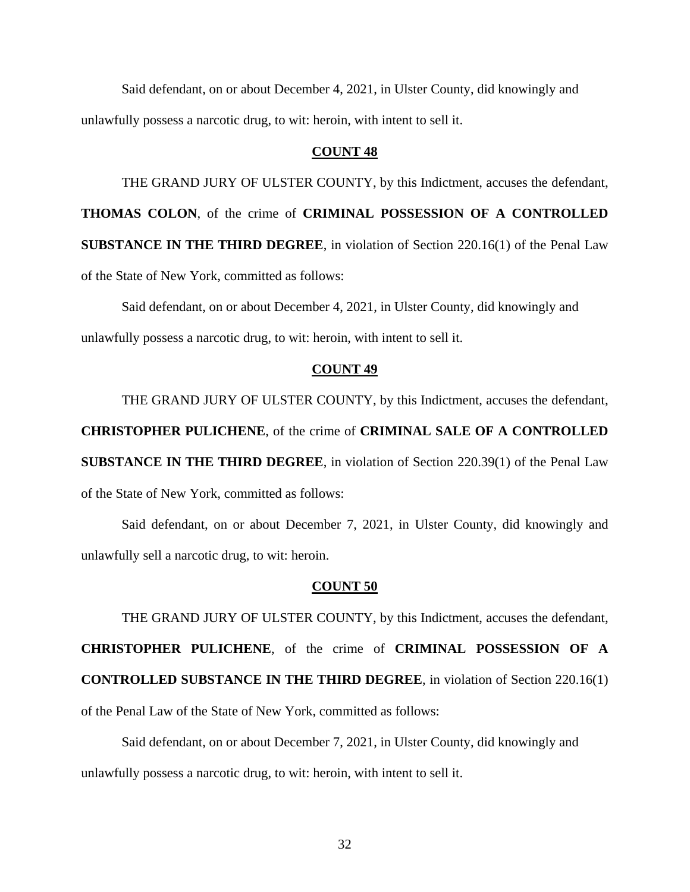Said defendant, on or about December 4, 2021, in Ulster County, did knowingly and unlawfully possess a narcotic drug, to wit: heroin, with intent to sell it.

**COUNT 48**

THE GRAND JURY OF ULSTER COUNTY, by this Indictment, accuses the defendant, **THOMAS COLON**, of the crime of **CRIMINAL POSSESSION OF A CONTROLLED SUBSTANCE IN THE THIRD DEGREE**, in violation of Section 220.16(1) of the Penal Law of the State of New York, committed as follows:

Said defendant, on or about December 4, 2021, in Ulster County, did knowingly and unlawfully possess a narcotic drug, to wit: heroin, with intent to sell it.

**COUNT 49**

THE GRAND JURY OF ULSTER COUNTY, by this Indictment, accuses the defendant, **CHRISTOPHER PULICHENE**, of the crime of **CRIMINAL SALE OF A CONTROLLED SUBSTANCE IN THE THIRD DEGREE**, in violation of Section 220.39(1) of the Penal Law of the State of New York, committed as follows:

Said defendant, on or about December 7, 2021, in Ulster County, did knowingly and unlawfully sell a narcotic drug, to wit: heroin.

**COUNT 50**

THE GRAND JURY OF ULSTER COUNTY, by this Indictment, accuses the defendant, **CHRISTOPHER PULICHENE**, of the crime of **CRIMINAL POSSESSION OF A CONTROLLED SUBSTANCE IN THE THIRD DEGREE**, in violation of Section 220.16(1) of the Penal Law of the State of New York, committed as follows:

Said defendant, on or about December 7, 2021, in Ulster County, did knowingly and unlawfully possess a narcotic drug, to wit: heroin, with intent to sell it.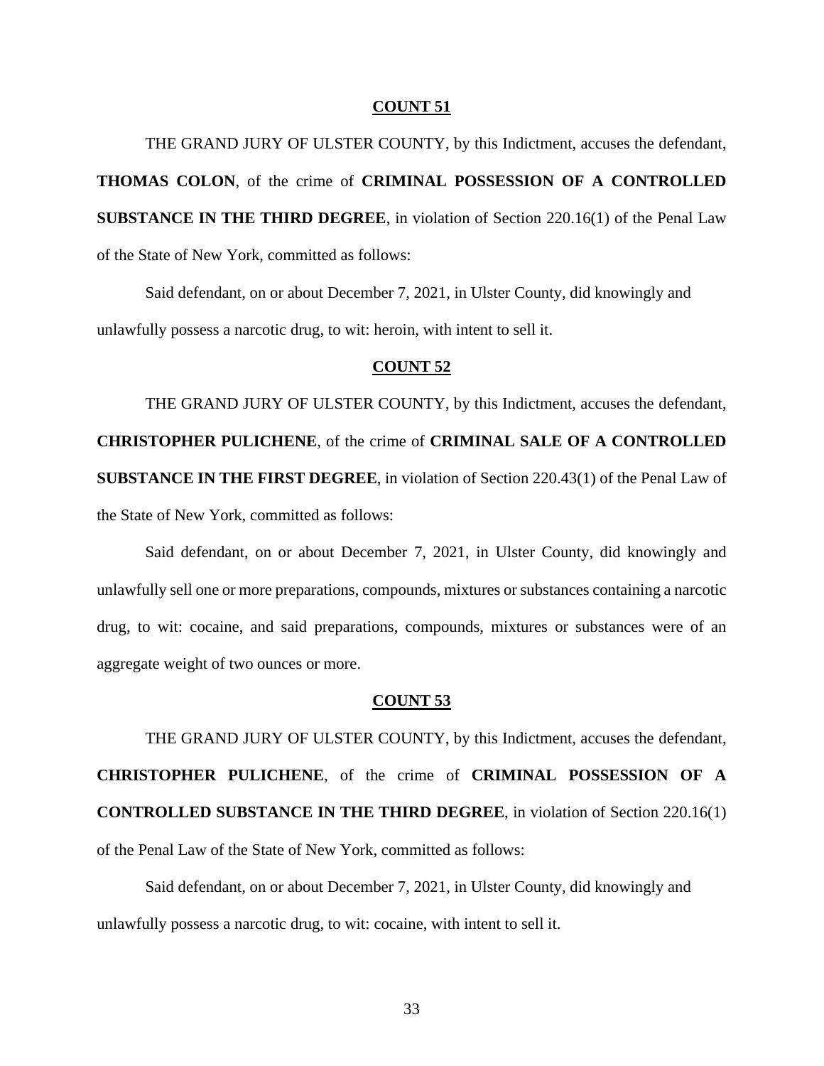**COUNT 51**

THE GRAND JURY OF ULSTER COUNTY, by this Indictment, accuses the defendant, **THOMAS COLON**, of the crime of **CRIMINAL POSSESSION OF A CONTROLLED SUBSTANCE IN THE THIRD DEGREE**, in violation of Section 220.16(1) of the Penal Law of the State of New York, committed as follows:

Said defendant, on or about December 7, 2021, in Ulster County, did knowingly and unlawfully possess a narcotic drug, to wit: heroin, with intent to sell it.

**COUNT 52**

THE GRAND JURY OF ULSTER COUNTY, by this Indictment, accuses the defendant, **CHRISTOPHER PULICHENE**, of the crime of **CRIMINAL SALE OF A CONTROLLED SUBSTANCE IN THE FIRST DEGREE**, in violation of Section 220.43(1) of the Penal Law of the State of New York, committed as follows:

Said defendant, on or about December 7, 2021, in Ulster County, did knowingly and unlawfully sell one or more preparations, compounds, mixtures or substances containing a narcotic drug, to wit: cocaine, and said preparations, compounds, mixtures or substances were of an aggregate weight of two ounces or more.

**COUNT 53**

THE GRAND JURY OF ULSTER COUNTY, by this Indictment, accuses the defendant, **CHRISTOPHER PULICHENE**, of the crime of **CRIMINAL POSSESSION OF A CONTROLLED SUBSTANCE IN THE THIRD DEGREE**, in violation of Section 220.16(1) of the Penal Law of the State of New York, committed as follows:

Said defendant, on or about December 7, 2021, in Ulster County, did knowingly and unlawfully possess a narcotic drug, to wit: cocaine, with intent to sell it.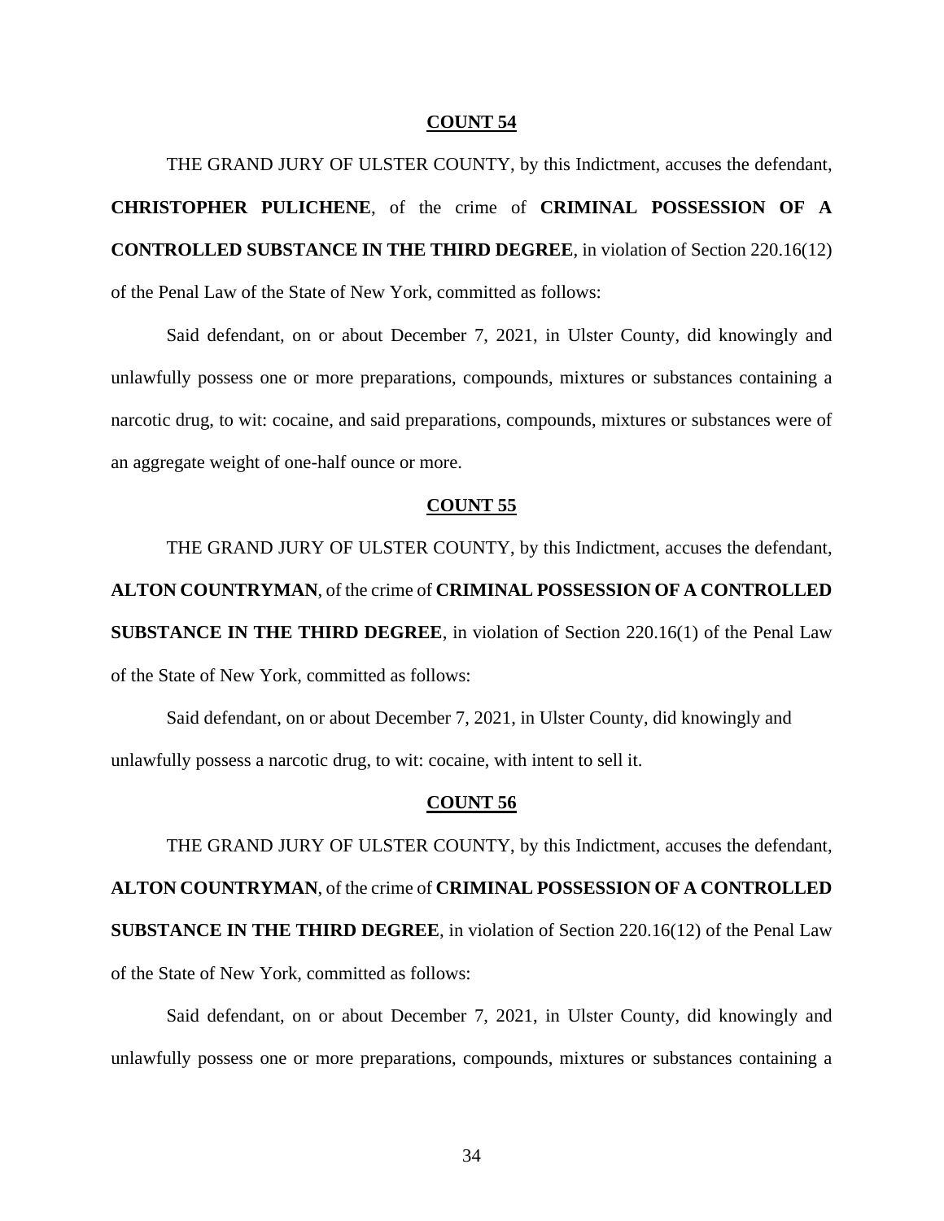**COUNT 54**

THE GRAND JURY OF ULSTER COUNTY, by this Indictment, accuses the defendant, **CHRISTOPHER PULICHENE**, of the crime of **CRIMINAL POSSESSION OF A CONTROLLED SUBSTANCE IN THE THIRD DEGREE**, in violation of Section 220.16(12) of the Penal Law of the State of New York, committed as follows:

Said defendant, on or about December 7, 2021, in Ulster County, did knowingly and unlawfully possess one or more preparations, compounds, mixtures or substances containing a narcotic drug, to wit: cocaine, and said preparations, compounds, mixtures or substances were of an aggregate weight of one-half ounce or more.

**COUNT 55**

THE GRAND JURY OF ULSTER COUNTY, by this Indictment, accuses the defendant, **ALTON COUNTRYMAN**, of the crime of **CRIMINAL POSSESSION OF A CONTROLLED SUBSTANCE IN THE THIRD DEGREE**, in violation of Section 220.16(1) of the Penal Law of the State of New York, committed as follows:

Said defendant, on or about December 7, 2021, in Ulster County, did knowingly and unlawfully possess a narcotic drug, to wit: cocaine, with intent to sell it.

**COUNT 56**

THE GRAND JURY OF ULSTER COUNTY, by this Indictment, accuses the defendant, **ALTON COUNTRYMAN**, of the crime of **CRIMINAL POSSESSION OF A CONTROLLED SUBSTANCE IN THE THIRD DEGREE**, in violation of Section 220.16(12) of the Penal Law of the State of New York, committed as follows:

Said defendant, on or about December 7, 2021, in Ulster County, did knowingly and unlawfully possess one or more preparations, compounds, mixtures or substances containing a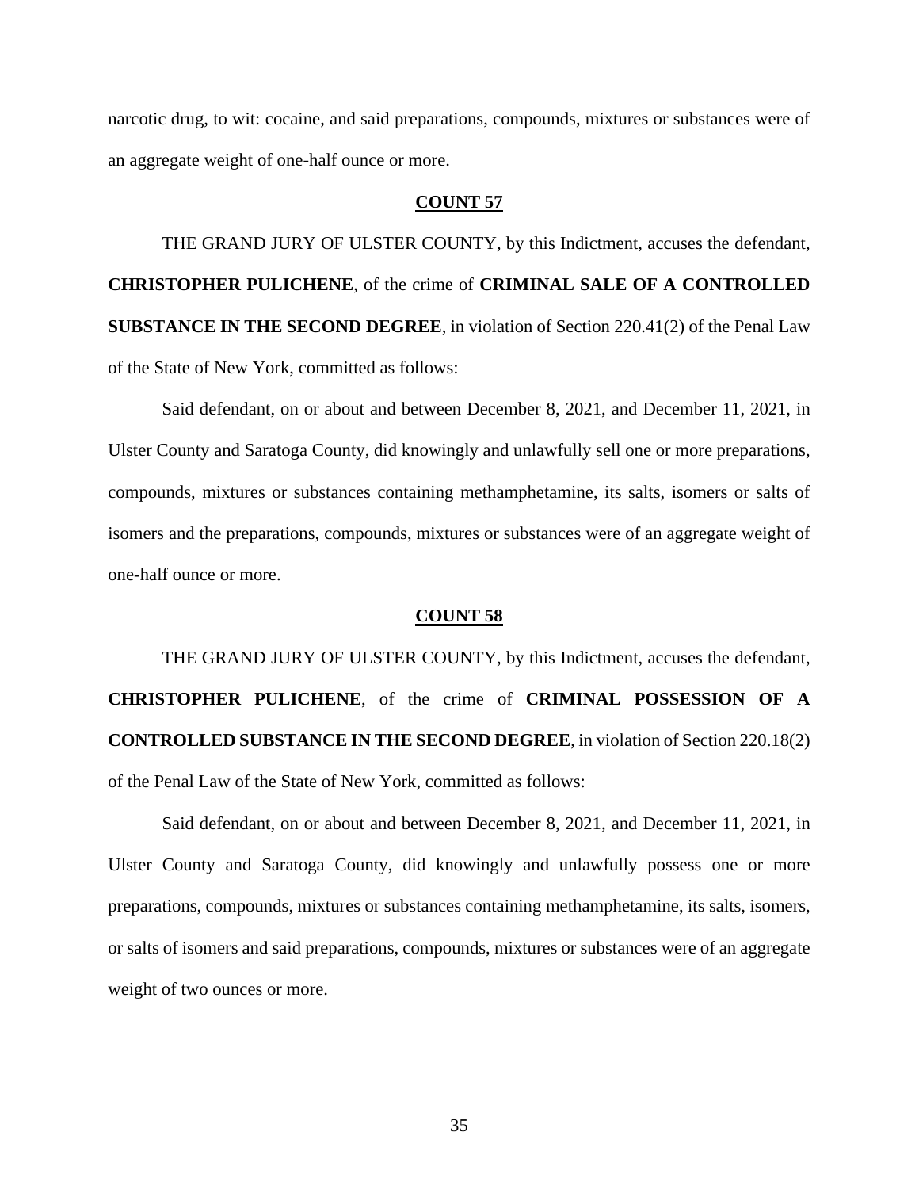narcotic drug, to wit: cocaine, and said preparations, compounds, mixtures or substances were of an aggregate weight of one-half ounce or more.

**COUNT 57**

THE GRAND JURY OF ULSTER COUNTY, by this Indictment, accuses the defendant, **CHRISTOPHER PULICHENE**, of the crime of **CRIMINAL SALE OF A CONTROLLED SUBSTANCE IN THE SECOND DEGREE**, in violation of Section 220.41(2) of the Penal Law of the State of New York, committed as follows:

Said defendant, on or about and between December 8, 2021, and December 11, 2021, in Ulster County and Saratoga County, did knowingly and unlawfully sell one or more preparations, compounds, mixtures or substances containing methamphetamine, its salts, isomers or salts of isomers and the preparations, compounds, mixtures or substances were of an aggregate weight of one-half ounce or more.

**COUNT 58**

THE GRAND JURY OF ULSTER COUNTY, by this Indictment, accuses the defendant, **CHRISTOPHER PULICHENE**, of the crime of **CRIMINAL POSSESSION OF A CONTROLLED SUBSTANCE IN THE SECOND DEGREE**, in violation of Section 220.18(2) of the Penal Law of the State of New York, committed as follows:

Said defendant, on or about and between December 8, 2021, and December 11, 2021, in Ulster County and Saratoga County, did knowingly and unlawfully possess one or more preparations, compounds, mixtures or substances containing methamphetamine, its salts, isomers, or salts of isomers and said preparations, compounds, mixtures or substances were of an aggregate weight of two ounces or more.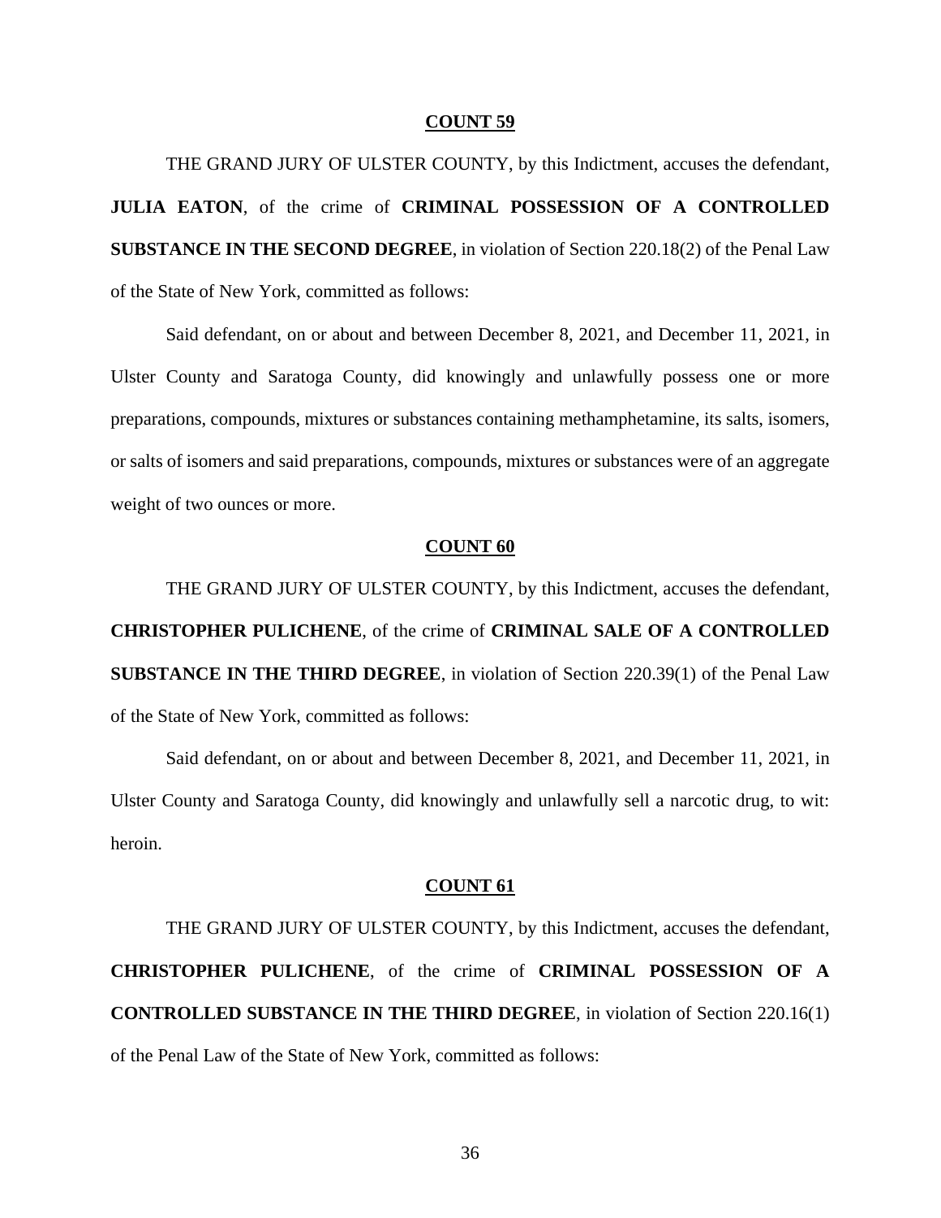**COUNT 59**

THE GRAND JURY OF ULSTER COUNTY, by this Indictment, accuses the defendant, **JULIA EATON**, of the crime of **CRIMINAL POSSESSION OF A CONTROLLED SUBSTANCE IN THE SECOND DEGREE**, in violation of Section 220.18(2) of the Penal Law of the State of New York, committed as follows:

Said defendant, on or about and between December 8, 2021, and December 11, 2021, in Ulster County and Saratoga County, did knowingly and unlawfully possess one or more preparations, compounds, mixtures or substances containing methamphetamine, its salts, isomers, or salts of isomers and said preparations, compounds, mixtures or substances were of an aggregate weight of two ounces or more.

**COUNT 60**

THE GRAND JURY OF ULSTER COUNTY, by this Indictment, accuses the defendant, **CHRISTOPHER PULICHENE**, of the crime of **CRIMINAL SALE OF A CONTROLLED SUBSTANCE IN THE THIRD DEGREE**, in violation of Section 220.39(1) of the Penal Law of the State of New York, committed as follows:

Said defendant, on or about and between December 8, 2021, and December 11, 2021, in Ulster County and Saratoga County, did knowingly and unlawfully sell a narcotic drug, to wit: heroin.

**COUNT 61**

THE GRAND JURY OF ULSTER COUNTY, by this Indictment, accuses the defendant, **CHRISTOPHER PULICHENE**, of the crime of **CRIMINAL POSSESSION OF A CONTROLLED SUBSTANCE IN THE THIRD DEGREE**, in violation of Section 220.16(1) of the Penal Law of the State of New York, committed as follows: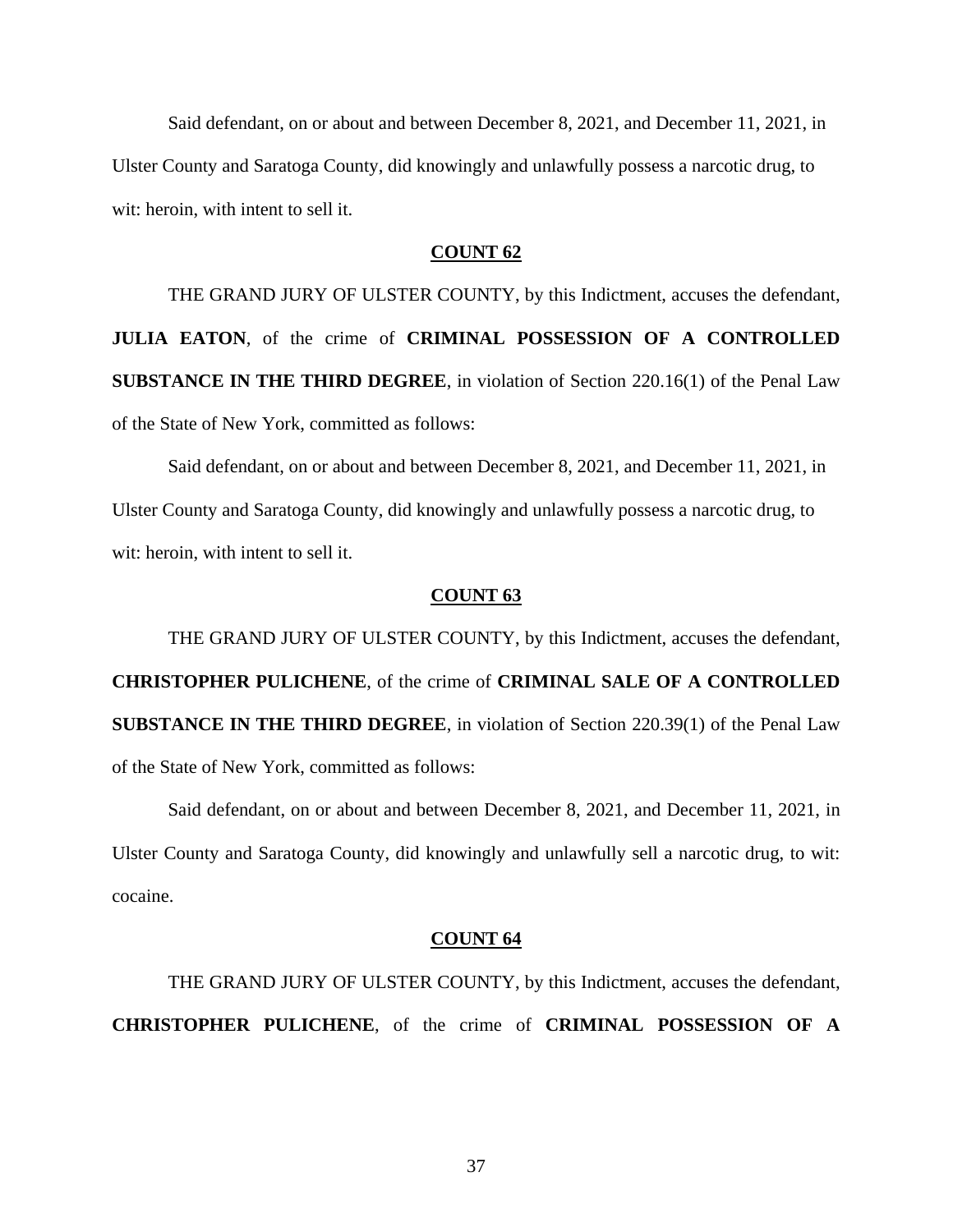Said defendant, on or about and between December 8, 2021, and December 11, 2021, in Ulster County and Saratoga County, did knowingly and unlawfully possess a narcotic drug, to wit: heroin, with intent to sell it.

**COUNT 62**

THE GRAND JURY OF ULSTER COUNTY, by this Indictment, accuses the defendant, **JULIA EATON**, of the crime of **CRIMINAL POSSESSION OF A CONTROLLED SUBSTANCE IN THE THIRD DEGREE**, in violation of Section 220.16(1) of the Penal Law of the State of New York, committed as follows:

Said defendant, on or about and between December 8, 2021, and December 11, 2021, in Ulster County and Saratoga County, did knowingly and unlawfully possess a narcotic drug, to wit: heroin, with intent to sell it.

**COUNT 63**

THE GRAND JURY OF ULSTER COUNTY, by this Indictment, accuses the defendant, **CHRISTOPHER PULICHENE**, of the crime of **CRIMINAL SALE OF A CONTROLLED SUBSTANCE IN THE THIRD DEGREE**, in violation of Section 220.39(1) of the Penal Law of the State of New York, committed as follows:

Said defendant, on or about and between December 8, 2021, and December 11, 2021, in Ulster County and Saratoga County, did knowingly and unlawfully sell a narcotic drug, to wit: cocaine.

**COUNT 64**

THE GRAND JURY OF ULSTER COUNTY, by this Indictment, accuses the defendant, **CHRISTOPHER PULICHENE**, of the crime of **CRIMINAL POSSESSION OF A**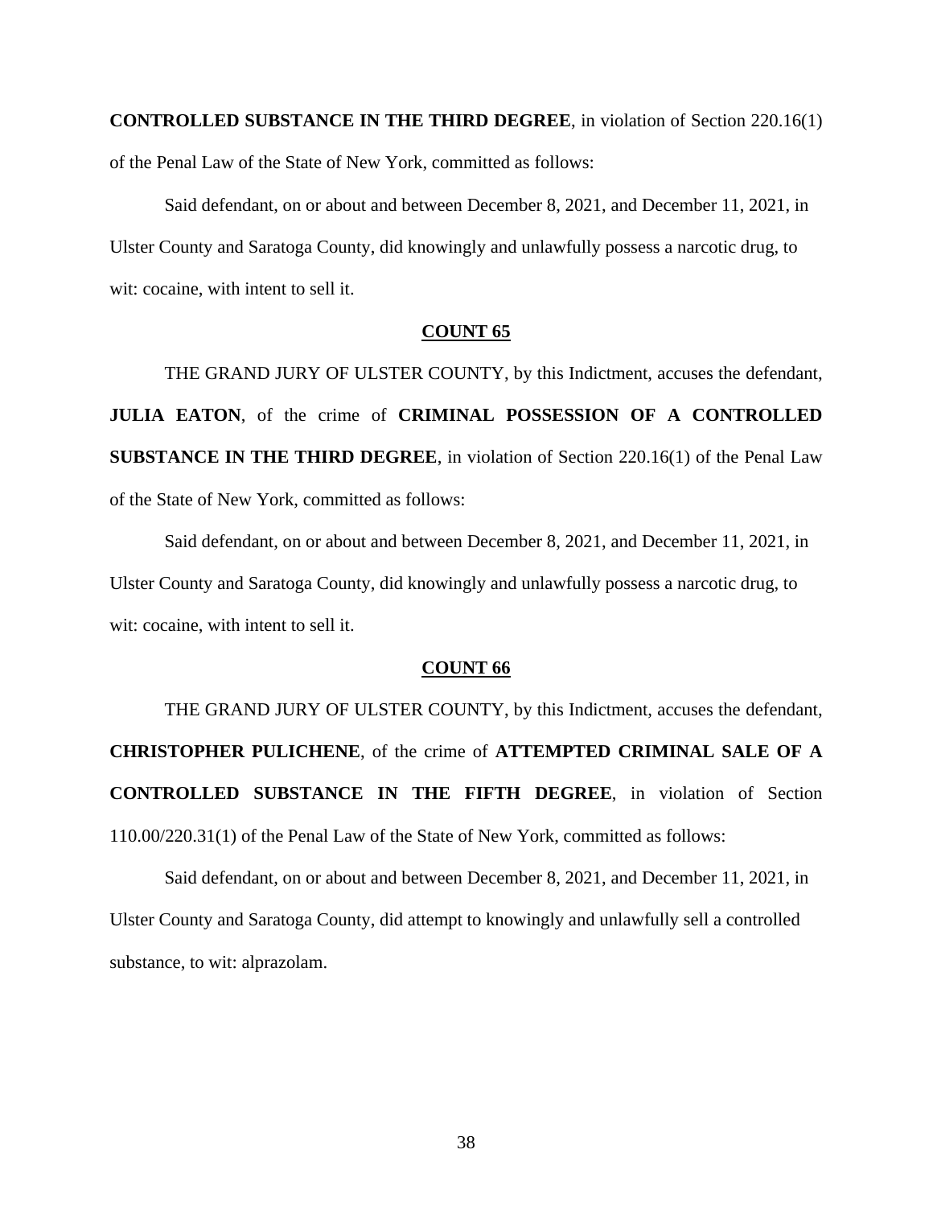**CONTROLLED SUBSTANCE IN THE THIRD DEGREE**, in violation of Section 220.16(1) of the Penal Law of the State of New York, committed as follows:

Said defendant, on or about and between December 8, 2021, and December 11, 2021, in Ulster County and Saratoga County, did knowingly and unlawfully possess a narcotic drug, to wit: cocaine, with intent to sell it.

**COUNT 65**

THE GRAND JURY OF ULSTER COUNTY, by this Indictment, accuses the defendant, **JULIA EATON**, of the crime of **CRIMINAL POSSESSION OF A CONTROLLED SUBSTANCE IN THE THIRD DEGREE**, in violation of Section 220.16(1) of the Penal Law of the State of New York, committed as follows:

Said defendant, on or about and between December 8, 2021, and December 11, 2021, in Ulster County and Saratoga County, did knowingly and unlawfully possess a narcotic drug, to wit: cocaine, with intent to sell it.

**COUNT 66**

THE GRAND JURY OF ULSTER COUNTY, by this Indictment, accuses the defendant, **CHRISTOPHER PULICHENE**, of the crime of **ATTEMPTED CRIMINAL SALE OF A CONTROLLED SUBSTANCE IN THE FIFTH DEGREE**, in violation of Section 110.00/220.31(1) of the Penal Law of the State of New York, committed as follows:

Said defendant, on or about and between December 8, 2021, and December 11, 2021, in Ulster County and Saratoga County, did attempt to knowingly and unlawfully sell a controlled substance, to wit: alprazolam.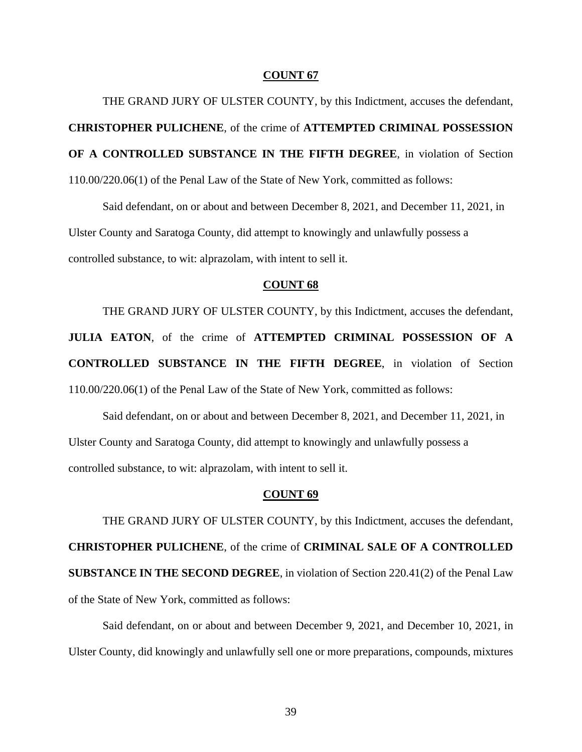**COUNT 67**

THE GRAND JURY OF ULSTER COUNTY, by this Indictment, accuses the defendant, **CHRISTOPHER PULICHENE**, of the crime of **ATTEMPTED CRIMINAL POSSESSION OF A CONTROLLED SUBSTANCE IN THE FIFTH DEGREE**, in violation of Section 110.00/220.06(1) of the Penal Law of the State of New York, committed as follows:

Said defendant, on or about and between December 8, 2021, and December 11, 2021, in Ulster County and Saratoga County, did attempt to knowingly and unlawfully possess a controlled substance, to wit: alprazolam, with intent to sell it.

**COUNT 68**

THE GRAND JURY OF ULSTER COUNTY, by this Indictment, accuses the defendant, **JULIA EATON**, of the crime of **ATTEMPTED CRIMINAL POSSESSION OF A CONTROLLED SUBSTANCE IN THE FIFTH DEGREE**, in violation of Section 110.00/220.06(1) of the Penal Law of the State of New York, committed as follows:

Said defendant, on or about and between December 8, 2021, and December 11, 2021, in Ulster County and Saratoga County, did attempt to knowingly and unlawfully possess a controlled substance, to wit: alprazolam, with intent to sell it.

**COUNT 69**

THE GRAND JURY OF ULSTER COUNTY, by this Indictment, accuses the defendant, **CHRISTOPHER PULICHENE**, of the crime of **CRIMINAL SALE OF A CONTROLLED SUBSTANCE IN THE SECOND DEGREE**, in violation of Section 220.41(2) of the Penal Law of the State of New York, committed as follows:

Said defendant, on or about and between December 9, 2021, and December 10, 2021, in Ulster County, did knowingly and unlawfully sell one or more preparations, compounds, mixtures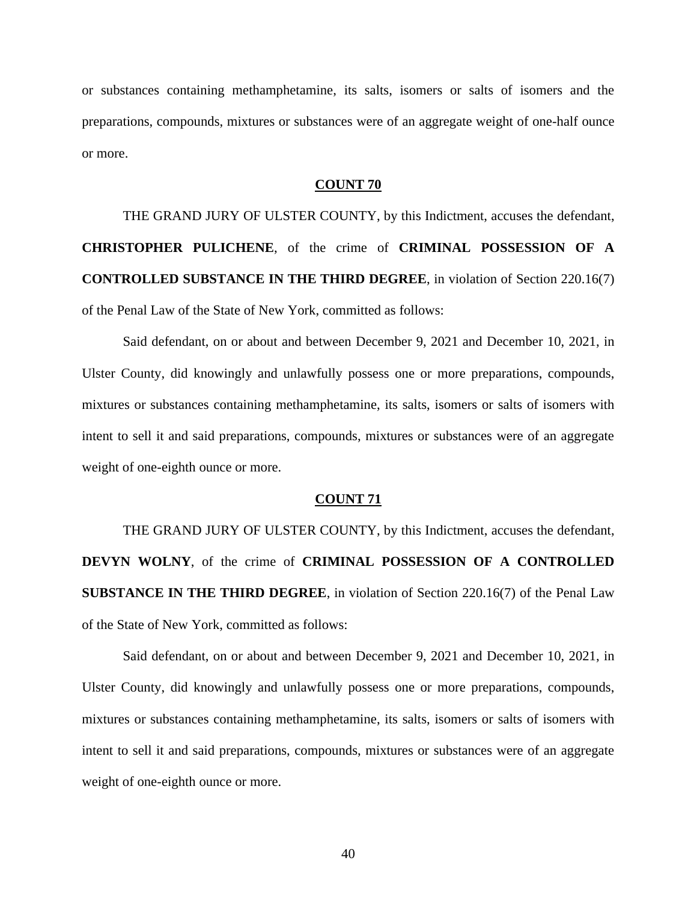or substances containing methamphetamine, its salts, isomers or salts of isomers and the preparations, compounds, mixtures or substances were of an aggregate weight of one-half ounce or more.

**COUNT 70**

THE GRAND JURY OF ULSTER COUNTY, by this Indictment, accuses the defendant, **CHRISTOPHER PULICHENE**, of the crime of **CRIMINAL POSSESSION OF A CONTROLLED SUBSTANCE IN THE THIRD DEGREE**, in violation of Section 220.16(7) of the Penal Law of the State of New York, committed as follows:

Said defendant, on or about and between December 9, 2021 and December 10, 2021, in Ulster County, did knowingly and unlawfully possess one or more preparations, compounds, mixtures or substances containing methamphetamine, its salts, isomers or salts of isomers with intent to sell it and said preparations, compounds, mixtures or substances were of an aggregate weight of one-eighth ounce or more.

**COUNT 71**

THE GRAND JURY OF ULSTER COUNTY, by this Indictment, accuses the defendant, **DEVYN WOLNY**, of the crime of **CRIMINAL POSSESSION OF A CONTROLLED SUBSTANCE IN THE THIRD DEGREE**, in violation of Section 220.16(7) of the Penal Law of the State of New York, committed as follows:

Said defendant, on or about and between December 9, 2021 and December 10, 2021, in Ulster County, did knowingly and unlawfully possess one or more preparations, compounds, mixtures or substances containing methamphetamine, its salts, isomers or salts of isomers with intent to sell it and said preparations, compounds, mixtures or substances were of an aggregate weight of one-eighth ounce or more.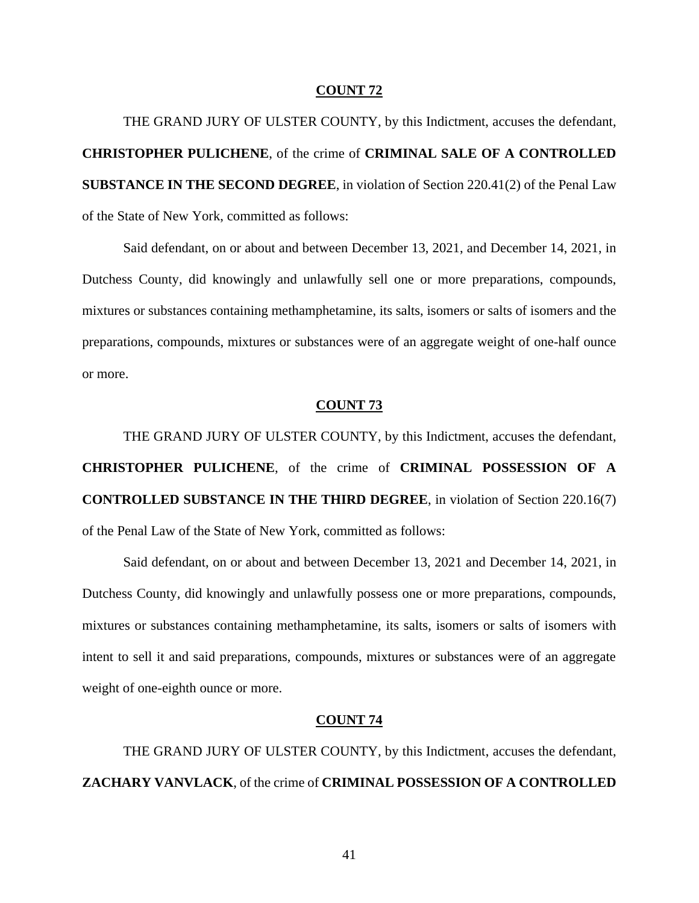**COUNT 72**

THE GRAND JURY OF ULSTER COUNTY, by this Indictment, accuses the defendant, **CHRISTOPHER PULICHENE**, of the crime of **CRIMINAL SALE OF A CONTROLLED SUBSTANCE IN THE SECOND DEGREE**, in violation of Section 220.41(2) of the Penal Law of the State of New York, committed as follows:

Said defendant, on or about and between December 13, 2021, and December 14, 2021, in Dutchess County, did knowingly and unlawfully sell one or more preparations, compounds, mixtures or substances containing methamphetamine, its salts, isomers or salts of isomers and the preparations, compounds, mixtures or substances were of an aggregate weight of one-half ounce or more.

**COUNT 73**

THE GRAND JURY OF ULSTER COUNTY, by this Indictment, accuses the defendant, **CHRISTOPHER PULICHENE**, of the crime of **CRIMINAL POSSESSION OF A CONTROLLED SUBSTANCE IN THE THIRD DEGREE**, in violation of Section 220.16(7) of the Penal Law of the State of New York, committed as follows:

Said defendant, on or about and between December 13, 2021 and December 14, 2021, in Dutchess County, did knowingly and unlawfully possess one or more preparations, compounds, mixtures or substances containing methamphetamine, its salts, isomers or salts of isomers with intent to sell it and said preparations, compounds, mixtures or substances were of an aggregate weight of one-eighth ounce or more.

**COUNT 74**

THE GRAND JURY OF ULSTER COUNTY, by this Indictment, accuses the defendant, **ZACHARY VANVLACK**, of the crime of **CRIMINAL POSSESSION OF A CONTROLLED**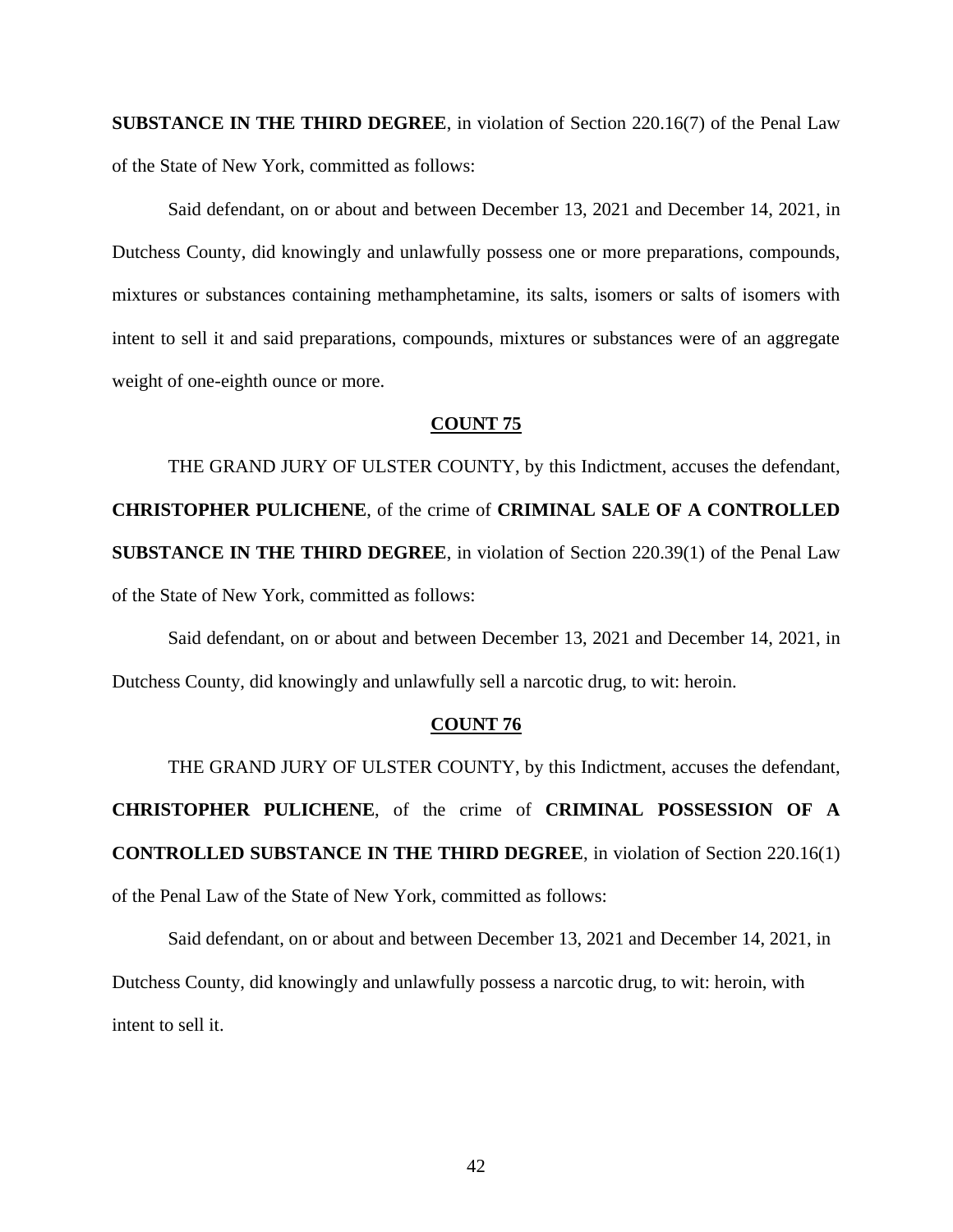**SUBSTANCE IN THE THIRD DEGREE**, in violation of Section 220.16(7) of the Penal Law of the State of New York, committed as follows:

Said defendant, on or about and between December 13, 2021 and December 14, 2021, in Dutchess County, did knowingly and unlawfully possess one or more preparations, compounds, mixtures or substances containing methamphetamine, its salts, isomers or salts of isomers with intent to sell it and said preparations, compounds, mixtures or substances were of an aggregate weight of one-eighth ounce or more.

**COUNT 75**

THE GRAND JURY OF ULSTER COUNTY, by this Indictment, accuses the defendant, **CHRISTOPHER PULICHENE**, of the crime of **CRIMINAL SALE OF A CONTROLLED SUBSTANCE IN THE THIRD DEGREE**, in violation of Section 220.39(1) of the Penal Law of the State of New York, committed as follows:

Said defendant, on or about and between December 13, 2021 and December 14, 2021, in Dutchess County, did knowingly and unlawfully sell a narcotic drug, to wit: heroin.

**COUNT 76**

THE GRAND JURY OF ULSTER COUNTY, by this Indictment, accuses the defendant, **CHRISTOPHER PULICHENE**, of the crime of **CRIMINAL POSSESSION OF A CONTROLLED SUBSTANCE IN THE THIRD DEGREE**, in violation of Section 220.16(1) of the Penal Law of the State of New York, committed as follows:

Said defendant, on or about and between December 13, 2021 and December 14, 2021, in Dutchess County, did knowingly and unlawfully possess a narcotic drug, to wit: heroin, with intent to sell it.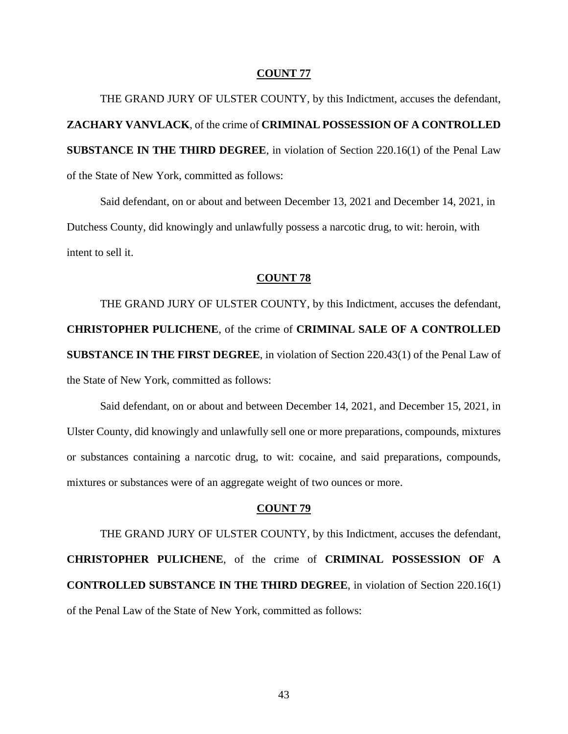**COUNT 77**

THE GRAND JURY OF ULSTER COUNTY, by this Indictment, accuses the defendant, **ZACHARY VANVLACK**, of the crime of **CRIMINAL POSSESSION OF A CONTROLLED SUBSTANCE IN THE THIRD DEGREE**, in violation of Section 220.16(1) of the Penal Law of the State of New York, committed as follows:

Said defendant, on or about and between December 13, 2021 and December 14, 2021, in Dutchess County, did knowingly and unlawfully possess a narcotic drug, to wit: heroin, with intent to sell it.

**COUNT 78**

THE GRAND JURY OF ULSTER COUNTY, by this Indictment, accuses the defendant, **CHRISTOPHER PULICHENE**, of the crime of **CRIMINAL SALE OF A CONTROLLED SUBSTANCE IN THE FIRST DEGREE**, in violation of Section 220.43(1) of the Penal Law of the State of New York, committed as follows:

Said defendant, on or about and between December 14, 2021, and December 15, 2021, in Ulster County, did knowingly and unlawfully sell one or more preparations, compounds, mixtures or substances containing a narcotic drug, to wit: cocaine, and said preparations, compounds, mixtures or substances were of an aggregate weight of two ounces or more.

**COUNT 79**

THE GRAND JURY OF ULSTER COUNTY, by this Indictment, accuses the defendant, **CHRISTOPHER PULICHENE**, of the crime of **CRIMINAL POSSESSION OF A CONTROLLED SUBSTANCE IN THE THIRD DEGREE**, in violation of Section 220.16(1) of the Penal Law of the State of New York, committed as follows: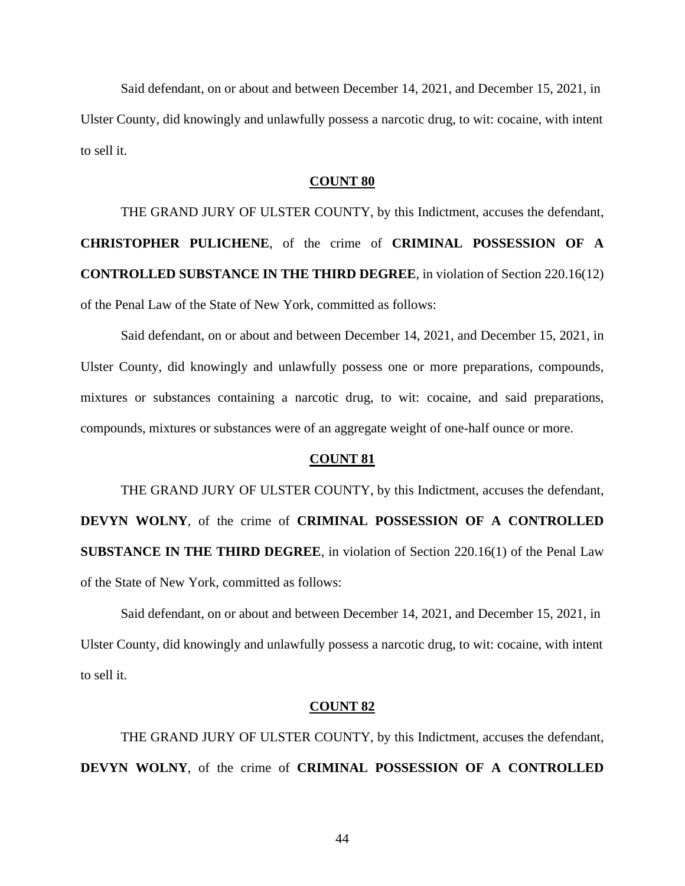Said defendant, on or about and between December 14, 2021, and December 15, 2021, in Ulster County, did knowingly and unlawfully possess a narcotic drug, to wit: cocaine, with intent to sell it.

**COUNT 80**

THE GRAND JURY OF ULSTER COUNTY, by this Indictment, accuses the defendant, **CHRISTOPHER PULICHENE**, of the crime of **CRIMINAL POSSESSION OF A CONTROLLED SUBSTANCE IN THE THIRD DEGREE**, in violation of Section 220.16(12) of the Penal Law of the State of New York, committed as follows:

Said defendant, on or about and between December 14, 2021, and December 15, 2021, in Ulster County, did knowingly and unlawfully possess one or more preparations, compounds, mixtures or substances containing a narcotic drug, to wit: cocaine, and said preparations, compounds, mixtures or substances were of an aggregate weight of one-half ounce or more.

**COUNT 81**

THE GRAND JURY OF ULSTER COUNTY, by this Indictment, accuses the defendant, **DEVYN WOLNY**, of the crime of **CRIMINAL POSSESSION OF A CONTROLLED SUBSTANCE IN THE THIRD DEGREE**, in violation of Section 220.16(1) of the Penal Law of the State of New York, committed as follows:

Said defendant, on or about and between December 14, 2021, and December 15, 2021, in Ulster County, did knowingly and unlawfully possess a narcotic drug, to wit: cocaine, with intent to sell it.

**COUNT 82**

THE GRAND JURY OF ULSTER COUNTY, by this Indictment, accuses the defendant, **DEVYN WOLNY**, of the crime of **CRIMINAL POSSESSION OF A CONTROLLED**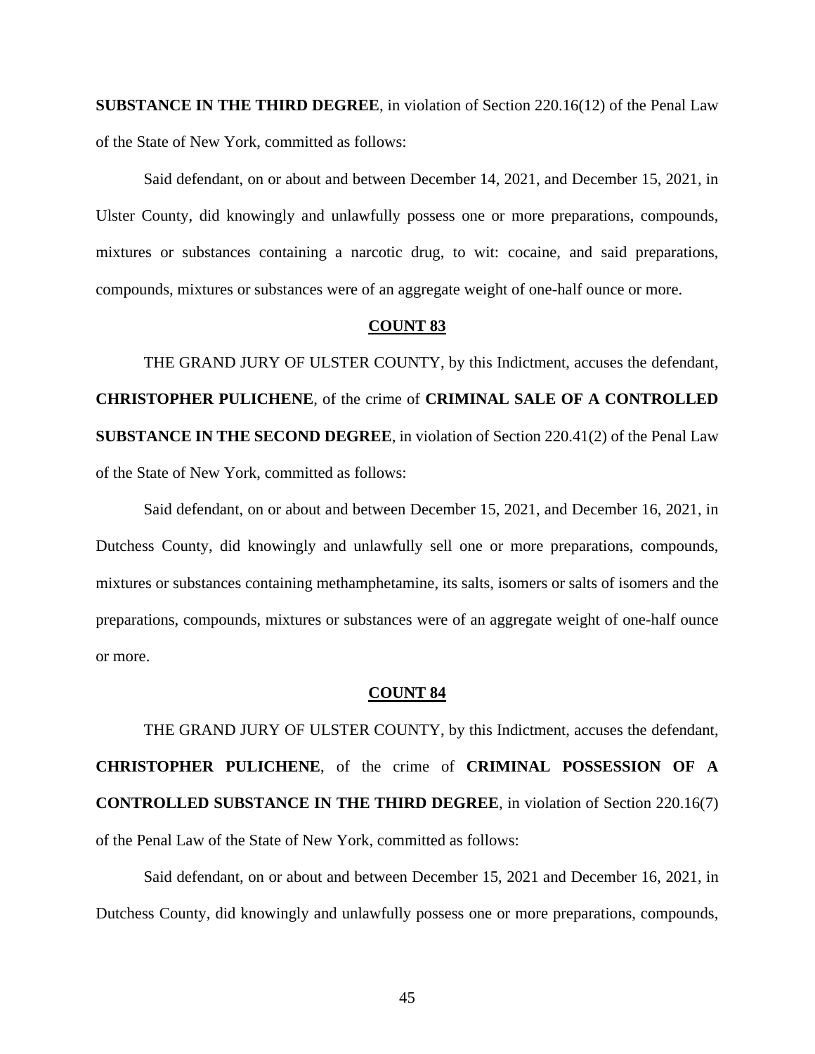**SUBSTANCE IN THE THIRD DEGREE**, in violation of Section 220.16(12) of the Penal Law of the State of New York, committed as follows:

Said defendant, on or about and between December 14, 2021, and December 15, 2021, in Ulster County, did knowingly and unlawfully possess one or more preparations, compounds, mixtures or substances containing a narcotic drug, to wit: cocaine, and said preparations, compounds, mixtures or substances were of an aggregate weight of one-half ounce or more.

**COUNT 83**

THE GRAND JURY OF ULSTER COUNTY, by this Indictment, accuses the defendant, **CHRISTOPHER PULICHENE**, of the crime of **CRIMINAL SALE OF A CONTROLLED SUBSTANCE IN THE SECOND DEGREE**, in violation of Section 220.41(2) of the Penal Law of the State of New York, committed as follows:

Said defendant, on or about and between December 15, 2021, and December 16, 2021, in Dutchess County, did knowingly and unlawfully sell one or more preparations, compounds, mixtures or substances containing methamphetamine, its salts, isomers or salts of isomers and the preparations, compounds, mixtures or substances were of an aggregate weight of one-half ounce or more.

**COUNT 84**

THE GRAND JURY OF ULSTER COUNTY, by this Indictment, accuses the defendant, **CHRISTOPHER PULICHENE**, of the crime of **CRIMINAL POSSESSION OF A CONTROLLED SUBSTANCE IN THE THIRD DEGREE**, in violation of Section 220.16(7) of the Penal Law of the State of New York, committed as follows:

Said defendant, on or about and between December 15, 2021 and December 16, 2021, in Dutchess County, did knowingly and unlawfully possess one or more preparations, compounds,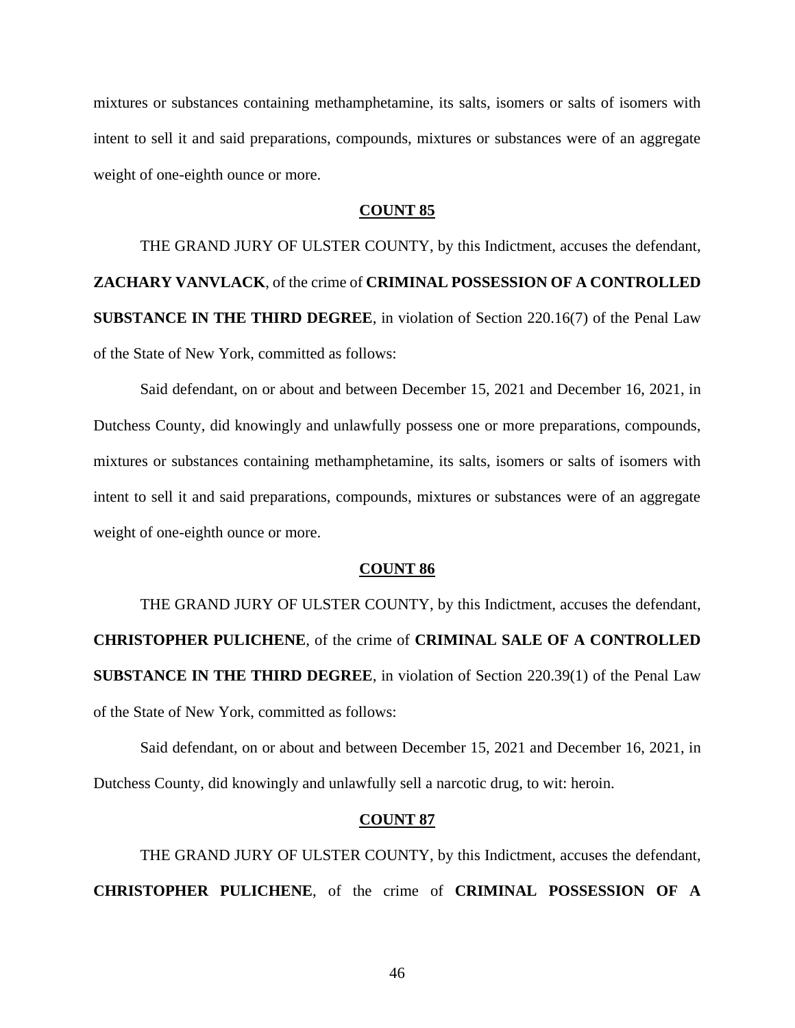mixtures or substances containing methamphetamine, its salts, isomers or salts of isomers with intent to sell it and said preparations, compounds, mixtures or substances were of an aggregate weight of one-eighth ounce or more.

**COUNT 85**

THE GRAND JURY OF ULSTER COUNTY, by this Indictment, accuses the defendant, **ZACHARY VANVLACK**, of the crime of **CRIMINAL POSSESSION OF A CONTROLLED SUBSTANCE IN THE THIRD DEGREE**, in violation of Section 220.16(7) of the Penal Law of the State of New York, committed as follows:

Said defendant, on or about and between December 15, 2021 and December 16, 2021, in Dutchess County, did knowingly and unlawfully possess one or more preparations, compounds, mixtures or substances containing methamphetamine, its salts, isomers or salts of isomers with intent to sell it and said preparations, compounds, mixtures or substances were of an aggregate weight of one-eighth ounce or more.

**COUNT 86**

THE GRAND JURY OF ULSTER COUNTY, by this Indictment, accuses the defendant, **CHRISTOPHER PULICHENE**, of the crime of **CRIMINAL SALE OF A CONTROLLED SUBSTANCE IN THE THIRD DEGREE**, in violation of Section 220.39(1) of the Penal Law of the State of New York, committed as follows:

Said defendant, on or about and between December 15, 2021 and December 16, 2021, in Dutchess County, did knowingly and unlawfully sell a narcotic drug, to wit: heroin.

**COUNT 87**

THE GRAND JURY OF ULSTER COUNTY, by this Indictment, accuses the defendant, **CHRISTOPHER PULICHENE**, of the crime of **CRIMINAL POSSESSION OF A**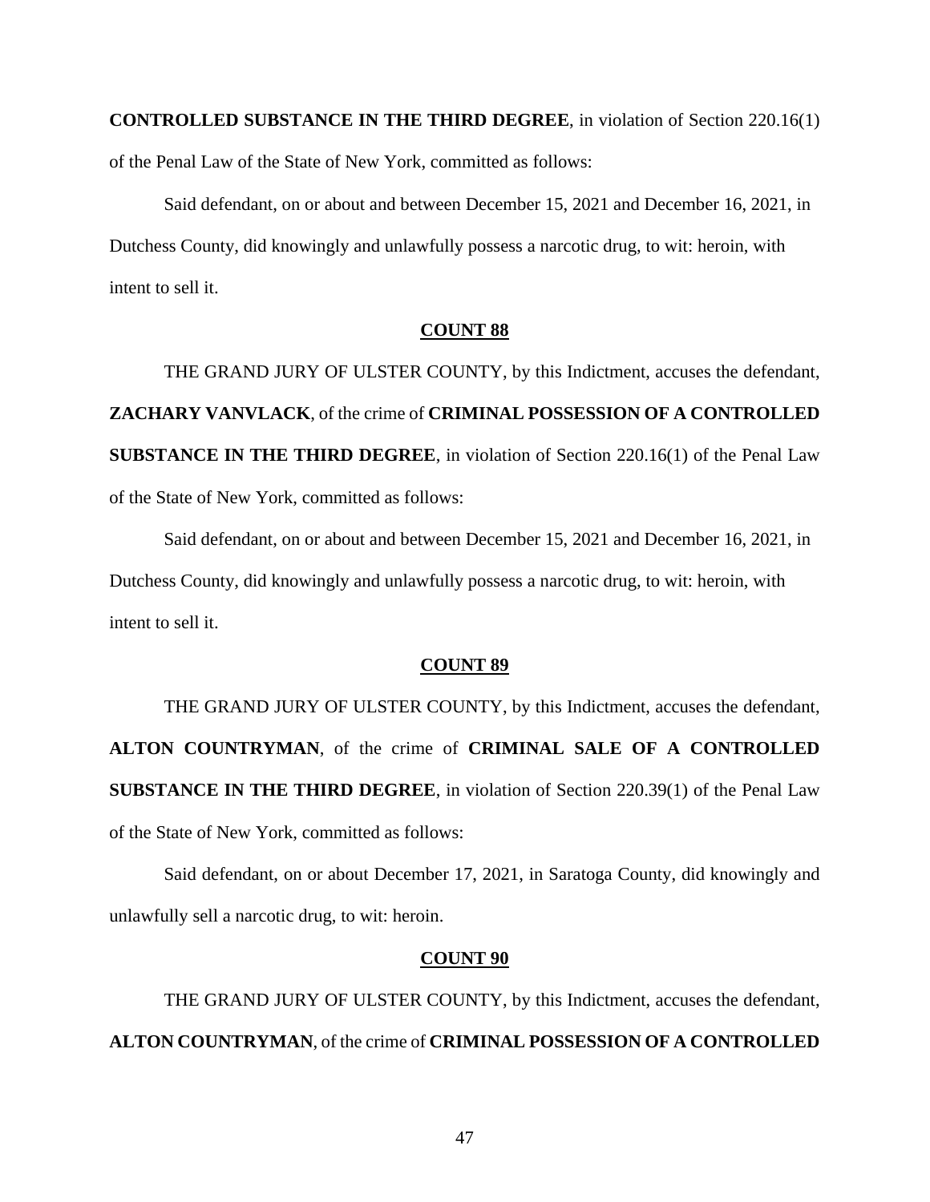**CONTROLLED SUBSTANCE IN THE THIRD DEGREE**, in violation of Section 220.16(1) of the Penal Law of the State of New York, committed as follows:

Said defendant, on or about and between December 15, 2021 and December 16, 2021, in Dutchess County, did knowingly and unlawfully possess a narcotic drug, to wit: heroin, with intent to sell it.

**COUNT 88**

THE GRAND JURY OF ULSTER COUNTY, by this Indictment, accuses the defendant, **ZACHARY VANVLACK**, of the crime of **CRIMINAL POSSESSION OF A CONTROLLED SUBSTANCE IN THE THIRD DEGREE**, in violation of Section 220.16(1) of the Penal Law of the State of New York, committed as follows:

Said defendant, on or about and between December 15, 2021 and December 16, 2021, in Dutchess County, did knowingly and unlawfully possess a narcotic drug, to wit: heroin, with intent to sell it.

**COUNT 89**

THE GRAND JURY OF ULSTER COUNTY, by this Indictment, accuses the defendant, **ALTON COUNTRYMAN**, of the crime of **CRIMINAL SALE OF A CONTROLLED SUBSTANCE IN THE THIRD DEGREE**, in violation of Section 220.39(1) of the Penal Law of the State of New York, committed as follows:

Said defendant, on or about December 17, 2021, in Saratoga County, did knowingly and unlawfully sell a narcotic drug, to wit: heroin.

**COUNT 90**

THE GRAND JURY OF ULSTER COUNTY, by this Indictment, accuses the defendant, **ALTON COUNTRYMAN**, of the crime of **CRIMINAL POSSESSION OF A CONTROLLED**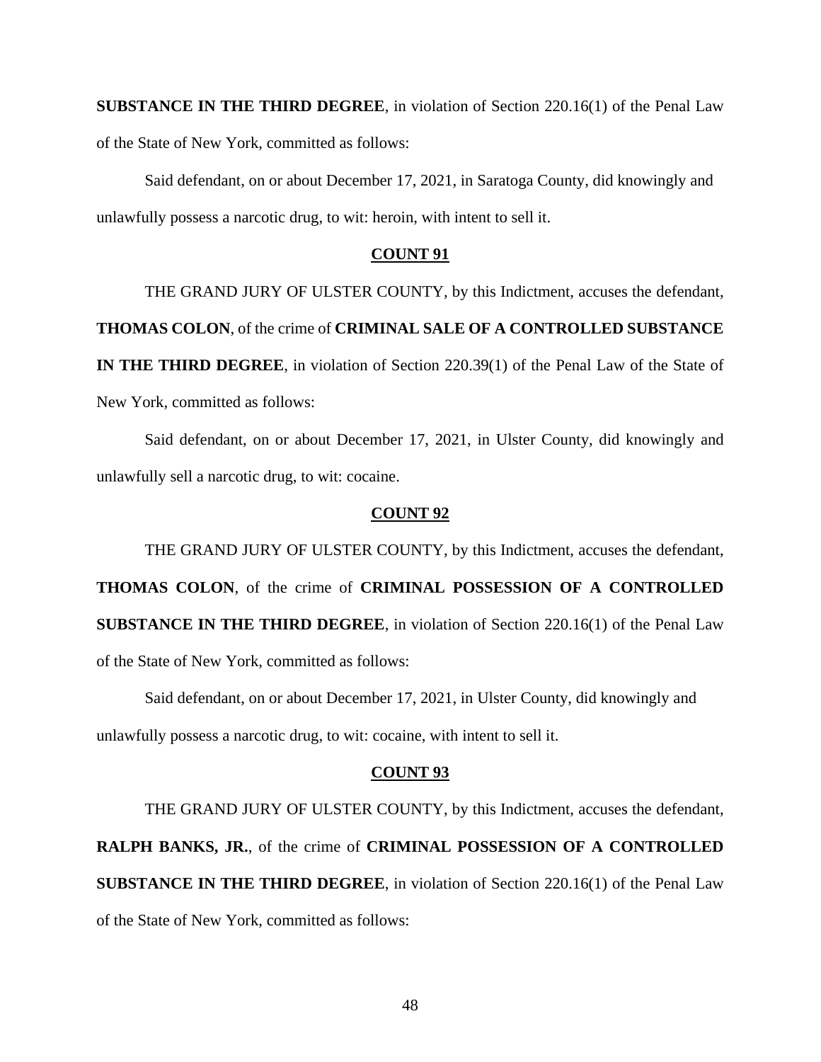**SUBSTANCE IN THE THIRD DEGREE**, in violation of Section 220.16(1) of the Penal Law of the State of New York, committed as follows:

Said defendant, on or about December 17, 2021, in Saratoga County, did knowingly and unlawfully possess a narcotic drug, to wit: heroin, with intent to sell it.

**COUNT 91**

THE GRAND JURY OF ULSTER COUNTY, by this Indictment, accuses the defendant, **THOMAS COLON**, of the crime of **CRIMINAL SALE OF A CONTROLLED SUBSTANCE IN THE THIRD DEGREE**, in violation of Section 220.39(1) of the Penal Law of the State of New York, committed as follows:

Said defendant, on or about December 17, 2021, in Ulster County, did knowingly and unlawfully sell a narcotic drug, to wit: cocaine.

**COUNT 92**

THE GRAND JURY OF ULSTER COUNTY, by this Indictment, accuses the defendant, **THOMAS COLON**, of the crime of **CRIMINAL POSSESSION OF A CONTROLLED SUBSTANCE IN THE THIRD DEGREE**, in violation of Section 220.16(1) of the Penal Law of the State of New York, committed as follows:

Said defendant, on or about December 17, 2021, in Ulster County, did knowingly and unlawfully possess a narcotic drug, to wit: cocaine, with intent to sell it.

**COUNT 93**

THE GRAND JURY OF ULSTER COUNTY, by this Indictment, accuses the defendant, **RALPH BANKS, JR.**, of the crime of **CRIMINAL POSSESSION OF A CONTROLLED SUBSTANCE IN THE THIRD DEGREE**, in violation of Section 220.16(1) of the Penal Law of the State of New York, committed as follows: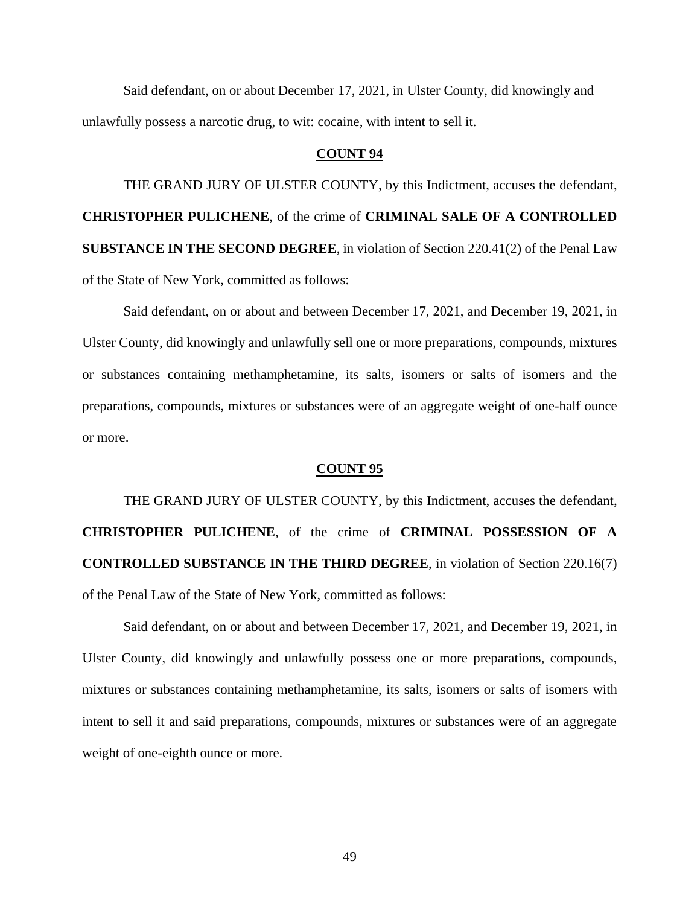Said defendant, on or about December 17, 2021, in Ulster County, did knowingly and unlawfully possess a narcotic drug, to wit: cocaine, with intent to sell it.

**COUNT 94**

THE GRAND JURY OF ULSTER COUNTY, by this Indictment, accuses the defendant, **CHRISTOPHER PULICHENE**, of the crime of **CRIMINAL SALE OF A CONTROLLED SUBSTANCE IN THE SECOND DEGREE**, in violation of Section 220.41(2) of the Penal Law of the State of New York, committed as follows:

Said defendant, on or about and between December 17, 2021, and December 19, 2021, in Ulster County, did knowingly and unlawfully sell one or more preparations, compounds, mixtures or substances containing methamphetamine, its salts, isomers or salts of isomers and the preparations, compounds, mixtures or substances were of an aggregate weight of one-half ounce or more.

**COUNT 95**

THE GRAND JURY OF ULSTER COUNTY, by this Indictment, accuses the defendant, **CHRISTOPHER PULICHENE**, of the crime of **CRIMINAL POSSESSION OF A CONTROLLED SUBSTANCE IN THE THIRD DEGREE**, in violation of Section 220.16(7) of the Penal Law of the State of New York, committed as follows:

Said defendant, on or about and between December 17, 2021, and December 19, 2021, in Ulster County, did knowingly and unlawfully possess one or more preparations, compounds, mixtures or substances containing methamphetamine, its salts, isomers or salts of isomers with intent to sell it and said preparations, compounds, mixtures or substances were of an aggregate weight of one-eighth ounce or more.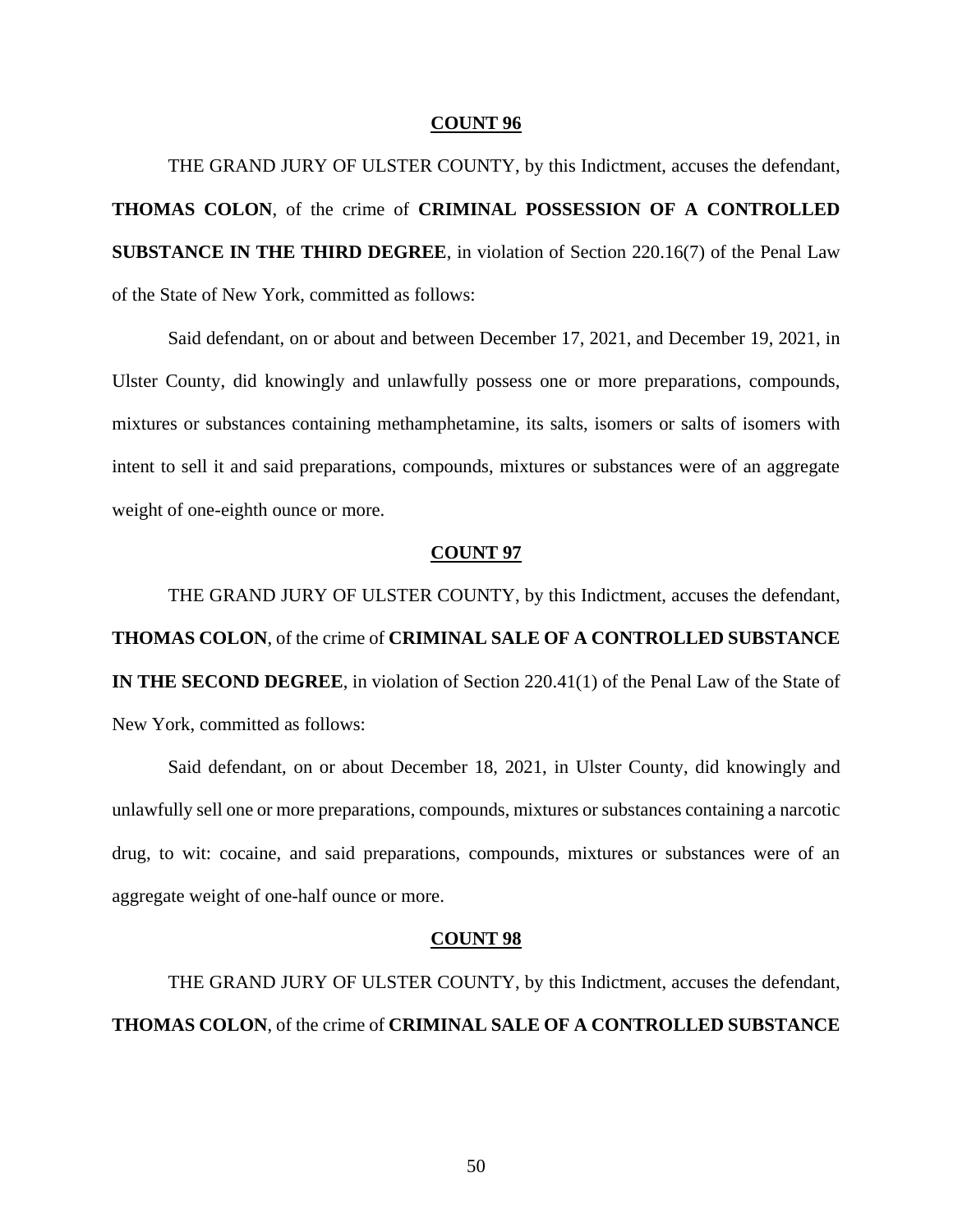**COUNT 96**

THE GRAND JURY OF ULSTER COUNTY, by this Indictment, accuses the defendant, **THOMAS COLON**, of the crime of **CRIMINAL POSSESSION OF A CONTROLLED SUBSTANCE IN THE THIRD DEGREE**, in violation of Section 220.16(7) of the Penal Law of the State of New York, committed as follows:

Said defendant, on or about and between December 17, 2021, and December 19, 2021, in Ulster County, did knowingly and unlawfully possess one or more preparations, compounds, mixtures or substances containing methamphetamine, its salts, isomers or salts of isomers with intent to sell it and said preparations, compounds, mixtures or substances were of an aggregate weight of one-eighth ounce or more.

**COUNT 97**

THE GRAND JURY OF ULSTER COUNTY, by this Indictment, accuses the defendant, **THOMAS COLON**, of the crime of **CRIMINAL SALE OF A CONTROLLED SUBSTANCE IN THE SECOND DEGREE**, in violation of Section 220.41(1) of the Penal Law of the State of New York, committed as follows:

Said defendant, on or about December 18, 2021, in Ulster County, did knowingly and unlawfully sell one or more preparations, compounds, mixtures or substances containing a narcotic drug, to wit: cocaine, and said preparations, compounds, mixtures or substances were of an aggregate weight of one-half ounce or more.

**COUNT 98**

THE GRAND JURY OF ULSTER COUNTY, by this Indictment, accuses the defendant, **THOMAS COLON**, of the crime of **CRIMINAL SALE OF A CONTROLLED SUBSTANCE**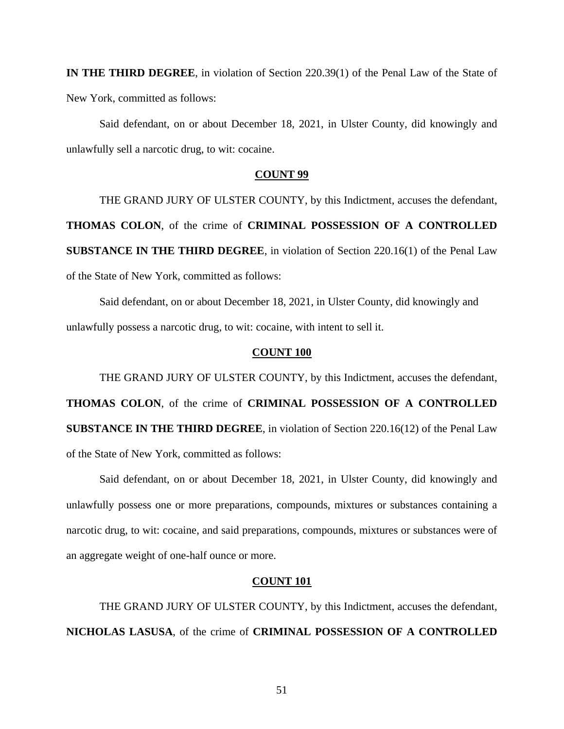**IN THE THIRD DEGREE**, in violation of Section 220.39(1) of the Penal Law of the State of New York, committed as follows:

Said defendant, on or about December 18, 2021, in Ulster County, did knowingly and unlawfully sell a narcotic drug, to wit: cocaine.

**COUNT 99**

THE GRAND JURY OF ULSTER COUNTY, by this Indictment, accuses the defendant, **THOMAS COLON**, of the crime of **CRIMINAL POSSESSION OF A CONTROLLED SUBSTANCE IN THE THIRD DEGREE**, in violation of Section 220.16(1) of the Penal Law of the State of New York, committed as follows:

Said defendant, on or about December 18, 2021, in Ulster County, did knowingly and unlawfully possess a narcotic drug, to wit: cocaine, with intent to sell it.

**COUNT 100**

THE GRAND JURY OF ULSTER COUNTY, by this Indictment, accuses the defendant, **THOMAS COLON**, of the crime of **CRIMINAL POSSESSION OF A CONTROLLED SUBSTANCE IN THE THIRD DEGREE**, in violation of Section 220.16(12) of the Penal Law of the State of New York, committed as follows:

Said defendant, on or about December 18, 2021, in Ulster County, did knowingly and unlawfully possess one or more preparations, compounds, mixtures or substances containing a narcotic drug, to wit: cocaine, and said preparations, compounds, mixtures or substances were of an aggregate weight of one-half ounce or more.

**COUNT 101**

THE GRAND JURY OF ULSTER COUNTY, by this Indictment, accuses the defendant, **NICHOLAS LASUSA**, of the crime of **CRIMINAL POSSESSION OF A CONTROLLED**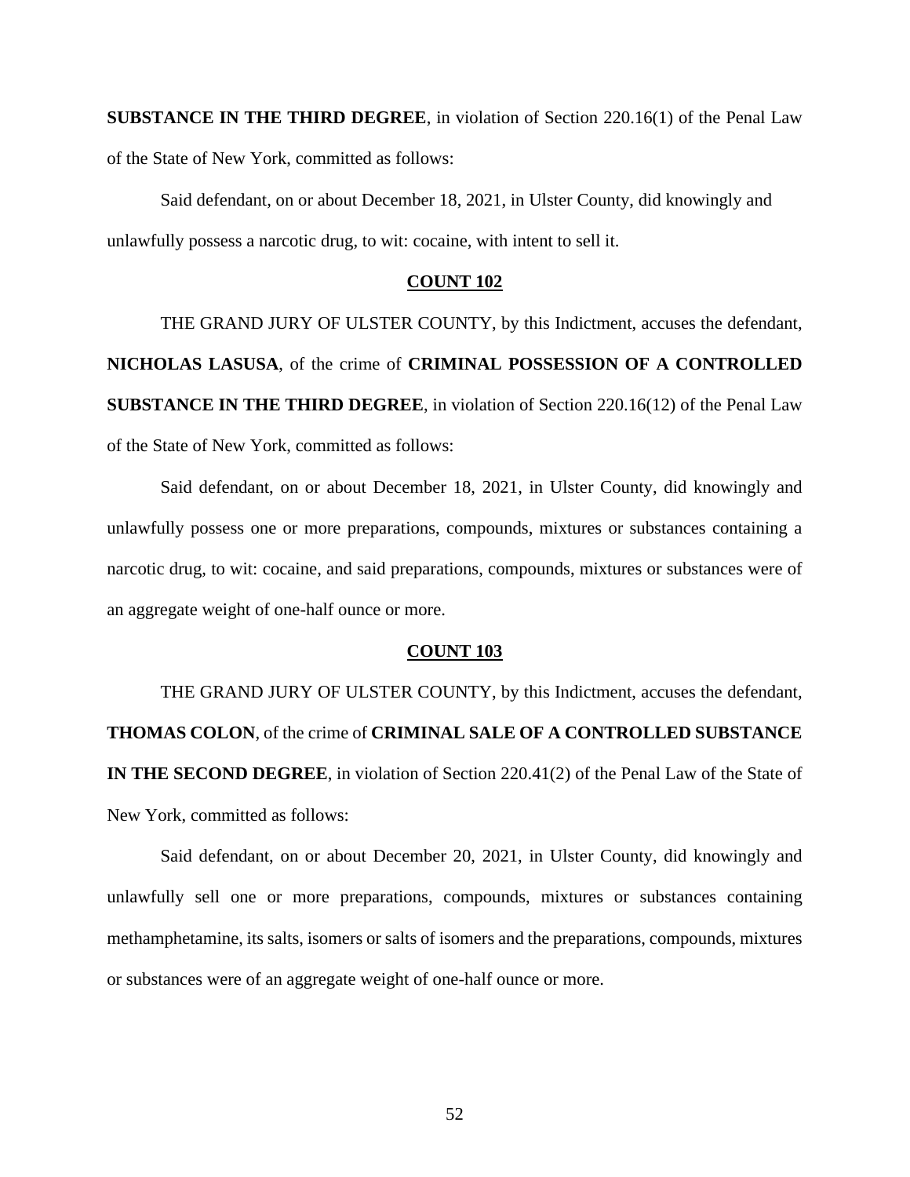**SUBSTANCE IN THE THIRD DEGREE**, in violation of Section 220.16(1) of the Penal Law of the State of New York, committed as follows:

Said defendant, on or about December 18, 2021, in Ulster County, did knowingly and unlawfully possess a narcotic drug, to wit: cocaine, with intent to sell it.

**COUNT 102**

THE GRAND JURY OF ULSTER COUNTY, by this Indictment, accuses the defendant, **NICHOLAS LASUSA**, of the crime of **CRIMINAL POSSESSION OF A CONTROLLED SUBSTANCE IN THE THIRD DEGREE**, in violation of Section 220.16(12) of the Penal Law of the State of New York, committed as follows:

Said defendant, on or about December 18, 2021, in Ulster County, did knowingly and unlawfully possess one or more preparations, compounds, mixtures or substances containing a narcotic drug, to wit: cocaine, and said preparations, compounds, mixtures or substances were of an aggregate weight of one-half ounce or more.

**COUNT 103**

THE GRAND JURY OF ULSTER COUNTY, by this Indictment, accuses the defendant, **THOMAS COLON**, of the crime of **CRIMINAL SALE OF A CONTROLLED SUBSTANCE IN THE SECOND DEGREE**, in violation of Section 220.41(2) of the Penal Law of the State of New York, committed as follows:

Said defendant, on or about December 20, 2021, in Ulster County, did knowingly and unlawfully sell one or more preparations, compounds, mixtures or substances containing methamphetamine, its salts, isomers or salts of isomers and the preparations, compounds, mixtures or substances were of an aggregate weight of one-half ounce or more.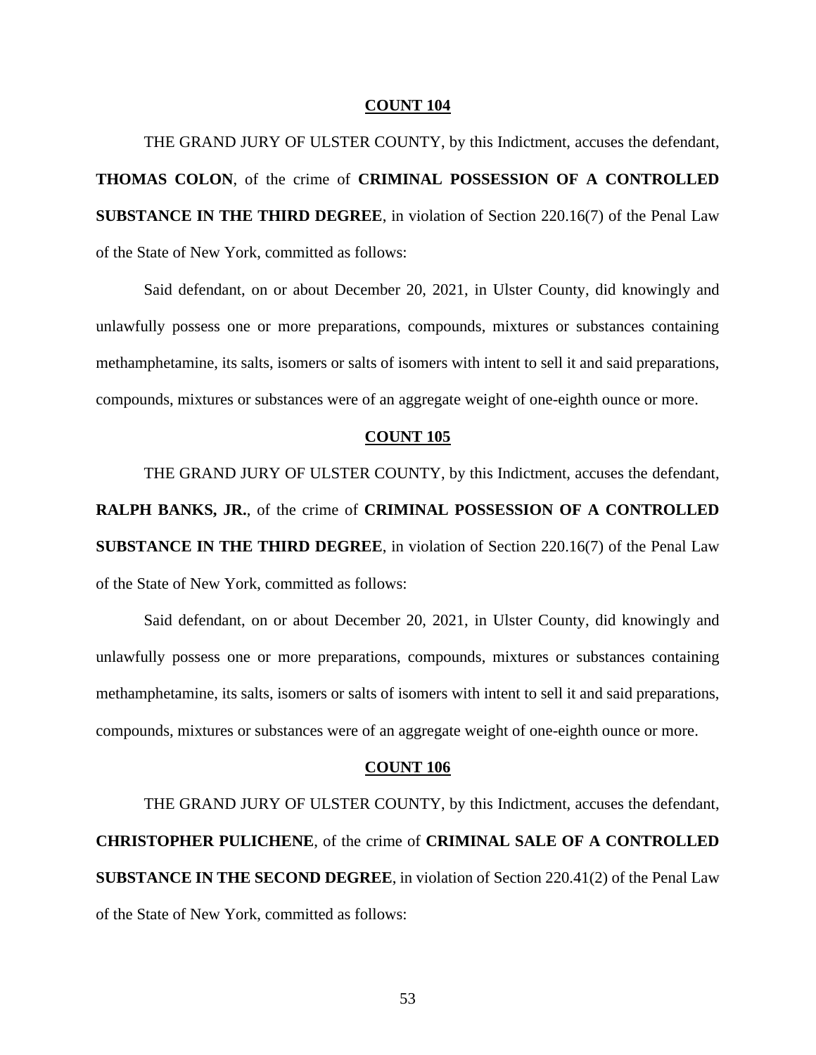**COUNT 104**

THE GRAND JURY OF ULSTER COUNTY, by this Indictment, accuses the defendant, **THOMAS COLON**, of the crime of **CRIMINAL POSSESSION OF A CONTROLLED SUBSTANCE IN THE THIRD DEGREE**, in violation of Section 220.16(7) of the Penal Law of the State of New York, committed as follows:

Said defendant, on or about December 20, 2021, in Ulster County, did knowingly and unlawfully possess one or more preparations, compounds, mixtures or substances containing methamphetamine, its salts, isomers or salts of isomers with intent to sell it and said preparations, compounds, mixtures or substances were of an aggregate weight of one-eighth ounce or more.

**COUNT 105**

THE GRAND JURY OF ULSTER COUNTY, by this Indictment, accuses the defendant, **RALPH BANKS, JR.**, of the crime of **CRIMINAL POSSESSION OF A CONTROLLED SUBSTANCE IN THE THIRD DEGREE**, in violation of Section 220.16(7) of the Penal Law of the State of New York, committed as follows:

Said defendant, on or about December 20, 2021, in Ulster County, did knowingly and unlawfully possess one or more preparations, compounds, mixtures or substances containing methamphetamine, its salts, isomers or salts of isomers with intent to sell it and said preparations, compounds, mixtures or substances were of an aggregate weight of one-eighth ounce or more.

**COUNT 106**

THE GRAND JURY OF ULSTER COUNTY, by this Indictment, accuses the defendant, **CHRISTOPHER PULICHENE**, of the crime of **CRIMINAL SALE OF A CONTROLLED SUBSTANCE IN THE SECOND DEGREE**, in violation of Section 220.41(2) of the Penal Law of the State of New York, committed as follows: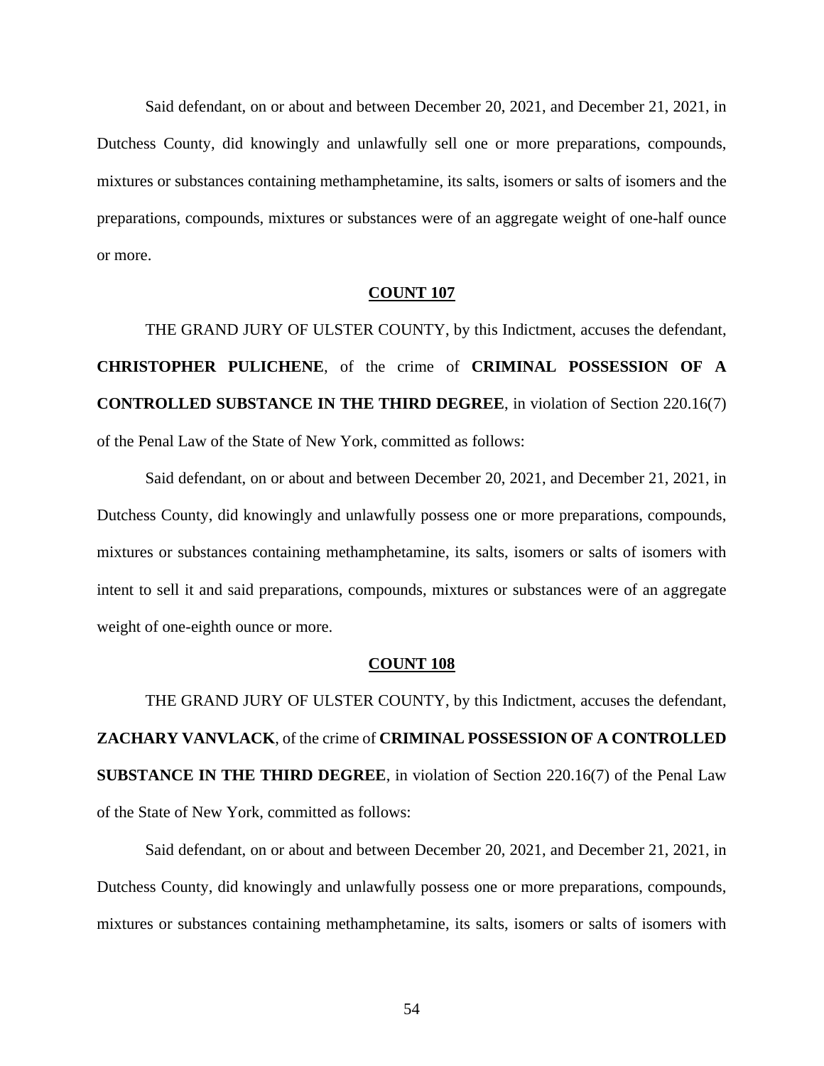Said defendant, on or about and between December 20, 2021, and December 21, 2021, in Dutchess County, did knowingly and unlawfully sell one or more preparations, compounds, mixtures or substances containing methamphetamine, its salts, isomers or salts of isomers and the preparations, compounds, mixtures or substances were of an aggregate weight of one-half ounce or more.

**COUNT 107**

THE GRAND JURY OF ULSTER COUNTY, by this Indictment, accuses the defendant, **CHRISTOPHER PULICHENE**, of the crime of **CRIMINAL POSSESSION OF A CONTROLLED SUBSTANCE IN THE THIRD DEGREE**, in violation of Section 220.16(7) of the Penal Law of the State of New York, committed as follows:

Said defendant, on or about and between December 20, 2021, and December 21, 2021, in Dutchess County, did knowingly and unlawfully possess one or more preparations, compounds, mixtures or substances containing methamphetamine, its salts, isomers or salts of isomers with intent to sell it and said preparations, compounds, mixtures or substances were of an aggregate weight of one-eighth ounce or more.

**COUNT 108**

THE GRAND JURY OF ULSTER COUNTY, by this Indictment, accuses the defendant, **ZACHARY VANVLACK**, of the crime of **CRIMINAL POSSESSION OF A CONTROLLED SUBSTANCE IN THE THIRD DEGREE**, in violation of Section 220.16(7) of the Penal Law of the State of New York, committed as follows:

Said defendant, on or about and between December 20, 2021, and December 21, 2021, in Dutchess County, did knowingly and unlawfully possess one or more preparations, compounds, mixtures or substances containing methamphetamine, its salts, isomers or salts of isomers with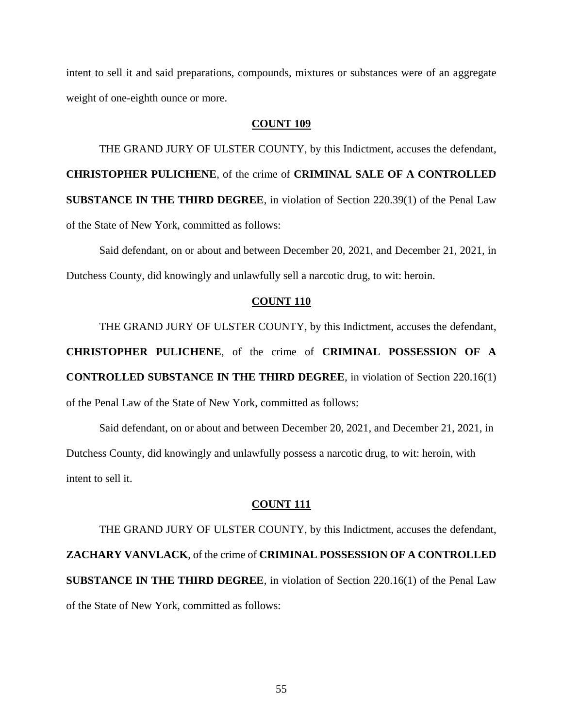intent to sell it and said preparations, compounds, mixtures or substances were of an aggregate weight of one-eighth ounce or more.

**COUNT 109**

THE GRAND JURY OF ULSTER COUNTY, by this Indictment, accuses the defendant, **CHRISTOPHER PULICHENE**, of the crime of **CRIMINAL SALE OF A CONTROLLED SUBSTANCE IN THE THIRD DEGREE**, in violation of Section 220.39(1) of the Penal Law of the State of New York, committed as follows:

Said defendant, on or about and between December 20, 2021, and December 21, 2021, in Dutchess County, did knowingly and unlawfully sell a narcotic drug, to wit: heroin.

**COUNT 110**

THE GRAND JURY OF ULSTER COUNTY, by this Indictment, accuses the defendant, **CHRISTOPHER PULICHENE**, of the crime of **CRIMINAL POSSESSION OF A CONTROLLED SUBSTANCE IN THE THIRD DEGREE**, in violation of Section 220.16(1) of the Penal Law of the State of New York, committed as follows:

Said defendant, on or about and between December 20, 2021, and December 21, 2021, in Dutchess County, did knowingly and unlawfully possess a narcotic drug, to wit: heroin, with intent to sell it.

**COUNT 111**

THE GRAND JURY OF ULSTER COUNTY, by this Indictment, accuses the defendant, **ZACHARY VANVLACK**, of the crime of **CRIMINAL POSSESSION OF A CONTROLLED SUBSTANCE IN THE THIRD DEGREE**, in violation of Section 220.16(1) of the Penal Law of the State of New York, committed as follows: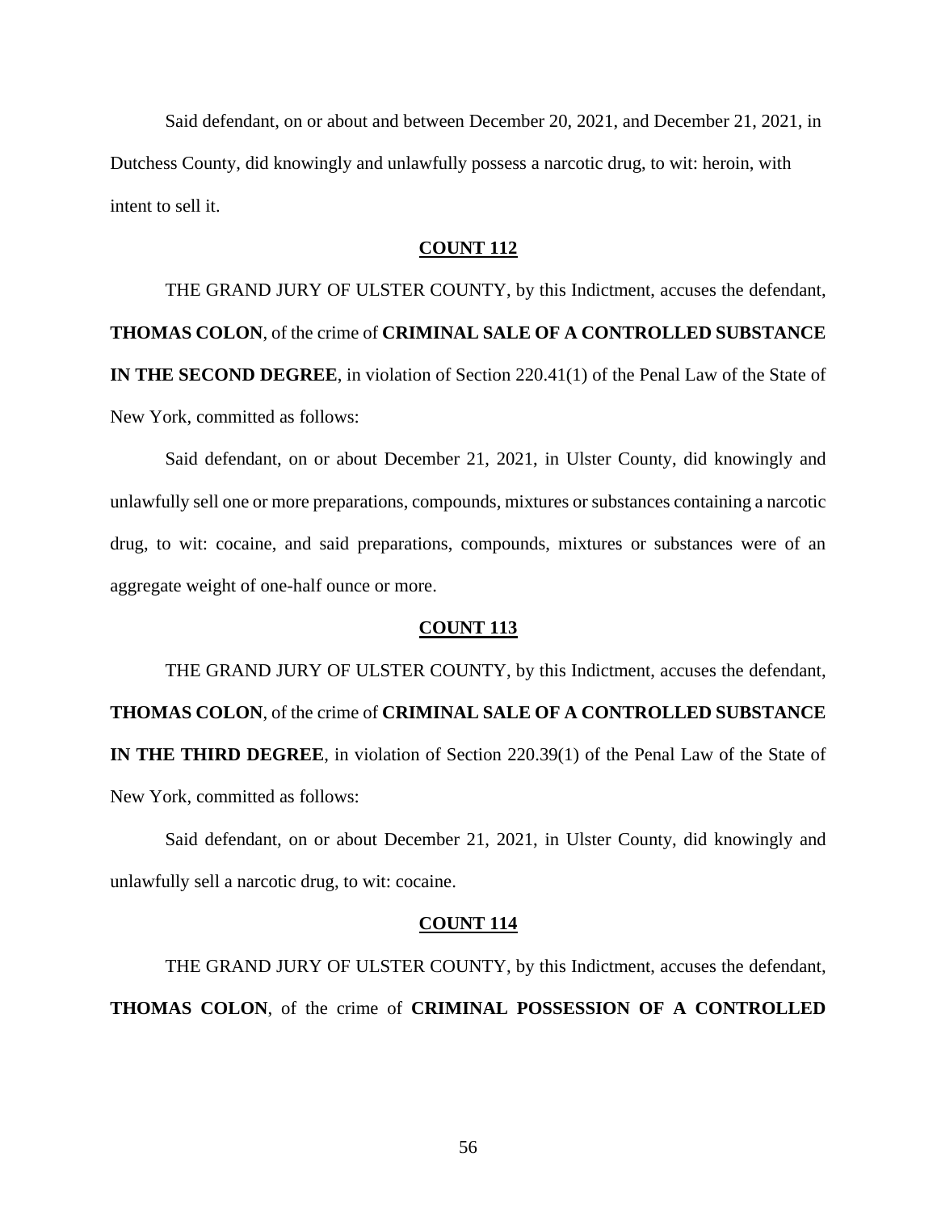Said defendant, on or about and between December 20, 2021, and December 21, 2021, in Dutchess County, did knowingly and unlawfully possess a narcotic drug, to wit: heroin, with intent to sell it.

**COUNT 112**

THE GRAND JURY OF ULSTER COUNTY, by this Indictment, accuses the defendant, **THOMAS COLON**, of the crime of **CRIMINAL SALE OF A CONTROLLED SUBSTANCE IN THE SECOND DEGREE**, in violation of Section 220.41(1) of the Penal Law of the State of New York, committed as follows:

Said defendant, on or about December 21, 2021, in Ulster County, did knowingly and unlawfully sell one or more preparations, compounds, mixtures or substances containing a narcotic drug, to wit: cocaine, and said preparations, compounds, mixtures or substances were of an aggregate weight of one-half ounce or more.

**COUNT 113**

THE GRAND JURY OF ULSTER COUNTY, by this Indictment, accuses the defendant, **THOMAS COLON**, of the crime of **CRIMINAL SALE OF A CONTROLLED SUBSTANCE IN THE THIRD DEGREE**, in violation of Section 220.39(1) of the Penal Law of the State of New York, committed as follows:

Said defendant, on or about December 21, 2021, in Ulster County, did knowingly and unlawfully sell a narcotic drug, to wit: cocaine.

**COUNT 114**

THE GRAND JURY OF ULSTER COUNTY, by this Indictment, accuses the defendant, **THOMAS COLON**, of the crime of **CRIMINAL POSSESSION OF A CONTROLLED**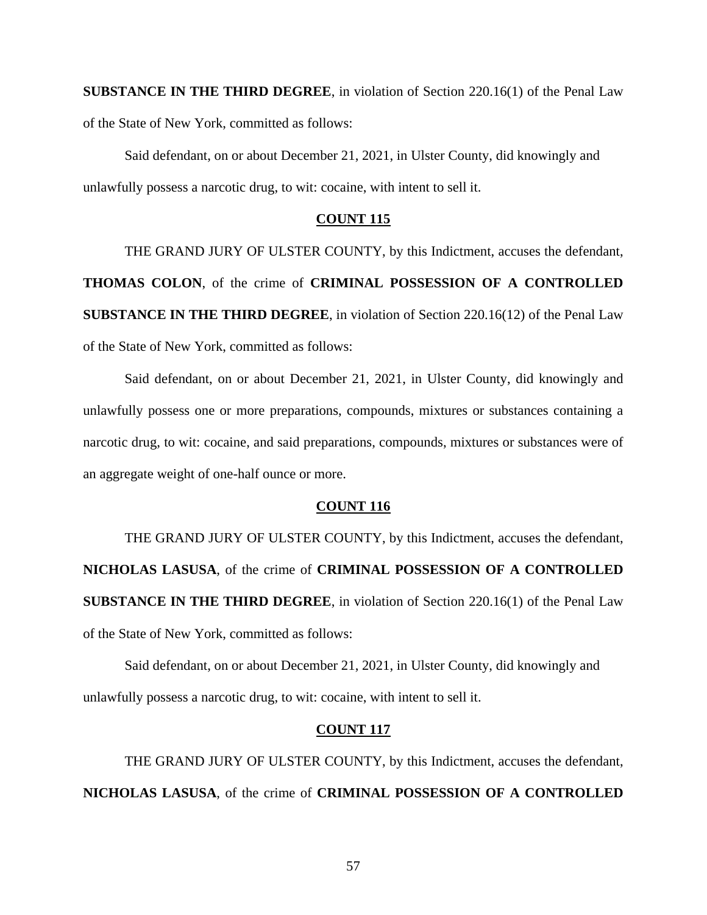**SUBSTANCE IN THE THIRD DEGREE**, in violation of Section 220.16(1) of the Penal Law of the State of New York, committed as follows:

Said defendant, on or about December 21, 2021, in Ulster County, did knowingly and unlawfully possess a narcotic drug, to wit: cocaine, with intent to sell it.

**COUNT 115**

THE GRAND JURY OF ULSTER COUNTY, by this Indictment, accuses the defendant, **THOMAS COLON**, of the crime of **CRIMINAL POSSESSION OF A CONTROLLED SUBSTANCE IN THE THIRD DEGREE**, in violation of Section 220.16(12) of the Penal Law of the State of New York, committed as follows:

Said defendant, on or about December 21, 2021, in Ulster County, did knowingly and unlawfully possess one or more preparations, compounds, mixtures or substances containing a narcotic drug, to wit: cocaine, and said preparations, compounds, mixtures or substances were of an aggregate weight of one-half ounce or more.

**COUNT 116**

THE GRAND JURY OF ULSTER COUNTY, by this Indictment, accuses the defendant, **NICHOLAS LASUSA**, of the crime of **CRIMINAL POSSESSION OF A CONTROLLED SUBSTANCE IN THE THIRD DEGREE**, in violation of Section 220.16(1) of the Penal Law of the State of New York, committed as follows:

Said defendant, on or about December 21, 2021, in Ulster County, did knowingly and unlawfully possess a narcotic drug, to wit: cocaine, with intent to sell it.

**COUNT 117**

THE GRAND JURY OF ULSTER COUNTY, by this Indictment, accuses the defendant, **NICHOLAS LASUSA**, of the crime of **CRIMINAL POSSESSION OF A CONTROLLED**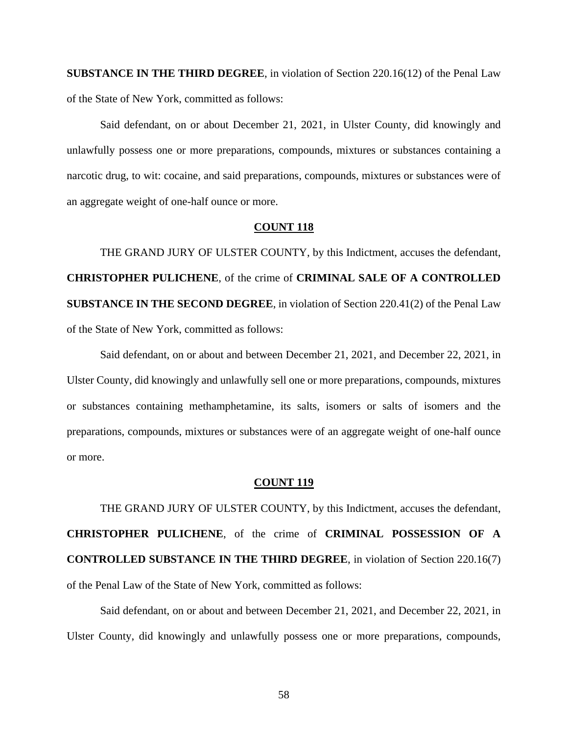**SUBSTANCE IN THE THIRD DEGREE**, in violation of Section 220.16(12) of the Penal Law of the State of New York, committed as follows:

Said defendant, on or about December 21, 2021, in Ulster County, did knowingly and unlawfully possess one or more preparations, compounds, mixtures or substances containing a narcotic drug, to wit: cocaine, and said preparations, compounds, mixtures or substances were of an aggregate weight of one-half ounce or more.

**COUNT 118**

THE GRAND JURY OF ULSTER COUNTY, by this Indictment, accuses the defendant, **CHRISTOPHER PULICHENE**, of the crime of **CRIMINAL SALE OF A CONTROLLED SUBSTANCE IN THE SECOND DEGREE**, in violation of Section 220.41(2) of the Penal Law of the State of New York, committed as follows:

Said defendant, on or about and between December 21, 2021, and December 22, 2021, in Ulster County, did knowingly and unlawfully sell one or more preparations, compounds, mixtures or substances containing methamphetamine, its salts, isomers or salts of isomers and the preparations, compounds, mixtures or substances were of an aggregate weight of one-half ounce or more.

**COUNT 119**

THE GRAND JURY OF ULSTER COUNTY, by this Indictment, accuses the defendant, **CHRISTOPHER PULICHENE**, of the crime of **CRIMINAL POSSESSION OF A CONTROLLED SUBSTANCE IN THE THIRD DEGREE**, in violation of Section 220.16(7) of the Penal Law of the State of New York, committed as follows:

Said defendant, on or about and between December 21, 2021, and December 22, 2021, in Ulster County, did knowingly and unlawfully possess one or more preparations, compounds,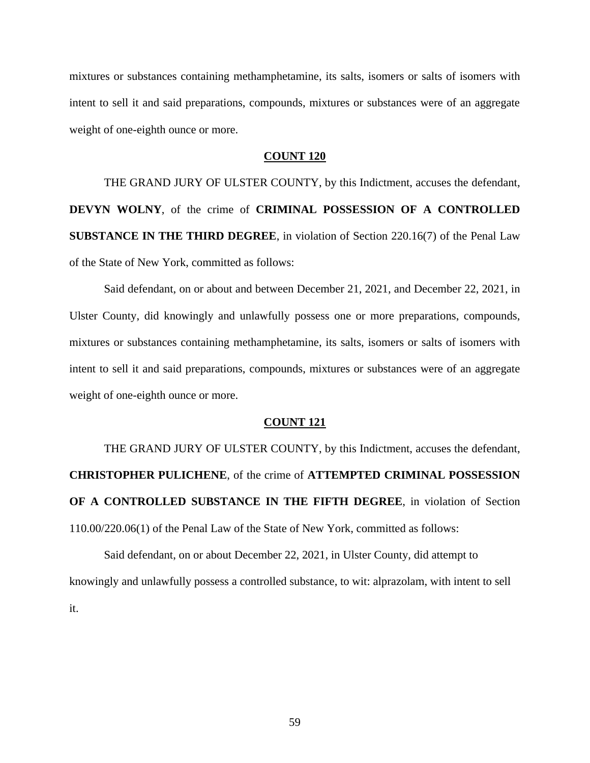mixtures or substances containing methamphetamine, its salts, isomers or salts of isomers with intent to sell it and said preparations, compounds, mixtures or substances were of an aggregate weight of one-eighth ounce or more.

**COUNT 120**

THE GRAND JURY OF ULSTER COUNTY, by this Indictment, accuses the defendant, **DEVYN WOLNY**, of the crime of **CRIMINAL POSSESSION OF A CONTROLLED SUBSTANCE IN THE THIRD DEGREE**, in violation of Section 220.16(7) of the Penal Law of the State of New York, committed as follows:

Said defendant, on or about and between December 21, 2021, and December 22, 2021, in Ulster County, did knowingly and unlawfully possess one or more preparations, compounds, mixtures or substances containing methamphetamine, its salts, isomers or salts of isomers with intent to sell it and said preparations, compounds, mixtures or substances were of an aggregate weight of one-eighth ounce or more.

**COUNT 121**

THE GRAND JURY OF ULSTER COUNTY, by this Indictment, accuses the defendant, **CHRISTOPHER PULICHENE**, of the crime of **ATTEMPTED CRIMINAL POSSESSION OF A CONTROLLED SUBSTANCE IN THE FIFTH DEGREE**, in violation of Section 110.00/220.06(1) of the Penal Law of the State of New York, committed as follows:

Said defendant, on or about December 22, 2021, in Ulster County, did attempt to knowingly and unlawfully possess a controlled substance, to wit: alprazolam, with intent to sell it.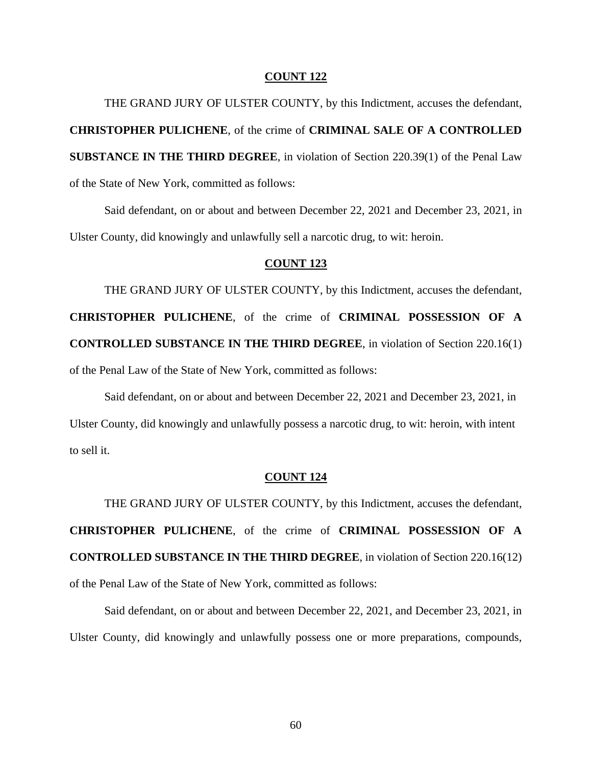**COUNT 122**

THE GRAND JURY OF ULSTER COUNTY, by this Indictment, accuses the defendant, **CHRISTOPHER PULICHENE**, of the crime of **CRIMINAL SALE OF A CONTROLLED SUBSTANCE IN THE THIRD DEGREE**, in violation of Section 220.39(1) of the Penal Law of the State of New York, committed as follows:

Said defendant, on or about and between December 22, 2021 and December 23, 2021, in Ulster County, did knowingly and unlawfully sell a narcotic drug, to wit: heroin.

**COUNT 123**

THE GRAND JURY OF ULSTER COUNTY, by this Indictment, accuses the defendant, **CHRISTOPHER PULICHENE**, of the crime of **CRIMINAL POSSESSION OF A CONTROLLED SUBSTANCE IN THE THIRD DEGREE**, in violation of Section 220.16(1) of the Penal Law of the State of New York, committed as follows:

Said defendant, on or about and between December 22, 2021 and December 23, 2021, in Ulster County, did knowingly and unlawfully possess a narcotic drug, to wit: heroin, with intent to sell it.

**COUNT 124**

THE GRAND JURY OF ULSTER COUNTY, by this Indictment, accuses the defendant, **CHRISTOPHER PULICHENE**, of the crime of **CRIMINAL POSSESSION OF A CONTROLLED SUBSTANCE IN THE THIRD DEGREE**, in violation of Section 220.16(12) of the Penal Law of the State of New York, committed as follows:

Said defendant, on or about and between December 22, 2021, and December 23, 2021, in Ulster County, did knowingly and unlawfully possess one or more preparations, compounds,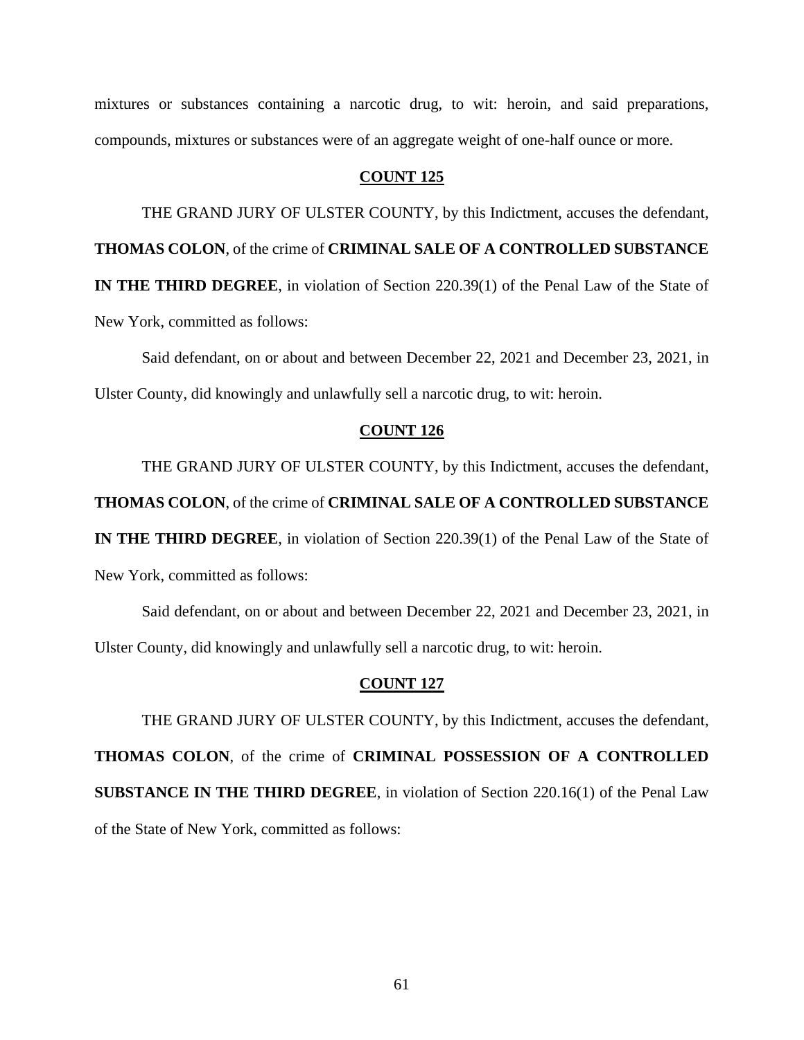mixtures or substances containing a narcotic drug, to wit: heroin, and said preparations, compounds, mixtures or substances were of an aggregate weight of one-half ounce or more.

**COUNT 125**

THE GRAND JURY OF ULSTER COUNTY, by this Indictment, accuses the defendant, **THOMAS COLON**, of the crime of **CRIMINAL SALE OF A CONTROLLED SUBSTANCE IN THE THIRD DEGREE**, in violation of Section 220.39(1) of the Penal Law of the State of New York, committed as follows:

Said defendant, on or about and between December 22, 2021 and December 23, 2021, in Ulster County, did knowingly and unlawfully sell a narcotic drug, to wit: heroin.

**COUNT 126**

THE GRAND JURY OF ULSTER COUNTY, by this Indictment, accuses the defendant, **THOMAS COLON**, of the crime of **CRIMINAL SALE OF A CONTROLLED SUBSTANCE IN THE THIRD DEGREE**, in violation of Section 220.39(1) of the Penal Law of the State of New York, committed as follows:

Said defendant, on or about and between December 22, 2021 and December 23, 2021, in Ulster County, did knowingly and unlawfully sell a narcotic drug, to wit: heroin.

**COUNT 127**

THE GRAND JURY OF ULSTER COUNTY, by this Indictment, accuses the defendant, **THOMAS COLON**, of the crime of **CRIMINAL POSSESSION OF A CONTROLLED SUBSTANCE IN THE THIRD DEGREE**, in violation of Section 220.16(1) of the Penal Law of the State of New York, committed as follows: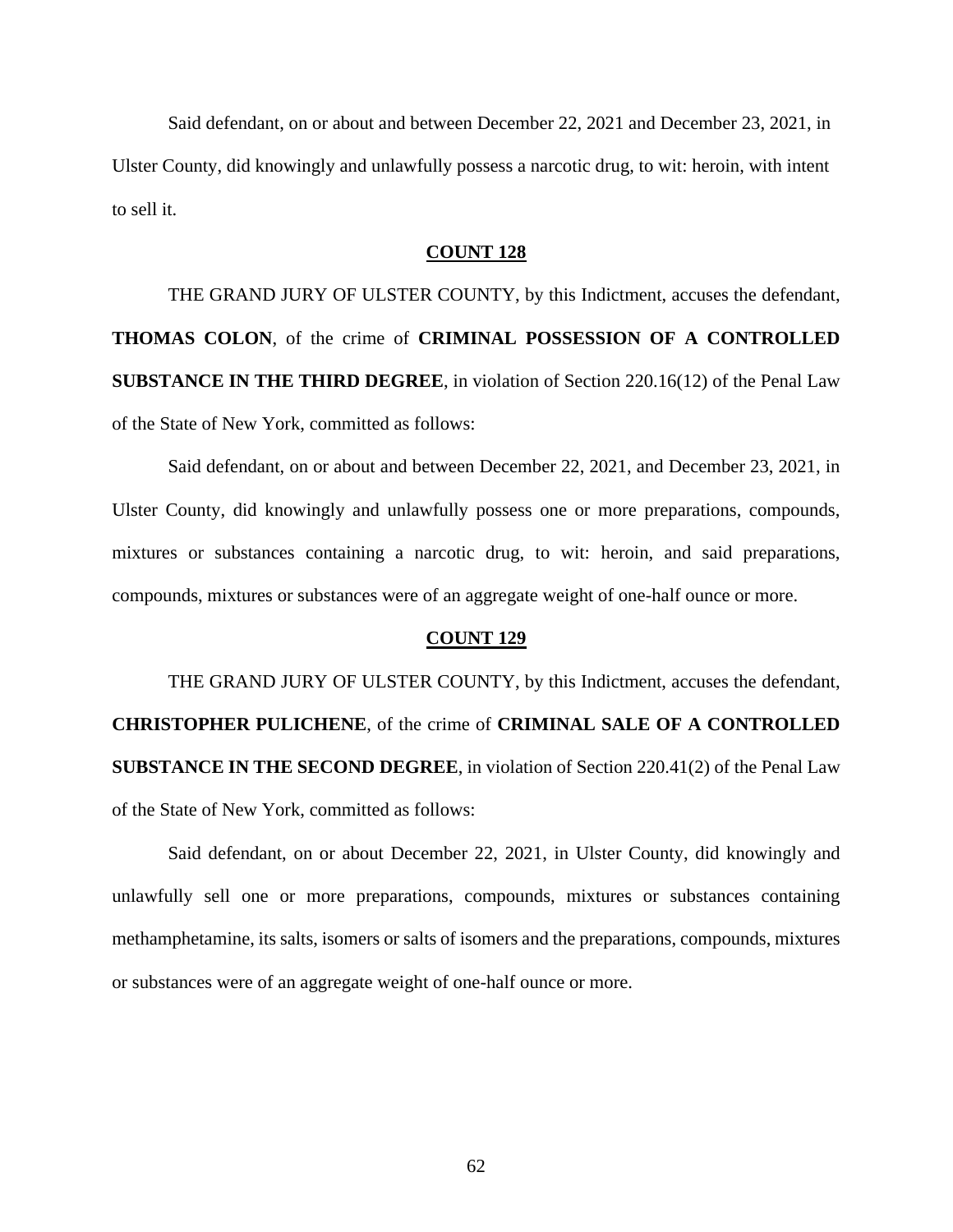Said defendant, on or about and between December 22, 2021 and December 23, 2021, in Ulster County, did knowingly and unlawfully possess a narcotic drug, to wit: heroin, with intent to sell it.

**COUNT 128**

THE GRAND JURY OF ULSTER COUNTY, by this Indictment, accuses the defendant, **THOMAS COLON**, of the crime of **CRIMINAL POSSESSION OF A CONTROLLED SUBSTANCE IN THE THIRD DEGREE**, in violation of Section 220.16(12) of the Penal Law of the State of New York, committed as follows:

Said defendant, on or about and between December 22, 2021, and December 23, 2021, in Ulster County, did knowingly and unlawfully possess one or more preparations, compounds, mixtures or substances containing a narcotic drug, to wit: heroin, and said preparations, compounds, mixtures or substances were of an aggregate weight of one-half ounce or more.

**COUNT 129**

THE GRAND JURY OF ULSTER COUNTY, by this Indictment, accuses the defendant, **CHRISTOPHER PULICHENE**, of the crime of **CRIMINAL SALE OF A CONTROLLED SUBSTANCE IN THE SECOND DEGREE**, in violation of Section 220.41(2) of the Penal Law of the State of New York, committed as follows:

Said defendant, on or about December 22, 2021, in Ulster County, did knowingly and unlawfully sell one or more preparations, compounds, mixtures or substances containing methamphetamine, its salts, isomers or salts of isomers and the preparations, compounds, mixtures or substances were of an aggregate weight of one-half ounce or more.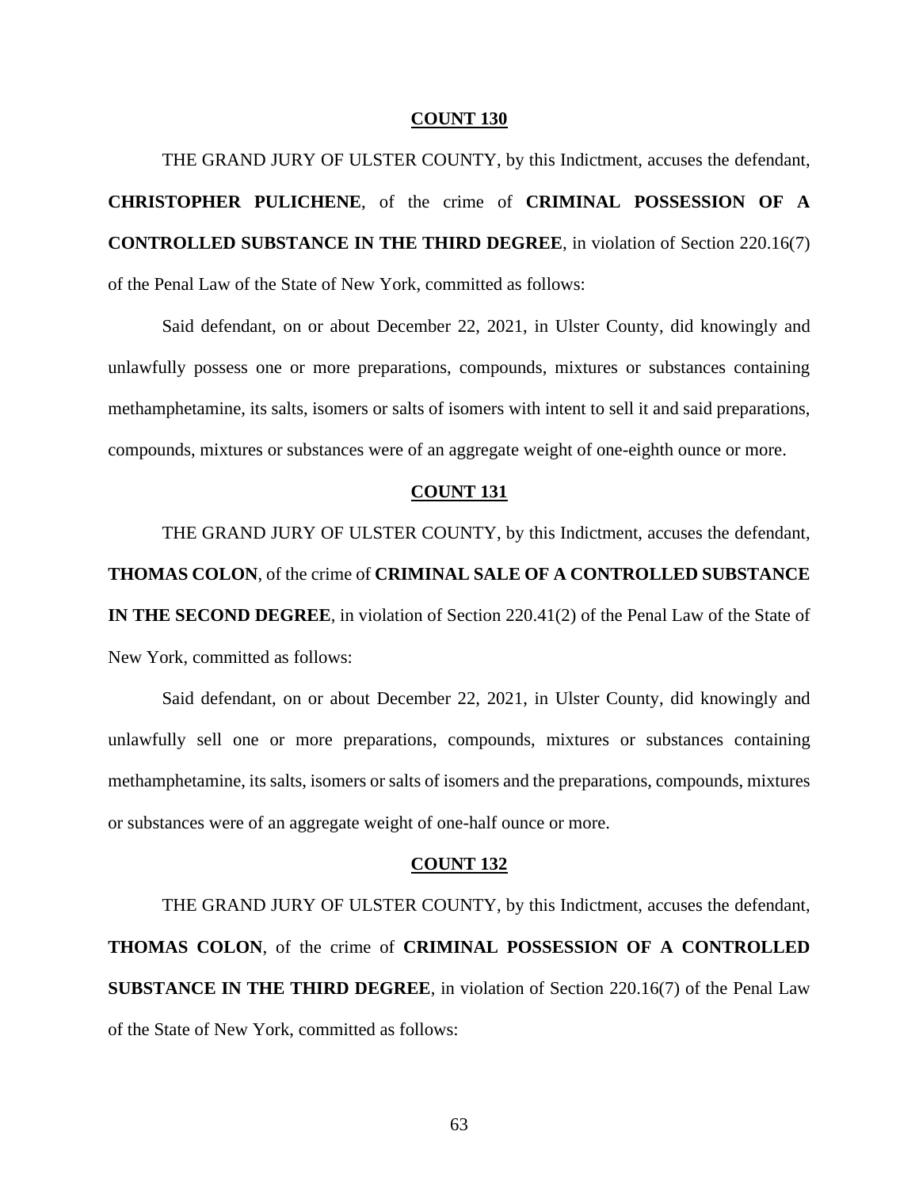**COUNT 130**

THE GRAND JURY OF ULSTER COUNTY, by this Indictment, accuses the defendant, **CHRISTOPHER PULICHENE**, of the crime of **CRIMINAL POSSESSION OF A CONTROLLED SUBSTANCE IN THE THIRD DEGREE**, in violation of Section 220.16(7) of the Penal Law of the State of New York, committed as follows:

Said defendant, on or about December 22, 2021, in Ulster County, did knowingly and unlawfully possess one or more preparations, compounds, mixtures or substances containing methamphetamine, its salts, isomers or salts of isomers with intent to sell it and said preparations, compounds, mixtures or substances were of an aggregate weight of one-eighth ounce or more.

**COUNT 131**

THE GRAND JURY OF ULSTER COUNTY, by this Indictment, accuses the defendant, **THOMAS COLON**, of the crime of **CRIMINAL SALE OF A CONTROLLED SUBSTANCE IN THE SECOND DEGREE**, in violation of Section 220.41(2) of the Penal Law of the State of New York, committed as follows:

Said defendant, on or about December 22, 2021, in Ulster County, did knowingly and unlawfully sell one or more preparations, compounds, mixtures or substances containing methamphetamine, its salts, isomers or salts of isomers and the preparations, compounds, mixtures or substances were of an aggregate weight of one-half ounce or more.

**COUNT 132**

THE GRAND JURY OF ULSTER COUNTY, by this Indictment, accuses the defendant, **THOMAS COLON**, of the crime of **CRIMINAL POSSESSION OF A CONTROLLED SUBSTANCE IN THE THIRD DEGREE**, in violation of Section 220.16(7) of the Penal Law of the State of New York, committed as follows: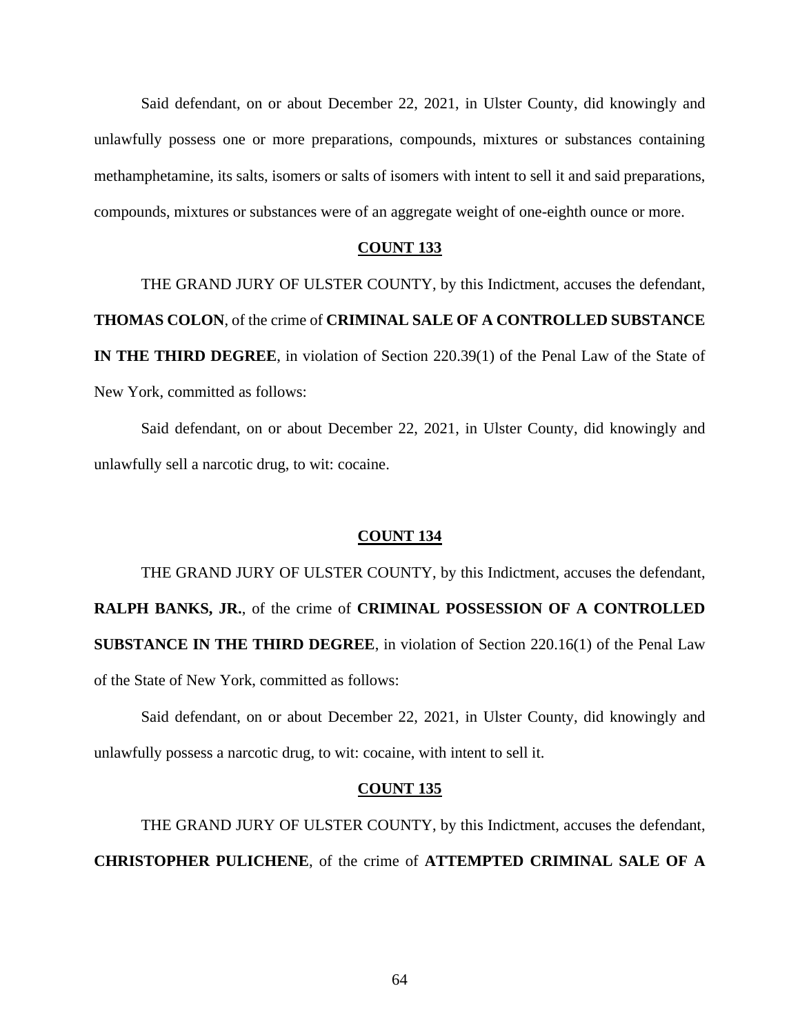Said defendant, on or about December 22, 2021, in Ulster County, did knowingly and unlawfully possess one or more preparations, compounds, mixtures or substances containing methamphetamine, its salts, isomers or salts of isomers with intent to sell it and said preparations, compounds, mixtures or substances were of an aggregate weight of one-eighth ounce or more.

**COUNT 133**

THE GRAND JURY OF ULSTER COUNTY, by this Indictment, accuses the defendant, **THOMAS COLON**, of the crime of **CRIMINAL SALE OF A CONTROLLED SUBSTANCE IN THE THIRD DEGREE**, in violation of Section 220.39(1) of the Penal Law of the State of New York, committed as follows:

Said defendant, on or about December 22, 2021, in Ulster County, did knowingly and unlawfully sell a narcotic drug, to wit: cocaine.

**COUNT 134**

THE GRAND JURY OF ULSTER COUNTY, by this Indictment, accuses the defendant, **RALPH BANKS, JR.**, of the crime of **CRIMINAL POSSESSION OF A CONTROLLED SUBSTANCE IN THE THIRD DEGREE**, in violation of Section 220.16(1) of the Penal Law of the State of New York, committed as follows:

Said defendant, on or about December 22, 2021, in Ulster County, did knowingly and unlawfully possess a narcotic drug, to wit: cocaine, with intent to sell it.

**COUNT 135**

THE GRAND JURY OF ULSTER COUNTY, by this Indictment, accuses the defendant, **CHRISTOPHER PULICHENE**, of the crime of **ATTEMPTED CRIMINAL SALE OF A**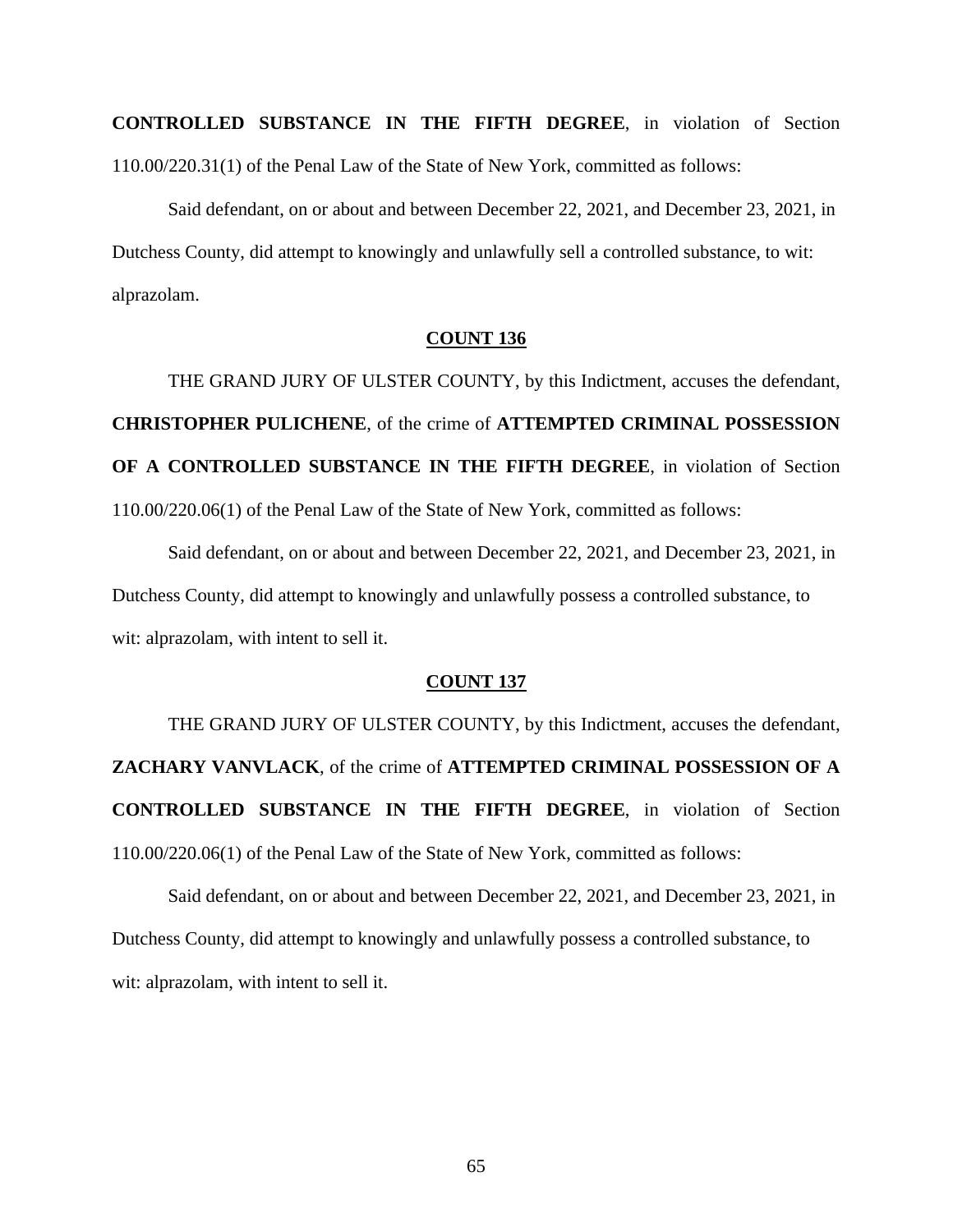**CONTROLLED SUBSTANCE IN THE FIFTH DEGREE**, in violation of Section 110.00/220.31(1) of the Penal Law of the State of New York, committed as follows:

Said defendant, on or about and between December 22, 2021, and December 23, 2021, in Dutchess County, did attempt to knowingly and unlawfully sell a controlled substance, to wit: alprazolam.

**COUNT 136**

THE GRAND JURY OF ULSTER COUNTY, by this Indictment, accuses the defendant, **CHRISTOPHER PULICHENE**, of the crime of **ATTEMPTED CRIMINAL POSSESSION OF A CONTROLLED SUBSTANCE IN THE FIFTH DEGREE**, in violation of Section 110.00/220.06(1) of the Penal Law of the State of New York, committed as follows:

Said defendant, on or about and between December 22, 2021, and December 23, 2021, in Dutchess County, did attempt to knowingly and unlawfully possess a controlled substance, to wit: alprazolam, with intent to sell it.

**COUNT 137**

THE GRAND JURY OF ULSTER COUNTY, by this Indictment, accuses the defendant, **ZACHARY VANVLACK**, of the crime of **ATTEMPTED CRIMINAL POSSESSION OF A CONTROLLED SUBSTANCE IN THE FIFTH DEGREE**, in violation of Section 110.00/220.06(1) of the Penal Law of the State of New York, committed as follows:

Said defendant, on or about and between December 22, 2021, and December 23, 2021, in Dutchess County, did attempt to knowingly and unlawfully possess a controlled substance, to wit: alprazolam, with intent to sell it.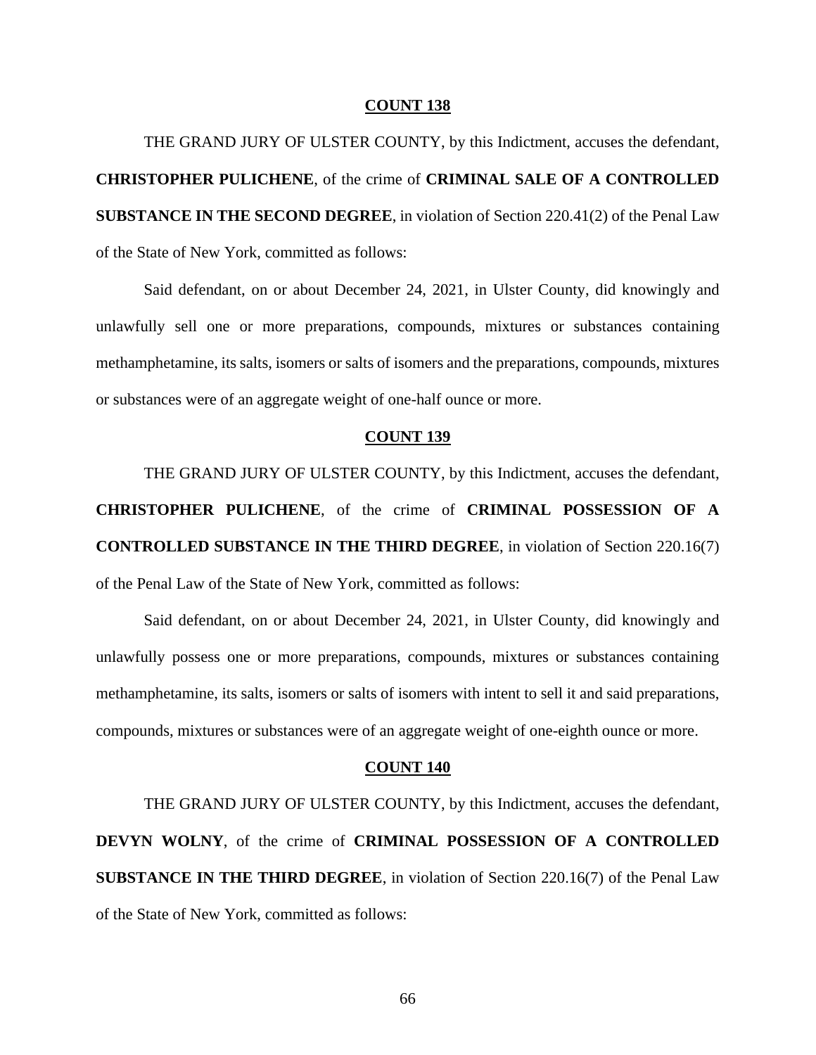**COUNT 138**

THE GRAND JURY OF ULSTER COUNTY, by this Indictment, accuses the defendant, **CHRISTOPHER PULICHENE**, of the crime of **CRIMINAL SALE OF A CONTROLLED SUBSTANCE IN THE SECOND DEGREE**, in violation of Section 220.41(2) of the Penal Law of the State of New York, committed as follows:

Said defendant, on or about December 24, 2021, in Ulster County, did knowingly and unlawfully sell one or more preparations, compounds, mixtures or substances containing methamphetamine, its salts, isomers or salts of isomers and the preparations, compounds, mixtures or substances were of an aggregate weight of one-half ounce or more.

**COUNT 139**

THE GRAND JURY OF ULSTER COUNTY, by this Indictment, accuses the defendant, **CHRISTOPHER PULICHENE**, of the crime of **CRIMINAL POSSESSION OF A CONTROLLED SUBSTANCE IN THE THIRD DEGREE**, in violation of Section 220.16(7) of the Penal Law of the State of New York, committed as follows:

Said defendant, on or about December 24, 2021, in Ulster County, did knowingly and unlawfully possess one or more preparations, compounds, mixtures or substances containing methamphetamine, its salts, isomers or salts of isomers with intent to sell it and said preparations, compounds, mixtures or substances were of an aggregate weight of one-eighth ounce or more.

**COUNT 140**

THE GRAND JURY OF ULSTER COUNTY, by this Indictment, accuses the defendant, **DEVYN WOLNY**, of the crime of **CRIMINAL POSSESSION OF A CONTROLLED SUBSTANCE IN THE THIRD DEGREE**, in violation of Section 220.16(7) of the Penal Law of the State of New York, committed as follows: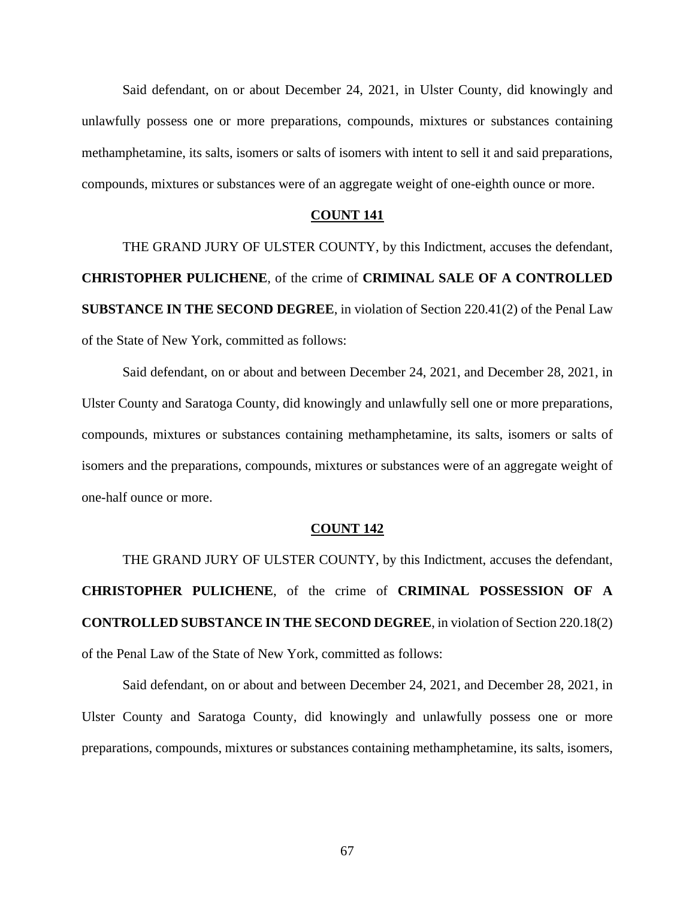Said defendant, on or about December 24, 2021, in Ulster County, did knowingly and unlawfully possess one or more preparations, compounds, mixtures or substances containing methamphetamine, its salts, isomers or salts of isomers with intent to sell it and said preparations, compounds, mixtures or substances were of an aggregate weight of one-eighth ounce or more.

**COUNT 141**

THE GRAND JURY OF ULSTER COUNTY, by this Indictment, accuses the defendant, **CHRISTOPHER PULICHENE**, of the crime of **CRIMINAL SALE OF A CONTROLLED SUBSTANCE IN THE SECOND DEGREE**, in violation of Section 220.41(2) of the Penal Law of the State of New York, committed as follows:

Said defendant, on or about and between December 24, 2021, and December 28, 2021, in Ulster County and Saratoga County, did knowingly and unlawfully sell one or more preparations, compounds, mixtures or substances containing methamphetamine, its salts, isomers or salts of isomers and the preparations, compounds, mixtures or substances were of an aggregate weight of one-half ounce or more.

**COUNT 142**

THE GRAND JURY OF ULSTER COUNTY, by this Indictment, accuses the defendant, **CHRISTOPHER PULICHENE**, of the crime of **CRIMINAL POSSESSION OF A CONTROLLED SUBSTANCE IN THE SECOND DEGREE**, in violation of Section 220.18(2) of the Penal Law of the State of New York, committed as follows:

Said defendant, on or about and between December 24, 2021, and December 28, 2021, in Ulster County and Saratoga County, did knowingly and unlawfully possess one or more preparations, compounds, mixtures or substances containing methamphetamine, its salts, isomers,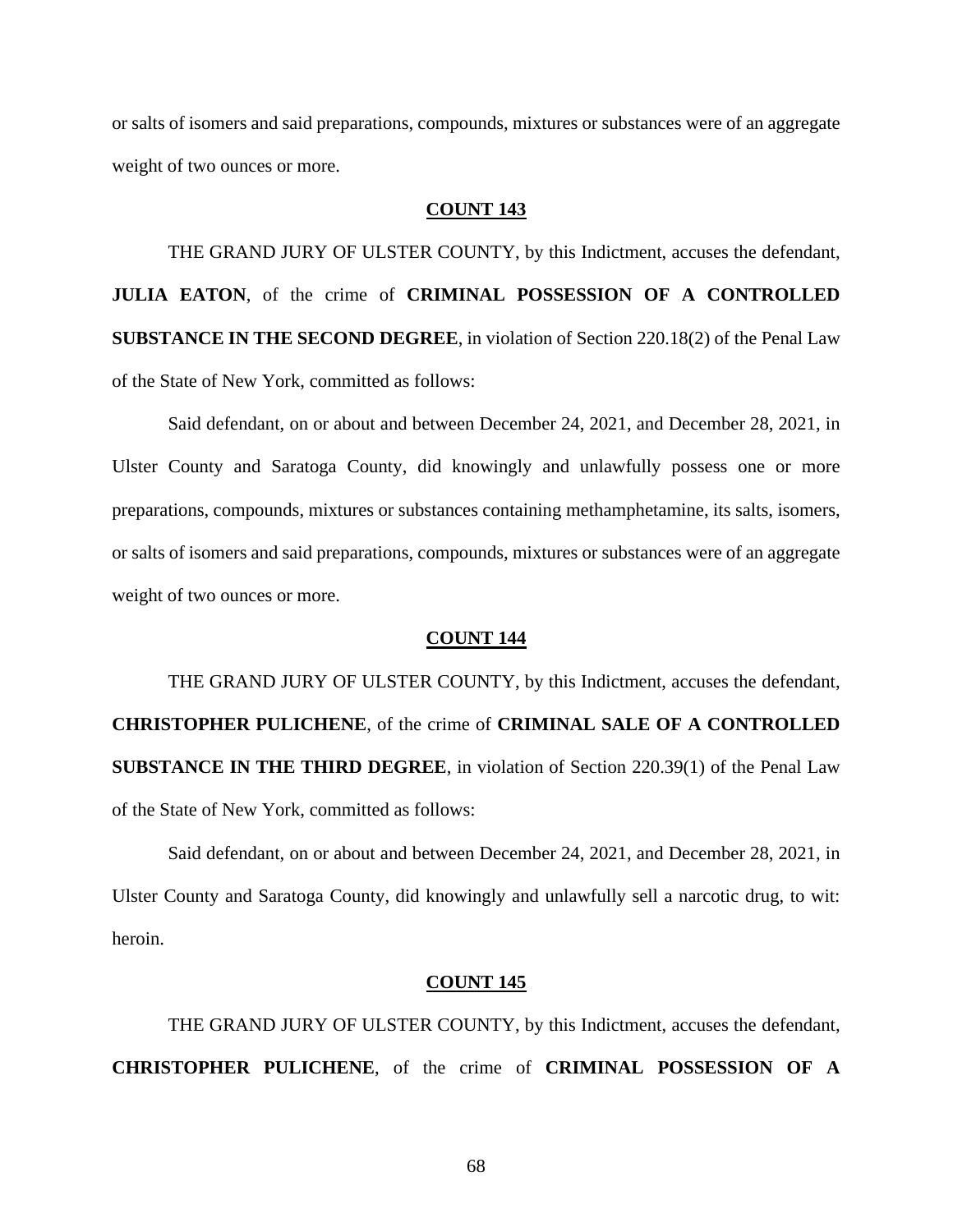or salts of isomers and said preparations, compounds, mixtures or substances were of an aggregate weight of two ounces or more.

**COUNT 143**

THE GRAND JURY OF ULSTER COUNTY, by this Indictment, accuses the defendant, **JULIA EATON**, of the crime of **CRIMINAL POSSESSION OF A CONTROLLED SUBSTANCE IN THE SECOND DEGREE**, in violation of Section 220.18(2) of the Penal Law of the State of New York, committed as follows:

Said defendant, on or about and between December 24, 2021, and December 28, 2021, in Ulster County and Saratoga County, did knowingly and unlawfully possess one or more preparations, compounds, mixtures or substances containing methamphetamine, its salts, isomers, or salts of isomers and said preparations, compounds, mixtures or substances were of an aggregate weight of two ounces or more.

**COUNT 144**

THE GRAND JURY OF ULSTER COUNTY, by this Indictment, accuses the defendant, **CHRISTOPHER PULICHENE**, of the crime of **CRIMINAL SALE OF A CONTROLLED SUBSTANCE IN THE THIRD DEGREE**, in violation of Section 220.39(1) of the Penal Law of the State of New York, committed as follows:

Said defendant, on or about and between December 24, 2021, and December 28, 2021, in Ulster County and Saratoga County, did knowingly and unlawfully sell a narcotic drug, to wit: heroin.

**COUNT 145**

THE GRAND JURY OF ULSTER COUNTY, by this Indictment, accuses the defendant, **CHRISTOPHER PULICHENE**, of the crime of **CRIMINAL POSSESSION OF A**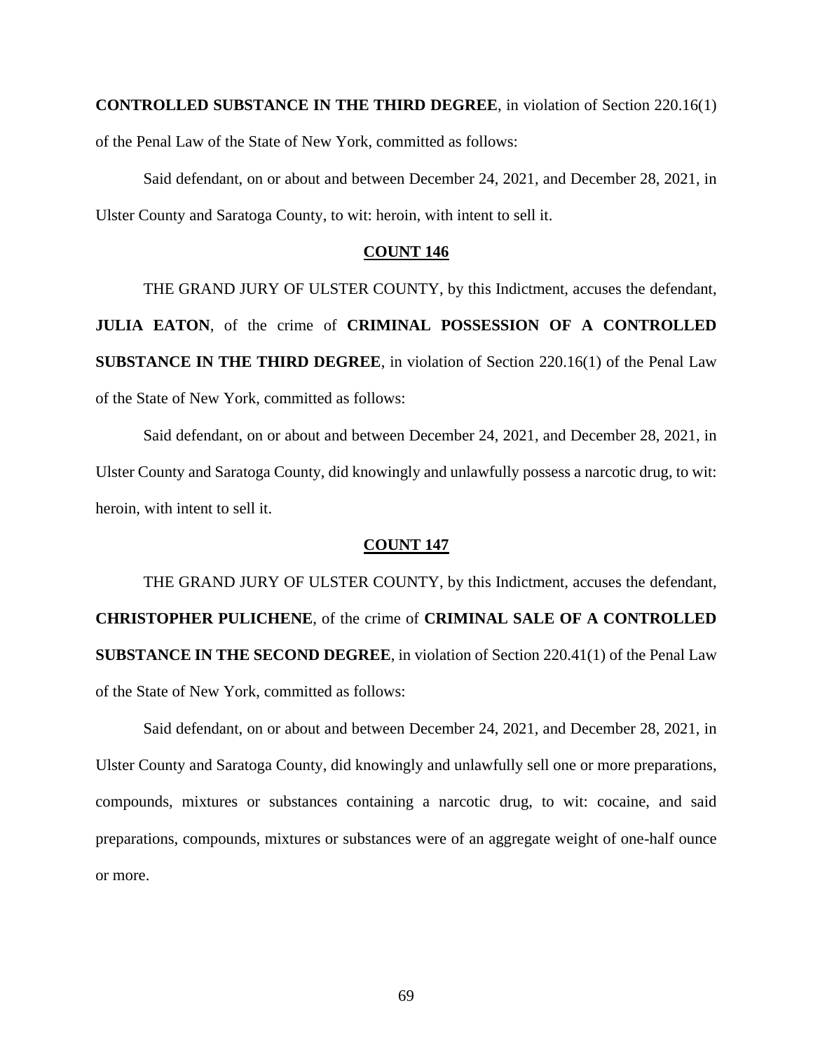**CONTROLLED SUBSTANCE IN THE THIRD DEGREE**, in violation of Section 220.16(1) of the Penal Law of the State of New York, committed as follows:

Said defendant, on or about and between December 24, 2021, and December 28, 2021, in Ulster County and Saratoga County, to wit: heroin, with intent to sell it.

**COUNT 146**

THE GRAND JURY OF ULSTER COUNTY, by this Indictment, accuses the defendant, **JULIA EATON**, of the crime of **CRIMINAL POSSESSION OF A CONTROLLED SUBSTANCE IN THE THIRD DEGREE**, in violation of Section 220.16(1) of the Penal Law of the State of New York, committed as follows:

Said defendant, on or about and between December 24, 2021, and December 28, 2021, in Ulster County and Saratoga County, did knowingly and unlawfully possess a narcotic drug, to wit: heroin, with intent to sell it.

**COUNT 147**

THE GRAND JURY OF ULSTER COUNTY, by this Indictment, accuses the defendant, **CHRISTOPHER PULICHENE**, of the crime of **CRIMINAL SALE OF A CONTROLLED SUBSTANCE IN THE SECOND DEGREE**, in violation of Section 220.41(1) of the Penal Law of the State of New York, committed as follows:

Said defendant, on or about and between December 24, 2021, and December 28, 2021, in Ulster County and Saratoga County, did knowingly and unlawfully sell one or more preparations, compounds, mixtures or substances containing a narcotic drug, to wit: cocaine, and said preparations, compounds, mixtures or substances were of an aggregate weight of one-half ounce or more.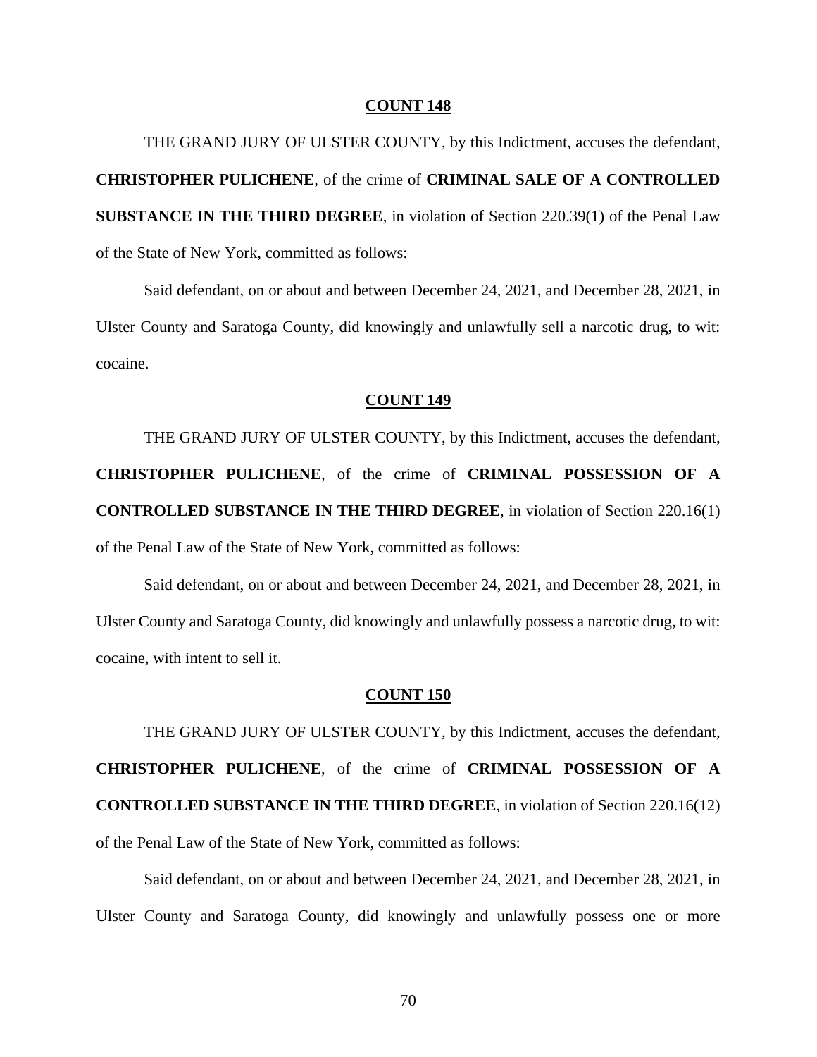**COUNT 148**

THE GRAND JURY OF ULSTER COUNTY, by this Indictment, accuses the defendant, **CHRISTOPHER PULICHENE**, of the crime of **CRIMINAL SALE OF A CONTROLLED SUBSTANCE IN THE THIRD DEGREE**, in violation of Section 220.39(1) of the Penal Law of the State of New York, committed as follows:

Said defendant, on or about and between December 24, 2021, and December 28, 2021, in Ulster County and Saratoga County, did knowingly and unlawfully sell a narcotic drug, to wit: cocaine.

**COUNT 149**

THE GRAND JURY OF ULSTER COUNTY, by this Indictment, accuses the defendant, **CHRISTOPHER PULICHENE**, of the crime of **CRIMINAL POSSESSION OF A CONTROLLED SUBSTANCE IN THE THIRD DEGREE**, in violation of Section 220.16(1) of the Penal Law of the State of New York, committed as follows:

Said defendant, on or about and between December 24, 2021, and December 28, 2021, in Ulster County and Saratoga County, did knowingly and unlawfully possess a narcotic drug, to wit: cocaine, with intent to sell it.

**COUNT 150**

THE GRAND JURY OF ULSTER COUNTY, by this Indictment, accuses the defendant, **CHRISTOPHER PULICHENE**, of the crime of **CRIMINAL POSSESSION OF A CONTROLLED SUBSTANCE IN THE THIRD DEGREE**, in violation of Section 220.16(12) of the Penal Law of the State of New York, committed as follows:

Said defendant, on or about and between December 24, 2021, and December 28, 2021, in Ulster County and Saratoga County, did knowingly and unlawfully possess one or more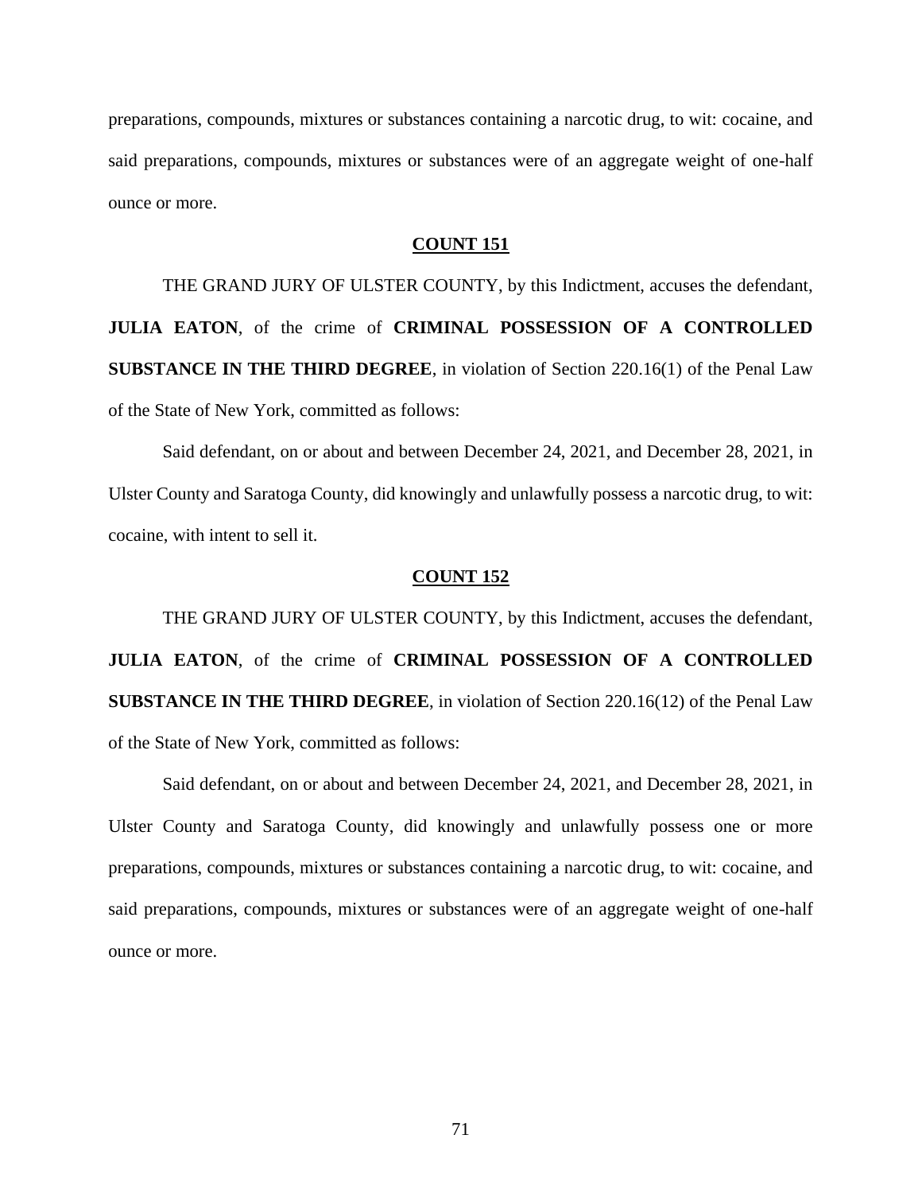preparations, compounds, mixtures or substances containing a narcotic drug, to wit: cocaine, and said preparations, compounds, mixtures or substances were of an aggregate weight of one-half ounce or more.

**COUNT 151**

THE GRAND JURY OF ULSTER COUNTY, by this Indictment, accuses the defendant, **JULIA EATON**, of the crime of **CRIMINAL POSSESSION OF A CONTROLLED SUBSTANCE IN THE THIRD DEGREE**, in violation of Section 220.16(1) of the Penal Law of the State of New York, committed as follows:

Said defendant, on or about and between December 24, 2021, and December 28, 2021, in Ulster County and Saratoga County, did knowingly and unlawfully possess a narcotic drug, to wit: cocaine, with intent to sell it.

**COUNT 152**

THE GRAND JURY OF ULSTER COUNTY, by this Indictment, accuses the defendant, **JULIA EATON**, of the crime of **CRIMINAL POSSESSION OF A CONTROLLED SUBSTANCE IN THE THIRD DEGREE**, in violation of Section 220.16(12) of the Penal Law of the State of New York, committed as follows:

Said defendant, on or about and between December 24, 2021, and December 28, 2021, in Ulster County and Saratoga County, did knowingly and unlawfully possess one or more preparations, compounds, mixtures or substances containing a narcotic drug, to wit: cocaine, and said preparations, compounds, mixtures or substances were of an aggregate weight of one-half ounce or more.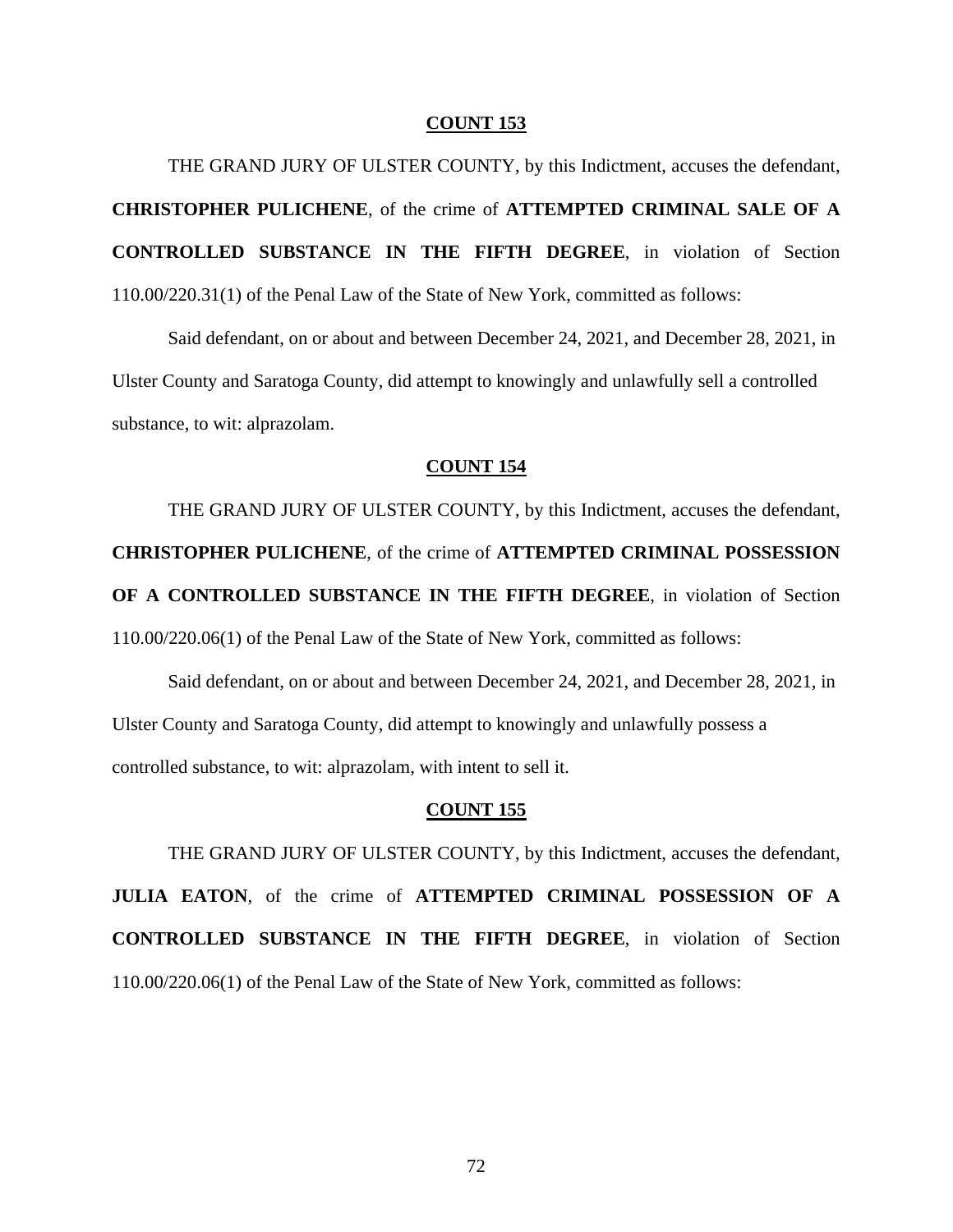**COUNT 153**

THE GRAND JURY OF ULSTER COUNTY, by this Indictment, accuses the defendant, **CHRISTOPHER PULICHENE**, of the crime of **ATTEMPTED CRIMINAL SALE OF A CONTROLLED SUBSTANCE IN THE FIFTH DEGREE**, in violation of Section 110.00/220.31(1) of the Penal Law of the State of New York, committed as follows:

Said defendant, on or about and between December 24, 2021, and December 28, 2021, in Ulster County and Saratoga County, did attempt to knowingly and unlawfully sell a controlled substance, to wit: alprazolam.

**COUNT 154**

THE GRAND JURY OF ULSTER COUNTY, by this Indictment, accuses the defendant, **CHRISTOPHER PULICHENE**, of the crime of **ATTEMPTED CRIMINAL POSSESSION OF A CONTROLLED SUBSTANCE IN THE FIFTH DEGREE**, in violation of Section 110.00/220.06(1) of the Penal Law of the State of New York, committed as follows:

Said defendant, on or about and between December 24, 2021, and December 28, 2021, in Ulster County and Saratoga County, did attempt to knowingly and unlawfully possess a controlled substance, to wit: alprazolam, with intent to sell it.

**COUNT 155**

THE GRAND JURY OF ULSTER COUNTY, by this Indictment, accuses the defendant, **JULIA EATON**, of the crime of **ATTEMPTED CRIMINAL POSSESSION OF A CONTROLLED SUBSTANCE IN THE FIFTH DEGREE**, in violation of Section 110.00/220.06(1) of the Penal Law of the State of New York, committed as follows: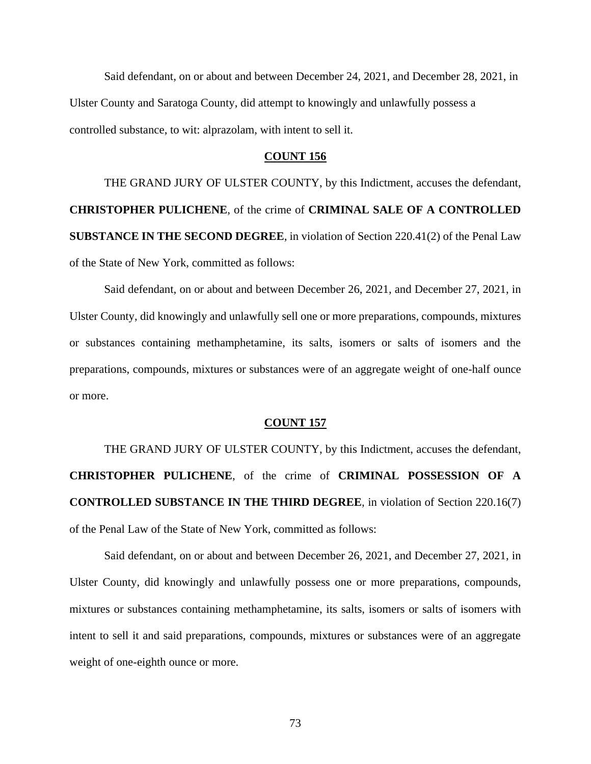Said defendant, on or about and between December 24, 2021, and December 28, 2021, in Ulster County and Saratoga County, did attempt to knowingly and unlawfully possess a controlled substance, to wit: alprazolam, with intent to sell it.

**COUNT 156**

THE GRAND JURY OF ULSTER COUNTY, by this Indictment, accuses the defendant, **CHRISTOPHER PULICHENE**, of the crime of **CRIMINAL SALE OF A CONTROLLED SUBSTANCE IN THE SECOND DEGREE**, in violation of Section 220.41(2) of the Penal Law of the State of New York, committed as follows:

Said defendant, on or about and between December 26, 2021, and December 27, 2021, in Ulster County, did knowingly and unlawfully sell one or more preparations, compounds, mixtures or substances containing methamphetamine, its salts, isomers or salts of isomers and the preparations, compounds, mixtures or substances were of an aggregate weight of one-half ounce or more.

**COUNT 157**

THE GRAND JURY OF ULSTER COUNTY, by this Indictment, accuses the defendant, **CHRISTOPHER PULICHENE**, of the crime of **CRIMINAL POSSESSION OF A CONTROLLED SUBSTANCE IN THE THIRD DEGREE**, in violation of Section 220.16(7) of the Penal Law of the State of New York, committed as follows:

Said defendant, on or about and between December 26, 2021, and December 27, 2021, in Ulster County, did knowingly and unlawfully possess one or more preparations, compounds, mixtures or substances containing methamphetamine, its salts, isomers or salts of isomers with intent to sell it and said preparations, compounds, mixtures or substances were of an aggregate weight of one-eighth ounce or more.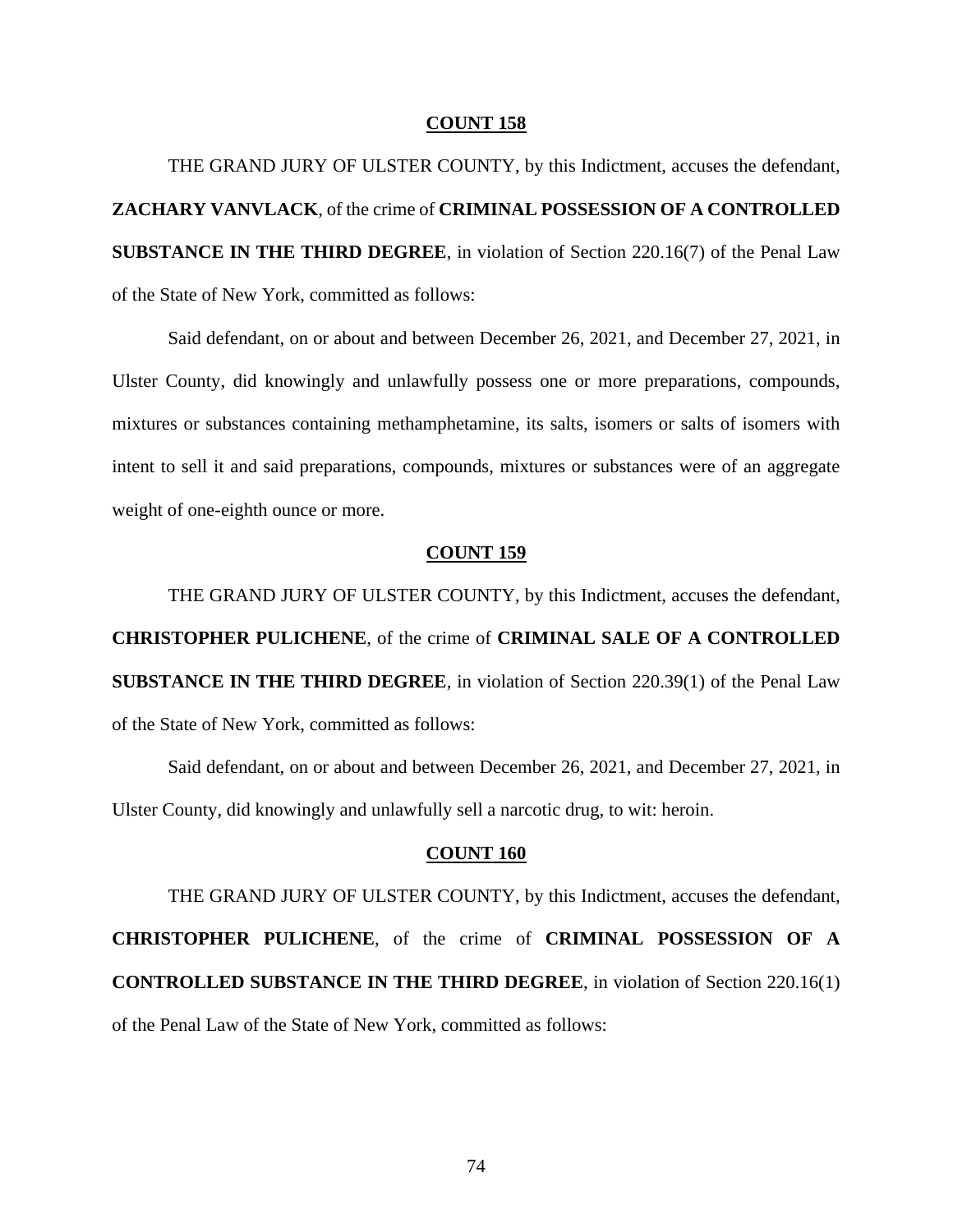**COUNT 158**

THE GRAND JURY OF ULSTER COUNTY, by this Indictment, accuses the defendant, **ZACHARY VANVLACK**, of the crime of **CRIMINAL POSSESSION OF A CONTROLLED SUBSTANCE IN THE THIRD DEGREE**, in violation of Section 220.16(7) of the Penal Law of the State of New York, committed as follows:

Said defendant, on or about and between December 26, 2021, and December 27, 2021, in Ulster County, did knowingly and unlawfully possess one or more preparations, compounds, mixtures or substances containing methamphetamine, its salts, isomers or salts of isomers with intent to sell it and said preparations, compounds, mixtures or substances were of an aggregate weight of one-eighth ounce or more.

**COUNT 159**

THE GRAND JURY OF ULSTER COUNTY, by this Indictment, accuses the defendant, **CHRISTOPHER PULICHENE**, of the crime of **CRIMINAL SALE OF A CONTROLLED SUBSTANCE IN THE THIRD DEGREE**, in violation of Section 220.39(1) of the Penal Law of the State of New York, committed as follows:

Said defendant, on or about and between December 26, 2021, and December 27, 2021, in Ulster County, did knowingly and unlawfully sell a narcotic drug, to wit: heroin.

**COUNT 160**

THE GRAND JURY OF ULSTER COUNTY, by this Indictment, accuses the defendant, **CHRISTOPHER PULICHENE**, of the crime of **CRIMINAL POSSESSION OF A CONTROLLED SUBSTANCE IN THE THIRD DEGREE**, in violation of Section 220.16(1) of the Penal Law of the State of New York, committed as follows: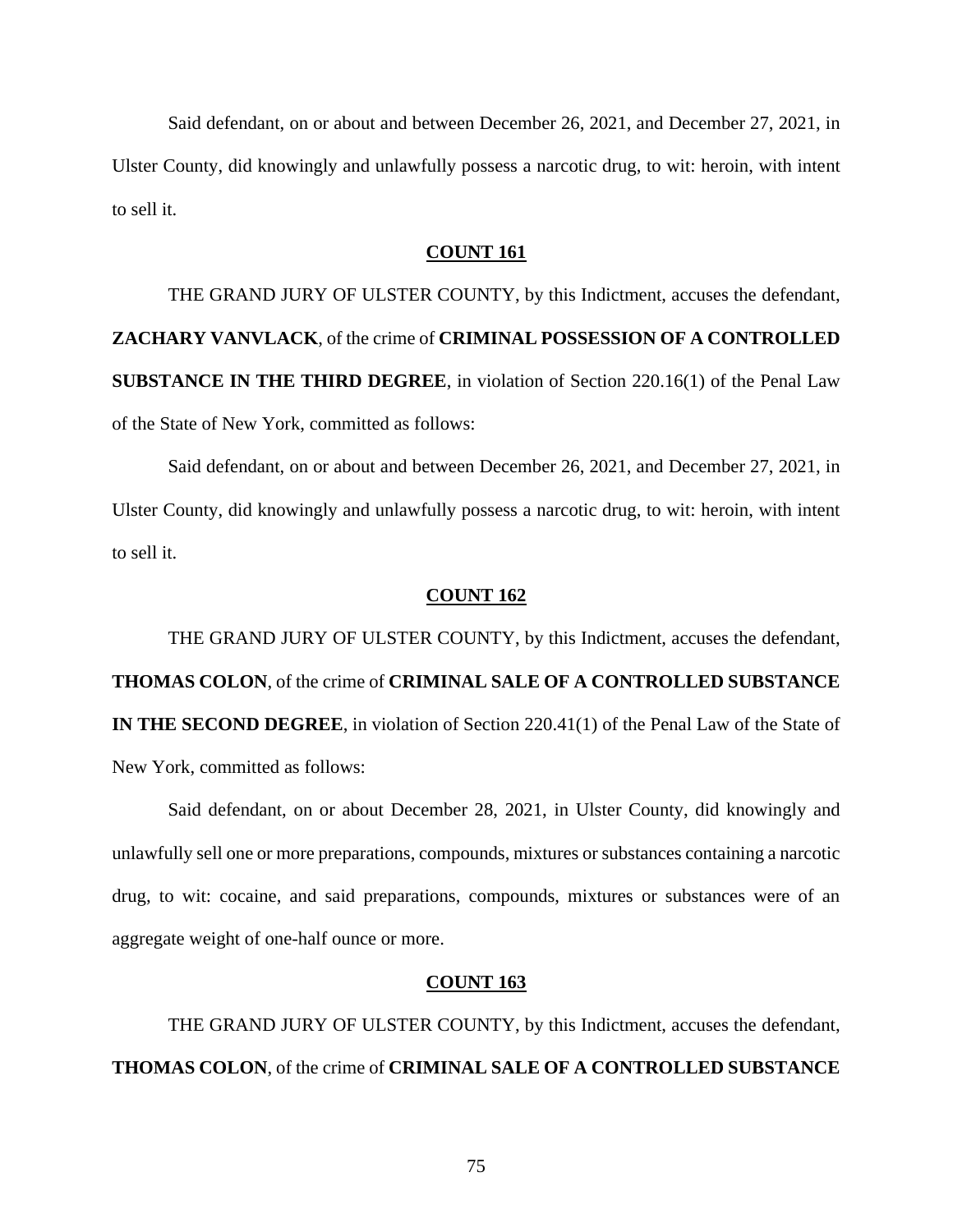Said defendant, on or about and between December 26, 2021, and December 27, 2021, in Ulster County, did knowingly and unlawfully possess a narcotic drug, to wit: heroin, with intent to sell it.

## COUNT 161

THE GRAND JURY OF ULSTER COUNTY, by this Indictment, accuses the defendant, **ZACHARY VANVLACK**, of the crime of **CRIMINAL POSSESSION OF A CONTROLLED SUBSTANCE IN THE THIRD DEGREE**, in violation of Section 220.16(1) of the Penal Law of the State of New York, committed as follows:

Said defendant, on or about and between December 26, 2021, and December 27, 2021, in Ulster County, did knowingly and unlawfully possess a narcotic drug, to wit: heroin, with intent to sell it.

## COUNT 162

THE GRAND JURY OF ULSTER COUNTY, by this Indictment, accuses the defendant, **THOMAS COLON**, of the crime of **CRIMINAL SALE OF A CONTROLLED SUBSTANCE IN THE SECOND DEGREE**, in violation of Section 220.41(1) of the Penal Law of the State of New York, committed as follows:

Said defendant, on or about December 28, 2021, in Ulster County, did knowingly and unlawfully sell one or more preparations, compounds, mixtures or substances containing a narcotic drug, to wit: cocaine, and said preparations, compounds, mixtures or substances were of an aggregate weight of one-half ounce or more.

## COUNT 163

THE GRAND JURY OF ULSTER COUNTY, by this Indictment, accuses the defendant, **THOMAS COLON**, of the crime of **CRIMINAL SALE OF A CONTROLLED SUBSTANCE**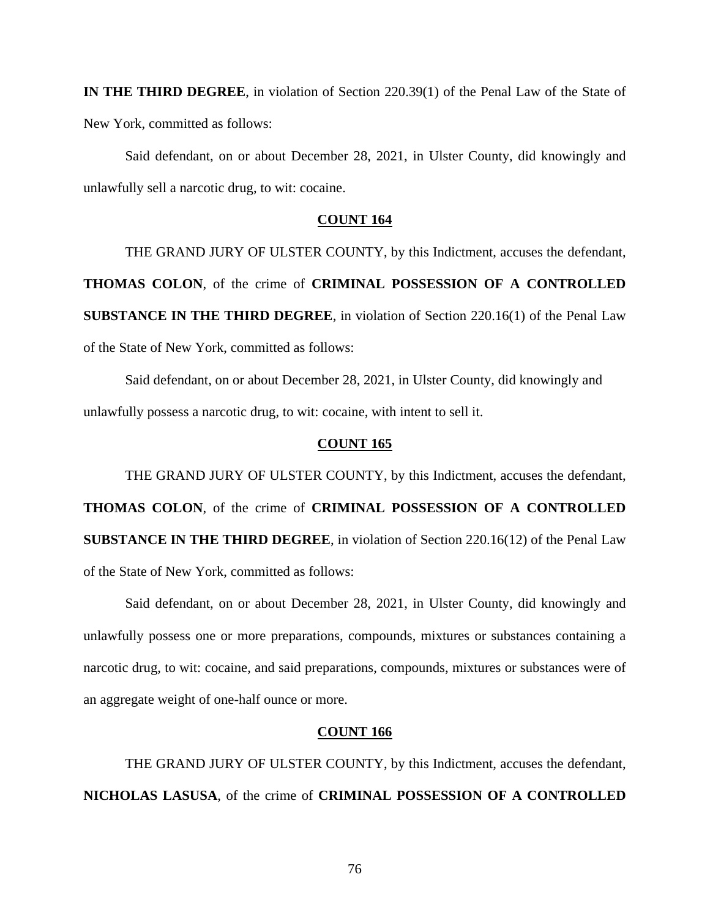**IN THE THIRD DEGREE**, in violation of Section 220.39(1) of the Penal Law of the State of New York, committed as follows:

Said defendant, on or about December 28, 2021, in Ulster County, did knowingly and unlawfully sell a narcotic drug, to wit: cocaine.

**COUNT 164**

THE GRAND JURY OF ULSTER COUNTY, by this Indictment, accuses the defendant, **THOMAS COLON**, of the crime of **CRIMINAL POSSESSION OF A CONTROLLED SUBSTANCE IN THE THIRD DEGREE**, in violation of Section 220.16(1) of the Penal Law of the State of New York, committed as follows:

Said defendant, on or about December 28, 2021, in Ulster County, did knowingly and unlawfully possess a narcotic drug, to wit: cocaine, with intent to sell it.

**COUNT 165**

THE GRAND JURY OF ULSTER COUNTY, by this Indictment, accuses the defendant, **THOMAS COLON**, of the crime of **CRIMINAL POSSESSION OF A CONTROLLED SUBSTANCE IN THE THIRD DEGREE**, in violation of Section 220.16(12) of the Penal Law of the State of New York, committed as follows:

Said defendant, on or about December 28, 2021, in Ulster County, did knowingly and unlawfully possess one or more preparations, compounds, mixtures or substances containing a narcotic drug, to wit: cocaine, and said preparations, compounds, mixtures or substances were of an aggregate weight of one-half ounce or more.

**COUNT 166**

THE GRAND JURY OF ULSTER COUNTY, by this Indictment, accuses the defendant, **NICHOLAS LASUSA**, of the crime of **CRIMINAL POSSESSION OF A CONTROLLED**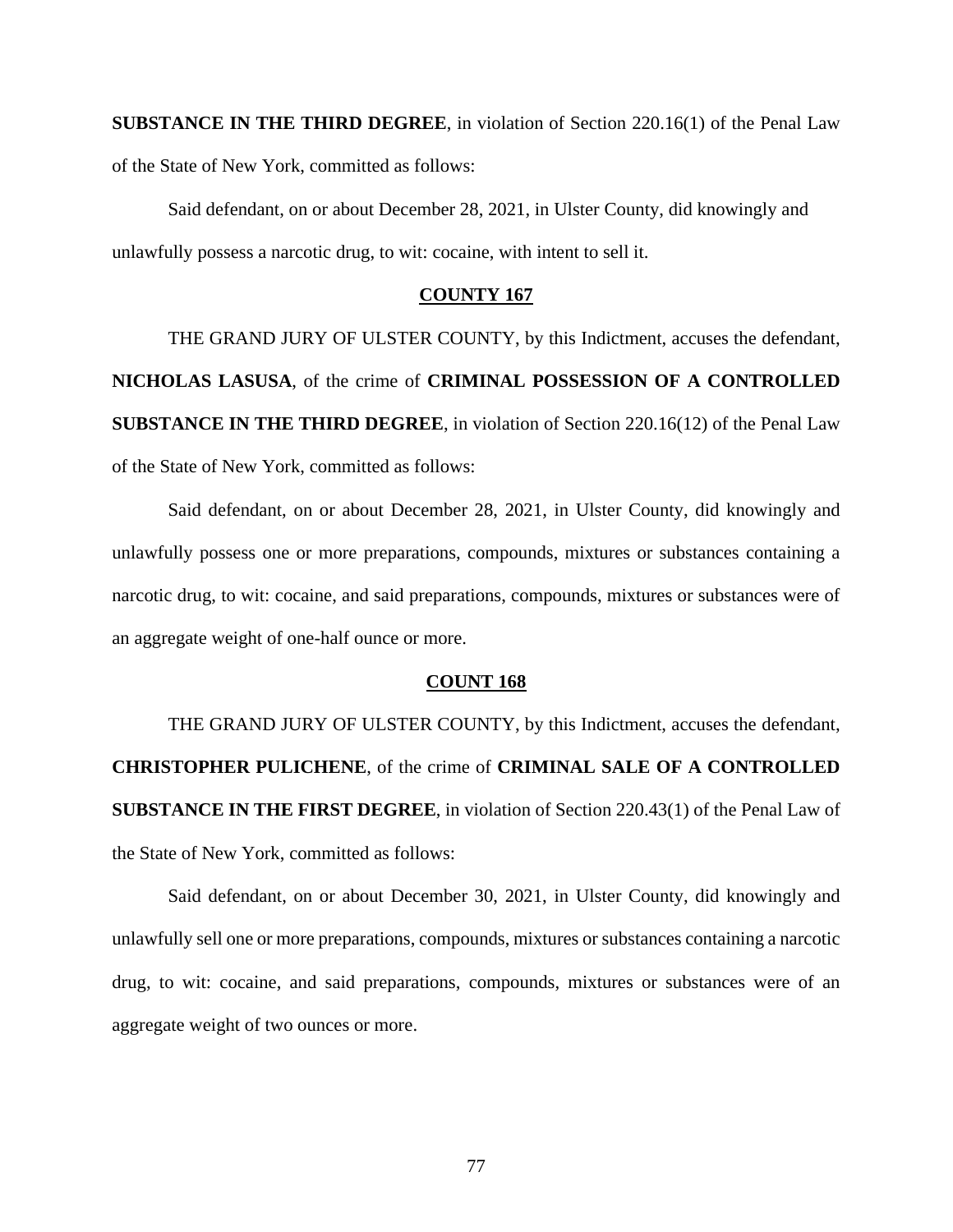**SUBSTANCE IN THE THIRD DEGREE**, in violation of Section 220.16(1) of the Penal Law of the State of New York, committed as follows:

Said defendant, on or about December 28, 2021, in Ulster County, did knowingly and unlawfully possess a narcotic drug, to wit: cocaine, with intent to sell it.

## COUNTY 167

THE GRAND JURY OF ULSTER COUNTY, by this Indictment, accuses the defendant, **NICHOLAS LASUSA**, of the crime of **CRIMINAL POSSESSION OF A CONTROLLED SUBSTANCE IN THE THIRD DEGREE**, in violation of Section 220.16(12) of the Penal Law of the State of New York, committed as follows:

Said defendant, on or about December 28, 2021, in Ulster County, did knowingly and unlawfully possess one or more preparations, compounds, mixtures or substances containing a narcotic drug, to wit: cocaine, and said preparations, compounds, mixtures or substances were of an aggregate weight of one-half ounce or more.

## COUNT 168

THE GRAND JURY OF ULSTER COUNTY, by this Indictment, accuses the defendant, **CHRISTOPHER PULICHENE**, of the crime of **CRIMINAL SALE OF A CONTROLLED SUBSTANCE IN THE FIRST DEGREE**, in violation of Section 220.43(1) of the Penal Law of the State of New York, committed as follows:

Said defendant, on or about December 30, 2021, in Ulster County, did knowingly and unlawfully sell one or more preparations, compounds, mixtures or substances containing a narcotic drug, to wit: cocaine, and said preparations, compounds, mixtures or substances were of an aggregate weight of two ounces or more.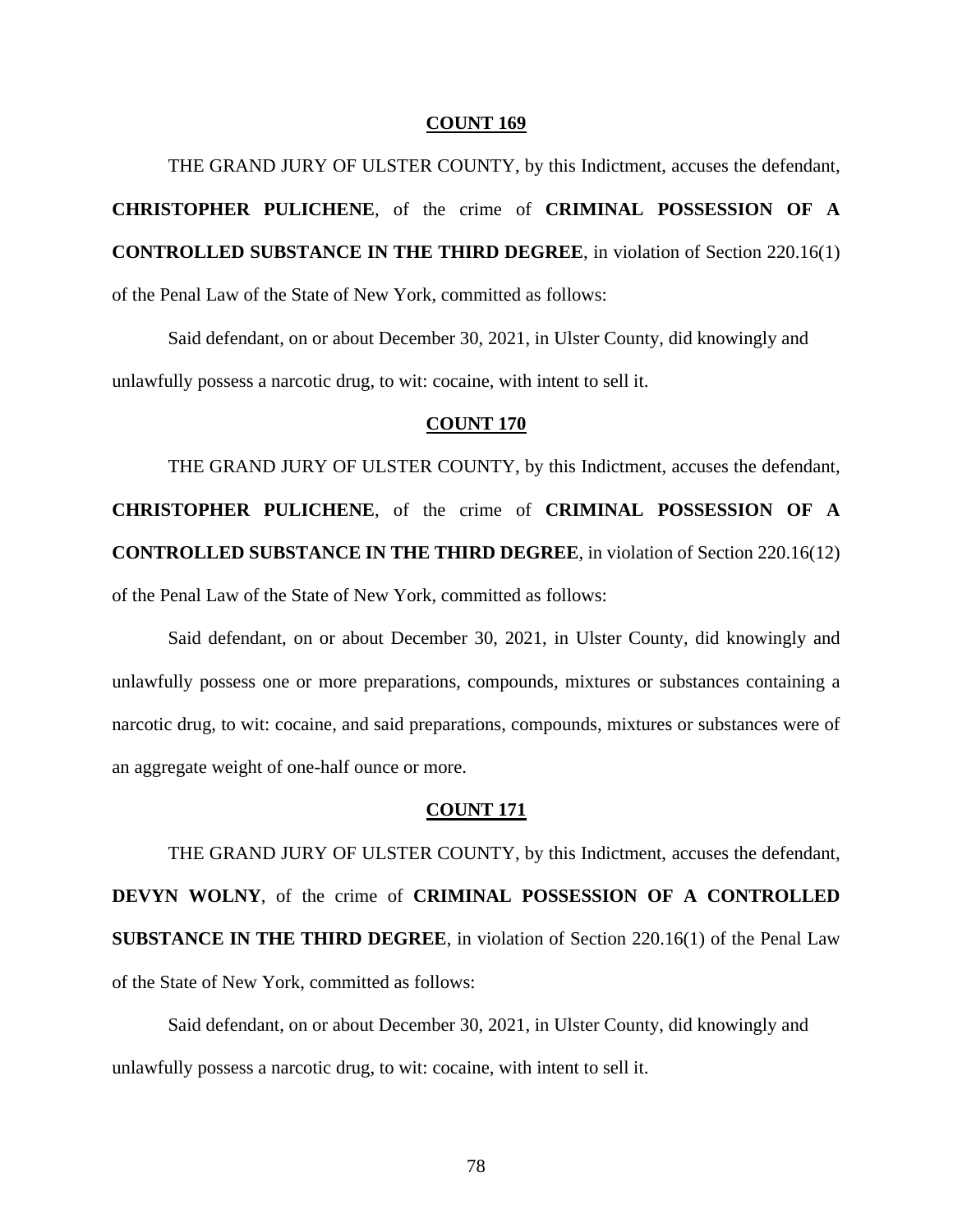**COUNT 169**

THE GRAND JURY OF ULSTER COUNTY, by this Indictment, accuses the defendant, **CHRISTOPHER PULICHENE**, of the crime of **CRIMINAL POSSESSION OF A CONTROLLED SUBSTANCE IN THE THIRD DEGREE**, in violation of Section 220.16(1) of the Penal Law of the State of New York, committed as follows:

Said defendant, on or about December 30, 2021, in Ulster County, did knowingly and unlawfully possess a narcotic drug, to wit: cocaine, with intent to sell it.

**COUNT 170**

THE GRAND JURY OF ULSTER COUNTY, by this Indictment, accuses the defendant, **CHRISTOPHER PULICHENE**, of the crime of **CRIMINAL POSSESSION OF A CONTROLLED SUBSTANCE IN THE THIRD DEGREE**, in violation of Section 220.16(12) of the Penal Law of the State of New York, committed as follows:

Said defendant, on or about December 30, 2021, in Ulster County, did knowingly and unlawfully possess one or more preparations, compounds, mixtures or substances containing a narcotic drug, to wit: cocaine, and said preparations, compounds, mixtures or substances were of an aggregate weight of one-half ounce or more.

**COUNT 171**

THE GRAND JURY OF ULSTER COUNTY, by this Indictment, accuses the defendant, **DEVYN WOLNY**, of the crime of **CRIMINAL POSSESSION OF A CONTROLLED SUBSTANCE IN THE THIRD DEGREE**, in violation of Section 220.16(1) of the Penal Law of the State of New York, committed as follows:

Said defendant, on or about December 30, 2021, in Ulster County, did knowingly and unlawfully possess a narcotic drug, to wit: cocaine, with intent to sell it.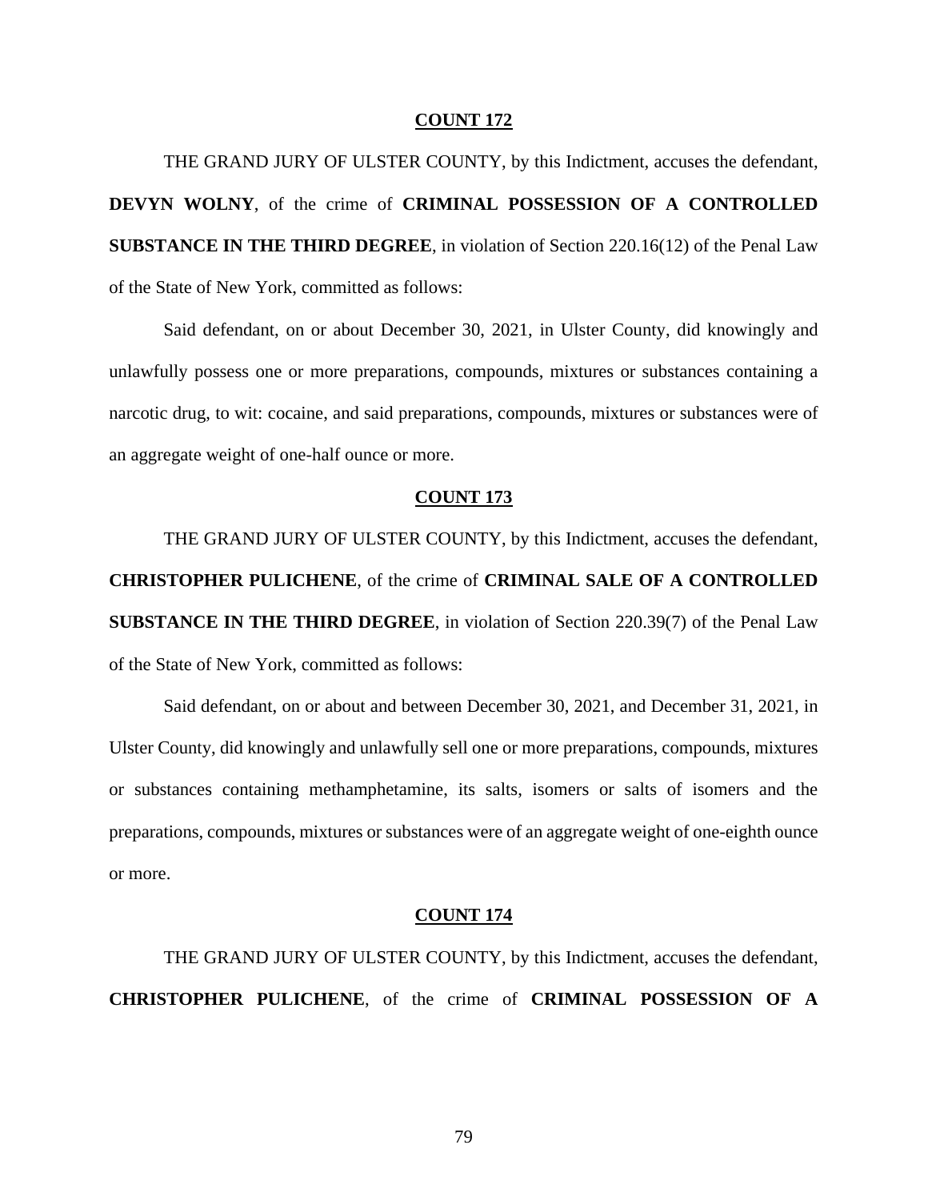**COUNT 172**

THE GRAND JURY OF ULSTER COUNTY, by this Indictment, accuses the defendant, **DEVYN WOLNY**, of the crime of **CRIMINAL POSSESSION OF A CONTROLLED SUBSTANCE IN THE THIRD DEGREE**, in violation of Section 220.16(12) of the Penal Law of the State of New York, committed as follows:

Said defendant, on or about December 30, 2021, in Ulster County, did knowingly and unlawfully possess one or more preparations, compounds, mixtures or substances containing a narcotic drug, to wit: cocaine, and said preparations, compounds, mixtures or substances were of an aggregate weight of one-half ounce or more.

**COUNT 173**

THE GRAND JURY OF ULSTER COUNTY, by this Indictment, accuses the defendant, **CHRISTOPHER PULICHENE**, of the crime of **CRIMINAL SALE OF A CONTROLLED SUBSTANCE IN THE THIRD DEGREE**, in violation of Section 220.39(7) of the Penal Law of the State of New York, committed as follows:

Said defendant, on or about and between December 30, 2021, and December 31, 2021, in Ulster County, did knowingly and unlawfully sell one or more preparations, compounds, mixtures or substances containing methamphetamine, its salts, isomers or salts of isomers and the preparations, compounds, mixtures or substances were of an aggregate weight of one-eighth ounce or more.

**COUNT 174**

THE GRAND JURY OF ULSTER COUNTY, by this Indictment, accuses the defendant, **CHRISTOPHER PULICHENE**, of the crime of **CRIMINAL POSSESSION OF A**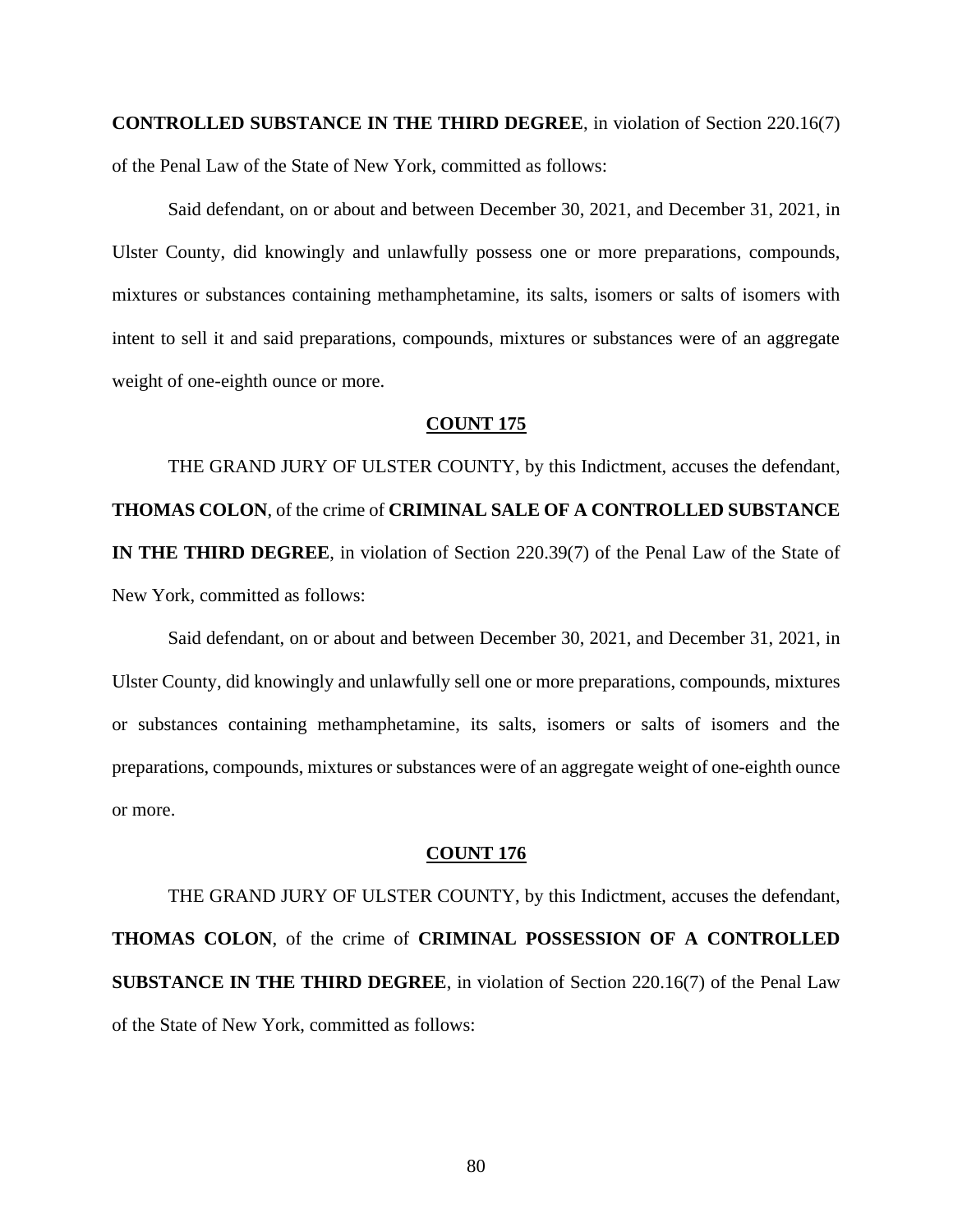**CONTROLLED SUBSTANCE IN THE THIRD DEGREE**, in violation of Section 220.16(7) of the Penal Law of the State of New York, committed as follows:

Said defendant, on or about and between December 30, 2021, and December 31, 2021, in Ulster County, did knowingly and unlawfully possess one or more preparations, compounds, mixtures or substances containing methamphetamine, its salts, isomers or salts of isomers with intent to sell it and said preparations, compounds, mixtures or substances were of an aggregate weight of one-eighth ounce or more.

**COUNT 175**

THE GRAND JURY OF ULSTER COUNTY, by this Indictment, accuses the defendant, **THOMAS COLON**, of the crime of **CRIMINAL SALE OF A CONTROLLED SUBSTANCE IN THE THIRD DEGREE**, in violation of Section 220.39(7) of the Penal Law of the State of New York, committed as follows:

Said defendant, on or about and between December 30, 2021, and December 31, 2021, in Ulster County, did knowingly and unlawfully sell one or more preparations, compounds, mixtures or substances containing methamphetamine, its salts, isomers or salts of isomers and the preparations, compounds, mixtures or substances were of an aggregate weight of one-eighth ounce or more.

**COUNT 176**

THE GRAND JURY OF ULSTER COUNTY, by this Indictment, accuses the defendant, **THOMAS COLON**, of the crime of **CRIMINAL POSSESSION OF A CONTROLLED SUBSTANCE IN THE THIRD DEGREE**, in violation of Section 220.16(7) of the Penal Law of the State of New York, committed as follows: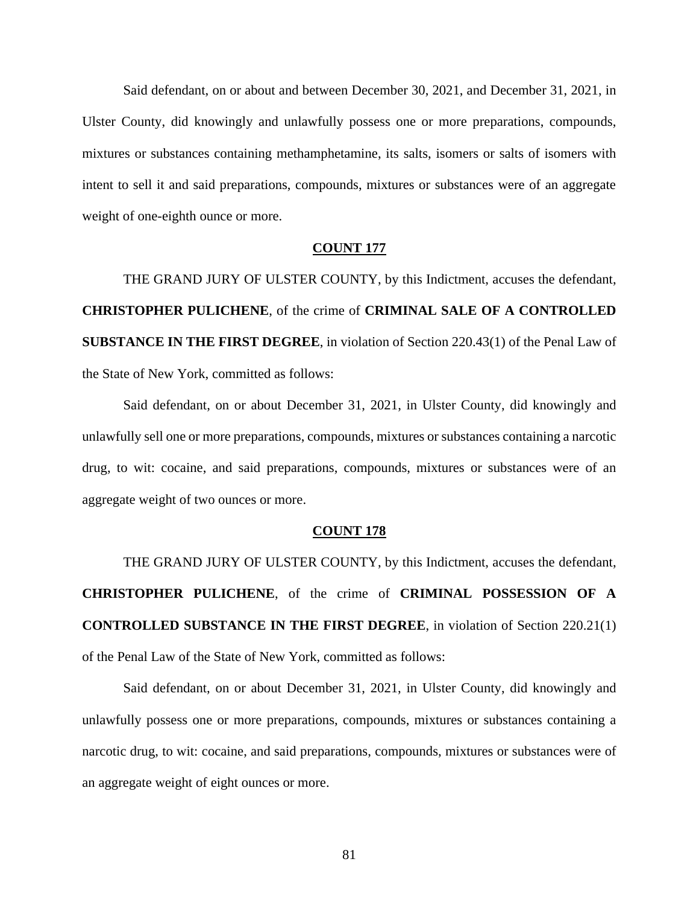Said defendant, on or about and between December 30, 2021, and December 31, 2021, in Ulster County, did knowingly and unlawfully possess one or more preparations, compounds, mixtures or substances containing methamphetamine, its salts, isomers or salts of isomers with intent to sell it and said preparations, compounds, mixtures or substances were of an aggregate weight of one-eighth ounce or more.

**COUNT 177**

THE GRAND JURY OF ULSTER COUNTY, by this Indictment, accuses the defendant, **CHRISTOPHER PULICHENE**, of the crime of **CRIMINAL SALE OF A CONTROLLED SUBSTANCE IN THE FIRST DEGREE**, in violation of Section 220.43(1) of the Penal Law of the State of New York, committed as follows:

Said defendant, on or about December 31, 2021, in Ulster County, did knowingly and unlawfully sell one or more preparations, compounds, mixtures or substances containing a narcotic drug, to wit: cocaine, and said preparations, compounds, mixtures or substances were of an aggregate weight of two ounces or more.

**COUNT 178**

THE GRAND JURY OF ULSTER COUNTY, by this Indictment, accuses the defendant, **CHRISTOPHER PULICHENE**, of the crime of **CRIMINAL POSSESSION OF A CONTROLLED SUBSTANCE IN THE FIRST DEGREE**, in violation of Section 220.21(1) of the Penal Law of the State of New York, committed as follows:

Said defendant, on or about December 31, 2021, in Ulster County, did knowingly and unlawfully possess one or more preparations, compounds, mixtures or substances containing a narcotic drug, to wit: cocaine, and said preparations, compounds, mixtures or substances were of an aggregate weight of eight ounces or more.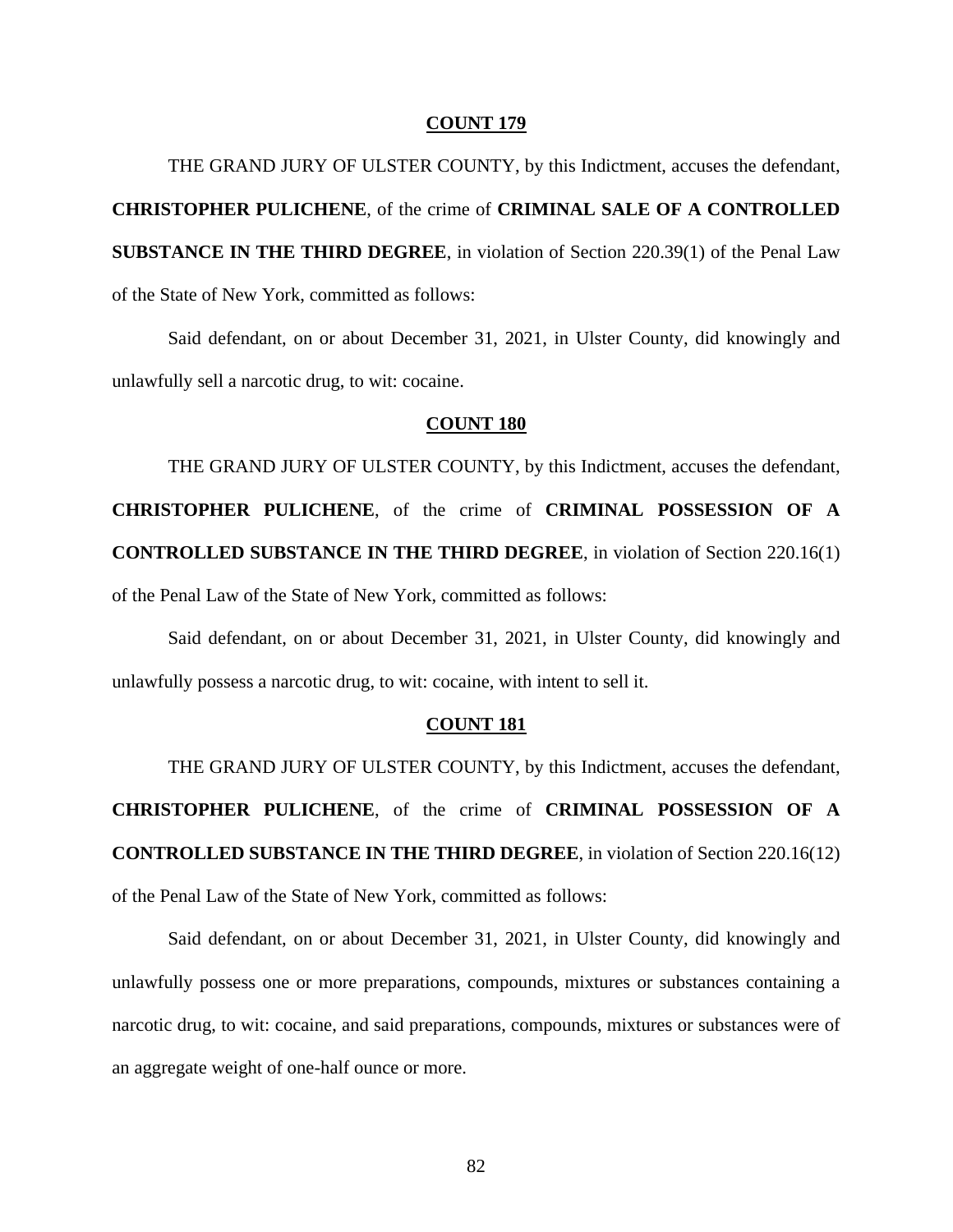**COUNT 179**

THE GRAND JURY OF ULSTER COUNTY, by this Indictment, accuses the defendant, **CHRISTOPHER PULICHENE**, of the crime of **CRIMINAL SALE OF A CONTROLLED SUBSTANCE IN THE THIRD DEGREE**, in violation of Section 220.39(1) of the Penal Law of the State of New York, committed as follows:

Said defendant, on or about December 31, 2021, in Ulster County, did knowingly and unlawfully sell a narcotic drug, to wit: cocaine.

**COUNT 180**

THE GRAND JURY OF ULSTER COUNTY, by this Indictment, accuses the defendant, **CHRISTOPHER PULICHENE**, of the crime of **CRIMINAL POSSESSION OF A CONTROLLED SUBSTANCE IN THE THIRD DEGREE**, in violation of Section 220.16(1) of the Penal Law of the State of New York, committed as follows:

Said defendant, on or about December 31, 2021, in Ulster County, did knowingly and unlawfully possess a narcotic drug, to wit: cocaine, with intent to sell it.

**COUNT 181**

THE GRAND JURY OF ULSTER COUNTY, by this Indictment, accuses the defendant, **CHRISTOPHER PULICHENE**, of the crime of **CRIMINAL POSSESSION OF A CONTROLLED SUBSTANCE IN THE THIRD DEGREE**, in violation of Section 220.16(12) of the Penal Law of the State of New York, committed as follows:

Said defendant, on or about December 31, 2021, in Ulster County, did knowingly and unlawfully possess one or more preparations, compounds, mixtures or substances containing a narcotic drug, to wit: cocaine, and said preparations, compounds, mixtures or substances were of an aggregate weight of one-half ounce or more.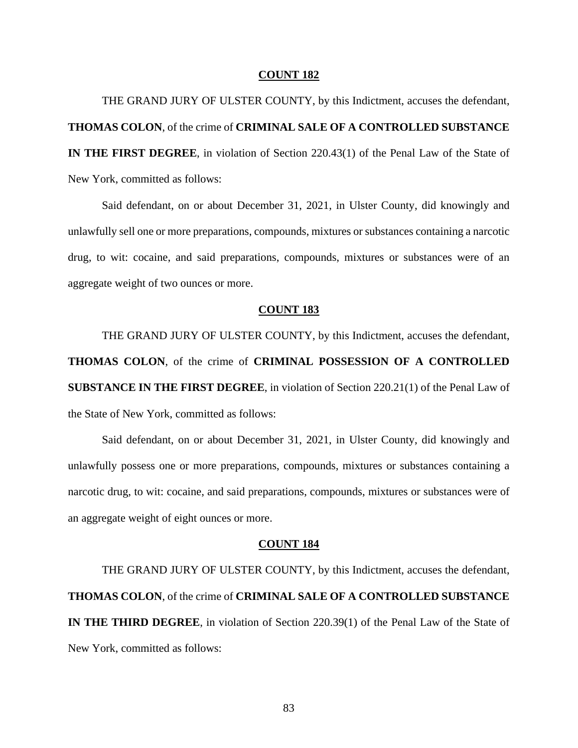**COUNT 182**

THE GRAND JURY OF ULSTER COUNTY, by this Indictment, accuses the defendant, **THOMAS COLON**, of the crime of **CRIMINAL SALE OF A CONTROLLED SUBSTANCE IN THE FIRST DEGREE**, in violation of Section 220.43(1) of the Penal Law of the State of New York, committed as follows:

Said defendant, on or about December 31, 2021, in Ulster County, did knowingly and unlawfully sell one or more preparations, compounds, mixtures or substances containing a narcotic drug, to wit: cocaine, and said preparations, compounds, mixtures or substances were of an aggregate weight of two ounces or more.

**COUNT 183**

THE GRAND JURY OF ULSTER COUNTY, by this Indictment, accuses the defendant, **THOMAS COLON**, of the crime of **CRIMINAL POSSESSION OF A CONTROLLED SUBSTANCE IN THE FIRST DEGREE**, in violation of Section 220.21(1) of the Penal Law of the State of New York, committed as follows:

Said defendant, on or about December 31, 2021, in Ulster County, did knowingly and unlawfully possess one or more preparations, compounds, mixtures or substances containing a narcotic drug, to wit: cocaine, and said preparations, compounds, mixtures or substances were of an aggregate weight of eight ounces or more.

**COUNT 184**

THE GRAND JURY OF ULSTER COUNTY, by this Indictment, accuses the defendant, **THOMAS COLON**, of the crime of **CRIMINAL SALE OF A CONTROLLED SUBSTANCE IN THE THIRD DEGREE**, in violation of Section 220.39(1) of the Penal Law of the State of New York, committed as follows: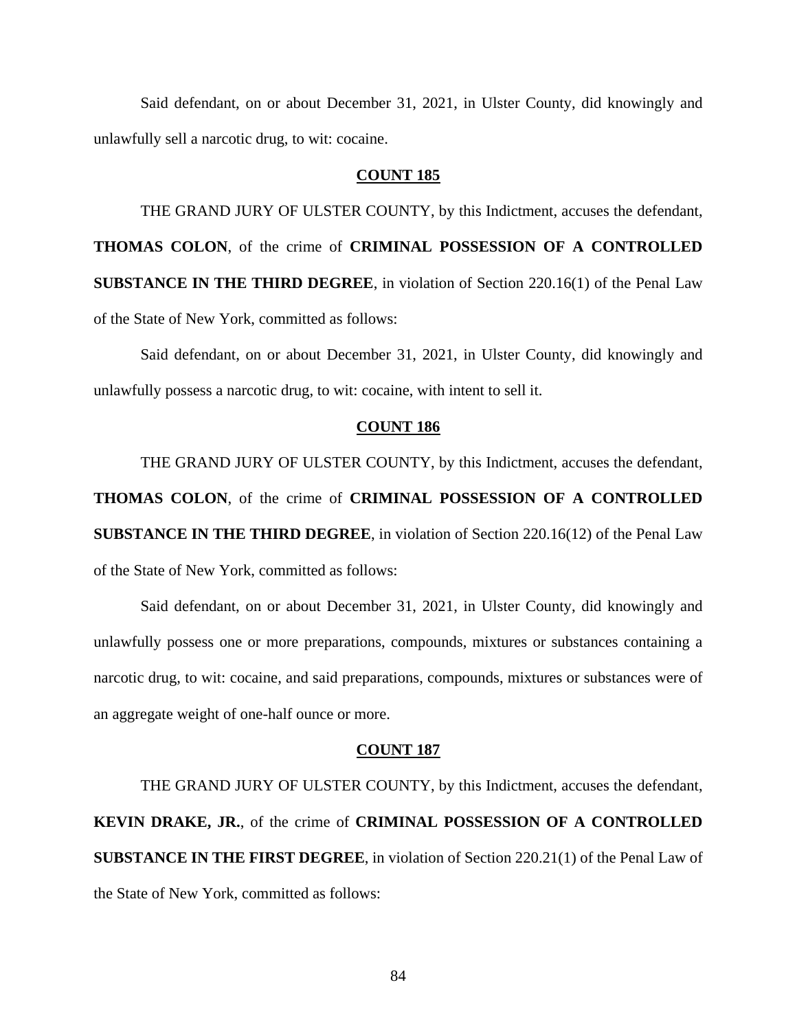Said defendant, on or about December 31, 2021, in Ulster County, did knowingly and unlawfully sell a narcotic drug, to wit: cocaine.

**COUNT 185**

THE GRAND JURY OF ULSTER COUNTY, by this Indictment, accuses the defendant, **THOMAS COLON**, of the crime of **CRIMINAL POSSESSION OF A CONTROLLED SUBSTANCE IN THE THIRD DEGREE**, in violation of Section 220.16(1) of the Penal Law of the State of New York, committed as follows:

Said defendant, on or about December 31, 2021, in Ulster County, did knowingly and unlawfully possess a narcotic drug, to wit: cocaine, with intent to sell it.

**COUNT 186**

THE GRAND JURY OF ULSTER COUNTY, by this Indictment, accuses the defendant, **THOMAS COLON**, of the crime of **CRIMINAL POSSESSION OF A CONTROLLED SUBSTANCE IN THE THIRD DEGREE**, in violation of Section 220.16(12) of the Penal Law of the State of New York, committed as follows:

Said defendant, on or about December 31, 2021, in Ulster County, did knowingly and unlawfully possess one or more preparations, compounds, mixtures or substances containing a narcotic drug, to wit: cocaine, and said preparations, compounds, mixtures or substances were of an aggregate weight of one-half ounce or more.

**COUNT 187**

THE GRAND JURY OF ULSTER COUNTY, by this Indictment, accuses the defendant, **KEVIN DRAKE, JR.**, of the crime of **CRIMINAL POSSESSION OF A CONTROLLED SUBSTANCE IN THE FIRST DEGREE**, in violation of Section 220.21(1) of the Penal Law of the State of New York, committed as follows: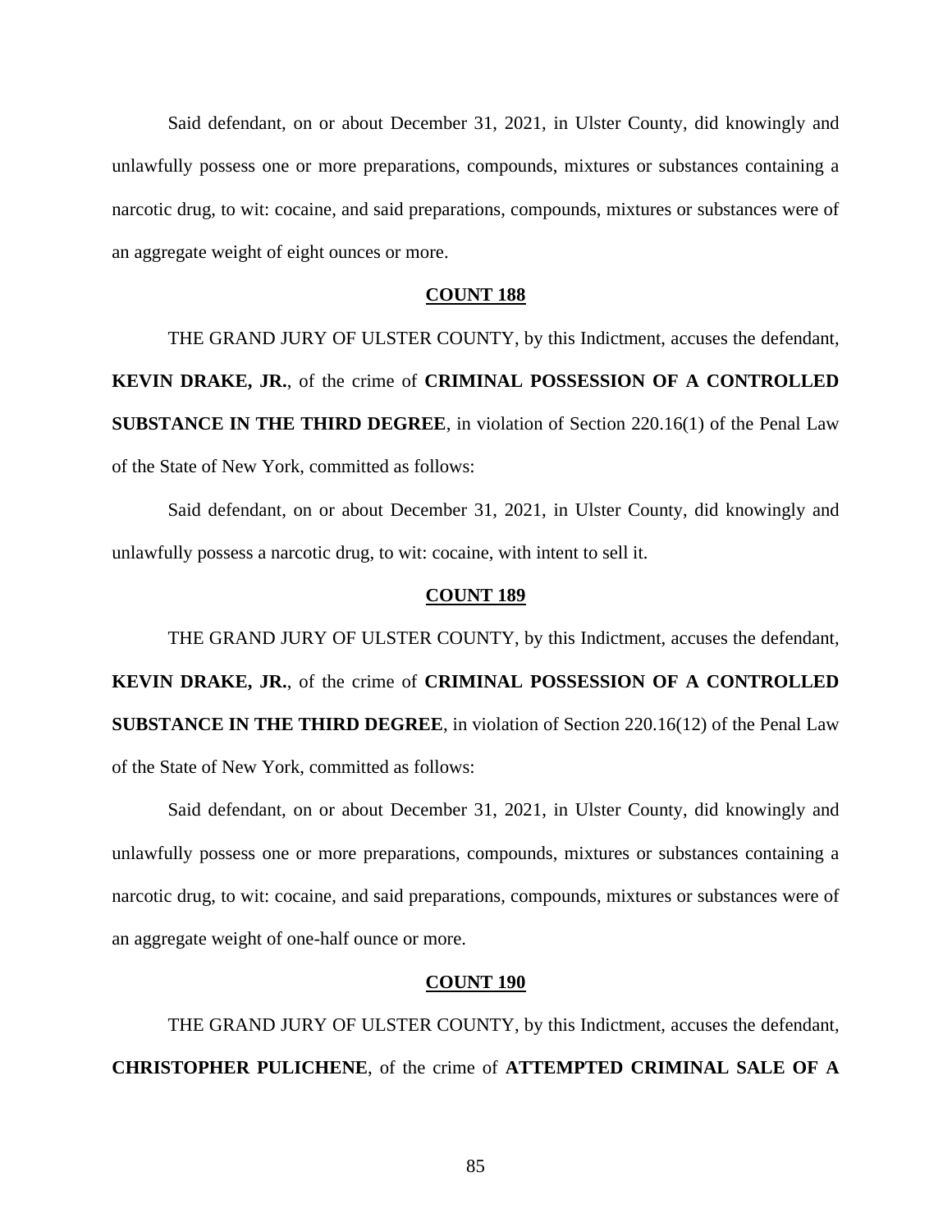Said defendant, on or about December 31, 2021, in Ulster County, did knowingly and unlawfully possess one or more preparations, compounds, mixtures or substances containing a narcotic drug, to wit: cocaine, and said preparations, compounds, mixtures or substances were of an aggregate weight of eight ounces or more.

**COUNT 188**

THE GRAND JURY OF ULSTER COUNTY, by this Indictment, accuses the defendant, **KEVIN DRAKE, JR.**, of the crime of **CRIMINAL POSSESSION OF A CONTROLLED SUBSTANCE IN THE THIRD DEGREE**, in violation of Section 220.16(1) of the Penal Law of the State of New York, committed as follows:

Said defendant, on or about December 31, 2021, in Ulster County, did knowingly and unlawfully possess a narcotic drug, to wit: cocaine, with intent to sell it.

**COUNT 189**

THE GRAND JURY OF ULSTER COUNTY, by this Indictment, accuses the defendant, **KEVIN DRAKE, JR.**, of the crime of **CRIMINAL POSSESSION OF A CONTROLLED SUBSTANCE IN THE THIRD DEGREE**, in violation of Section 220.16(12) of the Penal Law of the State of New York, committed as follows:

Said defendant, on or about December 31, 2021, in Ulster County, did knowingly and unlawfully possess one or more preparations, compounds, mixtures or substances containing a narcotic drug, to wit: cocaine, and said preparations, compounds, mixtures or substances were of an aggregate weight of one-half ounce or more.

**COUNT 190**

THE GRAND JURY OF ULSTER COUNTY, by this Indictment, accuses the defendant, **CHRISTOPHER PULICHENE**, of the crime of **ATTEMPTED CRIMINAL SALE OF A**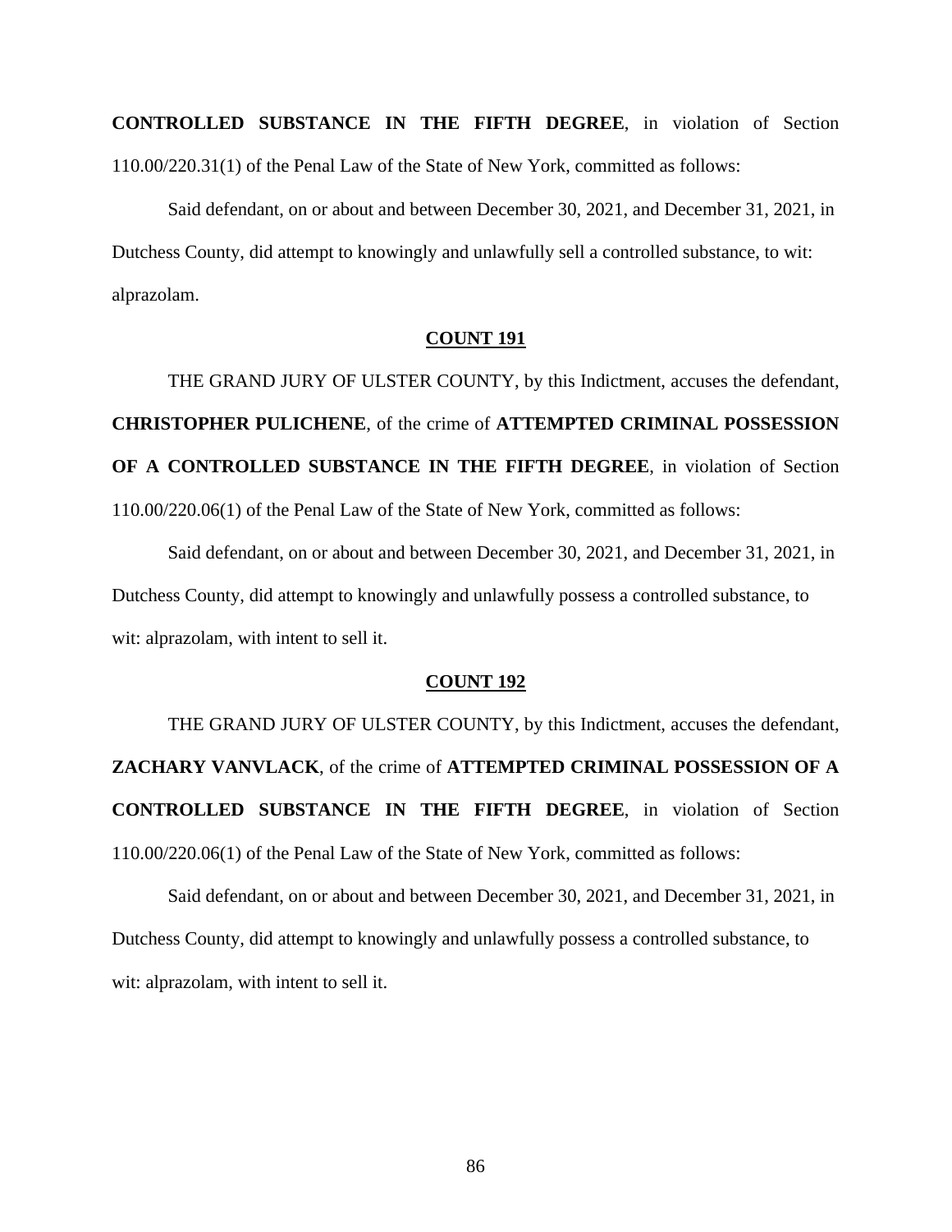**CONTROLLED SUBSTANCE IN THE FIFTH DEGREE**, in violation of Section 110.00/220.31(1) of the Penal Law of the State of New York, committed as follows:

Said defendant, on or about and between December 30, 2021, and December 31, 2021, in Dutchess County, did attempt to knowingly and unlawfully sell a controlled substance, to wit: alprazolam.

**COUNT 191**

THE GRAND JURY OF ULSTER COUNTY, by this Indictment, accuses the defendant, **CHRISTOPHER PULICHENE**, of the crime of **ATTEMPTED CRIMINAL POSSESSION OF A CONTROLLED SUBSTANCE IN THE FIFTH DEGREE**, in violation of Section 110.00/220.06(1) of the Penal Law of the State of New York, committed as follows:

Said defendant, on or about and between December 30, 2021, and December 31, 2021, in Dutchess County, did attempt to knowingly and unlawfully possess a controlled substance, to wit: alprazolam, with intent to sell it.

**COUNT 192**

THE GRAND JURY OF ULSTER COUNTY, by this Indictment, accuses the defendant, **ZACHARY VANVLACK**, of the crime of **ATTEMPTED CRIMINAL POSSESSION OF A CONTROLLED SUBSTANCE IN THE FIFTH DEGREE**, in violation of Section 110.00/220.06(1) of the Penal Law of the State of New York, committed as follows:

Said defendant, on or about and between December 30, 2021, and December 31, 2021, in Dutchess County, did attempt to knowingly and unlawfully possess a controlled substance, to wit: alprazolam, with intent to sell it.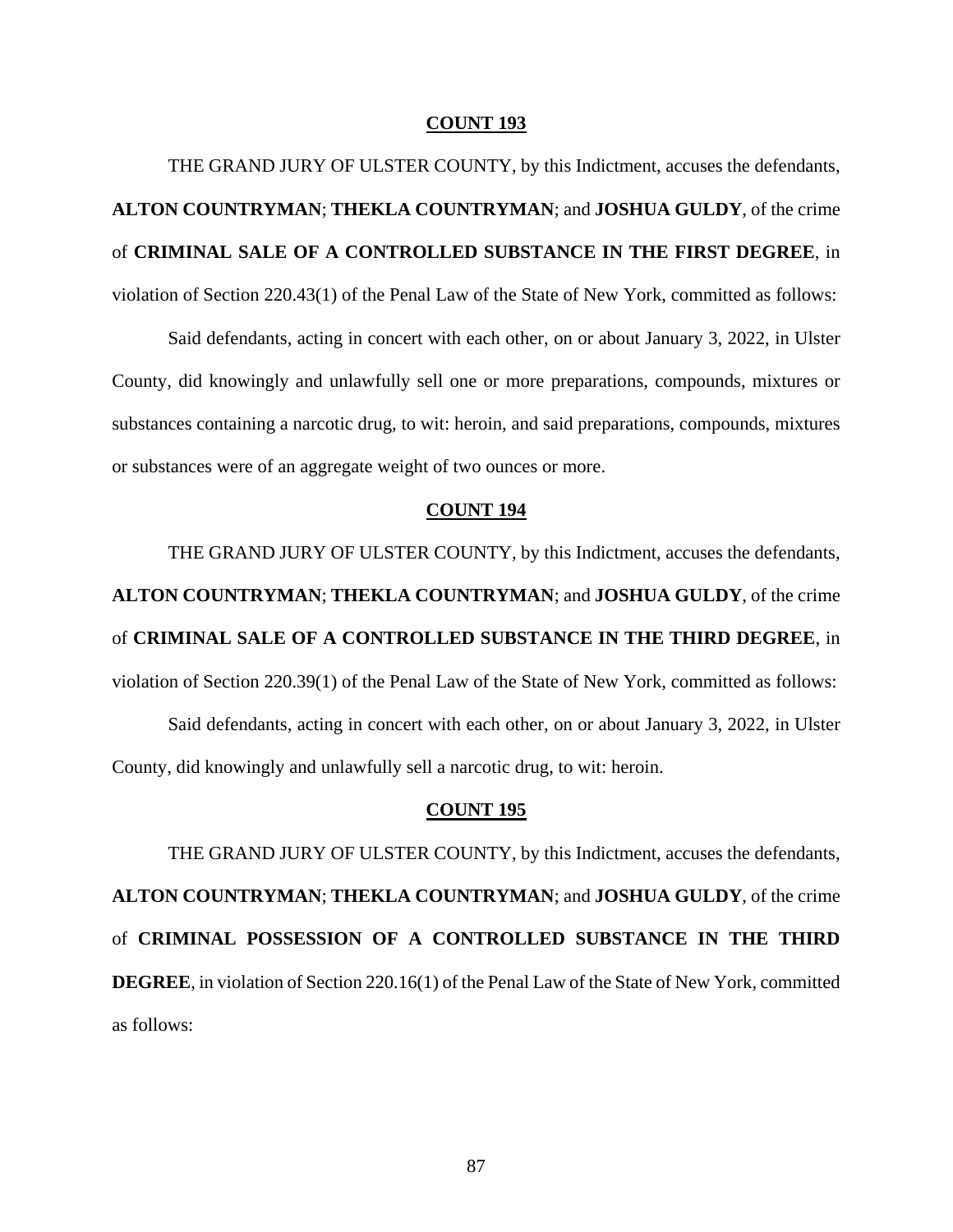**COUNT 193**

THE GRAND JURY OF ULSTER COUNTY, by this Indictment, accuses the defendants, **ALTON COUNTRYMAN**; **THEKLA COUNTRYMAN**; and **JOSHUA GULDY**, of the crime of **CRIMINAL SALE OF A CONTROLLED SUBSTANCE IN THE FIRST DEGREE**, in violation of Section 220.43(1) of the Penal Law of the State of New York, committed as follows:

Said defendants, acting in concert with each other, on or about January 3, 2022, in Ulster County, did knowingly and unlawfully sell one or more preparations, compounds, mixtures or substances containing a narcotic drug, to wit: heroin, and said preparations, compounds, mixtures or substances were of an aggregate weight of two ounces or more.

**COUNT 194**

THE GRAND JURY OF ULSTER COUNTY, by this Indictment, accuses the defendants, **ALTON COUNTRYMAN**; **THEKLA COUNTRYMAN**; and **JOSHUA GULDY**, of the crime of **CRIMINAL SALE OF A CONTROLLED SUBSTANCE IN THE THIRD DEGREE**, in violation of Section 220.39(1) of the Penal Law of the State of New York, committed as follows:

Said defendants, acting in concert with each other, on or about January 3, 2022, in Ulster County, did knowingly and unlawfully sell a narcotic drug, to wit: heroin.

**COUNT 195**

THE GRAND JURY OF ULSTER COUNTY, by this Indictment, accuses the defendants, **ALTON COUNTRYMAN**; **THEKLA COUNTRYMAN**; and **JOSHUA GULDY**, of the crime of **CRIMINAL POSSESSION OF A CONTROLLED SUBSTANCE IN THE THIRD DEGREE**, in violation of Section 220.16(1) of the Penal Law of the State of New York, committed as follows: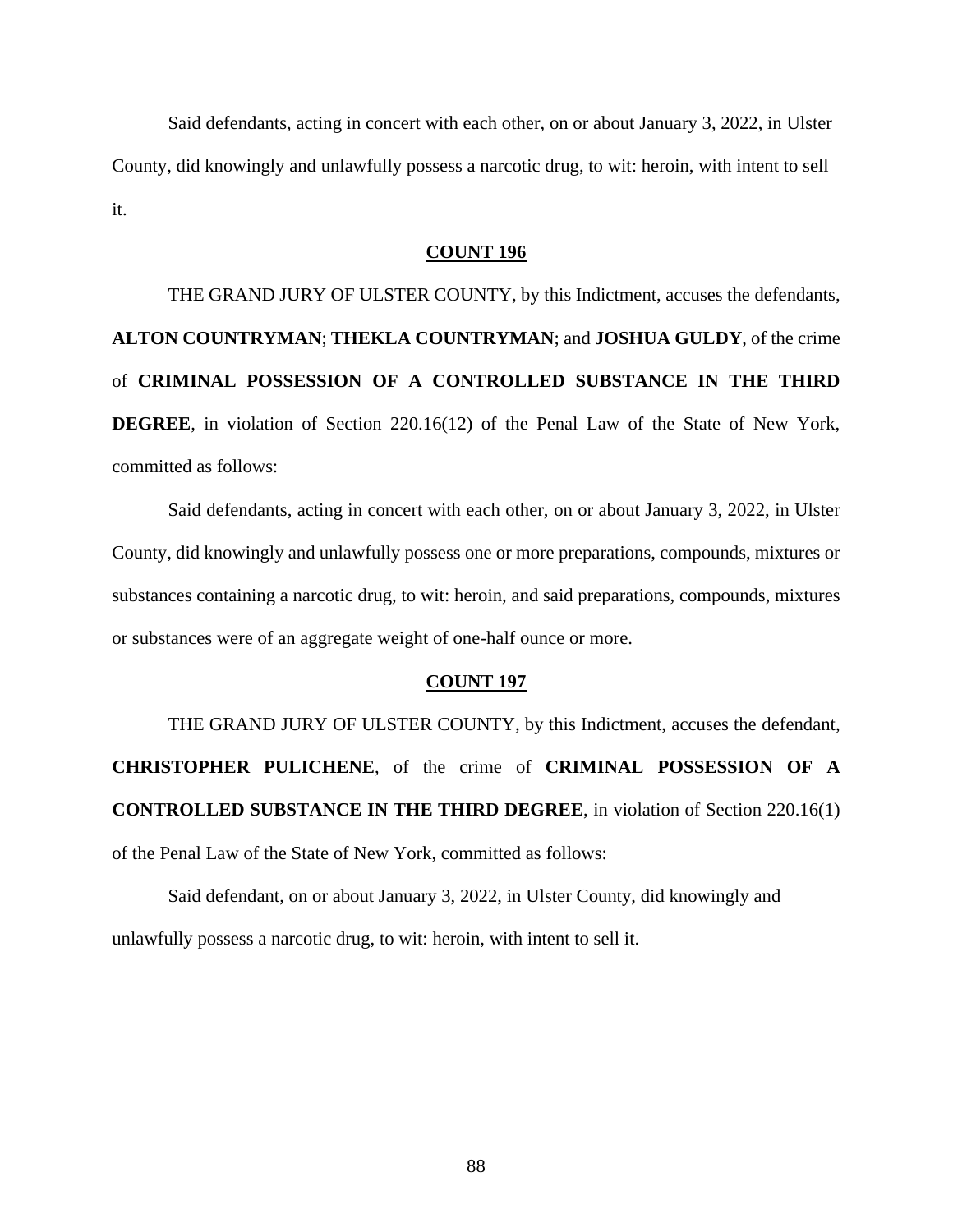Said defendants, acting in concert with each other, on or about January 3, 2022, in Ulster County, did knowingly and unlawfully possess a narcotic drug, to wit: heroin, with intent to sell it.

**COUNT 196**

THE GRAND JURY OF ULSTER COUNTY, by this Indictment, accuses the defendants, **ALTON COUNTRYMAN**; **THEKLA COUNTRYMAN**; and **JOSHUA GULDY**, of the crime of **CRIMINAL POSSESSION OF A CONTROLLED SUBSTANCE IN THE THIRD DEGREE**, in violation of Section 220.16(12) of the Penal Law of the State of New York, committed as follows:

Said defendants, acting in concert with each other, on or about January 3, 2022, in Ulster County, did knowingly and unlawfully possess one or more preparations, compounds, mixtures or substances containing a narcotic drug, to wit: heroin, and said preparations, compounds, mixtures or substances were of an aggregate weight of one-half ounce or more.

**COUNT 197**

THE GRAND JURY OF ULSTER COUNTY, by this Indictment, accuses the defendant, **CHRISTOPHER PULICHENE**, of the crime of **CRIMINAL POSSESSION OF A CONTROLLED SUBSTANCE IN THE THIRD DEGREE**, in violation of Section 220.16(1) of the Penal Law of the State of New York, committed as follows:

Said defendant, on or about January 3, 2022, in Ulster County, did knowingly and unlawfully possess a narcotic drug, to wit: heroin, with intent to sell it.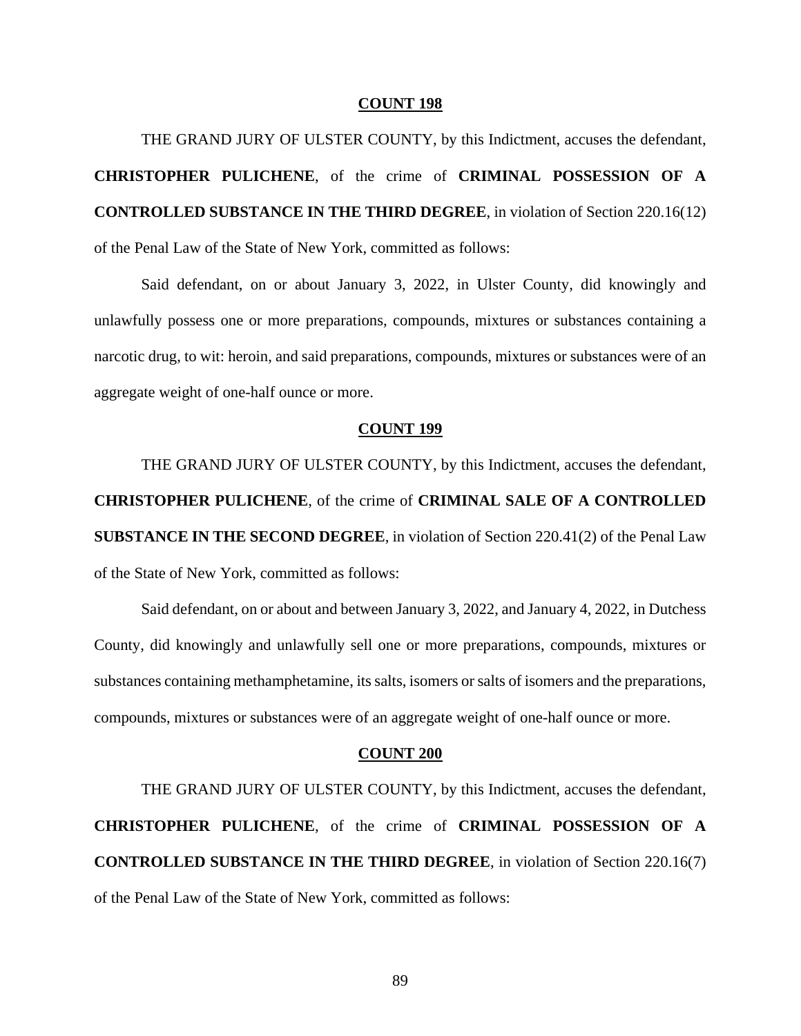**COUNT 198**

THE GRAND JURY OF ULSTER COUNTY, by this Indictment, accuses the defendant, **CHRISTOPHER PULICHENE**, of the crime of **CRIMINAL POSSESSION OF A CONTROLLED SUBSTANCE IN THE THIRD DEGREE**, in violation of Section 220.16(12) of the Penal Law of the State of New York, committed as follows:

Said defendant, on or about January 3, 2022, in Ulster County, did knowingly and unlawfully possess one or more preparations, compounds, mixtures or substances containing a narcotic drug, to wit: heroin, and said preparations, compounds, mixtures or substances were of an aggregate weight of one-half ounce or more.

**COUNT 199**

THE GRAND JURY OF ULSTER COUNTY, by this Indictment, accuses the defendant, **CHRISTOPHER PULICHENE**, of the crime of **CRIMINAL SALE OF A CONTROLLED SUBSTANCE IN THE SECOND DEGREE**, in violation of Section 220.41(2) of the Penal Law of the State of New York, committed as follows:

Said defendant, on or about and between January 3, 2022, and January 4, 2022, in Dutchess County, did knowingly and unlawfully sell one or more preparations, compounds, mixtures or substances containing methamphetamine, its salts, isomers or salts of isomers and the preparations, compounds, mixtures or substances were of an aggregate weight of one-half ounce or more.

**COUNT 200**

THE GRAND JURY OF ULSTER COUNTY, by this Indictment, accuses the defendant, **CHRISTOPHER PULICHENE**, of the crime of **CRIMINAL POSSESSION OF A CONTROLLED SUBSTANCE IN THE THIRD DEGREE**, in violation of Section 220.16(7) of the Penal Law of the State of New York, committed as follows: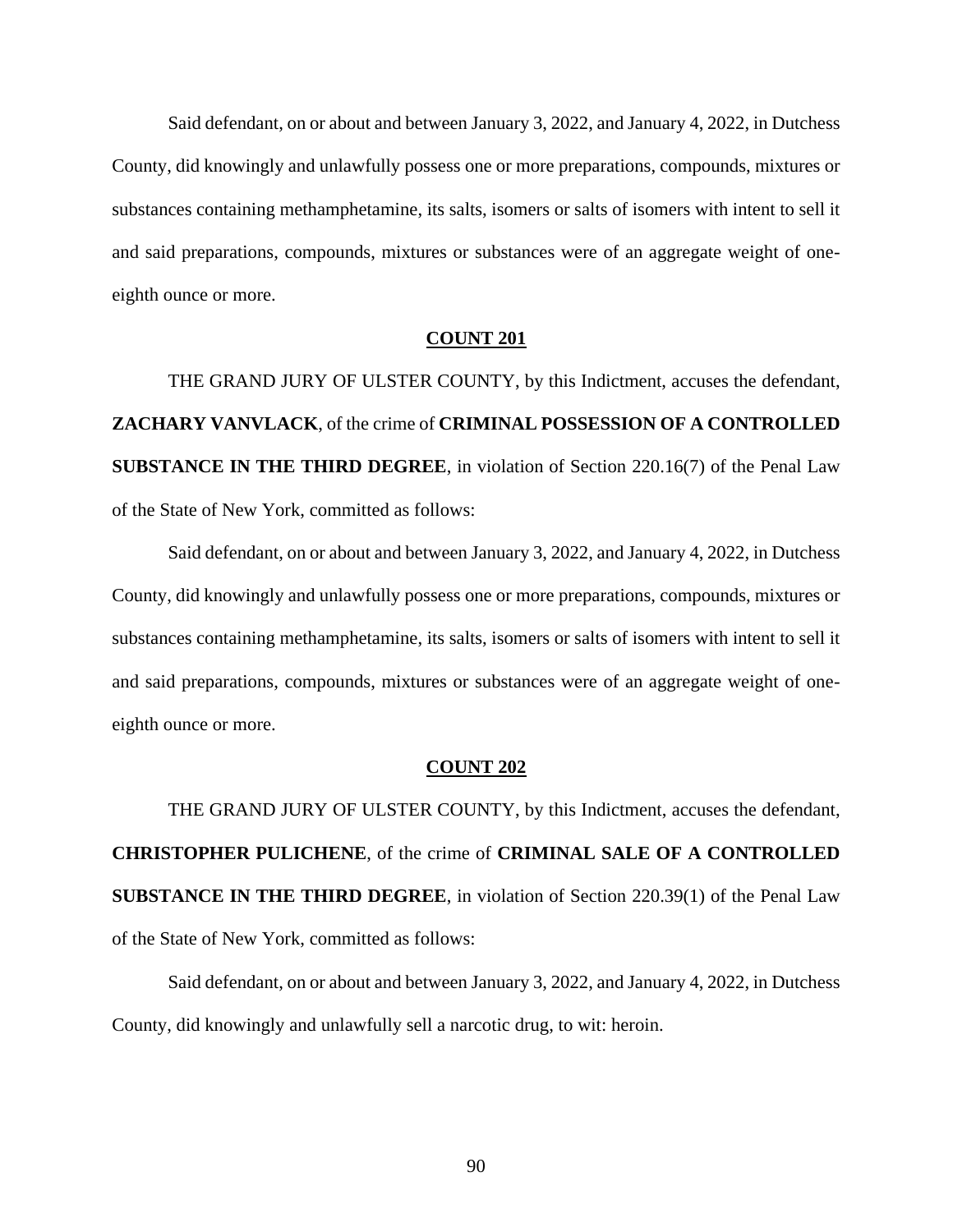Said defendant, on or about and between January 3, 2022, and January 4, 2022, in Dutchess County, did knowingly and unlawfully possess one or more preparations, compounds, mixtures or substances containing methamphetamine, its salts, isomers or salts of isomers with intent to sell it and said preparations, compounds, mixtures or substances were of an aggregate weight of one-eighth ounce or more.

**COUNT 201**

THE GRAND JURY OF ULSTER COUNTY, by this Indictment, accuses the defendant, **ZACHARY VANVLACK**, of the crime of **CRIMINAL POSSESSION OF A CONTROLLED SUBSTANCE IN THE THIRD DEGREE**, in violation of Section 220.16(7) of the Penal Law of the State of New York, committed as follows:

Said defendant, on or about and between January 3, 2022, and January 4, 2022, in Dutchess County, did knowingly and unlawfully possess one or more preparations, compounds, mixtures or substances containing methamphetamine, its salts, isomers or salts of isomers with intent to sell it and said preparations, compounds, mixtures or substances were of an aggregate weight of one-eighth ounce or more.

**COUNT 202**

THE GRAND JURY OF ULSTER COUNTY, by this Indictment, accuses the defendant, **CHRISTOPHER PULICHENE**, of the crime of **CRIMINAL SALE OF A CONTROLLED SUBSTANCE IN THE THIRD DEGREE**, in violation of Section 220.39(1) of the Penal Law of the State of New York, committed as follows:

Said defendant, on or about and between January 3, 2022, and January 4, 2022, in Dutchess County, did knowingly and unlawfully sell a narcotic drug, to wit: heroin.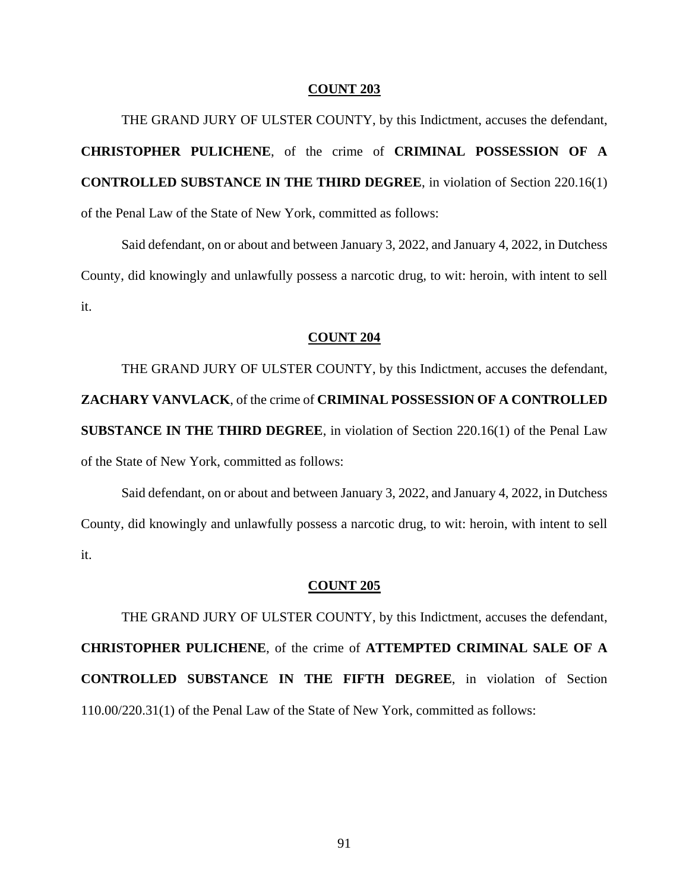**COUNT 203**

THE GRAND JURY OF ULSTER COUNTY, by this Indictment, accuses the defendant, **CHRISTOPHER PULICHENE**, of the crime of **CRIMINAL POSSESSION OF A CONTROLLED SUBSTANCE IN THE THIRD DEGREE**, in violation of Section 220.16(1) of the Penal Law of the State of New York, committed as follows:

Said defendant, on or about and between January 3, 2022, and January 4, 2022, in Dutchess County, did knowingly and unlawfully possess a narcotic drug, to wit: heroin, with intent to sell it.

**COUNT 204**

THE GRAND JURY OF ULSTER COUNTY, by this Indictment, accuses the defendant, **ZACHARY VANVLACK**, of the crime of **CRIMINAL POSSESSION OF A CONTROLLED SUBSTANCE IN THE THIRD DEGREE**, in violation of Section 220.16(1) of the Penal Law of the State of New York, committed as follows:

Said defendant, on or about and between January 3, 2022, and January 4, 2022, in Dutchess County, did knowingly and unlawfully possess a narcotic drug, to wit: heroin, with intent to sell it.

**COUNT 205**

THE GRAND JURY OF ULSTER COUNTY, by this Indictment, accuses the defendant, **CHRISTOPHER PULICHENE**, of the crime of **ATTEMPTED CRIMINAL SALE OF A CONTROLLED SUBSTANCE IN THE FIFTH DEGREE**, in violation of Section 110.00/220.31(1) of the Penal Law of the State of New York, committed as follows: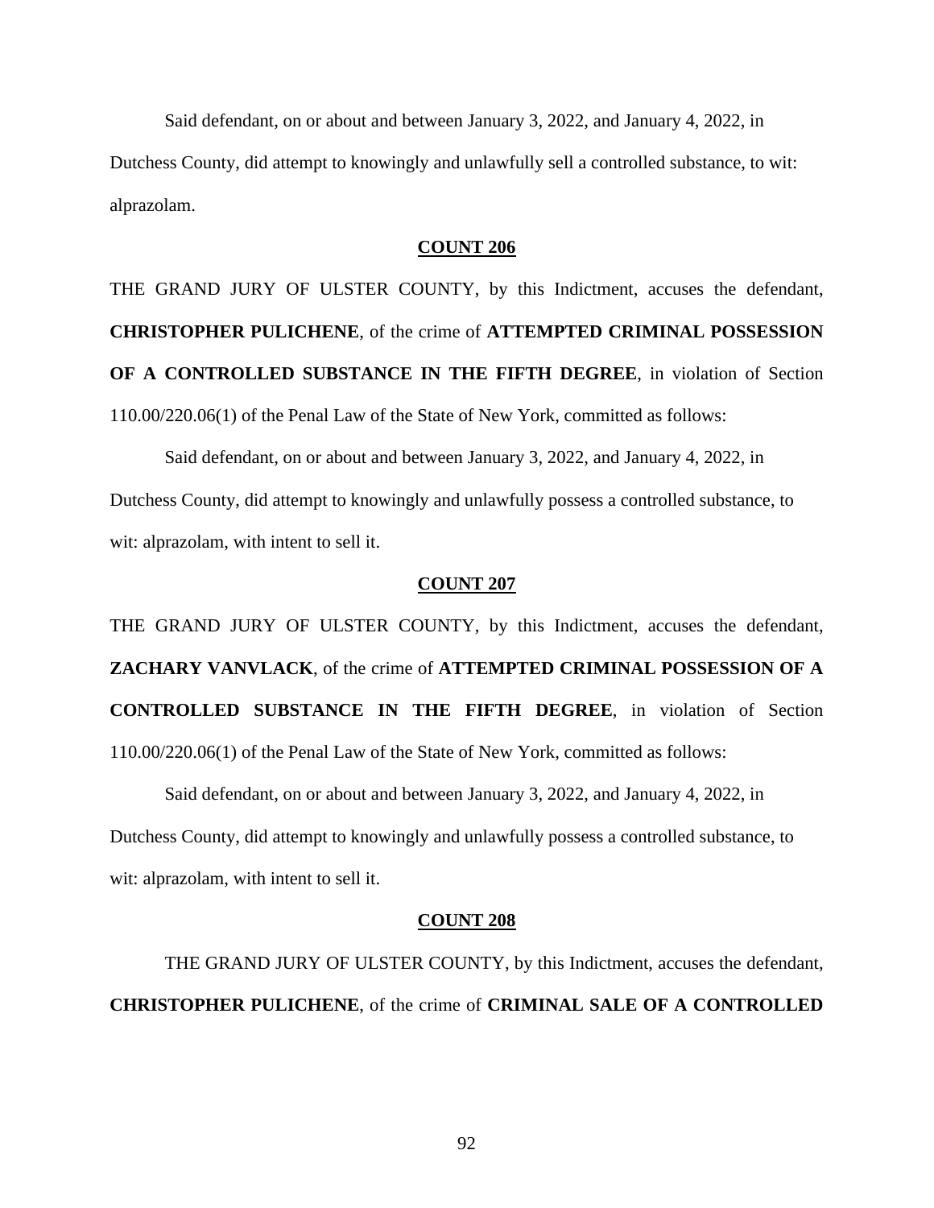Said defendant, on or about and between January 3, 2022, and January 4, 2022, in Dutchess County, did attempt to knowingly and unlawfully sell a controlled substance, to wit: alprazolam.

**COUNT 206**

THE GRAND JURY OF ULSTER COUNTY, by this Indictment, accuses the defendant, **CHRISTOPHER PULICHENE**, of the crime of **ATTEMPTED CRIMINAL POSSESSION OF A CONTROLLED SUBSTANCE IN THE FIFTH DEGREE**, in violation of Section 110.00/220.06(1) of the Penal Law of the State of New York, committed as follows:

Said defendant, on or about and between January 3, 2022, and January 4, 2022, in Dutchess County, did attempt to knowingly and unlawfully possess a controlled substance, to wit: alprazolam, with intent to sell it.

**COUNT 207**

THE GRAND JURY OF ULSTER COUNTY, by this Indictment, accuses the defendant, **ZACHARY VANVLACK**, of the crime of **ATTEMPTED CRIMINAL POSSESSION OF A CONTROLLED SUBSTANCE IN THE FIFTH DEGREE**, in violation of Section 110.00/220.06(1) of the Penal Law of the State of New York, committed as follows:

Said defendant, on or about and between January 3, 2022, and January 4, 2022, in Dutchess County, did attempt to knowingly and unlawfully possess a controlled substance, to wit: alprazolam, with intent to sell it.

**COUNT 208**

THE GRAND JURY OF ULSTER COUNTY, by this Indictment, accuses the defendant, **CHRISTOPHER PULICHENE**, of the crime of **CRIMINAL SALE OF A CONTROLLED**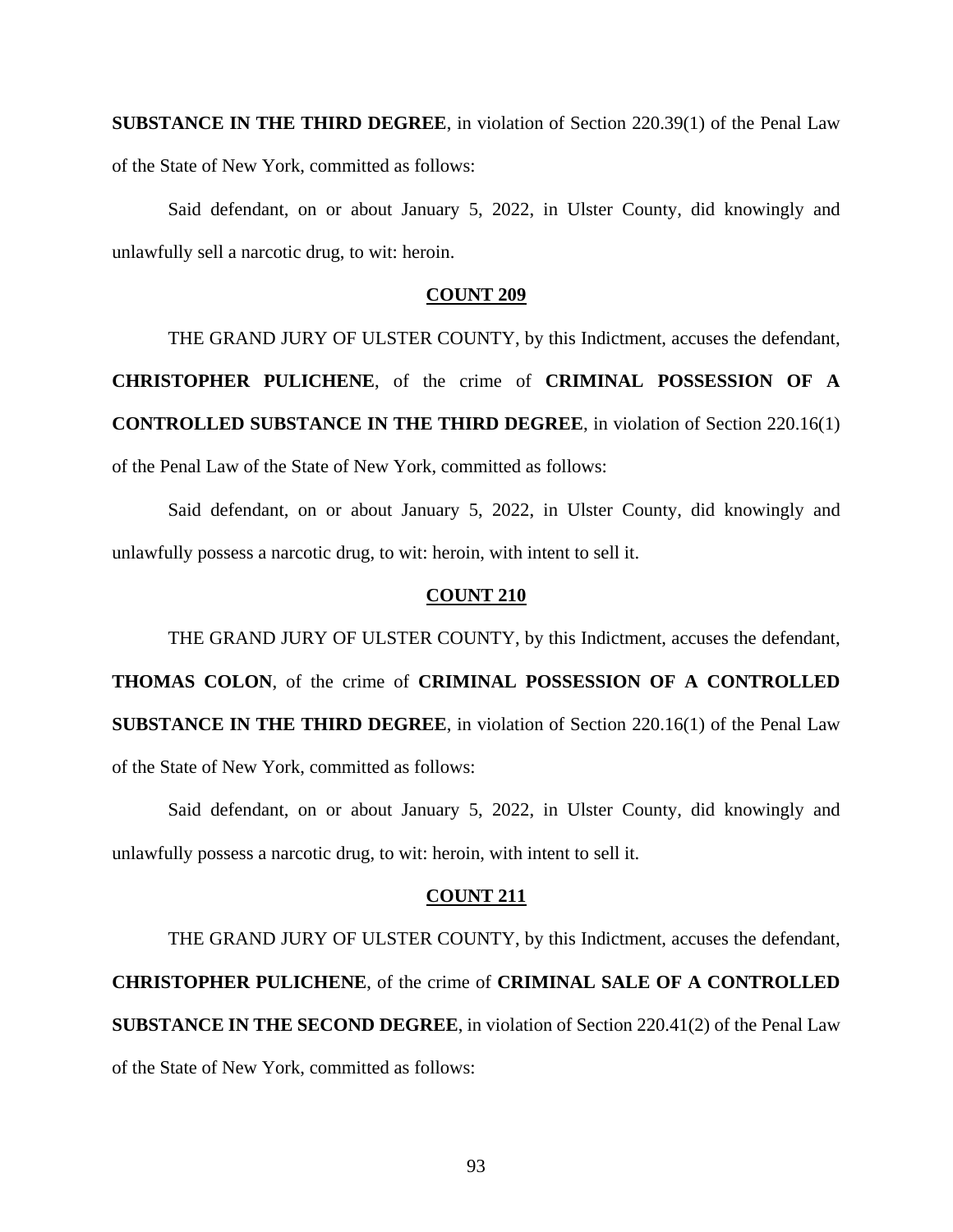**SUBSTANCE IN THE THIRD DEGREE**, in violation of Section 220.39(1) of the Penal Law of the State of New York, committed as follows:

Said defendant, on or about January 5, 2022, in Ulster County, did knowingly and unlawfully sell a narcotic drug, to wit: heroin.

**COUNT 209**

THE GRAND JURY OF ULSTER COUNTY, by this Indictment, accuses the defendant, **CHRISTOPHER PULICHENE**, of the crime of **CRIMINAL POSSESSION OF A CONTROLLED SUBSTANCE IN THE THIRD DEGREE**, in violation of Section 220.16(1) of the Penal Law of the State of New York, committed as follows:

Said defendant, on or about January 5, 2022, in Ulster County, did knowingly and unlawfully possess a narcotic drug, to wit: heroin, with intent to sell it.

**COUNT 210**

THE GRAND JURY OF ULSTER COUNTY, by this Indictment, accuses the defendant, **THOMAS COLON**, of the crime of **CRIMINAL POSSESSION OF A CONTROLLED SUBSTANCE IN THE THIRD DEGREE**, in violation of Section 220.16(1) of the Penal Law of the State of New York, committed as follows:

Said defendant, on or about January 5, 2022, in Ulster County, did knowingly and unlawfully possess a narcotic drug, to wit: heroin, with intent to sell it.

**COUNT 211**

THE GRAND JURY OF ULSTER COUNTY, by this Indictment, accuses the defendant, **CHRISTOPHER PULICHENE**, of the crime of **CRIMINAL SALE OF A CONTROLLED SUBSTANCE IN THE SECOND DEGREE**, in violation of Section 220.41(2) of the Penal Law of the State of New York, committed as follows: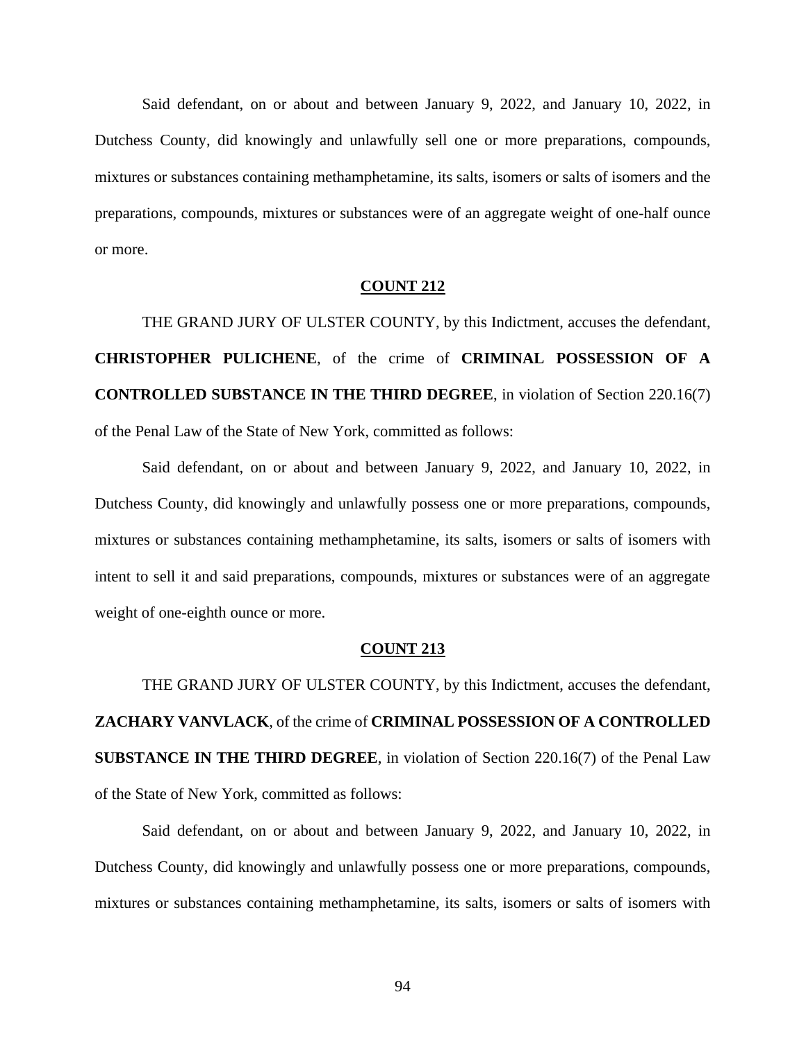Said defendant, on or about and between January 9, 2022, and January 10, 2022, in Dutchess County, did knowingly and unlawfully sell one or more preparations, compounds, mixtures or substances containing methamphetamine, its salts, isomers or salts of isomers and the preparations, compounds, mixtures or substances were of an aggregate weight of one-half ounce or more.

**COUNT 212**

THE GRAND JURY OF ULSTER COUNTY, by this Indictment, accuses the defendant, **CHRISTOPHER PULICHENE**, of the crime of **CRIMINAL POSSESSION OF A CONTROLLED SUBSTANCE IN THE THIRD DEGREE**, in violation of Section 220.16(7) of the Penal Law of the State of New York, committed as follows:

Said defendant, on or about and between January 9, 2022, and January 10, 2022, in Dutchess County, did knowingly and unlawfully possess one or more preparations, compounds, mixtures or substances containing methamphetamine, its salts, isomers or salts of isomers with intent to sell it and said preparations, compounds, mixtures or substances were of an aggregate weight of one-eighth ounce or more.

**COUNT 213**

THE GRAND JURY OF ULSTER COUNTY, by this Indictment, accuses the defendant, **ZACHARY VANVLACK**, of the crime of **CRIMINAL POSSESSION OF A CONTROLLED SUBSTANCE IN THE THIRD DEGREE**, in violation of Section 220.16(7) of the Penal Law of the State of New York, committed as follows:

Said defendant, on or about and between January 9, 2022, and January 10, 2022, in Dutchess County, did knowingly and unlawfully possess one or more preparations, compounds, mixtures or substances containing methamphetamine, its salts, isomers or salts of isomers with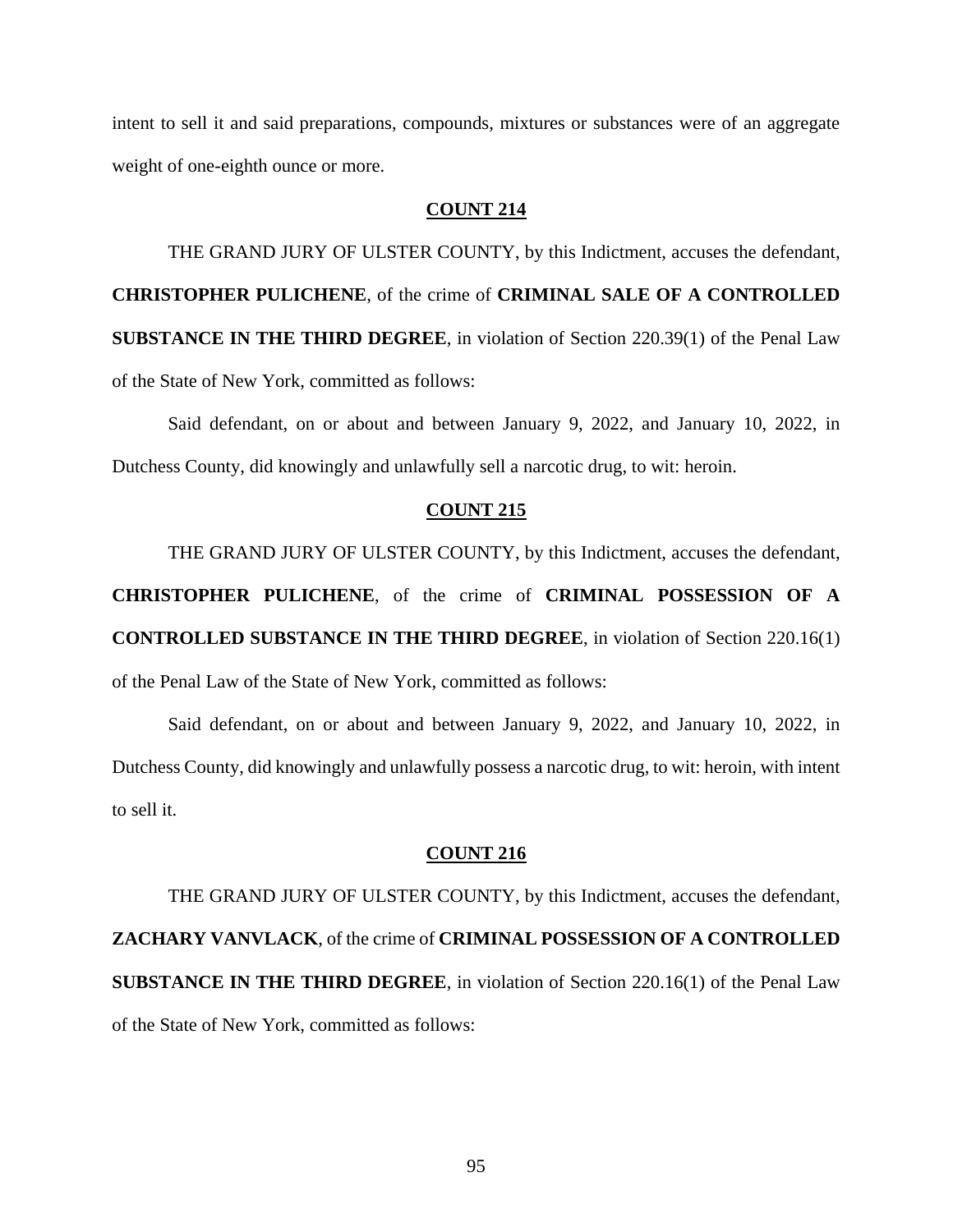intent to sell it and said preparations, compounds, mixtures or substances were of an aggregate weight of one-eighth ounce or more.

**COUNT 214**

THE GRAND JURY OF ULSTER COUNTY, by this Indictment, accuses the defendant, **CHRISTOPHER PULICHENE**, of the crime of **CRIMINAL SALE OF A CONTROLLED SUBSTANCE IN THE THIRD DEGREE**, in violation of Section 220.39(1) of the Penal Law of the State of New York, committed as follows:

Said defendant, on or about and between January 9, 2022, and January 10, 2022, in Dutchess County, did knowingly and unlawfully sell a narcotic drug, to wit: heroin.

**COUNT 215**

THE GRAND JURY OF ULSTER COUNTY, by this Indictment, accuses the defendant, **CHRISTOPHER PULICHENE**, of the crime of **CRIMINAL POSSESSION OF A CONTROLLED SUBSTANCE IN THE THIRD DEGREE**, in violation of Section 220.16(1) of the Penal Law of the State of New York, committed as follows:

Said defendant, on or about and between January 9, 2022, and January 10, 2022, in Dutchess County, did knowingly and unlawfully possess a narcotic drug, to wit: heroin, with intent to sell it.

**COUNT 216**

THE GRAND JURY OF ULSTER COUNTY, by this Indictment, accuses the defendant, **ZACHARY VANVLACK**, of the crime of **CRIMINAL POSSESSION OF A CONTROLLED SUBSTANCE IN THE THIRD DEGREE**, in violation of Section 220.16(1) of the Penal Law of the State of New York, committed as follows: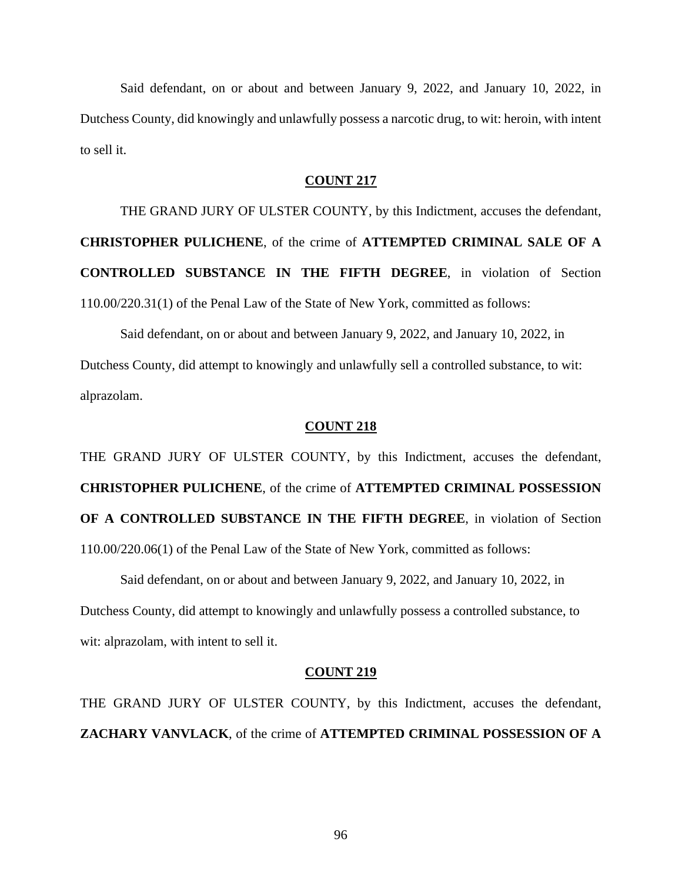Said defendant, on or about and between January 9, 2022, and January 10, 2022, in Dutchess County, did knowingly and unlawfully possess a narcotic drug, to wit: heroin, with intent to sell it.

**COUNT 217**

THE GRAND JURY OF ULSTER COUNTY, by this Indictment, accuses the defendant, **CHRISTOPHER PULICHENE**, of the crime of **ATTEMPTED CRIMINAL SALE OF A CONTROLLED SUBSTANCE IN THE FIFTH DEGREE**, in violation of Section 110.00/220.31(1) of the Penal Law of the State of New York, committed as follows:

Said defendant, on or about and between January 9, 2022, and January 10, 2022, in Dutchess County, did attempt to knowingly and unlawfully sell a controlled substance, to wit: alprazolam.

**COUNT 218**

THE GRAND JURY OF ULSTER COUNTY, by this Indictment, accuses the defendant, **CHRISTOPHER PULICHENE**, of the crime of **ATTEMPTED CRIMINAL POSSESSION OF A CONTROLLED SUBSTANCE IN THE FIFTH DEGREE**, in violation of Section 110.00/220.06(1) of the Penal Law of the State of New York, committed as follows:

Said defendant, on or about and between January 9, 2022, and January 10, 2022, in Dutchess County, did attempt to knowingly and unlawfully possess a controlled substance, to wit: alprazolam, with intent to sell it.

**COUNT 219**

THE GRAND JURY OF ULSTER COUNTY, by this Indictment, accuses the defendant, **ZACHARY VANVLACK**, of the crime of **ATTEMPTED CRIMINAL POSSESSION OF A**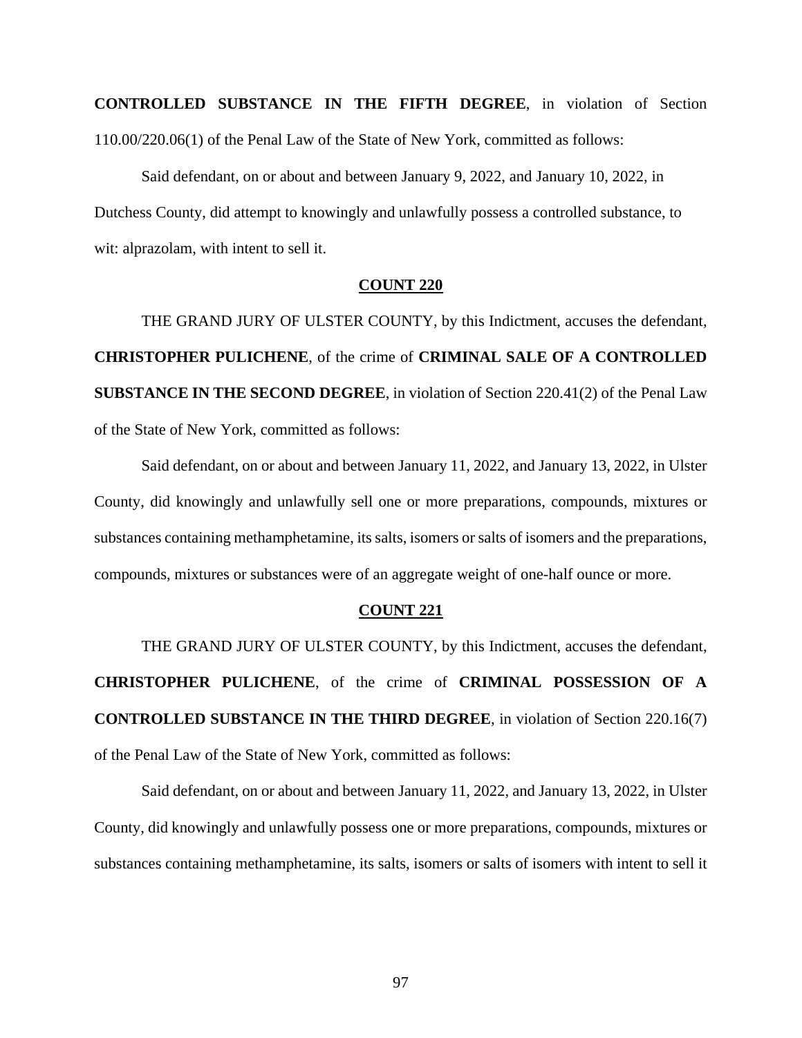**CONTROLLED SUBSTANCE IN THE FIFTH DEGREE**, in violation of Section 110.00/220.06(1) of the Penal Law of the State of New York, committed as follows:

Said defendant, on or about and between January 9, 2022, and January 10, 2022, in Dutchess County, did attempt to knowingly and unlawfully possess a controlled substance, to wit: alprazolam, with intent to sell it.

**COUNT 220**

THE GRAND JURY OF ULSTER COUNTY, by this Indictment, accuses the defendant, **CHRISTOPHER PULICHENE**, of the crime of **CRIMINAL SALE OF A CONTROLLED SUBSTANCE IN THE SECOND DEGREE**, in violation of Section 220.41(2) of the Penal Law of the State of New York, committed as follows:

Said defendant, on or about and between January 11, 2022, and January 13, 2022, in Ulster County, did knowingly and unlawfully sell one or more preparations, compounds, mixtures or substances containing methamphetamine, its salts, isomers or salts of isomers and the preparations, compounds, mixtures or substances were of an aggregate weight of one-half ounce or more.

**COUNT 221**

THE GRAND JURY OF ULSTER COUNTY, by this Indictment, accuses the defendant, **CHRISTOPHER PULICHENE**, of the crime of **CRIMINAL POSSESSION OF A CONTROLLED SUBSTANCE IN THE THIRD DEGREE**, in violation of Section 220.16(7) of the Penal Law of the State of New York, committed as follows:

Said defendant, on or about and between January 11, 2022, and January 13, 2022, in Ulster County, did knowingly and unlawfully possess one or more preparations, compounds, mixtures or substances containing methamphetamine, its salts, isomers or salts of isomers with intent to sell it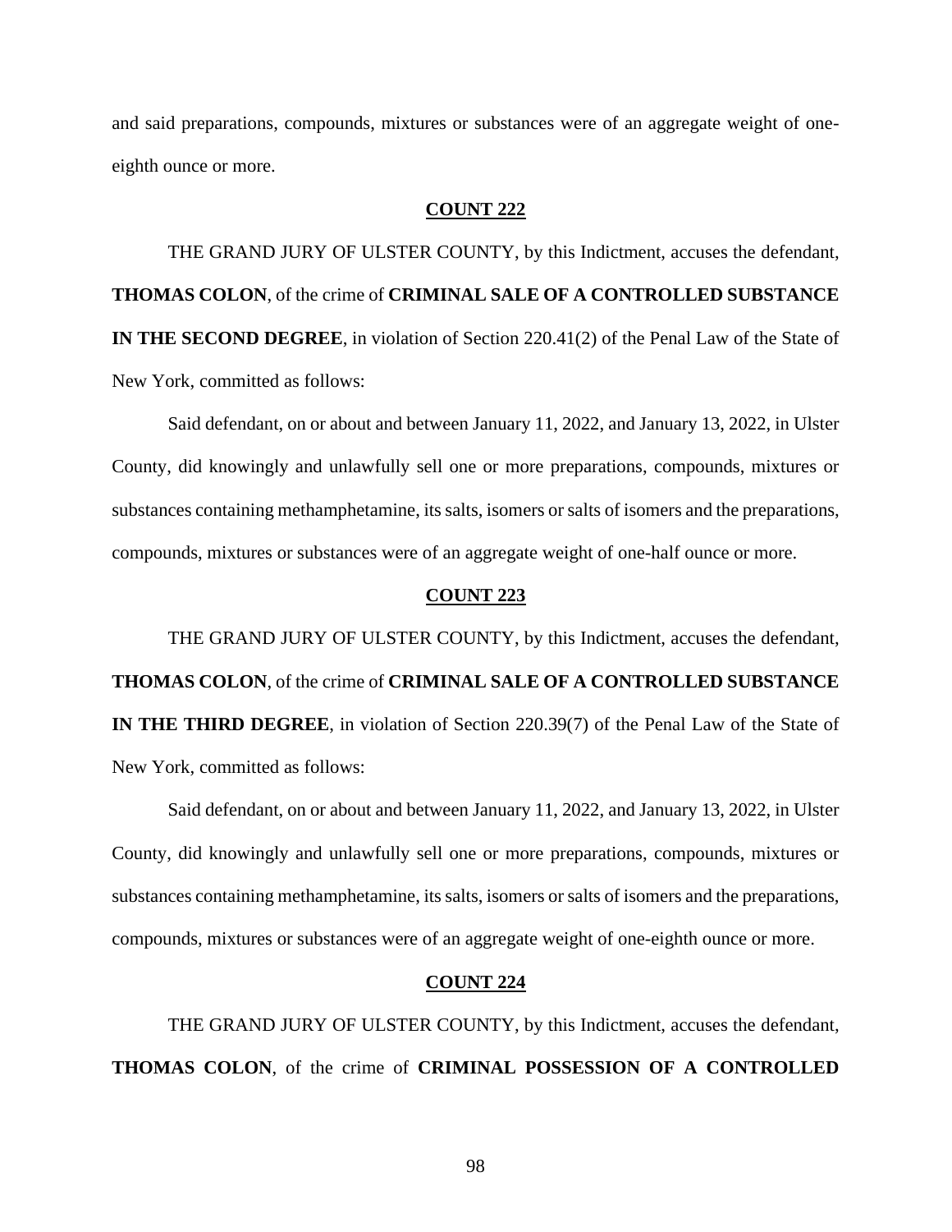and said preparations, compounds, mixtures or substances were of an aggregate weight of one-eighth ounce or more.

**COUNT 222**

THE GRAND JURY OF ULSTER COUNTY, by this Indictment, accuses the defendant, **THOMAS COLON**, of the crime of **CRIMINAL SALE OF A CONTROLLED SUBSTANCE IN THE SECOND DEGREE**, in violation of Section 220.41(2) of the Penal Law of the State of New York, committed as follows:

Said defendant, on or about and between January 11, 2022, and January 13, 2022, in Ulster County, did knowingly and unlawfully sell one or more preparations, compounds, mixtures or substances containing methamphetamine, its salts, isomers or salts of isomers and the preparations, compounds, mixtures or substances were of an aggregate weight of one-half ounce or more.

**COUNT 223**

THE GRAND JURY OF ULSTER COUNTY, by this Indictment, accuses the defendant, **THOMAS COLON**, of the crime of **CRIMINAL SALE OF A CONTROLLED SUBSTANCE IN THE THIRD DEGREE**, in violation of Section 220.39(7) of the Penal Law of the State of New York, committed as follows:

Said defendant, on or about and between January 11, 2022, and January 13, 2022, in Ulster County, did knowingly and unlawfully sell one or more preparations, compounds, mixtures or substances containing methamphetamine, its salts, isomers or salts of isomers and the preparations, compounds, mixtures or substances were of an aggregate weight of one-eighth ounce or more.

**COUNT 224**

THE GRAND JURY OF ULSTER COUNTY, by this Indictment, accuses the defendant, **THOMAS COLON**, of the crime of **CRIMINAL POSSESSION OF A CONTROLLED**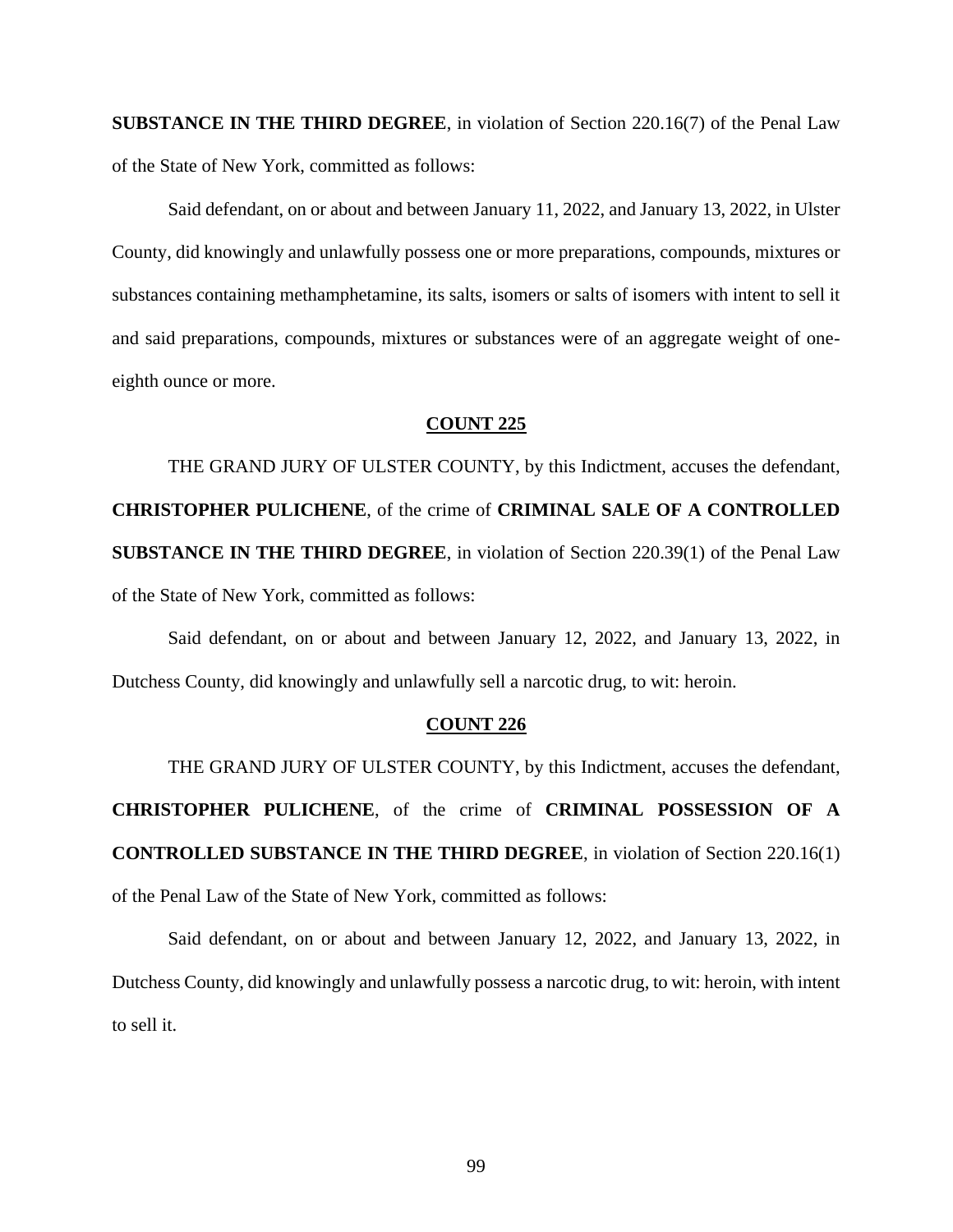**SUBSTANCE IN THE THIRD DEGREE**, in violation of Section 220.16(7) of the Penal Law of the State of New York, committed as follows:

Said defendant, on or about and between January 11, 2022, and January 13, 2022, in Ulster County, did knowingly and unlawfully possess one or more preparations, compounds, mixtures or substances containing methamphetamine, its salts, isomers or salts of isomers with intent to sell it and said preparations, compounds, mixtures or substances were of an aggregate weight of one-eighth ounce or more.

**COUNT 225**

THE GRAND JURY OF ULSTER COUNTY, by this Indictment, accuses the defendant, **CHRISTOPHER PULICHENE**, of the crime of **CRIMINAL SALE OF A CONTROLLED SUBSTANCE IN THE THIRD DEGREE**, in violation of Section 220.39(1) of the Penal Law of the State of New York, committed as follows:

Said defendant, on or about and between January 12, 2022, and January 13, 2022, in Dutchess County, did knowingly and unlawfully sell a narcotic drug, to wit: heroin.

**COUNT 226**

THE GRAND JURY OF ULSTER COUNTY, by this Indictment, accuses the defendant, **CHRISTOPHER PULICHENE**, of the crime of **CRIMINAL POSSESSION OF A CONTROLLED SUBSTANCE IN THE THIRD DEGREE**, in violation of Section 220.16(1) of the Penal Law of the State of New York, committed as follows:

Said defendant, on or about and between January 12, 2022, and January 13, 2022, in Dutchess County, did knowingly and unlawfully possess a narcotic drug, to wit: heroin, with intent to sell it.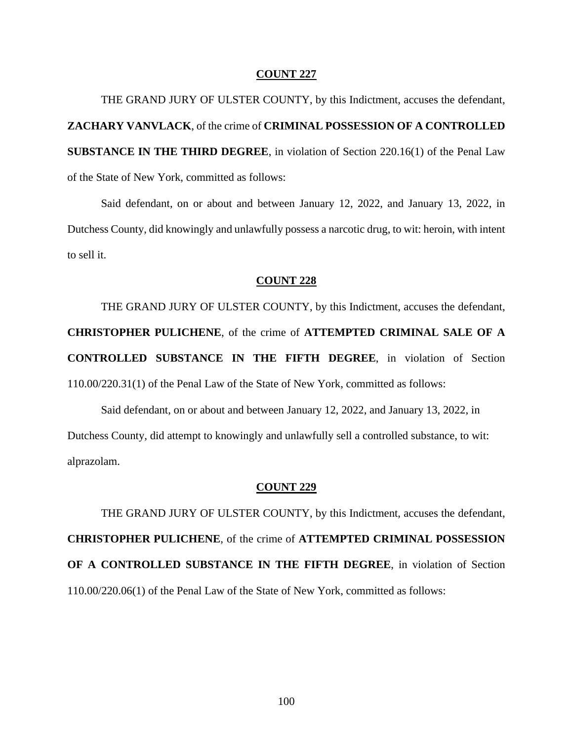**COUNT 227**

THE GRAND JURY OF ULSTER COUNTY, by this Indictment, accuses the defendant, **ZACHARY VANVLACK**, of the crime of **CRIMINAL POSSESSION OF A CONTROLLED SUBSTANCE IN THE THIRD DEGREE**, in violation of Section 220.16(1) of the Penal Law of the State of New York, committed as follows:

Said defendant, on or about and between January 12, 2022, and January 13, 2022, in Dutchess County, did knowingly and unlawfully possess a narcotic drug, to wit: heroin, with intent to sell it.

**COUNT 228**

THE GRAND JURY OF ULSTER COUNTY, by this Indictment, accuses the defendant, **CHRISTOPHER PULICHENE**, of the crime of **ATTEMPTED CRIMINAL SALE OF A CONTROLLED SUBSTANCE IN THE FIFTH DEGREE**, in violation of Section 110.00/220.31(1) of the Penal Law of the State of New York, committed as follows:

Said defendant, on or about and between January 12, 2022, and January 13, 2022, in Dutchess County, did attempt to knowingly and unlawfully sell a controlled substance, to wit: alprazolam.

**COUNT 229**

THE GRAND JURY OF ULSTER COUNTY, by this Indictment, accuses the defendant, **CHRISTOPHER PULICHENE**, of the crime of **ATTEMPTED CRIMINAL POSSESSION OF A CONTROLLED SUBSTANCE IN THE FIFTH DEGREE**, in violation of Section 110.00/220.06(1) of the Penal Law of the State of New York, committed as follows: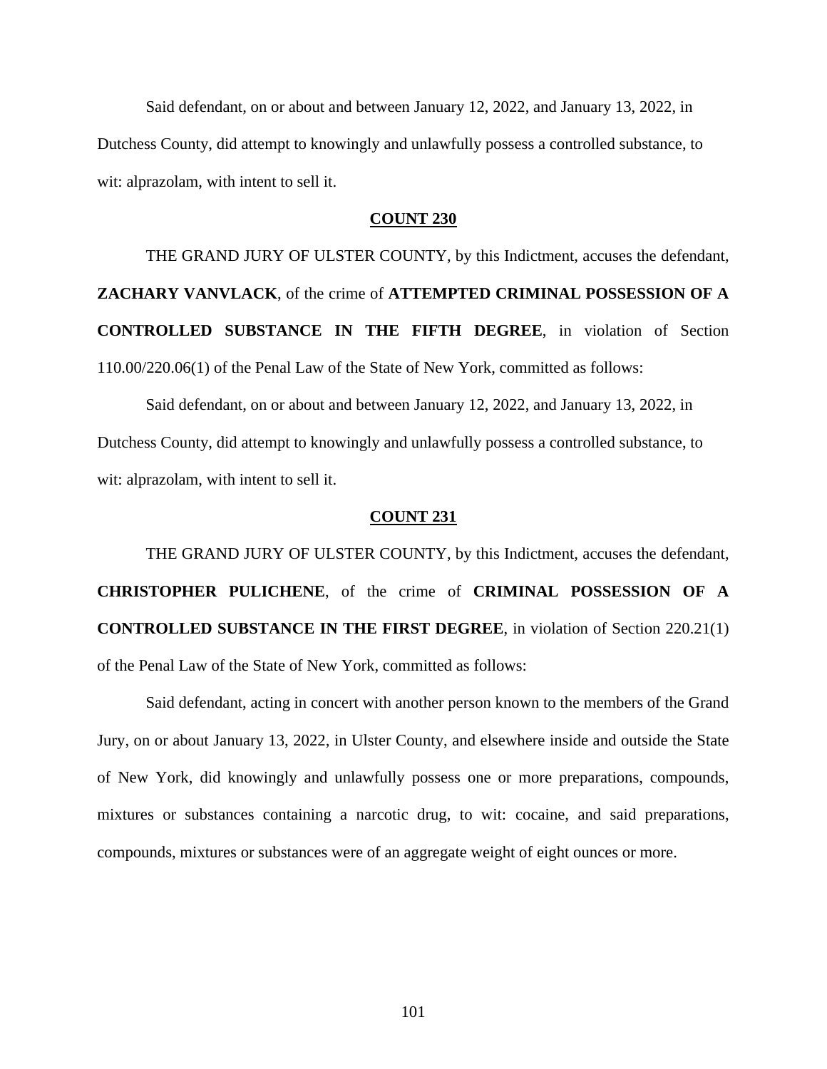Said defendant, on or about and between January 12, 2022, and January 13, 2022, in Dutchess County, did attempt to knowingly and unlawfully possess a controlled substance, to wit: alprazolam, with intent to sell it.

**COUNT 230**

THE GRAND JURY OF ULSTER COUNTY, by this Indictment, accuses the defendant, **ZACHARY VANVLACK**, of the crime of **ATTEMPTED CRIMINAL POSSESSION OF A CONTROLLED SUBSTANCE IN THE FIFTH DEGREE**, in violation of Section 110.00/220.06(1) of the Penal Law of the State of New York, committed as follows:

Said defendant, on or about and between January 12, 2022, and January 13, 2022, in Dutchess County, did attempt to knowingly and unlawfully possess a controlled substance, to wit: alprazolam, with intent to sell it.

**COUNT 231**

THE GRAND JURY OF ULSTER COUNTY, by this Indictment, accuses the defendant, **CHRISTOPHER PULICHENE**, of the crime of **CRIMINAL POSSESSION OF A CONTROLLED SUBSTANCE IN THE FIRST DEGREE**, in violation of Section 220.21(1) of the Penal Law of the State of New York, committed as follows:

Said defendant, acting in concert with another person known to the members of the Grand Jury, on or about January 13, 2022, in Ulster County, and elsewhere inside and outside the State of New York, did knowingly and unlawfully possess one or more preparations, compounds, mixtures or substances containing a narcotic drug, to wit: cocaine, and said preparations, compounds, mixtures or substances were of an aggregate weight of eight ounces or more.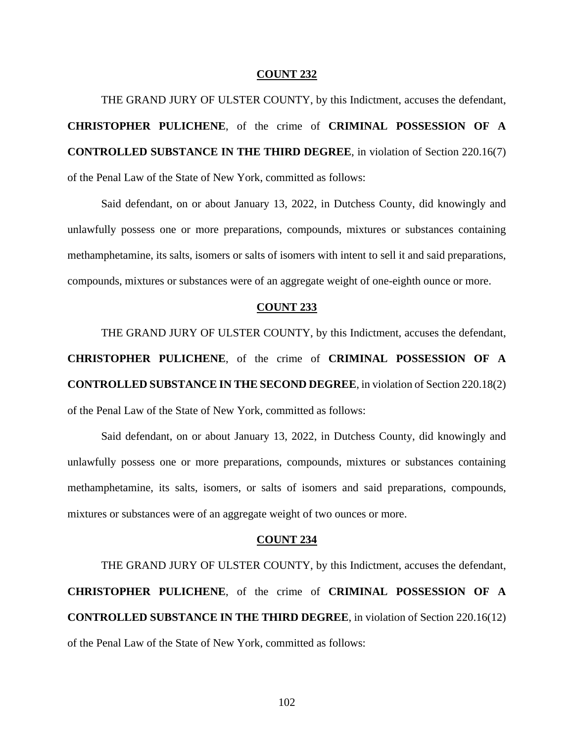**COUNT 232**

THE GRAND JURY OF ULSTER COUNTY, by this Indictment, accuses the defendant, **CHRISTOPHER PULICHENE**, of the crime of **CRIMINAL POSSESSION OF A CONTROLLED SUBSTANCE IN THE THIRD DEGREE**, in violation of Section 220.16(7) of the Penal Law of the State of New York, committed as follows:

Said defendant, on or about January 13, 2022, in Dutchess County, did knowingly and unlawfully possess one or more preparations, compounds, mixtures or substances containing methamphetamine, its salts, isomers or salts of isomers with intent to sell it and said preparations, compounds, mixtures or substances were of an aggregate weight of one-eighth ounce or more.

**COUNT 233**

THE GRAND JURY OF ULSTER COUNTY, by this Indictment, accuses the defendant, **CHRISTOPHER PULICHENE**, of the crime of **CRIMINAL POSSESSION OF A CONTROLLED SUBSTANCE IN THE SECOND DEGREE**, in violation of Section 220.18(2) of the Penal Law of the State of New York, committed as follows:

Said defendant, on or about January 13, 2022, in Dutchess County, did knowingly and unlawfully possess one or more preparations, compounds, mixtures or substances containing methamphetamine, its salts, isomers, or salts of isomers and said preparations, compounds, mixtures or substances were of an aggregate weight of two ounces or more.

**COUNT 234**

THE GRAND JURY OF ULSTER COUNTY, by this Indictment, accuses the defendant, **CHRISTOPHER PULICHENE**, of the crime of **CRIMINAL POSSESSION OF A CONTROLLED SUBSTANCE IN THE THIRD DEGREE**, in violation of Section 220.16(12) of the Penal Law of the State of New York, committed as follows: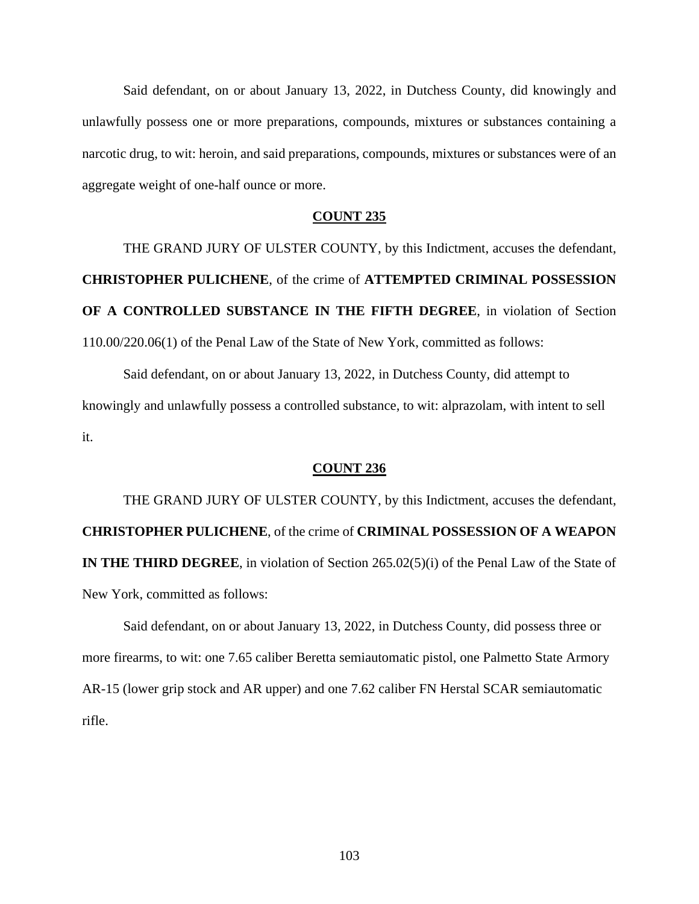Said defendant, on or about January 13, 2022, in Dutchess County, did knowingly and unlawfully possess one or more preparations, compounds, mixtures or substances containing a narcotic drug, to wit: heroin, and said preparations, compounds, mixtures or substances were of an aggregate weight of one-half ounce or more.

**COUNT 235**

THE GRAND JURY OF ULSTER COUNTY, by this Indictment, accuses the defendant, **CHRISTOPHER PULICHENE**, of the crime of **ATTEMPTED CRIMINAL POSSESSION OF A CONTROLLED SUBSTANCE IN THE FIFTH DEGREE**, in violation of Section 110.00/220.06(1) of the Penal Law of the State of New York, committed as follows:

Said defendant, on or about January 13, 2022, in Dutchess County, did attempt to knowingly and unlawfully possess a controlled substance, to wit: alprazolam, with intent to sell it.

**COUNT 236**

THE GRAND JURY OF ULSTER COUNTY, by this Indictment, accuses the defendant, **CHRISTOPHER PULICHENE**, of the crime of **CRIMINAL POSSESSION OF A WEAPON IN THE THIRD DEGREE**, in violation of Section 265.02(5)(i) of the Penal Law of the State of New York, committed as follows:

Said defendant, on or about January 13, 2022, in Dutchess County, did possess three or more firearms, to wit: one 7.65 caliber Beretta semiautomatic pistol, one Palmetto State Armory AR-15 (lower grip stock and AR upper) and one 7.62 caliber FN Herstal SCAR semiautomatic rifle.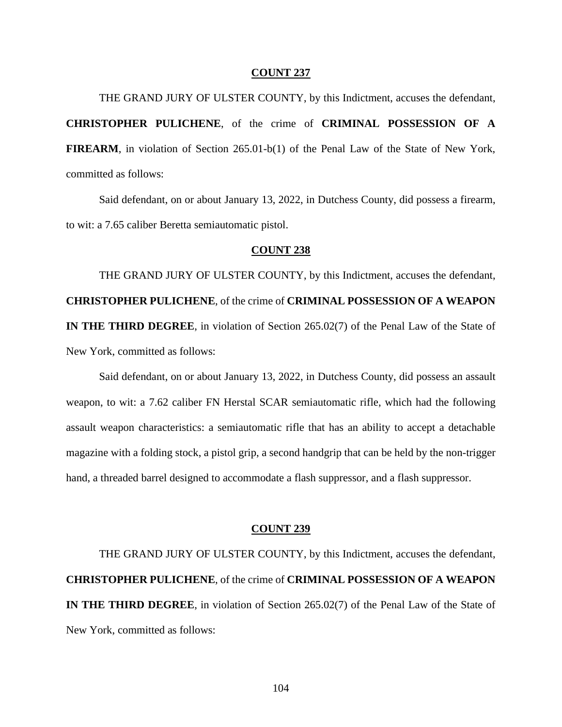**COUNT 237**

THE GRAND JURY OF ULSTER COUNTY, by this Indictment, accuses the defendant, **CHRISTOPHER PULICHENE**, of the crime of **CRIMINAL POSSESSION OF A FIREARM**, in violation of Section 265.01-b(1) of the Penal Law of the State of New York, committed as follows:

Said defendant, on or about January 13, 2022, in Dutchess County, did possess a firearm, to wit: a 7.65 caliber Beretta semiautomatic pistol.

**COUNT 238**

THE GRAND JURY OF ULSTER COUNTY, by this Indictment, accuses the defendant, **CHRISTOPHER PULICHENE**, of the crime of **CRIMINAL POSSESSION OF A WEAPON IN THE THIRD DEGREE**, in violation of Section 265.02(7) of the Penal Law of the State of New York, committed as follows:

Said defendant, on or about January 13, 2022, in Dutchess County, did possess an assault weapon, to wit: a 7.62 caliber FN Herstal SCAR semiautomatic rifle, which had the following assault weapon characteristics: a semiautomatic rifle that has an ability to accept a detachable magazine with a folding stock, a pistol grip, a second handgrip that can be held by the non-trigger hand, a threaded barrel designed to accommodate a flash suppressor, and a flash suppressor.

**COUNT 239**

THE GRAND JURY OF ULSTER COUNTY, by this Indictment, accuses the defendant, **CHRISTOPHER PULICHENE**, of the crime of **CRIMINAL POSSESSION OF A WEAPON IN THE THIRD DEGREE**, in violation of Section 265.02(7) of the Penal Law of the State of New York, committed as follows: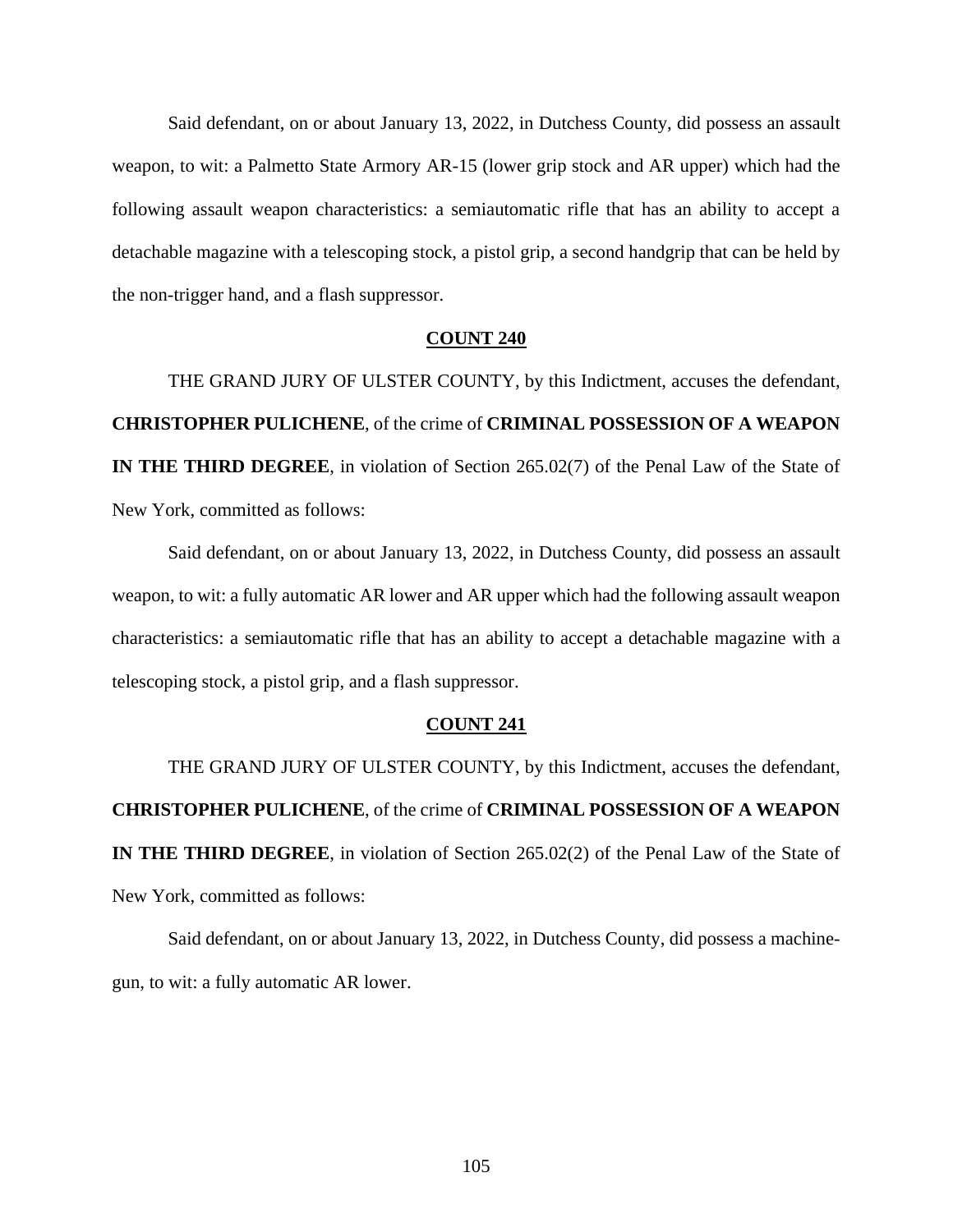Said defendant, on or about January 13, 2022, in Dutchess County, did possess an assault weapon, to wit: a Palmetto State Armory AR-15 (lower grip stock and AR upper) which had the following assault weapon characteristics: a semiautomatic rifle that has an ability to accept a detachable magazine with a telescoping stock, a pistol grip, a second handgrip that can be held by the non-trigger hand, and a flash suppressor.

**COUNT 240**

THE GRAND JURY OF ULSTER COUNTY, by this Indictment, accuses the defendant, **CHRISTOPHER PULICHENE**, of the crime of **CRIMINAL POSSESSION OF A WEAPON IN THE THIRD DEGREE**, in violation of Section 265.02(7) of the Penal Law of the State of New York, committed as follows:

Said defendant, on or about January 13, 2022, in Dutchess County, did possess an assault weapon, to wit: a fully automatic AR lower and AR upper which had the following assault weapon characteristics: a semiautomatic rifle that has an ability to accept a detachable magazine with a telescoping stock, a pistol grip, and a flash suppressor.

**COUNT 241**

THE GRAND JURY OF ULSTER COUNTY, by this Indictment, accuses the defendant, **CHRISTOPHER PULICHENE**, of the crime of **CRIMINAL POSSESSION OF A WEAPON IN THE THIRD DEGREE**, in violation of Section 265.02(2) of the Penal Law of the State of New York, committed as follows:

Said defendant, on or about January 13, 2022, in Dutchess County, did possess a machine-gun, to wit: a fully automatic AR lower.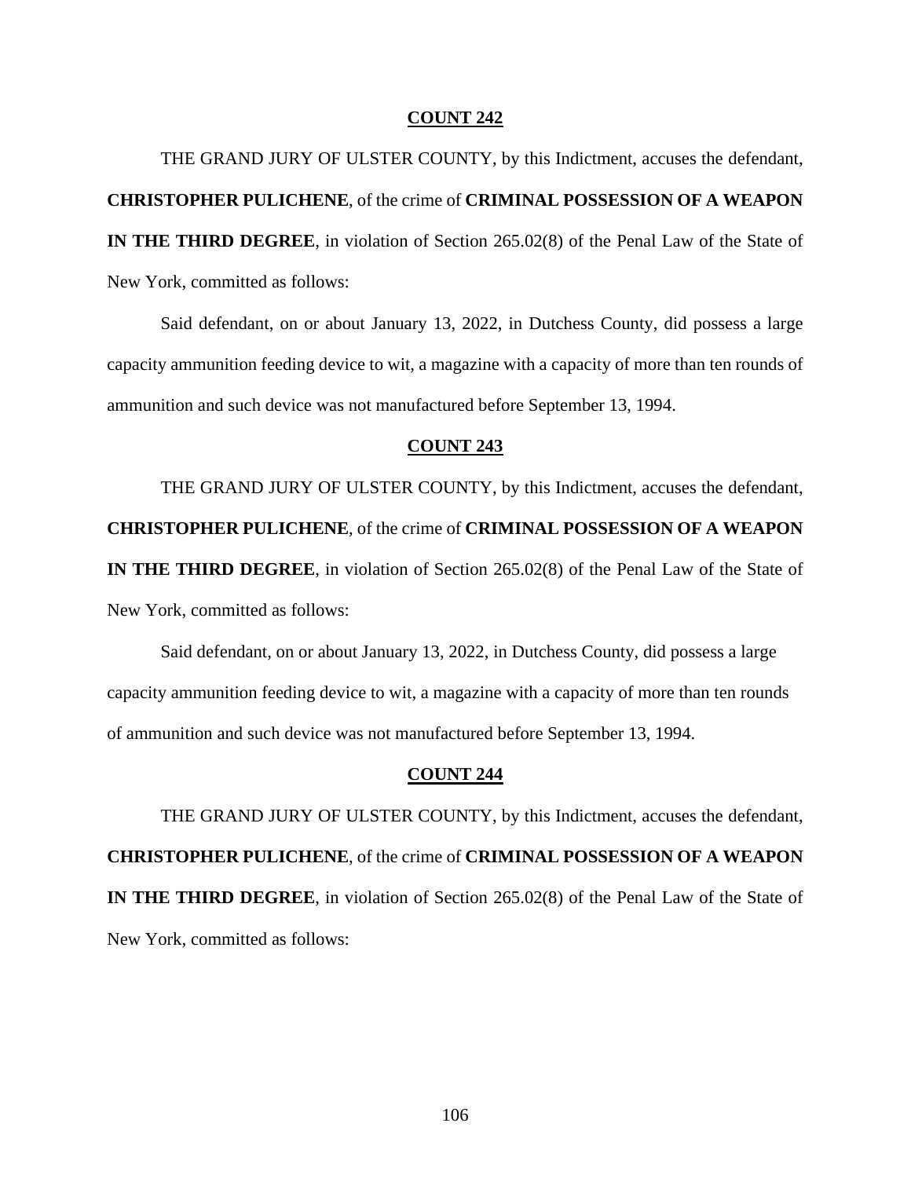**COUNT 242**

THE GRAND JURY OF ULSTER COUNTY, by this Indictment, accuses the defendant, **CHRISTOPHER PULICHENE**, of the crime of **CRIMINAL POSSESSION OF A WEAPON IN THE THIRD DEGREE**, in violation of Section 265.02(8) of the Penal Law of the State of New York, committed as follows:

Said defendant, on or about January 13, 2022, in Dutchess County, did possess a large capacity ammunition feeding device to wit, a magazine with a capacity of more than ten rounds of ammunition and such device was not manufactured before September 13, 1994.

**COUNT 243**

THE GRAND JURY OF ULSTER COUNTY, by this Indictment, accuses the defendant, **CHRISTOPHER PULICHENE**, of the crime of **CRIMINAL POSSESSION OF A WEAPON IN THE THIRD DEGREE**, in violation of Section 265.02(8) of the Penal Law of the State of New York, committed as follows:

Said defendant, on or about January 13, 2022, in Dutchess County, did possess a large capacity ammunition feeding device to wit, a magazine with a capacity of more than ten rounds of ammunition and such device was not manufactured before September 13, 1994.

**COUNT 244**

THE GRAND JURY OF ULSTER COUNTY, by this Indictment, accuses the defendant, **CHRISTOPHER PULICHENE**, of the crime of **CRIMINAL POSSESSION OF A WEAPON IN THE THIRD DEGREE**, in violation of Section 265.02(8) of the Penal Law of the State of New York, committed as follows: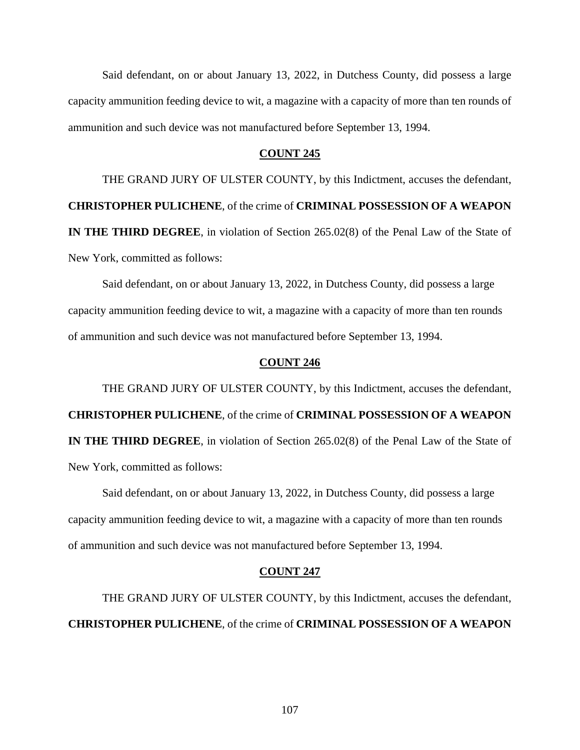Said defendant, on or about January 13, 2022, in Dutchess County, did possess a large capacity ammunition feeding device to wit, a magazine with a capacity of more than ten rounds of ammunition and such device was not manufactured before September 13, 1994.

**COUNT 245**

THE GRAND JURY OF ULSTER COUNTY, by this Indictment, accuses the defendant, **CHRISTOPHER PULICHENE**, of the crime of **CRIMINAL POSSESSION OF A WEAPON IN THE THIRD DEGREE**, in violation of Section 265.02(8) of the Penal Law of the State of New York, committed as follows:

Said defendant, on or about January 13, 2022, in Dutchess County, did possess a large capacity ammunition feeding device to wit, a magazine with a capacity of more than ten rounds of ammunition and such device was not manufactured before September 13, 1994.

**COUNT 246**

THE GRAND JURY OF ULSTER COUNTY, by this Indictment, accuses the defendant, **CHRISTOPHER PULICHENE**, of the crime of **CRIMINAL POSSESSION OF A WEAPON IN THE THIRD DEGREE**, in violation of Section 265.02(8) of the Penal Law of the State of New York, committed as follows:

Said defendant, on or about January 13, 2022, in Dutchess County, did possess a large capacity ammunition feeding device to wit, a magazine with a capacity of more than ten rounds of ammunition and such device was not manufactured before September 13, 1994.

**COUNT 247**

THE GRAND JURY OF ULSTER COUNTY, by this Indictment, accuses the defendant, **CHRISTOPHER PULICHENE**, of the crime of **CRIMINAL POSSESSION OF A WEAPON**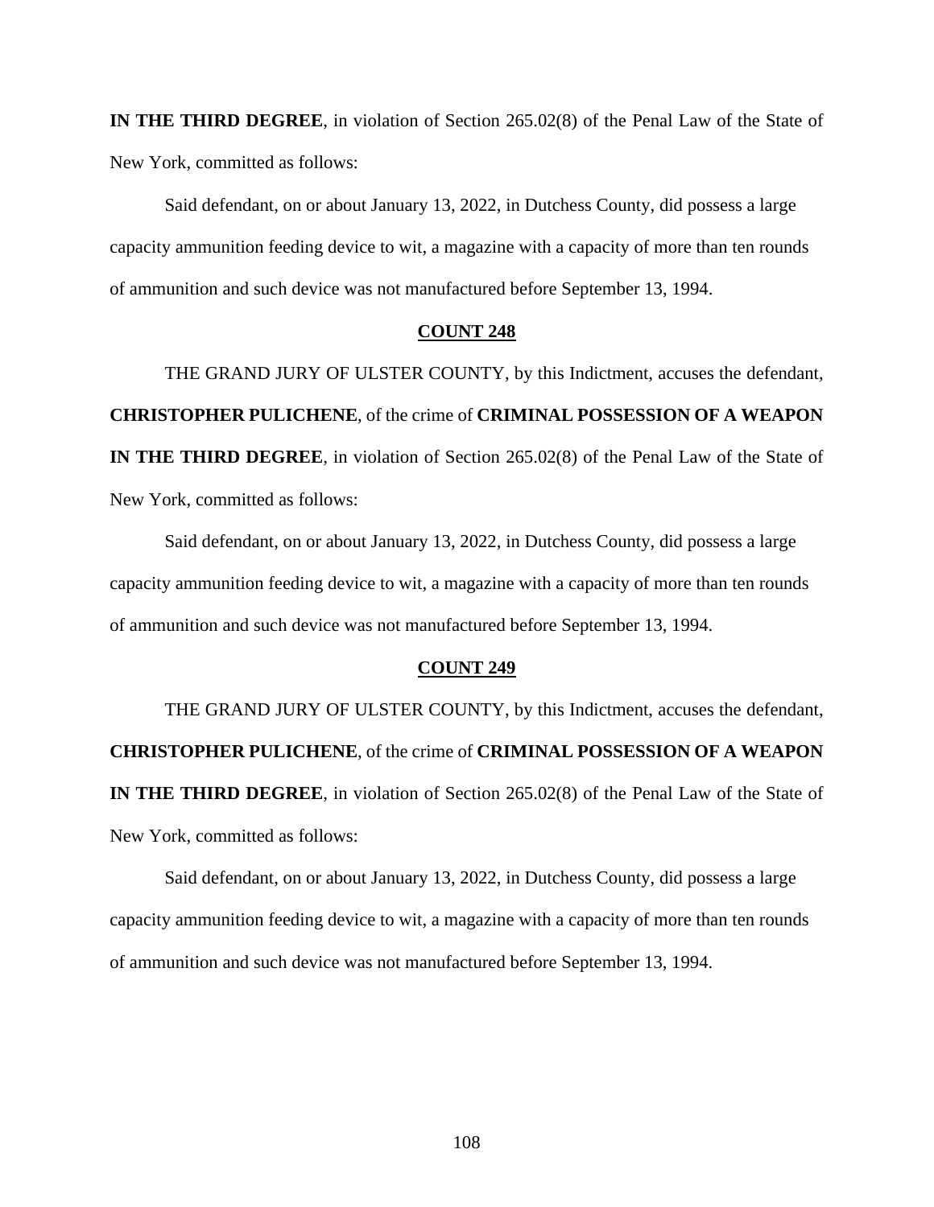**IN THE THIRD DEGREE**, in violation of Section 265.02(8) of the Penal Law of the State of New York, committed as follows:

Said defendant, on or about January 13, 2022, in Dutchess County, did possess a large capacity ammunition feeding device to wit, a magazine with a capacity of more than ten rounds of ammunition and such device was not manufactured before September 13, 1994.

**COUNT 248**

THE GRAND JURY OF ULSTER COUNTY, by this Indictment, accuses the defendant, **CHRISTOPHER PULICHENE**, of the crime of **CRIMINAL POSSESSION OF A WEAPON IN THE THIRD DEGREE**, in violation of Section 265.02(8) of the Penal Law of the State of New York, committed as follows:

Said defendant, on or about January 13, 2022, in Dutchess County, did possess a large capacity ammunition feeding device to wit, a magazine with a capacity of more than ten rounds of ammunition and such device was not manufactured before September 13, 1994.

**COUNT 249**

THE GRAND JURY OF ULSTER COUNTY, by this Indictment, accuses the defendant, **CHRISTOPHER PULICHENE**, of the crime of **CRIMINAL POSSESSION OF A WEAPON IN THE THIRD DEGREE**, in violation of Section 265.02(8) of the Penal Law of the State of New York, committed as follows:

Said defendant, on or about January 13, 2022, in Dutchess County, did possess a large capacity ammunition feeding device to wit, a magazine with a capacity of more than ten rounds of ammunition and such device was not manufactured before September 13, 1994.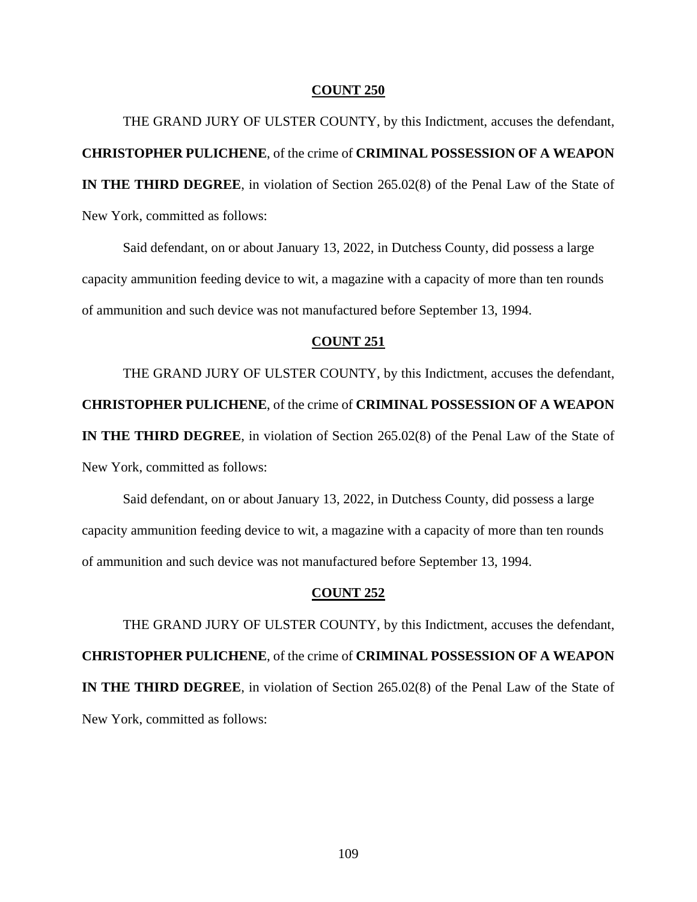**COUNT 250**

THE GRAND JURY OF ULSTER COUNTY, by this Indictment, accuses the defendant, **CHRISTOPHER PULICHENE**, of the crime of **CRIMINAL POSSESSION OF A WEAPON IN THE THIRD DEGREE**, in violation of Section 265.02(8) of the Penal Law of the State of New York, committed as follows:

Said defendant, on or about January 13, 2022, in Dutchess County, did possess a large capacity ammunition feeding device to wit, a magazine with a capacity of more than ten rounds of ammunition and such device was not manufactured before September 13, 1994.

**COUNT 251**

THE GRAND JURY OF ULSTER COUNTY, by this Indictment, accuses the defendant, **CHRISTOPHER PULICHENE**, of the crime of **CRIMINAL POSSESSION OF A WEAPON IN THE THIRD DEGREE**, in violation of Section 265.02(8) of the Penal Law of the State of New York, committed as follows:

Said defendant, on or about January 13, 2022, in Dutchess County, did possess a large capacity ammunition feeding device to wit, a magazine with a capacity of more than ten rounds of ammunition and such device was not manufactured before September 13, 1994.

**COUNT 252**

THE GRAND JURY OF ULSTER COUNTY, by this Indictment, accuses the defendant, **CHRISTOPHER PULICHENE**, of the crime of **CRIMINAL POSSESSION OF A WEAPON IN THE THIRD DEGREE**, in violation of Section 265.02(8) of the Penal Law of the State of New York, committed as follows: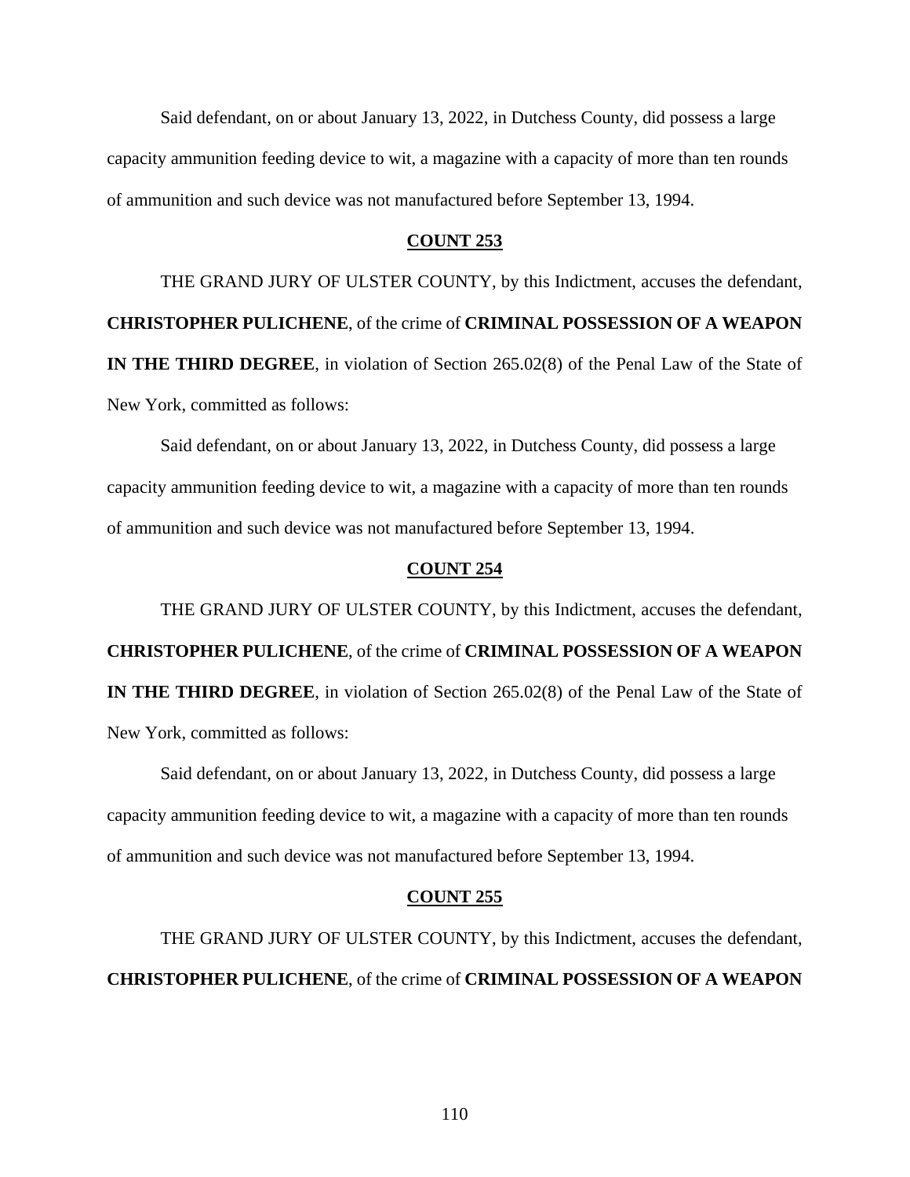Said defendant, on or about January 13, 2022, in Dutchess County, did possess a large capacity ammunition feeding device to wit, a magazine with a capacity of more than ten rounds of ammunition and such device was not manufactured before September 13, 1994.

**COUNT 253**

THE GRAND JURY OF ULSTER COUNTY, by this Indictment, accuses the defendant, **CHRISTOPHER PULICHENE**, of the crime of **CRIMINAL POSSESSION OF A WEAPON IN THE THIRD DEGREE**, in violation of Section 265.02(8) of the Penal Law of the State of New York, committed as follows:

Said defendant, on or about January 13, 2022, in Dutchess County, did possess a large capacity ammunition feeding device to wit, a magazine with a capacity of more than ten rounds of ammunition and such device was not manufactured before September 13, 1994.

**COUNT 254**

THE GRAND JURY OF ULSTER COUNTY, by this Indictment, accuses the defendant, **CHRISTOPHER PULICHENE**, of the crime of **CRIMINAL POSSESSION OF A WEAPON IN THE THIRD DEGREE**, in violation of Section 265.02(8) of the Penal Law of the State of New York, committed as follows:

Said defendant, on or about January 13, 2022, in Dutchess County, did possess a large capacity ammunition feeding device to wit, a magazine with a capacity of more than ten rounds of ammunition and such device was not manufactured before September 13, 1994.

**COUNT 255**

THE GRAND JURY OF ULSTER COUNTY, by this Indictment, accuses the defendant, **CHRISTOPHER PULICHENE**, of the crime of **CRIMINAL POSSESSION OF A WEAPON**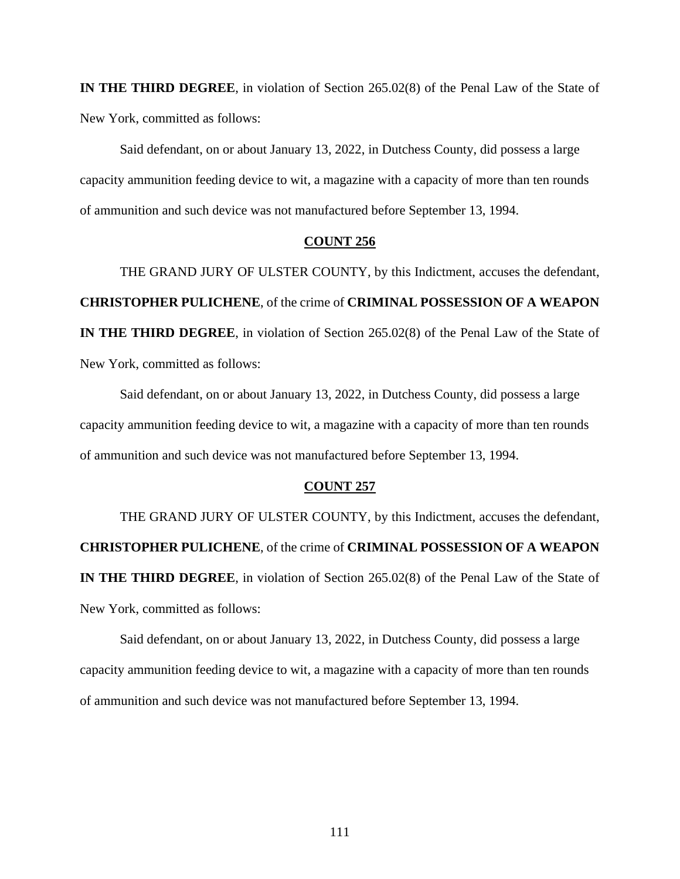**IN THE THIRD DEGREE**, in violation of Section 265.02(8) of the Penal Law of the State of New York, committed as follows:

Said defendant, on or about January 13, 2022, in Dutchess County, did possess a large capacity ammunition feeding device to wit, a magazine with a capacity of more than ten rounds of ammunition and such device was not manufactured before September 13, 1994.

**COUNT 256**

THE GRAND JURY OF ULSTER COUNTY, by this Indictment, accuses the defendant, **CHRISTOPHER PULICHENE**, of the crime of **CRIMINAL POSSESSION OF A WEAPON IN THE THIRD DEGREE**, in violation of Section 265.02(8) of the Penal Law of the State of New York, committed as follows:

Said defendant, on or about January 13, 2022, in Dutchess County, did possess a large capacity ammunition feeding device to wit, a magazine with a capacity of more than ten rounds of ammunition and such device was not manufactured before September 13, 1994.

**COUNT 257**

THE GRAND JURY OF ULSTER COUNTY, by this Indictment, accuses the defendant, **CHRISTOPHER PULICHENE**, of the crime of **CRIMINAL POSSESSION OF A WEAPON IN THE THIRD DEGREE**, in violation of Section 265.02(8) of the Penal Law of the State of New York, committed as follows:

Said defendant, on or about January 13, 2022, in Dutchess County, did possess a large capacity ammunition feeding device to wit, a magazine with a capacity of more than ten rounds of ammunition and such device was not manufactured before September 13, 1994.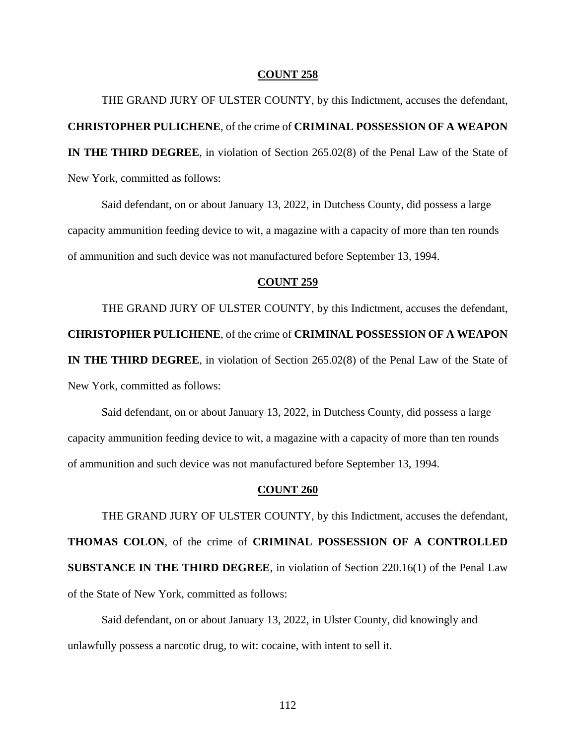**COUNT 258**

THE GRAND JURY OF ULSTER COUNTY, by this Indictment, accuses the defendant, **CHRISTOPHER PULICHENE**, of the crime of **CRIMINAL POSSESSION OF A WEAPON IN THE THIRD DEGREE**, in violation of Section 265.02(8) of the Penal Law of the State of New York, committed as follows:

Said defendant, on or about January 13, 2022, in Dutchess County, did possess a large capacity ammunition feeding device to wit, a magazine with a capacity of more than ten rounds of ammunition and such device was not manufactured before September 13, 1994.

**COUNT 259**

THE GRAND JURY OF ULSTER COUNTY, by this Indictment, accuses the defendant, **CHRISTOPHER PULICHENE**, of the crime of **CRIMINAL POSSESSION OF A WEAPON IN THE THIRD DEGREE**, in violation of Section 265.02(8) of the Penal Law of the State of New York, committed as follows:

Said defendant, on or about January 13, 2022, in Dutchess County, did possess a large capacity ammunition feeding device to wit, a magazine with a capacity of more than ten rounds of ammunition and such device was not manufactured before September 13, 1994.

**COUNT 260**

THE GRAND JURY OF ULSTER COUNTY, by this Indictment, accuses the defendant, **THOMAS COLON**, of the crime of **CRIMINAL POSSESSION OF A CONTROLLED SUBSTANCE IN THE THIRD DEGREE**, in violation of Section 220.16(1) of the Penal Law of the State of New York, committed as follows:

Said defendant, on or about January 13, 2022, in Ulster County, did knowingly and unlawfully possess a narcotic drug, to wit: cocaine, with intent to sell it.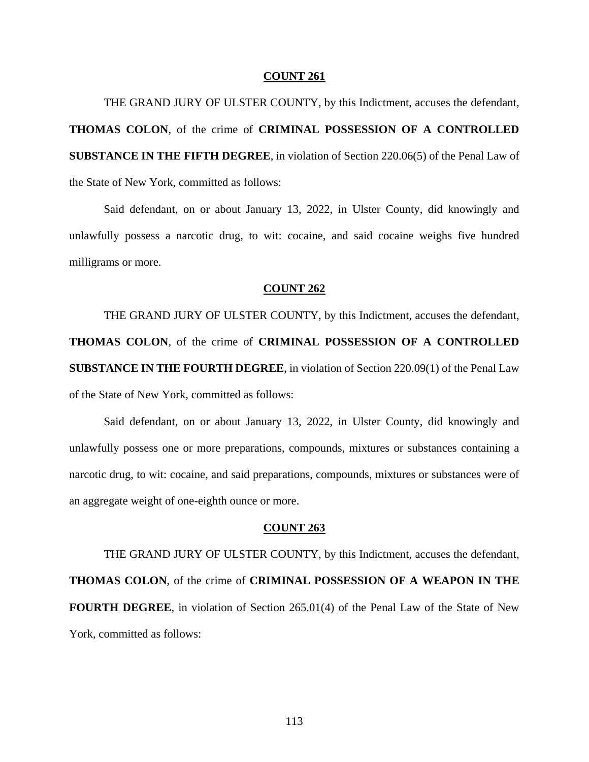**COUNT 261**

THE GRAND JURY OF ULSTER COUNTY, by this Indictment, accuses the defendant, **THOMAS COLON**, of the crime of **CRIMINAL POSSESSION OF A CONTROLLED SUBSTANCE IN THE FIFTH DEGREE**, in violation of Section 220.06(5) of the Penal Law of the State of New York, committed as follows:

Said defendant, on or about January 13, 2022, in Ulster County, did knowingly and unlawfully possess a narcotic drug, to wit: cocaine, and said cocaine weighs five hundred milligrams or more.

**COUNT 262**

THE GRAND JURY OF ULSTER COUNTY, by this Indictment, accuses the defendant, **THOMAS COLON**, of the crime of **CRIMINAL POSSESSION OF A CONTROLLED SUBSTANCE IN THE FOURTH DEGREE**, in violation of Section 220.09(1) of the Penal Law of the State of New York, committed as follows:

Said defendant, on or about January 13, 2022, in Ulster County, did knowingly and unlawfully possess one or more preparations, compounds, mixtures or substances containing a narcotic drug, to wit: cocaine, and said preparations, compounds, mixtures or substances were of an aggregate weight of one-eighth ounce or more.

**COUNT 263**

THE GRAND JURY OF ULSTER COUNTY, by this Indictment, accuses the defendant, **THOMAS COLON**, of the crime of **CRIMINAL POSSESSION OF A WEAPON IN THE FOURTH DEGREE**, in violation of Section 265.01(4) of the Penal Law of the State of New York, committed as follows: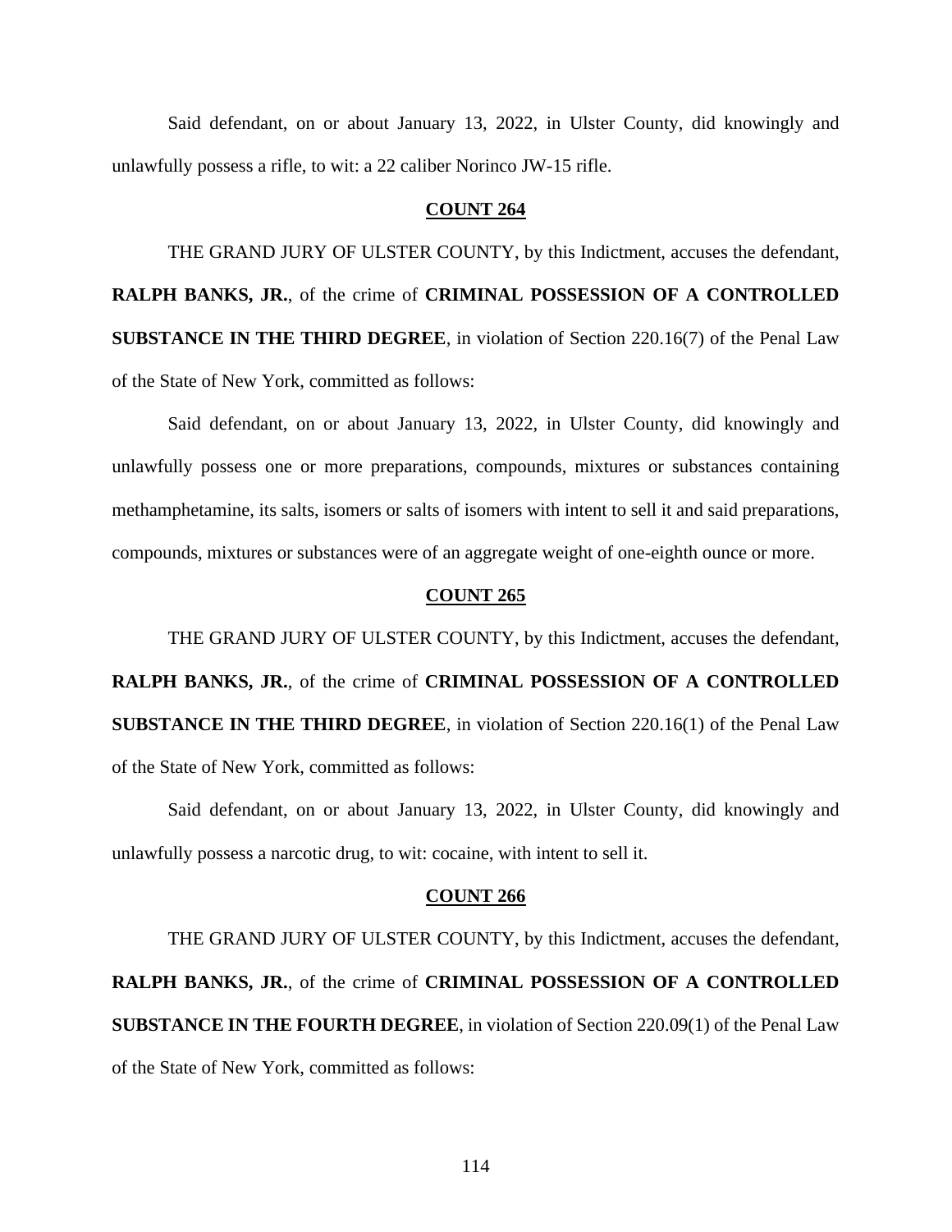Said defendant, on or about January 13, 2022, in Ulster County, did knowingly and unlawfully possess a rifle, to wit: a 22 caliber Norinco JW-15 rifle.

**COUNT 264**

THE GRAND JURY OF ULSTER COUNTY, by this Indictment, accuses the defendant, **RALPH BANKS, JR.**, of the crime of **CRIMINAL POSSESSION OF A CONTROLLED SUBSTANCE IN THE THIRD DEGREE**, in violation of Section 220.16(7) of the Penal Law of the State of New York, committed as follows:

Said defendant, on or about January 13, 2022, in Ulster County, did knowingly and unlawfully possess one or more preparations, compounds, mixtures or substances containing methamphetamine, its salts, isomers or salts of isomers with intent to sell it and said preparations, compounds, mixtures or substances were of an aggregate weight of one-eighth ounce or more.

**COUNT 265**

THE GRAND JURY OF ULSTER COUNTY, by this Indictment, accuses the defendant, **RALPH BANKS, JR.**, of the crime of **CRIMINAL POSSESSION OF A CONTROLLED SUBSTANCE IN THE THIRD DEGREE**, in violation of Section 220.16(1) of the Penal Law of the State of New York, committed as follows:

Said defendant, on or about January 13, 2022, in Ulster County, did knowingly and unlawfully possess a narcotic drug, to wit: cocaine, with intent to sell it.

**COUNT 266**

THE GRAND JURY OF ULSTER COUNTY, by this Indictment, accuses the defendant, **RALPH BANKS, JR.**, of the crime of **CRIMINAL POSSESSION OF A CONTROLLED SUBSTANCE IN THE FOURTH DEGREE**, in violation of Section 220.09(1) of the Penal Law of the State of New York, committed as follows: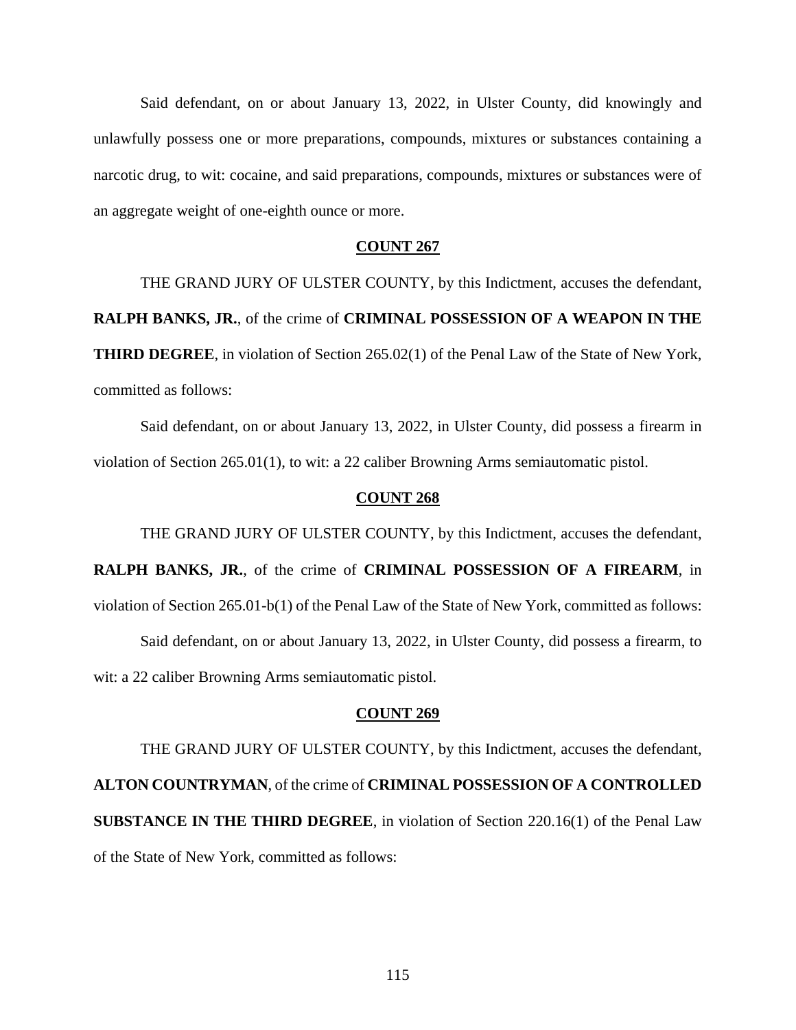Said defendant, on or about January 13, 2022, in Ulster County, did knowingly and unlawfully possess one or more preparations, compounds, mixtures or substances containing a narcotic drug, to wit: cocaine, and said preparations, compounds, mixtures or substances were of an aggregate weight of one-eighth ounce or more.

**COUNT 267**

THE GRAND JURY OF ULSTER COUNTY, by this Indictment, accuses the defendant, **RALPH BANKS, JR.**, of the crime of **CRIMINAL POSSESSION OF A WEAPON IN THE THIRD DEGREE**, in violation of Section 265.02(1) of the Penal Law of the State of New York, committed as follows:

Said defendant, on or about January 13, 2022, in Ulster County, did possess a firearm in violation of Section 265.01(1), to wit: a 22 caliber Browning Arms semiautomatic pistol.

**COUNT 268**

THE GRAND JURY OF ULSTER COUNTY, by this Indictment, accuses the defendant, **RALPH BANKS, JR.**, of the crime of **CRIMINAL POSSESSION OF A FIREARM**, in violation of Section 265.01-b(1) of the Penal Law of the State of New York, committed as follows:

Said defendant, on or about January 13, 2022, in Ulster County, did possess a firearm, to wit: a 22 caliber Browning Arms semiautomatic pistol.

**COUNT 269**

THE GRAND JURY OF ULSTER COUNTY, by this Indictment, accuses the defendant, **ALTON COUNTRYMAN**, of the crime of **CRIMINAL POSSESSION OF A CONTROLLED SUBSTANCE IN THE THIRD DEGREE**, in violation of Section 220.16(1) of the Penal Law of the State of New York, committed as follows: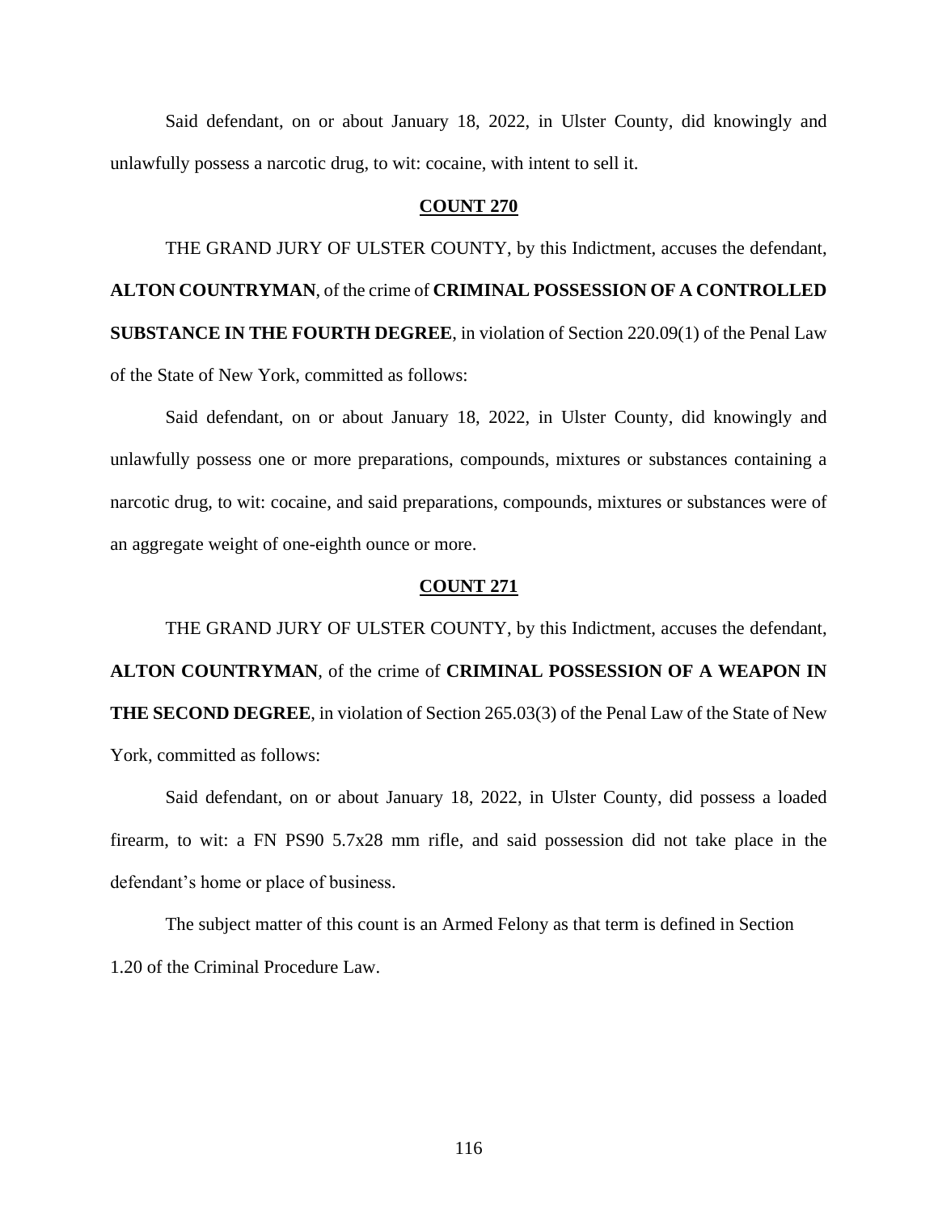Said defendant, on or about January 18, 2022, in Ulster County, did knowingly and unlawfully possess a narcotic drug, to wit: cocaine, with intent to sell it.

**COUNT 270**

THE GRAND JURY OF ULSTER COUNTY, by this Indictment, accuses the defendant, **ALTON COUNTRYMAN**, of the crime of **CRIMINAL POSSESSION OF A CONTROLLED SUBSTANCE IN THE FOURTH DEGREE**, in violation of Section 220.09(1) of the Penal Law of the State of New York, committed as follows:

Said defendant, on or about January 18, 2022, in Ulster County, did knowingly and unlawfully possess one or more preparations, compounds, mixtures or substances containing a narcotic drug, to wit: cocaine, and said preparations, compounds, mixtures or substances were of an aggregate weight of one-eighth ounce or more.

**COUNT 271**

THE GRAND JURY OF ULSTER COUNTY, by this Indictment, accuses the defendant, **ALTON COUNTRYMAN**, of the crime of **CRIMINAL POSSESSION OF A WEAPON IN THE SECOND DEGREE**, in violation of Section 265.03(3) of the Penal Law of the State of New York, committed as follows:

Said defendant, on or about January 18, 2022, in Ulster County, did possess a loaded firearm, to wit: a FN PS90 5.7x28 mm rifle, and said possession did not take place in the defendant's home or place of business.

The subject matter of this count is an Armed Felony as that term is defined in Section 1.20 of the Criminal Procedure Law.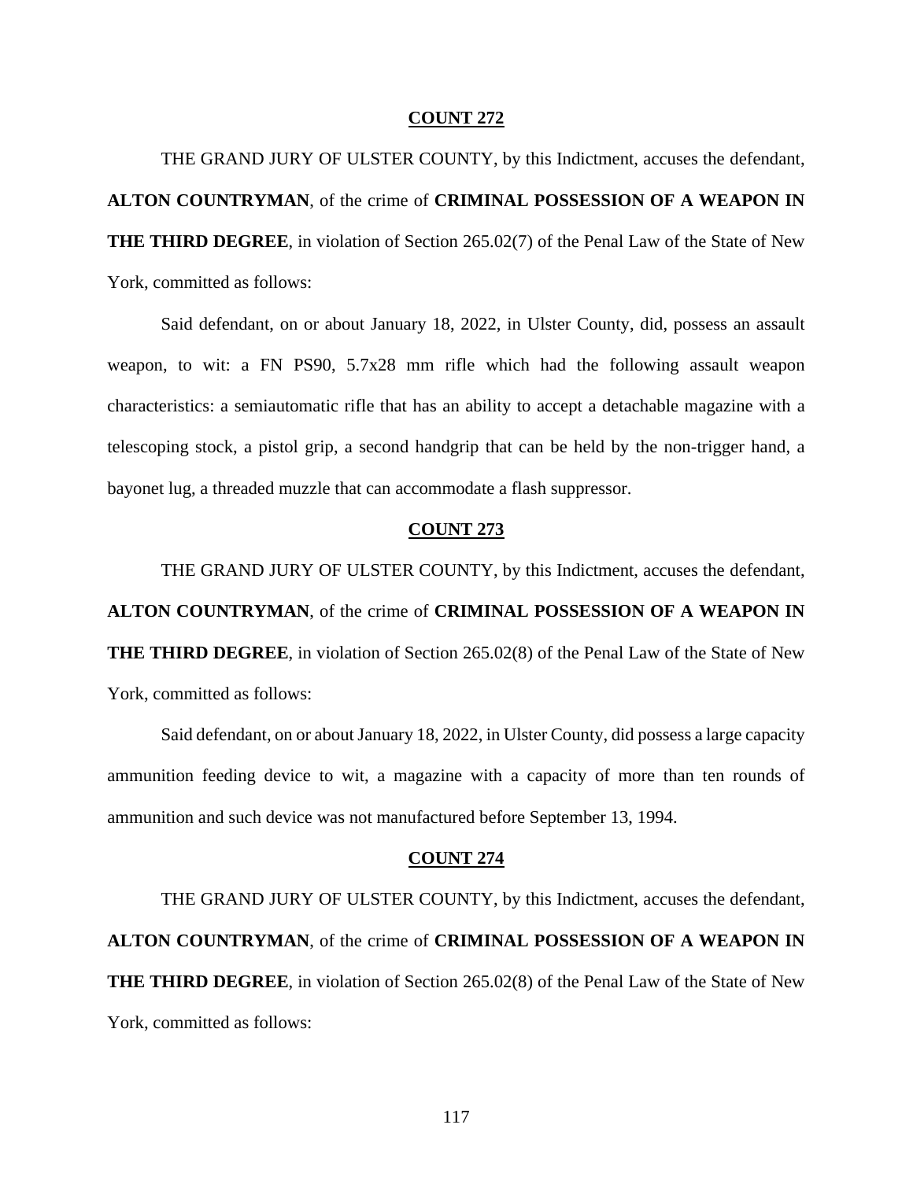**COUNT 272**

THE GRAND JURY OF ULSTER COUNTY, by this Indictment, accuses the defendant, **ALTON COUNTRYMAN**, of the crime of **CRIMINAL POSSESSION OF A WEAPON IN THE THIRD DEGREE**, in violation of Section 265.02(7) of the Penal Law of the State of New York, committed as follows:

Said defendant, on or about January 18, 2022, in Ulster County, did, possess an assault weapon, to wit: a FN PS90, 5.7x28 mm rifle which had the following assault weapon characteristics: a semiautomatic rifle that has an ability to accept a detachable magazine with a telescoping stock, a pistol grip, a second handgrip that can be held by the non-trigger hand, a bayonet lug, a threaded muzzle that can accommodate a flash suppressor.

**COUNT 273**

THE GRAND JURY OF ULSTER COUNTY, by this Indictment, accuses the defendant, **ALTON COUNTRYMAN**, of the crime of **CRIMINAL POSSESSION OF A WEAPON IN THE THIRD DEGREE**, in violation of Section 265.02(8) of the Penal Law of the State of New York, committed as follows:

Said defendant, on or about January 18, 2022, in Ulster County, did possess a large capacity ammunition feeding device to wit, a magazine with a capacity of more than ten rounds of ammunition and such device was not manufactured before September 13, 1994.

**COUNT 274**

THE GRAND JURY OF ULSTER COUNTY, by this Indictment, accuses the defendant, **ALTON COUNTRYMAN**, of the crime of **CRIMINAL POSSESSION OF A WEAPON IN THE THIRD DEGREE**, in violation of Section 265.02(8) of the Penal Law of the State of New York, committed as follows: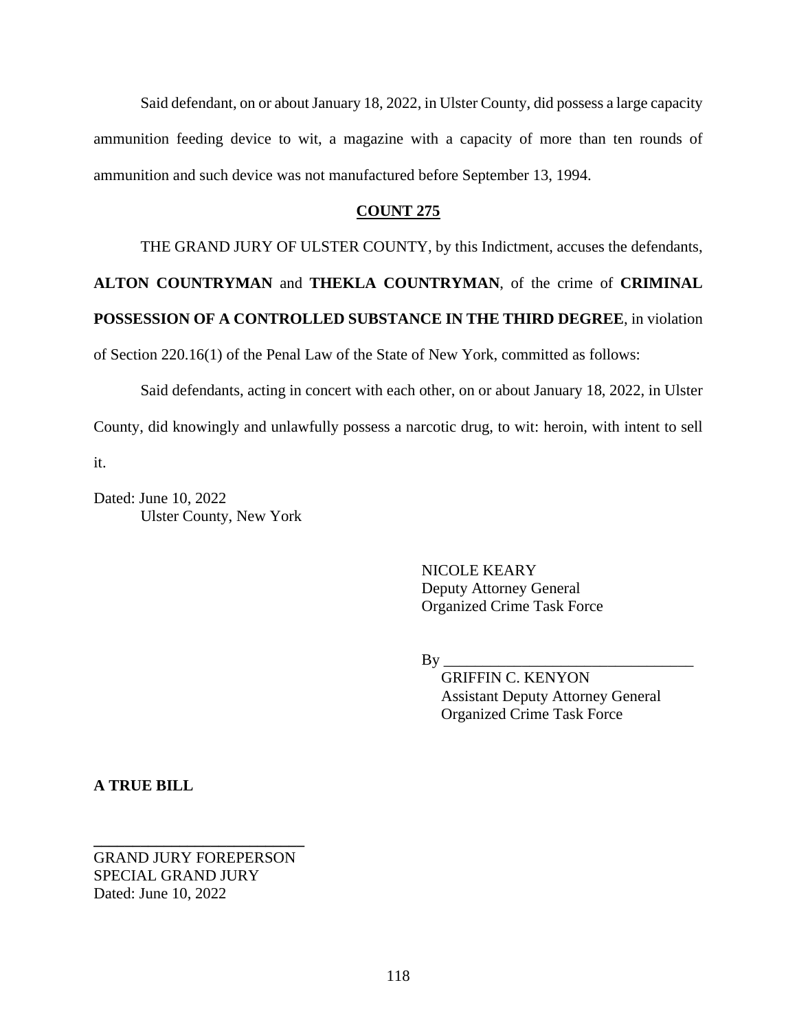Said defendant, on or about January 18, 2022, in Ulster County, did possess a large capacity ammunition feeding device to wit, a magazine with a capacity of more than ten rounds of ammunition and such device was not manufactured before September 13, 1994.

## COUNT 275

THE GRAND JURY OF ULSTER COUNTY, by this Indictment, accuses the defendants, **ALTON COUNTRYMAN** and **THEKLA COUNTRYMAN**, of the crime of **CRIMINAL POSSESSION OF A CONTROLLED SUBSTANCE IN THE THIRD DEGREE**, in violation of Section 220.16(1) of the Penal Law of the State of New York, committed as follows:

Said defendants, acting in concert with each other, on or about January 18, 2022, in Ulster County, did knowingly and unlawfully possess a narcotic drug, to wit: heroin, with intent to sell it.

Dated: June 10, 2022
Ulster County, New York

NICOLE KEARY
Deputy Attorney General
Organized Crime Task Force

By ________________________________
GRIFFIN C. KENYON
Assistant Deputy Attorney General
Organized Crime Task Force

**A TRUE BILL**

________________________________
GRAND JURY FOREPERSON
SPECIAL GRAND JURY
Dated: June 10, 2022